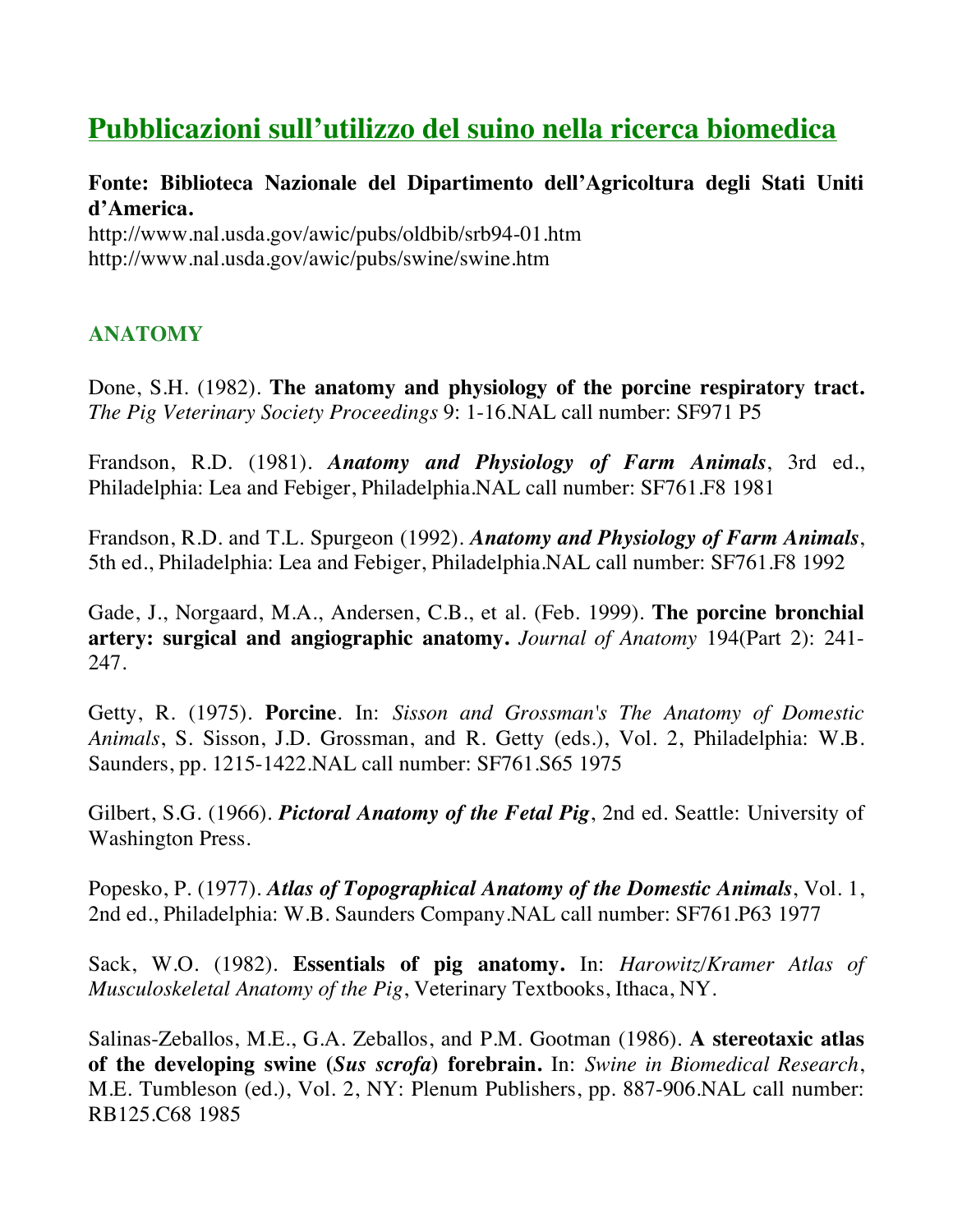# Pubblicazioni sull'utilizzo del suino nella ricerca biomedica

**Fonte: Biblioteca Nazionale del Dipartimento dell'Agricoltura degli Stati Uniti d'America.**
http://www.nal.usda.gov/awic/pubs/oldbib/srb94-01.htm
http://www.nal.usda.gov/awic/pubs/swine/swine.htm

## ANATOMY

Done, S.H. (1982). **The anatomy and physiology of the porcine respiratory tract.** *The Pig Veterinary Society Proceedings* 9: 1-16.NAL call number: SF971 P5

Frandson, R.D. (1981). ***Anatomy and Physiology of Farm Animals***, 3rd ed., Philadelphia: Lea and Febiger, Philadelphia.NAL call number: SF761.F8 1981

Frandson, R.D. and T.L. Spurgeon (1992). ***Anatomy and Physiology of Farm Animals***, 5th ed., Philadelphia: Lea and Febiger, Philadelphia.NAL call number: SF761.F8 1992

Gade, J., Norgaard, M.A., Andersen, C.B., et al. (Feb. 1999). **The porcine bronchial artery: surgical and angiographic anatomy.** *Journal of Anatomy* 194(Part 2): 241-247.

Getty, R. (1975). **Porcine**. In: *Sisson and Grossman's The Anatomy of Domestic Animals*, S. Sisson, J.D. Grossman, and R. Getty (eds.), Vol. 2, Philadelphia: W.B. Saunders, pp. 1215-1422.NAL call number: SF761.S65 1975

Gilbert, S.G. (1966). ***Pictoral Anatomy of the Fetal Pig***, 2nd ed. Seattle: University of Washington Press.

Popesko, P. (1977). ***Atlas of Topographical Anatomy of the Domestic Animals***, Vol. 1, 2nd ed., Philadelphia: W.B. Saunders Company.NAL call number: SF761.P63 1977

Sack, W.O. (1982). **Essentials of pig anatomy.** In: *Harowitz/Kramer Atlas of Musculoskeletal Anatomy of the Pig*, Veterinary Textbooks, Ithaca, NY.

Salinas-Zeballos, M.E., G.A. Zeballos, and P.M. Gootman (1986). **A stereotaxic atlas of the developing swine (*Sus scrofa*) forebrain.** In: *Swine in Biomedical Research*, M.E. Tumbleson (ed.), Vol. 2, NY: Plenum Publishers, pp. 887-906.NAL call number: RB125.C68 1985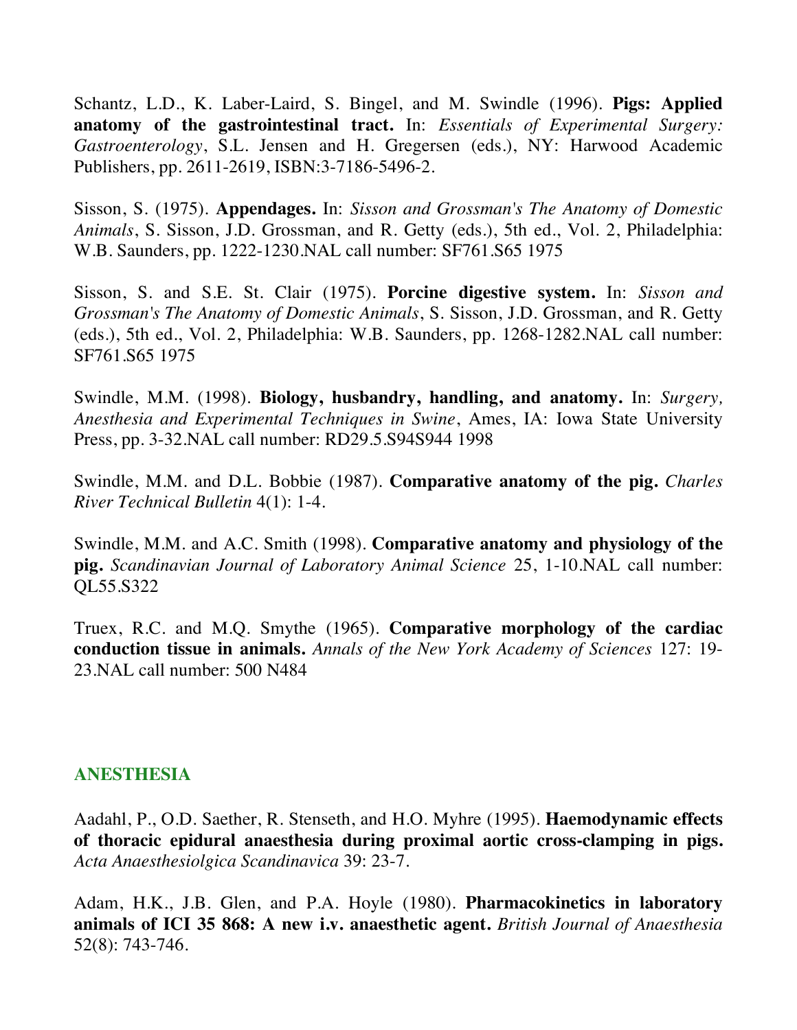Schantz, L.D., K. Laber-Laird, S. Bingel, and M. Swindle (1996). **Pigs: Applied anatomy of the gastrointestinal tract.** In: *Essentials of Experimental Surgery: Gastroenterology*, S.L. Jensen and H. Gregersen (eds.), NY: Harwood Academic Publishers, pp. 2611-2619, ISBN:3-7186-5496-2.

Sisson, S. (1975). **Appendages.** In: *Sisson and Grossman's The Anatomy of Domestic Animals*, S. Sisson, J.D. Grossman, and R. Getty (eds.), 5th ed., Vol. 2, Philadelphia: W.B. Saunders, pp. 1222-1230.NAL call number: SF761.S65 1975

Sisson, S. and S.E. St. Clair (1975). **Porcine digestive system.** In: *Sisson and Grossman's The Anatomy of Domestic Animals*, S. Sisson, J.D. Grossman, and R. Getty (eds.), 5th ed., Vol. 2, Philadelphia: W.B. Saunders, pp. 1268-1282.NAL call number: SF761.S65 1975

Swindle, M.M. (1998). **Biology, husbandry, handling, and anatomy.** In: *Surgery, Anesthesia and Experimental Techniques in Swine*, Ames, IA: Iowa State University Press, pp. 3-32.NAL call number: RD29.5.S94S944 1998

Swindle, M.M. and D.L. Bobbie (1987). **Comparative anatomy of the pig.** *Charles River Technical Bulletin* 4(1): 1-4.

Swindle, M.M. and A.C. Smith (1998). **Comparative anatomy and physiology of the pig.** *Scandinavian Journal of Laboratory Animal Science* 25, 1-10.NAL call number: QL55.S322

Truex, R.C. and M.Q. Smythe (1965). **Comparative morphology of the cardiac conduction tissue in animals.** *Annals of the New York Academy of Sciences* 127: 19-23.NAL call number: 500 N484

## ANESTHESIA

Aadahl, P., O.D. Saether, R. Stenseth, and H.O. Myhre (1995). **Haemodynamic effects of thoracic epidural anaesthesia during proximal aortic cross-clamping in pigs.** *Acta Anaesthesiolgica Scandinavica* 39: 23-7.

Adam, H.K., J.B. Glen, and P.A. Hoyle (1980). **Pharmacokinetics in laboratory animals of ICI 35 868: A new i.v. anaesthetic agent.** *British Journal of Anaesthesia* 52(8): 743-746.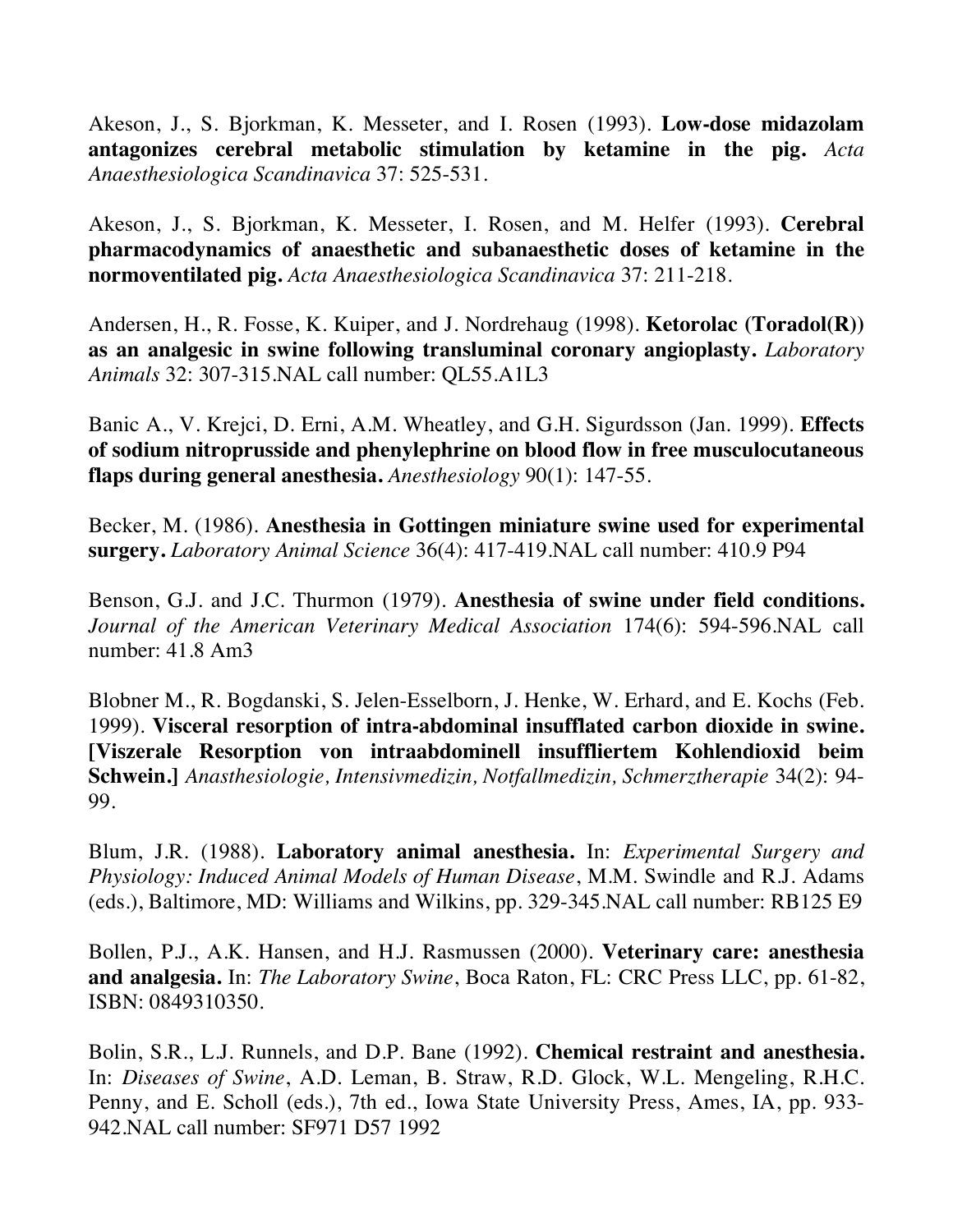Akeson, J., S. Bjorkman, K. Messeter, and I. Rosen (1993). **Low-dose midazolam antagonizes cerebral metabolic stimulation by ketamine in the pig.** *Acta Anaesthesiologica Scandinavica* 37: 525-531.

Akeson, J., S. Bjorkman, K. Messeter, I. Rosen, and M. Helfer (1993). **Cerebral pharmacodynamics of anaesthetic and subanaesthetic doses of ketamine in the normoventilated pig.** *Acta Anaesthesiologica Scandinavica* 37: 211-218.

Andersen, H., R. Fosse, K. Kuiper, and J. Nordrehaug (1998). **Ketorolac (Toradol(R)) as an analgesic in swine following transluminal coronary angioplasty.** *Laboratory Animals* 32: 307-315.NAL call number: QL55.A1L3

Banic A., V. Krejci, D. Erni, A.M. Wheatley, and G.H. Sigurdsson (Jan. 1999). **Effects of sodium nitroprusside and phenylephrine on blood flow in free musculocutaneous flaps during general anesthesia.** *Anesthesiology* 90(1): 147-55.

Becker, M. (1986). **Anesthesia in Gottingen miniature swine used for experimental surgery.** *Laboratory Animal Science* 36(4): 417-419.NAL call number: 410.9 P94

Benson, G.J. and J.C. Thurmon (1979). **Anesthesia of swine under field conditions.** *Journal of the American Veterinary Medical Association* 174(6): 594-596.NAL call number: 41.8 Am3

Blobner M., R. Bogdanski, S. Jelen-Esselborn, J. Henke, W. Erhard, and E. Kochs (Feb. 1999). **Visceral resorption of intra-abdominal insufflated carbon dioxide in swine. [Viszerale Resorption von intraabdominell insuffliertem Kohlendioxid beim Schwein.]** *Anasthesiologie, Intensivmedizin, Notfallmedizin, Schmerztherapie* 34(2): 94-99.

Blum, J.R. (1988). **Laboratory animal anesthesia.** In: *Experimental Surgery and Physiology: Induced Animal Models of Human Disease*, M.M. Swindle and R.J. Adams (eds.), Baltimore, MD: Williams and Wilkins, pp. 329-345.NAL call number: RB125 E9

Bollen, P.J., A.K. Hansen, and H.J. Rasmussen (2000). **Veterinary care: anesthesia and analgesia.** In: *The Laboratory Swine*, Boca Raton, FL: CRC Press LLC, pp. 61-82, ISBN: 0849310350.

Bolin, S.R., L.J. Runnels, and D.P. Bane (1992). **Chemical restraint and anesthesia.** In: *Diseases of Swine*, A.D. Leman, B. Straw, R.D. Glock, W.L. Mengeling, R.H.C. Penny, and E. Scholl (eds.), 7th ed., Iowa State University Press, Ames, IA, pp. 933-942.NAL call number: SF971 D57 1992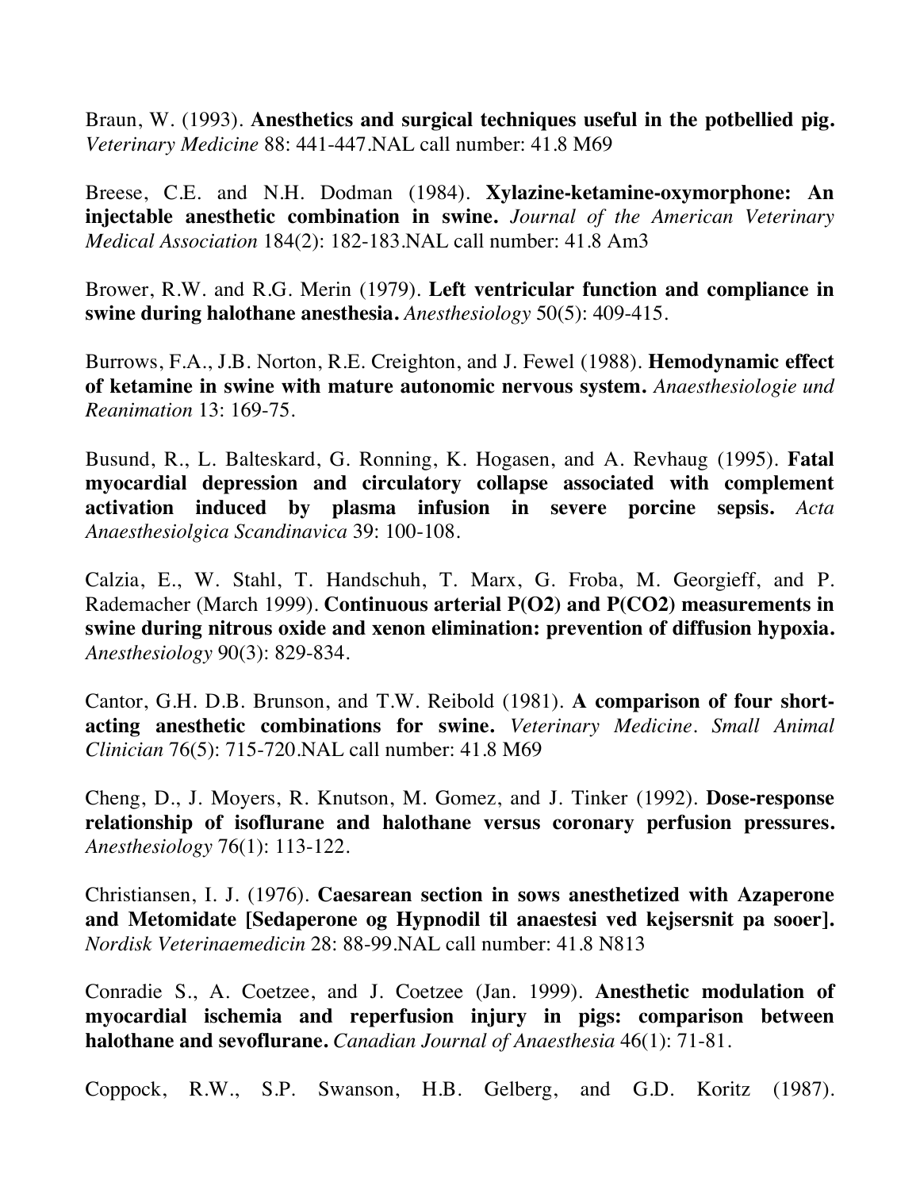Braun, W. (1993). **Anesthetics and surgical techniques useful in the potbellied pig.** *Veterinary Medicine* 88: 441-447.NAL call number: 41.8 M69

Breese, C.E. and N.H. Dodman (1984). **Xylazine-ketamine-oxymorphone: An injectable anesthetic combination in swine.** *Journal of the American Veterinary Medical Association* 184(2): 182-183.NAL call number: 41.8 Am3

Brower, R.W. and R.G. Merin (1979). **Left ventricular function and compliance in swine during halothane anesthesia.** *Anesthesiology* 50(5): 409-415.

Burrows, F.A., J.B. Norton, R.E. Creighton, and J. Fewel (1988). **Hemodynamic effect of ketamine in swine with mature autonomic nervous system.** *Anaesthesiologie und Reanimation* 13: 169-75.

Busund, R., L. Balteskard, G. Ronning, K. Hogasen, and A. Revhaug (1995). **Fatal myocardial depression and circulatory collapse associated with complement activation induced by plasma infusion in severe porcine sepsis.** *Acta Anaesthesiolgica Scandinavica* 39: 100-108.

Calzia, E., W. Stahl, T. Handschuh, T. Marx, G. Froba, M. Georgieff, and P. Rademacher (March 1999). **Continuous arterial P(O2) and P(CO2) measurements in swine during nitrous oxide and xenon elimination: prevention of diffusion hypoxia.** *Anesthesiology* 90(3): 829-834.

Cantor, G.H. D.B. Brunson, and T.W. Reibold (1981). **A comparison of four short-acting anesthetic combinations for swine.** *Veterinary Medicine. Small Animal Clinician* 76(5): 715-720.NAL call number: 41.8 M69

Cheng, D., J. Moyers, R. Knutson, M. Gomez, and J. Tinker (1992). **Dose-response relationship of isoflurane and halothane versus coronary perfusion pressures.** *Anesthesiology* 76(1): 113-122.

Christiansen, I. J. (1976). **Caesarean section in sows anesthetized with Azaperone and Metomidate [Sedaperone og Hypnodil til anaestesi ved kejsersnit pa sooer].** *Nordisk Veterinaemedicin* 28: 88-99.NAL call number: 41.8 N813

Conradie S., A. Coetzee, and J. Coetzee (Jan. 1999). **Anesthetic modulation of myocardial ischemia and reperfusion injury in pigs: comparison between halothane and sevoflurane.** *Canadian Journal of Anaesthesia* 46(1): 71-81.

Coppock, R.W., S.P. Swanson, H.B. Gelberg, and G.D. Koritz (1987).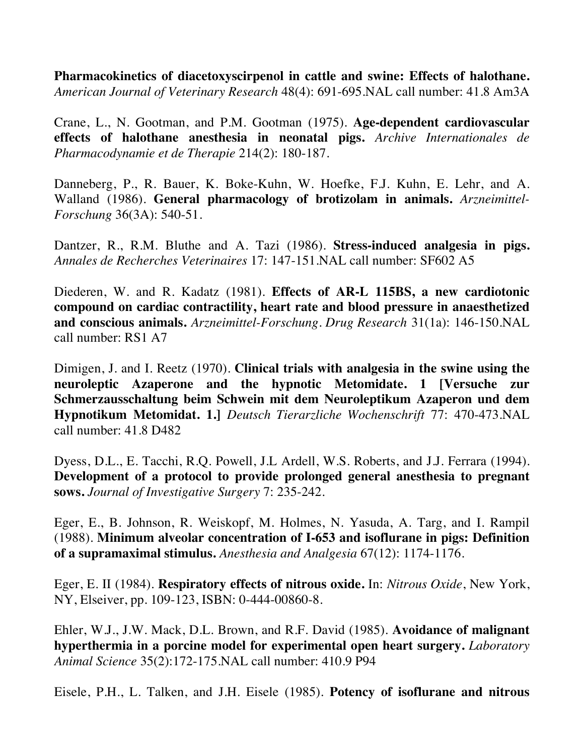**Pharmacokinetics of diacetoxyscirpenol in cattle and swine: Effects of halothane.** *American Journal of Veterinary Research* 48(4): 691-695.NAL call number: 41.8 Am3A

Crane, L., N. Gootman, and P.M. Gootman (1975). **Age-dependent cardiovascular effects of halothane anesthesia in neonatal pigs.** *Archive Internationales de Pharmacodynamie et de Therapie* 214(2): 180-187.

Danneberg, P., R. Bauer, K. Boke-Kuhn, W. Hoefke, F.J. Kuhn, E. Lehr, and A. Walland (1986). **General pharmacology of brotizolam in animals.** *Arzneimittel-Forschung* 36(3A): 540-51.

Dantzer, R., R.M. Bluthe and A. Tazi (1986). **Stress-induced analgesia in pigs.** *Annales de Recherches Veterinaires* 17: 147-151.NAL call number: SF602 A5

Diederen, W. and R. Kadatz (1981). **Effects of AR-L 115BS, a new cardiotonic compound on cardiac contractility, heart rate and blood pressure in anaesthetized and conscious animals.** *Arzneimittel-Forschung. Drug Research* 31(1a): 146-150.NAL call number: RS1 A7

Dimigen, J. and I. Reetz (1970). **Clinical trials with analgesia in the swine using the neuroleptic Azaperone and the hypnotic Metomidate. 1 [Versuche zur Schmerzausschaltung beim Schwein mit dem Neuroleptikum Azaperon und dem Hypnotikum Metomidat. 1.]** *Deutsch Tierarzliche Wochenschrift* 77: 470-473.NAL call number: 41.8 D482

Dyess, D.L., E. Tacchi, R.Q. Powell, J.L Ardell, W.S. Roberts, and J.J. Ferrara (1994). **Development of a protocol to provide prolonged general anesthesia to pregnant sows.** *Journal of Investigative Surgery* 7: 235-242.

Eger, E., B. Johnson, R. Weiskopf, M. Holmes, N. Yasuda, A. Targ, and I. Rampil (1988). **Minimum alveolar concentration of I-653 and isoflurane in pigs: Definition of a supramaximal stimulus.** *Anesthesia and Analgesia* 67(12): 1174-1176.

Eger, E. II (1984). **Respiratory effects of nitrous oxide.** In: *Nitrous Oxide*, New York, NY, Elseiver, pp. 109-123, ISBN: 0-444-00860-8.

Ehler, W.J., J.W. Mack, D.L. Brown, and R.F. David (1985). **Avoidance of malignant hyperthermia in a porcine model for experimental open heart surgery.** *Laboratory Animal Science* 35(2):172-175.NAL call number: 410.9 P94

Eisele, P.H., L. Talken, and J.H. Eisele (1985). **Potency of isoflurane and nitrous**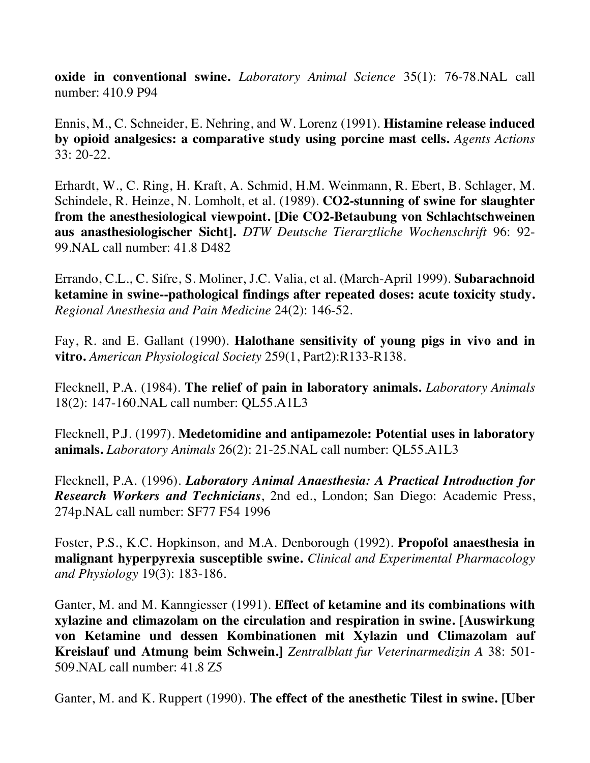**oxide in conventional swine.** *Laboratory Animal Science* 35(1): 76-78.NAL call number: 410.9 P94

Ennis, M., C. Schneider, E. Nehring, and W. Lorenz (1991). **Histamine release induced by opioid analgesics: a comparative study using porcine mast cells.** *Agents Actions* 33: 20-22.

Erhardt, W., C. Ring, H. Kraft, A. Schmid, H.M. Weinmann, R. Ebert, B. Schlager, M. Schindele, R. Heinze, N. Lomholt, et al. (1989). **CO2-stunning of swine for slaughter from the anesthesiological viewpoint. [Die CO2-Betaubung von Schlachtschweinen aus anasthesiologischer Sicht].** *DTW Deutsche Tierarztliche Wochenschrift* 96: 92-99.NAL call number: 41.8 D482

Errando, C.L., C. Sifre, S. Moliner, J.C. Valia, et al. (March-April 1999). **Subarachnoid ketamine in swine--pathological findings after repeated doses: acute toxicity study.** *Regional Anesthesia and Pain Medicine* 24(2): 146-52.

Fay, R. and E. Gallant (1990). **Halothane sensitivity of young pigs in vivo and in vitro.** *American Physiological Society* 259(1, Part2):R133-R138.

Flecknell, P.A. (1984). **The relief of pain in laboratory animals.** *Laboratory Animals* 18(2): 147-160.NAL call number: QL55.A1L3

Flecknell, P.J. (1997). **Medetomidine and antipamezole: Potential uses in laboratory animals.** *Laboratory Animals* 26(2): 21-25.NAL call number: QL55.A1L3

Flecknell, P.A. (1996). ***Laboratory Animal Anaesthesia: A Practical Introduction for Research Workers and Technicians***, 2nd ed., London; San Diego: Academic Press, 274p.NAL call number: SF77 F54 1996

Foster, P.S., K.C. Hopkinson, and M.A. Denborough (1992). **Propofol anaesthesia in malignant hyperpyrexia susceptible swine.** *Clinical and Experimental Pharmacology and Physiology* 19(3): 183-186.

Ganter, M. and M. Kanngiesser (1991). **Effect of ketamine and its combinations with xylazine and climazolam on the circulation and respiration in swine. [Auswirkung von Ketamine und dessen Kombinationen mit Xylazin und Climazolam auf Kreislauf und Atmung beim Schwein.]** *Zentralblatt fur Veterinarmedizin A* 38: 501-509.NAL call number: 41.8 Z5

Ganter, M. and K. Ruppert (1990). **The effect of the anesthetic Tilest in swine. [Uber**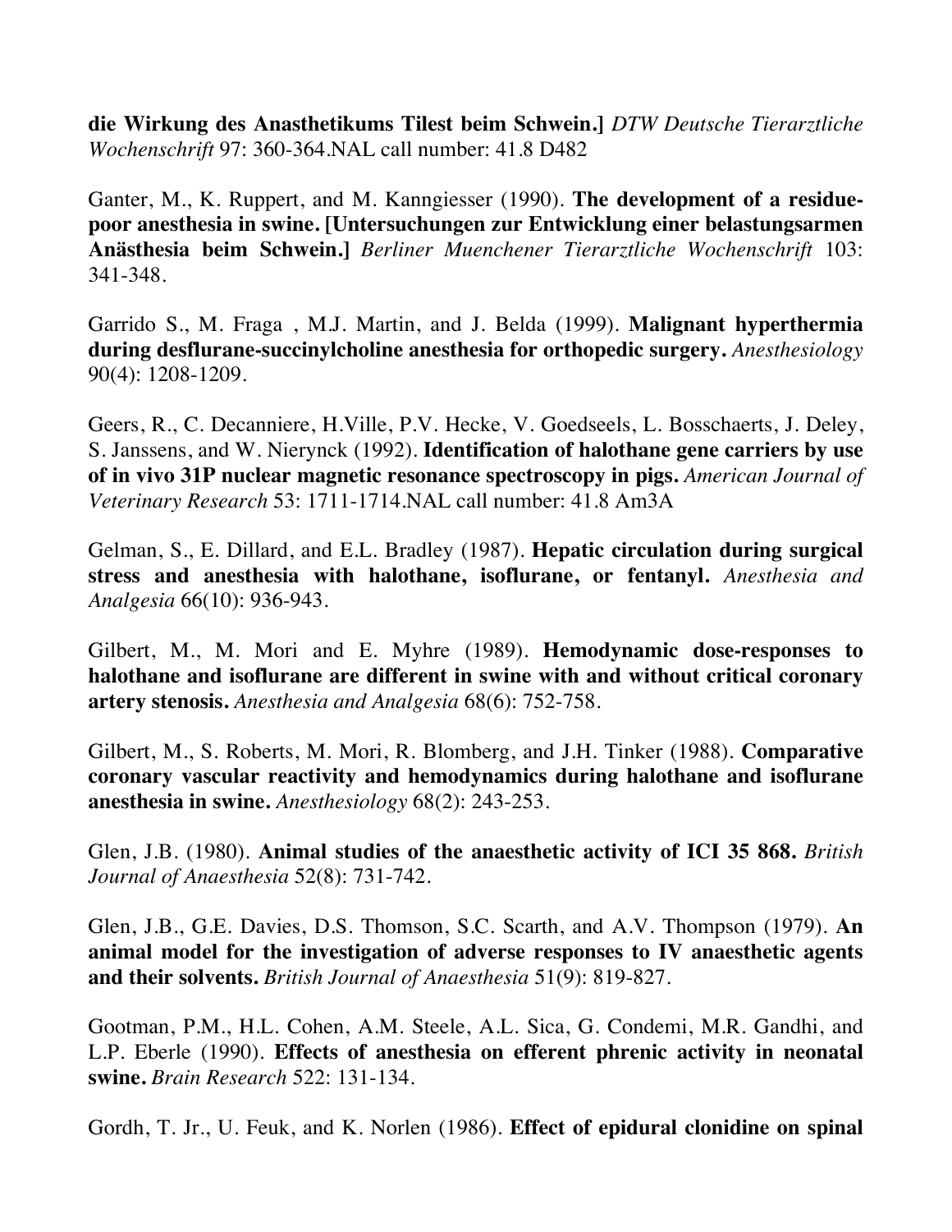**die Wirkung des Anasthetikums Tilest beim Schwein.]** *DTW Deutsche Tierarztliche Wochenschrift* 97: 360-364.NAL call number: 41.8 D482

Ganter, M., K. Ruppert, and M. Kanngiesser (1990). **The development of a residue-poor anesthesia in swine. [Untersuchungen zur Entwicklung einer belastungsarmen Anästhesia beim Schwein.]** *Berliner Muenchener Tierarztliche Wochenschrift* 103: 341-348.

Garrido S., M. Fraga , M.J. Martin, and J. Belda (1999). **Malignant hyperthermia during desflurane-succinylcholine anesthesia for orthopedic surgery.** *Anesthesiology* 90(4): 1208-1209.

Geers, R., C. Decanniere, H.Ville, P.V. Hecke, V. Goedseels, L. Bosschaerts, J. Deley, S. Janssens, and W. Nierynck (1992). **Identification of halothane gene carriers by use of in vivo 31P nuclear magnetic resonance spectroscopy in pigs.** *American Journal of Veterinary Research* 53: 1711-1714.NAL call number: 41.8 Am3A

Gelman, S., E. Dillard, and E.L. Bradley (1987). **Hepatic circulation during surgical stress and anesthesia with halothane, isoflurane, or fentanyl.** *Anesthesia and Analgesia* 66(10): 936-943.

Gilbert, M., M. Mori and E. Myhre (1989). **Hemodynamic dose-responses to halothane and isoflurane are different in swine with and without critical coronary artery stenosis.** *Anesthesia and Analgesia* 68(6): 752-758.

Gilbert, M., S. Roberts, M. Mori, R. Blomberg, and J.H. Tinker (1988). **Comparative coronary vascular reactivity and hemodynamics during halothane and isoflurane anesthesia in swine.** *Anesthesiology* 68(2): 243-253.

Glen, J.B. (1980). **Animal studies of the anaesthetic activity of ICI 35 868.** *British Journal of Anaesthesia* 52(8): 731-742.

Glen, J.B., G.E. Davies, D.S. Thomson, S.C. Scarth, and A.V. Thompson (1979). **An animal model for the investigation of adverse responses to IV anaesthetic agents and their solvents.** *British Journal of Anaesthesia* 51(9): 819-827.

Gootman, P.M., H.L. Cohen, A.M. Steele, A.L. Sica, G. Condemi, M.R. Gandhi, and L.P. Eberle (1990). **Effects of anesthesia on efferent phrenic activity in neonatal swine.** *Brain Research* 522: 131-134.

Gordh, T. Jr., U. Feuk, and K. Norlen (1986). **Effect of epidural clonidine on spinal**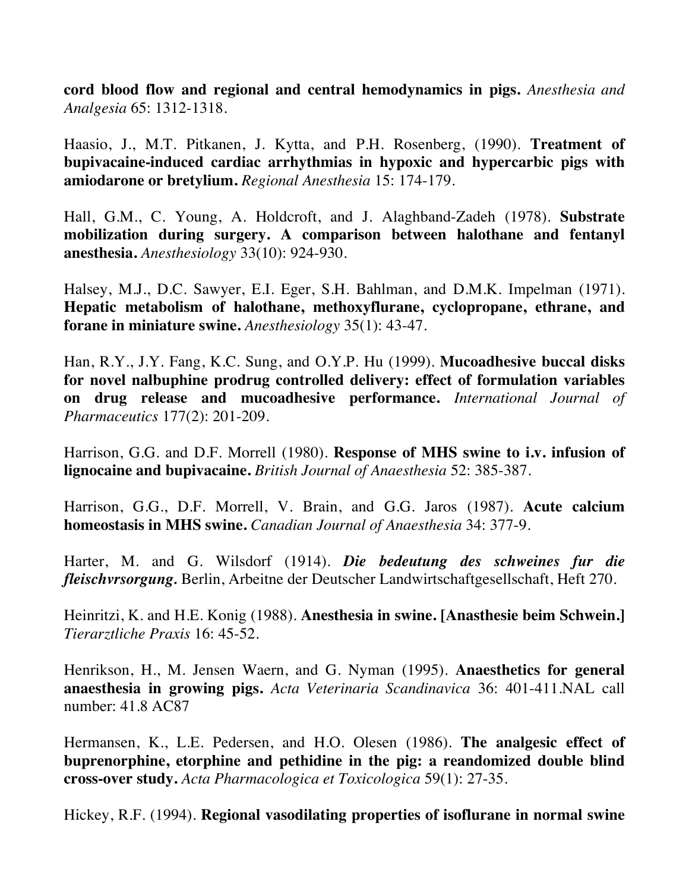**cord blood flow and regional and central hemodynamics in pigs.** *Anesthesia and Analgesia* 65: 1312-1318.

Haasio, J., M.T. Pitkanen, J. Kytta, and P.H. Rosenberg, (1990). **Treatment of bupivacaine-induced cardiac arrhythmias in hypoxic and hypercarbic pigs with amiodarone or bretylium.** *Regional Anesthesia* 15: 174-179.

Hall, G.M., C. Young, A. Holdcroft, and J. Alaghband-Zadeh (1978). **Substrate mobilization during surgery. A comparison between halothane and fentanyl anesthesia.** *Anesthesiology* 33(10): 924-930.

Halsey, M.J., D.C. Sawyer, E.I. Eger, S.H. Bahlman, and D.M.K. Impelman (1971). **Hepatic metabolism of halothane, methoxyflurane, cyclopropane, ethrane, and forane in miniature swine.** *Anesthesiology* 35(1): 43-47.

Han, R.Y., J.Y. Fang, K.C. Sung, and O.Y.P. Hu (1999). **Mucoadhesive buccal disks for novel nalbuphine prodrug controlled delivery: effect of formulation variables on drug release and mucoadhesive performance.** *International Journal of Pharmaceutics* 177(2): 201-209.

Harrison, G.G. and D.F. Morrell (1980). **Response of MHS swine to i.v. infusion of lignocaine and bupivacaine.** *British Journal of Anaesthesia* 52: 385-387.

Harrison, G.G., D.F. Morrell, V. Brain, and G.G. Jaros (1987). **Acute calcium homeostasis in MHS swine.** *Canadian Journal of Anaesthesia* 34: 377-9.

Harter, M. and G. Wilsdorf (1914). ***Die bedeutung des schweines fur die fleischvrsorgung.*** Berlin, Arbeitne der Deutscher Landwirtschaftgesellschaft, Heft 270.

Heinritzi, K. and H.E. Konig (1988). **Anesthesia in swine. [Anasthesie beim Schwein.]** *Tierarztliche Praxis* 16: 45-52.

Henrikson, H., M. Jensen Waern, and G. Nyman (1995). **Anaesthetics for general anaesthesia in growing pigs.** *Acta Veterinaria Scandinavica* 36: 401-411.NAL call number: 41.8 AC87

Hermansen, K., L.E. Pedersen, and H.O. Olesen (1986). **The analgesic effect of buprenorphine, etorphine and pethidine in the pig: a reandomized double blind cross-over study.** *Acta Pharmacologica et Toxicologica* 59(1): 27-35.

Hickey, R.F. (1994). **Regional vasodilating properties of isoflurane in normal swine**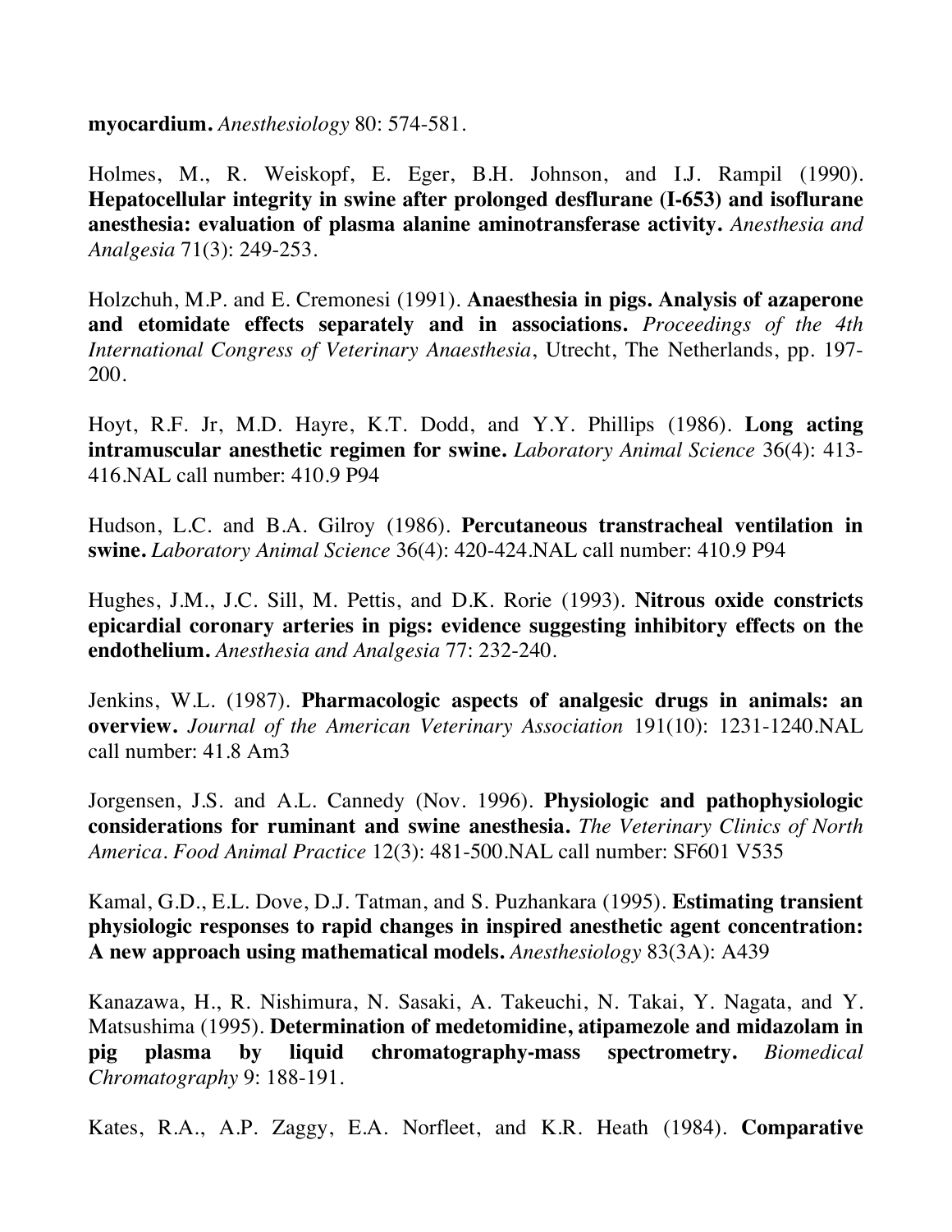**myocardium.** *Anesthesiology* 80: 574-581.

Holmes, M., R. Weiskopf, E. Eger, B.H. Johnson, and I.J. Rampil (1990). **Hepatocellular integrity in swine after prolonged desflurane (I-653) and isoflurane anesthesia: evaluation of plasma alanine aminotransferase activity.** *Anesthesia and Analgesia* 71(3): 249-253.

Holzchuh, M.P. and E. Cremonesi (1991). **Anaesthesia in pigs. Analysis of azaperone and etomidate effects separately and in associations.** *Proceedings of the 4th International Congress of Veterinary Anaesthesia*, Utrecht, The Netherlands, pp. 197-200.

Hoyt, R.F. Jr, M.D. Hayre, K.T. Dodd, and Y.Y. Phillips (1986). **Long acting intramuscular anesthetic regimen for swine.** *Laboratory Animal Science* 36(4): 413-416.NAL call number: 410.9 P94

Hudson, L.C. and B.A. Gilroy (1986). **Percutaneous transtracheal ventilation in swine.** *Laboratory Animal Science* 36(4): 420-424.NAL call number: 410.9 P94

Hughes, J.M., J.C. Sill, M. Pettis, and D.K. Rorie (1993). **Nitrous oxide constricts epicardial coronary arteries in pigs: evidence suggesting inhibitory effects on the endothelium.** *Anesthesia and Analgesia* 77: 232-240.

Jenkins, W.L. (1987). **Pharmacologic aspects of analgesic drugs in animals: an overview.** *Journal of the American Veterinary Association* 191(10): 1231-1240.NAL call number: 41.8 Am3

Jorgensen, J.S. and A.L. Cannedy (Nov. 1996). **Physiologic and pathophysiologic considerations for ruminant and swine anesthesia.** *The Veterinary Clinics of North America. Food Animal Practice* 12(3): 481-500.NAL call number: SF601 V535

Kamal, G.D., E.L. Dove, D.J. Tatman, and S. Puzhankara (1995). **Estimating transient physiologic responses to rapid changes in inspired anesthetic agent concentration: A new approach using mathematical models.** *Anesthesiology* 83(3A): A439

Kanazawa, H., R. Nishimura, N. Sasaki, A. Takeuchi, N. Takai, Y. Nagata, and Y. Matsushima (1995). **Determination of medetomidine, atipamezole and midazolam in pig plasma by liquid chromatography-mass spectrometry.** *Biomedical Chromatography* 9: 188-191.

Kates, R.A., A.P. Zaggy, E.A. Norfleet, and K.R. Heath (1984). **Comparative**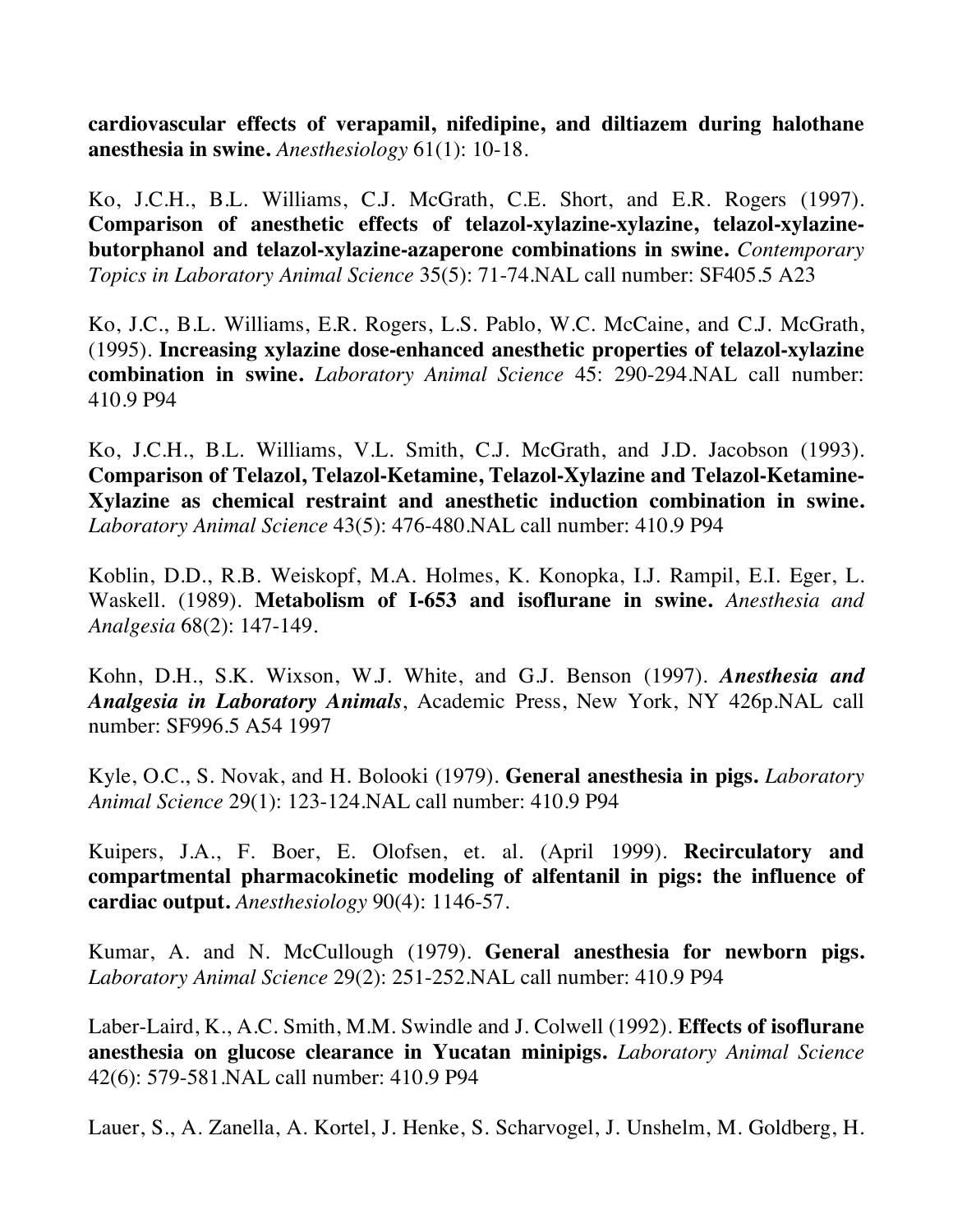**cardiovascular effects of verapamil, nifedipine, and diltiazem during halothane anesthesia in swine.** *Anesthesiology* 61(1): 10-18.

Ko, J.C.H., B.L. Williams, C.J. McGrath, C.E. Short, and E.R. Rogers (1997). **Comparison of anesthetic effects of telazol-xylazine-xylazine, telazol-xylazine-butorphanol and telazol-xylazine-azaperone combinations in swine.** *Contemporary Topics in Laboratory Animal Science* 35(5): 71-74.NAL call number: SF405.5 A23

Ko, J.C., B.L. Williams, E.R. Rogers, L.S. Pablo, W.C. McCaine, and C.J. McGrath, (1995). **Increasing xylazine dose-enhanced anesthetic properties of telazol-xylazine combination in swine.** *Laboratory Animal Science* 45: 290-294.NAL call number: 410.9 P94

Ko, J.C.H., B.L. Williams, V.L. Smith, C.J. McGrath, and J.D. Jacobson (1993). **Comparison of Telazol, Telazol-Ketamine, Telazol-Xylazine and Telazol-Ketamine-Xylazine as chemical restraint and anesthetic induction combination in swine.** *Laboratory Animal Science* 43(5): 476-480.NAL call number: 410.9 P94

Koblin, D.D., R.B. Weiskopf, M.A. Holmes, K. Konopka, I.J. Rampil, E.I. Eger, L. Waskell. (1989). **Metabolism of I-653 and isoflurane in swine.** *Anesthesia and Analgesia* 68(2): 147-149.

Kohn, D.H., S.K. Wixson, W.J. White, and G.J. Benson (1997). ***Anesthesia and Analgesia in Laboratory Animals***, Academic Press, New York, NY 426p.NAL call number: SF996.5 A54 1997

Kyle, O.C., S. Novak, and H. Bolooki (1979). **General anesthesia in pigs.** *Laboratory Animal Science* 29(1): 123-124.NAL call number: 410.9 P94

Kuipers, J.A., F. Boer, E. Olofsen, et. al. (April 1999). **Recirculatory and compartmental pharmacokinetic modeling of alfentanil in pigs: the influence of cardiac output.** *Anesthesiology* 90(4): 1146-57.

Kumar, A. and N. McCullough (1979). **General anesthesia for newborn pigs.** *Laboratory Animal Science* 29(2): 251-252.NAL call number: 410.9 P94

Laber-Laird, K., A.C. Smith, M.M. Swindle and J. Colwell (1992). **Effects of isoflurane anesthesia on glucose clearance in Yucatan minipigs.** *Laboratory Animal Science* 42(6): 579-581.NAL call number: 410.9 P94

Lauer, S., A. Zanella, A. Kortel, J. Henke, S. Scharvogel, J. Unshelm, M. Goldberg, H.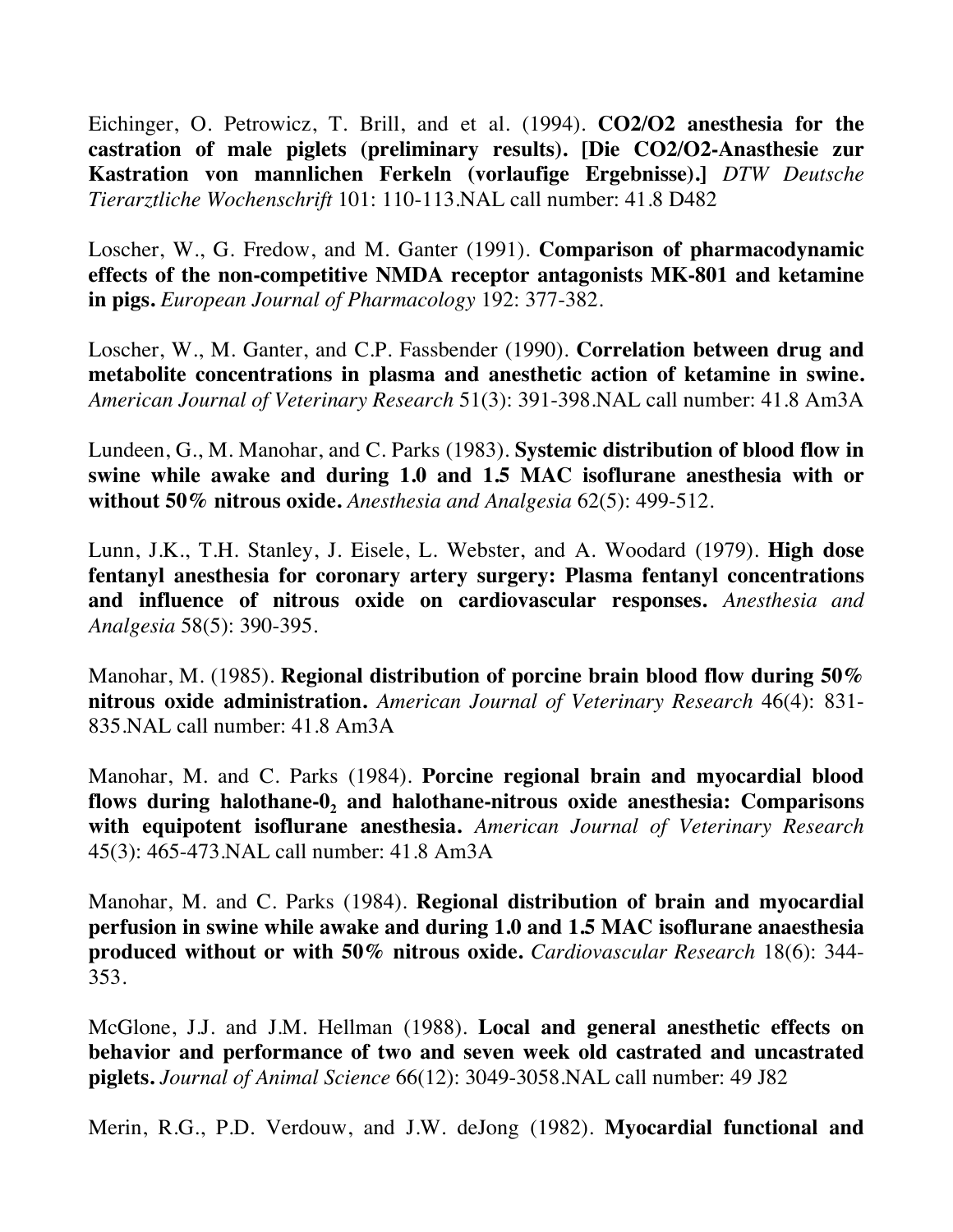Eichinger, O. Petrowicz, T. Brill, and et al. (1994). **CO2/O2 anesthesia for the castration of male piglets (preliminary results). [Die CO2/O2-Anasthesie zur Kastration von mannlichen Ferkeln (vorlaufige Ergebnisse).]** *DTW Deutsche Tierarztliche Wochenschrift* 101: 110-113.NAL call number: 41.8 D482

Loscher, W., G. Fredow, and M. Ganter (1991). **Comparison of pharmacodynamic effects of the non-competitive NMDA receptor antagonists MK-801 and ketamine in pigs.** *European Journal of Pharmacology* 192: 377-382.

Loscher, W., M. Ganter, and C.P. Fassbender (1990). **Correlation between drug and metabolite concentrations in plasma and anesthetic action of ketamine in swine.** *American Journal of Veterinary Research* 51(3): 391-398.NAL call number: 41.8 Am3A

Lundeen, G., M. Manohar, and C. Parks (1983). **Systemic distribution of blood flow in swine while awake and during 1.0 and 1.5 MAC isoflurane anesthesia with or without 50% nitrous oxide.** *Anesthesia and Analgesia* 62(5): 499-512.

Lunn, J.K., T.H. Stanley, J. Eisele, L. Webster, and A. Woodard (1979). **High dose fentanyl anesthesia for coronary artery surgery: Plasma fentanyl concentrations and influence of nitrous oxide on cardiovascular responses.** *Anesthesia and Analgesia* 58(5): 390-395.

Manohar, M. (1985). **Regional distribution of porcine brain blood flow during 50% nitrous oxide administration.** *American Journal of Veterinary Research* 46(4): 831-835.NAL call number: 41.8 Am3A

Manohar, M. and C. Parks (1984). **Porcine regional brain and myocardial blood flows during halothane-$0_2$ and halothane-nitrous oxide anesthesia: Comparisons with equipotent isoflurane anesthesia.** *American Journal of Veterinary Research* 45(3): 465-473.NAL call number: 41.8 Am3A

Manohar, M. and C. Parks (1984). **Regional distribution of brain and myocardial perfusion in swine while awake and during 1.0 and 1.5 MAC isoflurane anaesthesia produced without or with 50% nitrous oxide.** *Cardiovascular Research* 18(6): 344-353.

McGlone, J.J. and J.M. Hellman (1988). **Local and general anesthetic effects on behavior and performance of two and seven week old castrated and uncastrated piglets.** *Journal of Animal Science* 66(12): 3049-3058.NAL call number: 49 J82

Merin, R.G., P.D. Verdouw, and J.W. deJong (1982). **Myocardial functional and**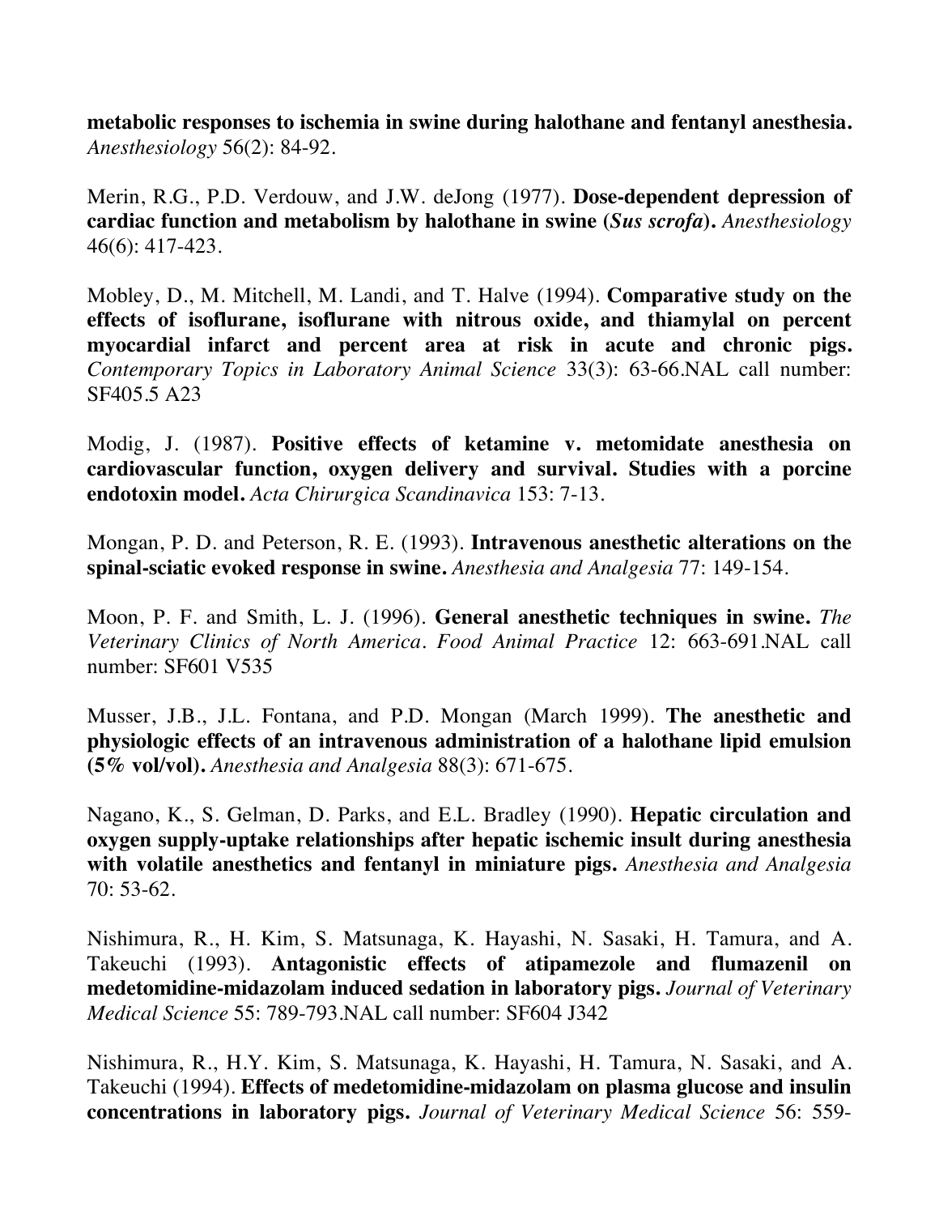**metabolic responses to ischemia in swine during halothane and fentanyl anesthesia.** *Anesthesiology* 56(2): 84-92.

Merin, R.G., P.D. Verdouw, and J.W. deJong (1977). **Dose-dependent depression of cardiac function and metabolism by halothane in swine (*Sus scrofa*).** *Anesthesiology* 46(6): 417-423.

Mobley, D., M. Mitchell, M. Landi, and T. Halve (1994). **Comparative study on the effects of isoflurane, isoflurane with nitrous oxide, and thiamylal on percent myocardial infarct and percent area at risk in acute and chronic pigs.** *Contemporary Topics in Laboratory Animal Science* 33(3): 63-66.NAL call number: SF405.5 A23

Modig, J. (1987). **Positive effects of ketamine v. metomidate anesthesia on cardiovascular function, oxygen delivery and survival. Studies with a porcine endotoxin model.** *Acta Chirurgica Scandinavica* 153: 7-13.

Mongan, P. D. and Peterson, R. E. (1993). **Intravenous anesthetic alterations on the spinal-sciatic evoked response in swine.** *Anesthesia and Analgesia* 77: 149-154.

Moon, P. F. and Smith, L. J. (1996). **General anesthetic techniques in swine.** *The Veterinary Clinics of North America. Food Animal Practice* 12: 663-691.NAL call number: SF601 V535

Musser, J.B., J.L. Fontana, and P.D. Mongan (March 1999). **The anesthetic and physiologic effects of an intravenous administration of a halothane lipid emulsion (5% vol/vol).** *Anesthesia and Analgesia* 88(3): 671-675.

Nagano, K., S. Gelman, D. Parks, and E.L. Bradley (1990). **Hepatic circulation and oxygen supply-uptake relationships after hepatic ischemic insult during anesthesia with volatile anesthetics and fentanyl in miniature pigs.** *Anesthesia and Analgesia* 70: 53-62.

Nishimura, R., H. Kim, S. Matsunaga, K. Hayashi, N. Sasaki, H. Tamura, and A. Takeuchi (1993). **Antagonistic effects of atipamezole and flumazenil on medetomidine-midazolam induced sedation in laboratory pigs.** *Journal of Veterinary Medical Science* 55: 789-793.NAL call number: SF604 J342

Nishimura, R., H.Y. Kim, S. Matsunaga, K. Hayashi, H. Tamura, N. Sasaki, and A. Takeuchi (1994). **Effects of medetomidine-midazolam on plasma glucose and insulin concentrations in laboratory pigs.** *Journal of Veterinary Medical Science* 56: 559-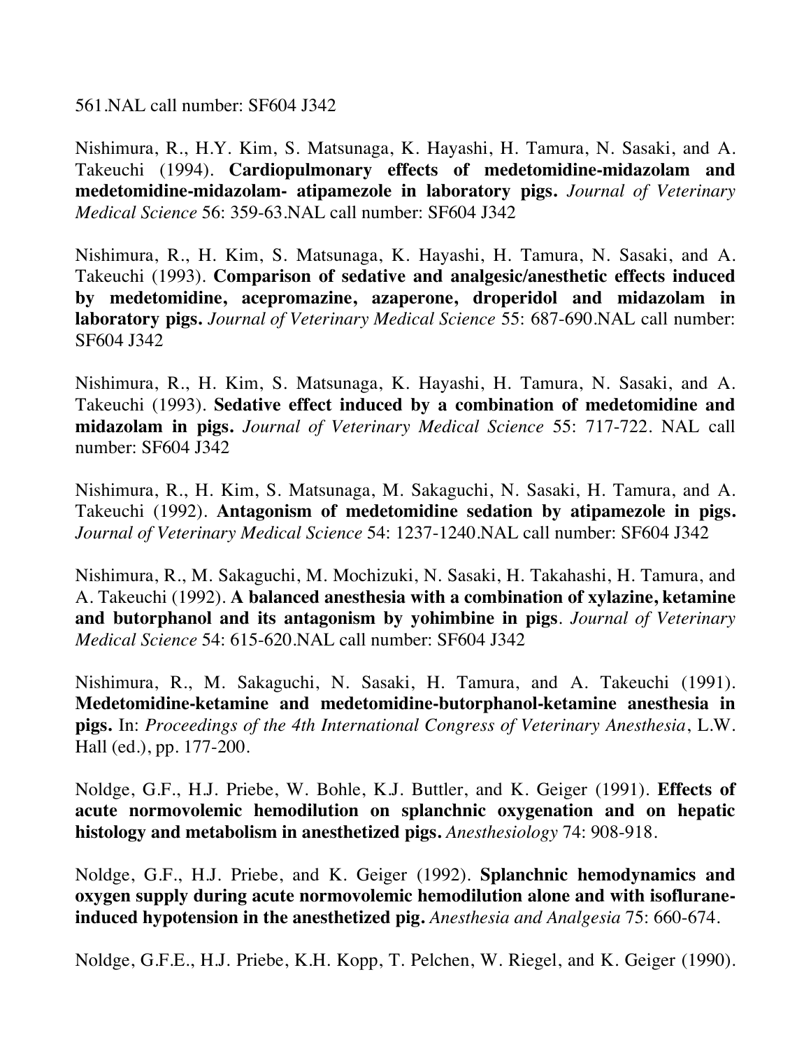561.NAL call number: SF604 J342

Nishimura, R., H.Y. Kim, S. Matsunaga, K. Hayashi, H. Tamura, N. Sasaki, and A. Takeuchi (1994). **Cardiopulmonary effects of medetomidine-midazolam and medetomidine-midazolam- atipamezole in laboratory pigs.** *Journal of Veterinary Medical Science* 56: 359-63.NAL call number: SF604 J342

Nishimura, R., H. Kim, S. Matsunaga, K. Hayashi, H. Tamura, N. Sasaki, and A. Takeuchi (1993). **Comparison of sedative and analgesic/anesthetic effects induced by medetomidine, acepromazine, azaperone, droperidol and midazolam in laboratory pigs.** *Journal of Veterinary Medical Science* 55: 687-690.NAL call number: SF604 J342

Nishimura, R., H. Kim, S. Matsunaga, K. Hayashi, H. Tamura, N. Sasaki, and A. Takeuchi (1993). **Sedative effect induced by a combination of medetomidine and midazolam in pigs.** *Journal of Veterinary Medical Science* 55: 717-722. NAL call number: SF604 J342

Nishimura, R., H. Kim, S. Matsunaga, M. Sakaguchi, N. Sasaki, H. Tamura, and A. Takeuchi (1992). **Antagonism of medetomidine sedation by atipamezole in pigs.** *Journal of Veterinary Medical Science* 54: 1237-1240.NAL call number: SF604 J342

Nishimura, R., M. Sakaguchi, M. Mochizuki, N. Sasaki, H. Takahashi, H. Tamura, and A. Takeuchi (1992). **A balanced anesthesia with a combination of xylazine, ketamine and butorphanol and its antagonism by yohimbine in pigs**. *Journal of Veterinary Medical Science* 54: 615-620.NAL call number: SF604 J342

Nishimura, R., M. Sakaguchi, N. Sasaki, H. Tamura, and A. Takeuchi (1991). **Medetomidine-ketamine and medetomidine-butorphanol-ketamine anesthesia in pigs.** In: *Proceedings of the 4th International Congress of Veterinary Anesthesia*, L.W. Hall (ed.), pp. 177-200.

Noldge, G.F., H.J. Priebe, W. Bohle, K.J. Buttler, and K. Geiger (1991). **Effects of acute normovolemic hemodilution on splanchnic oxygenation and on hepatic histology and metabolism in anesthetized pigs.** *Anesthesiology* 74: 908-918.

Noldge, G.F., H.J. Priebe, and K. Geiger (1992). **Splanchnic hemodynamics and oxygen supply during acute normovolemic hemodilution alone and with isoflurane-induced hypotension in the anesthetized pig.** *Anesthesia and Analgesia* 75: 660-674.

Noldge, G.F.E., H.J. Priebe, K.H. Kopp, T. Pelchen, W. Riegel, and K. Geiger (1990).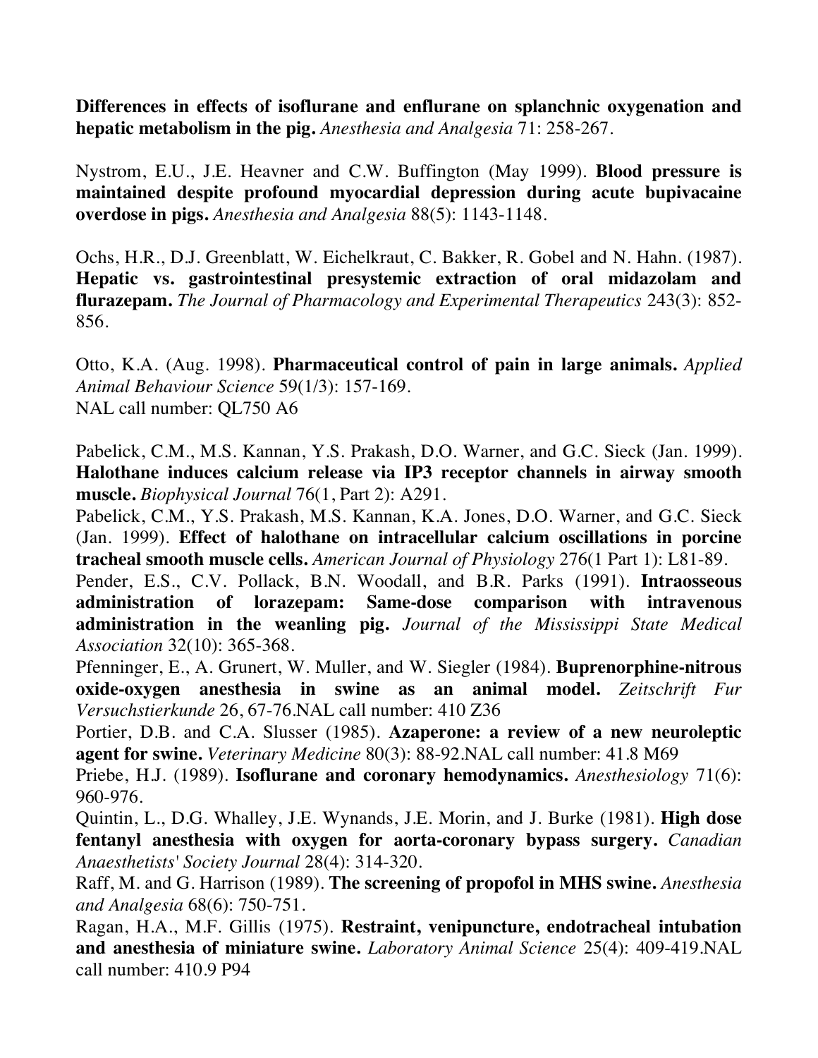**Differences in effects of isoflurane and enflurane on splanchnic oxygenation and hepatic metabolism in the pig.** *Anesthesia and Analgesia* 71: 258-267.

Nystrom, E.U., J.E. Heavner and C.W. Buffington (May 1999). **Blood pressure is maintained despite profound myocardial depression during acute bupivacaine overdose in pigs.** *Anesthesia and Analgesia* 88(5): 1143-1148.

Ochs, H.R., D.J. Greenblatt, W. Eichelkraut, C. Bakker, R. Gobel and N. Hahn. (1987). **Hepatic vs. gastrointestinal presystemic extraction of oral midazolam and flurazepam.** *The Journal of Pharmacology and Experimental Therapeutics* 243(3): 852-856.

Otto, K.A. (Aug. 1998). **Pharmaceutical control of pain in large animals.** *Applied Animal Behaviour Science* 59(1/3): 157-169.
NAL call number: QL750 A6

Pabelick, C.M., M.S. Kannan, Y.S. Prakash, D.O. Warner, and G.C. Sieck (Jan. 1999). **Halothane induces calcium release via IP3 receptor channels in airway smooth muscle.** *Biophysical Journal* 76(1, Part 2): A291.

Pabelick, C.M., Y.S. Prakash, M.S. Kannan, K.A. Jones, D.O. Warner, and G.C. Sieck (Jan. 1999). **Effect of halothane on intracellular calcium oscillations in porcine tracheal smooth muscle cells.** *American Journal of Physiology* 276(1 Part 1): L81-89.

Pender, E.S., C.V. Pollack, B.N. Woodall, and B.R. Parks (1991). **Intraosseous administration of lorazepam: Same-dose comparison with intravenous administration in the weanling pig.** *Journal of the Mississippi State Medical Association* 32(10): 365-368.

Pfenninger, E., A. Grunert, W. Muller, and W. Siegler (1984). **Buprenorphine-nitrous oxide-oxygen anesthesia in swine as an animal model.** *Zeitschrift Fur Versuchstierkunde* 26, 67-76.NAL call number: 410 Z36

Portier, D.B. and C.A. Slusser (1985). **Azaperone: a review of a new neuroleptic agent for swine.** *Veterinary Medicine* 80(3): 88-92.NAL call number: 41.8 M69

Priebe, H.J. (1989). **Isoflurane and coronary hemodynamics.** *Anesthesiology* 71(6): 960-976.

Quintin, L., D.G. Whalley, J.E. Wynands, J.E. Morin, and J. Burke (1981). **High dose fentanyl anesthesia with oxygen for aorta-coronary bypass surgery.** *Canadian Anaesthetists' Society Journal* 28(4): 314-320.

Raff, M. and G. Harrison (1989). **The screening of propofol in MHS swine.** *Anesthesia and Analgesia* 68(6): 750-751.

Ragan, H.A., M.F. Gillis (1975). **Restraint, venipuncture, endotracheal intubation and anesthesia of miniature swine.** *Laboratory Animal Science* 25(4): 409-419.NAL call number: 410.9 P94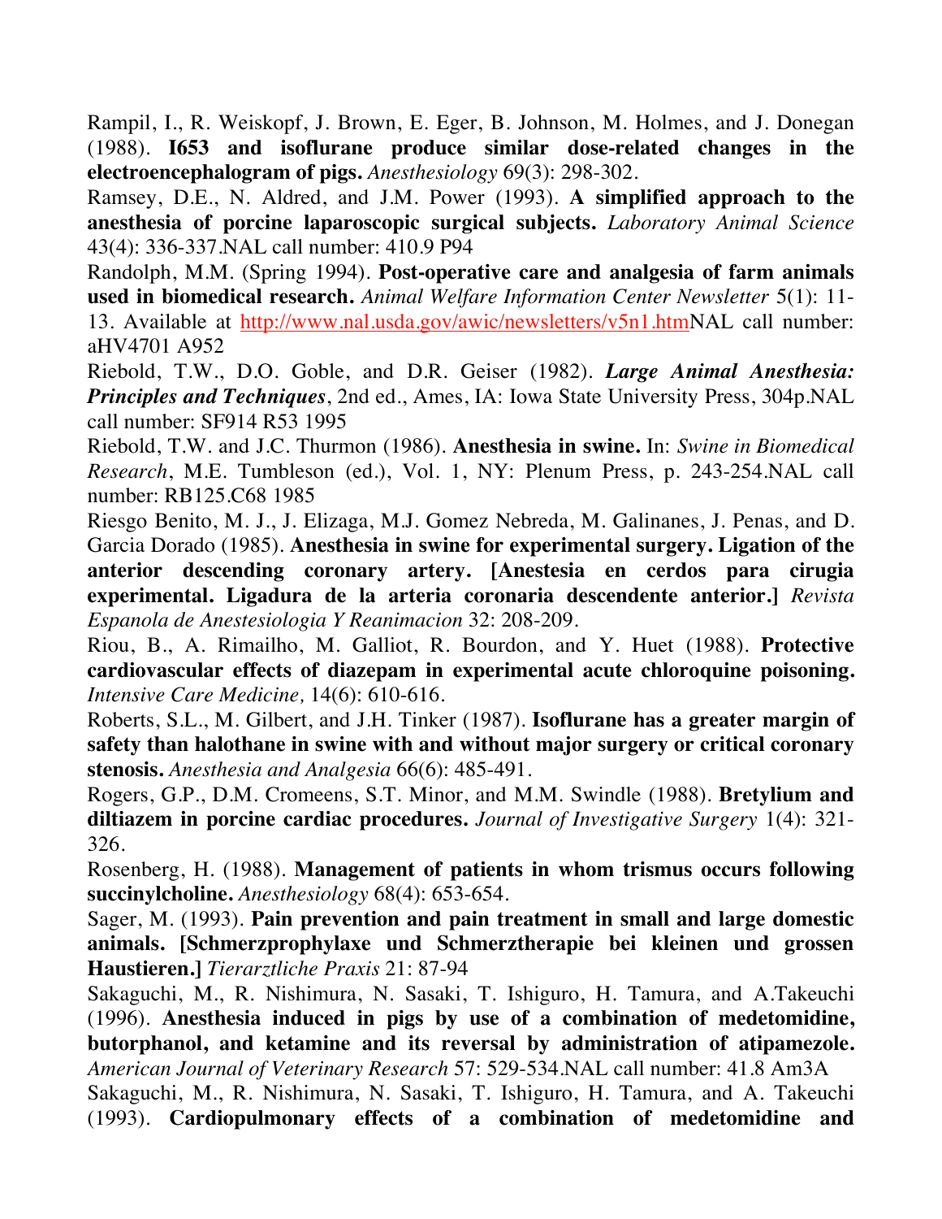Rampil, I., R. Weiskopf, J. Brown, E. Eger, B. Johnson, M. Holmes, and J. Donegan (1988). **I653 and isoflurane produce similar dose-related changes in the electroencephalogram of pigs.** *Anesthesiology* 69(3): 298-302.

Ramsey, D.E., N. Aldred, and J.M. Power (1993). **A simplified approach to the anesthesia of porcine laparoscopic surgical subjects.** *Laboratory Animal Science* 43(4): 336-337.NAL call number: 410.9 P94

Randolph, M.M. (Spring 1994). **Post-operative care and analgesia of farm animals used in biomedical research.** *Animal Welfare Information Center Newsletter* 5(1): 11-13. Available at http://www.nal.usda.gov/awic/newsletters/v5n1.htmNAL call number: aHV4701 A952

Riebold, T.W., D.O. Goble, and D.R. Geiser (1982). ***Large Animal Anesthesia: Principles and Techniques***, 2nd ed., Ames, IA: Iowa State University Press, 304p.NAL call number: SF914 R53 1995

Riebold, T.W. and J.C. Thurmon (1986). **Anesthesia in swine.** In: *Swine in Biomedical Research*, M.E. Tumbleson (ed.), Vol. 1, NY: Plenum Press, p. 243-254.NAL call number: RB125.C68 1985

Riesgo Benito, M. J., J. Elizaga, M.J. Gomez Nebreda, M. Galinanes, J. Penas, and D. Garcia Dorado (1985). **Anesthesia in swine for experimental surgery. Ligation of the anterior descending coronary artery. [Anestesia en cerdos para cirugia experimental. Ligadura de la arteria coronaria descendente anterior.]** *Revista Espanola de Anestesiologia Y Reanimacion* 32: 208-209.

Riou, B., A. Rimailho, M. Galliot, R. Bourdon, and Y. Huet (1988). **Protective cardiovascular effects of diazepam in experimental acute chloroquine poisoning.** *Intensive Care Medicine,* 14(6): 610-616.

Roberts, S.L., M. Gilbert, and J.H. Tinker (1987). **Isoflurane has a greater margin of safety than halothane in swine with and without major surgery or critical coronary stenosis.** *Anesthesia and Analgesia* 66(6): 485-491.

Rogers, G.P., D.M. Cromeens, S.T. Minor, and M.M. Swindle (1988). **Bretylium and diltiazem in porcine cardiac procedures.** *Journal of Investigative Surgery* 1(4): 321-326.

Rosenberg, H. (1988). **Management of patients in whom trismus occurs following succinylcholine.** *Anesthesiology* 68(4): 653-654.

Sager, M. (1993). **Pain prevention and pain treatment in small and large domestic animals. [Schmerzprophylaxe und Schmerztherapie bei kleinen und grossen Haustieren.]** *Tierarztliche Praxis* 21: 87-94

Sakaguchi, M., R. Nishimura, N. Sasaki, T. Ishiguro, H. Tamura, and A.Takeuchi (1996). **Anesthesia induced in pigs by use of a combination of medetomidine, butorphanol, and ketamine and its reversal by administration of atipamezole.** *American Journal of Veterinary Research* 57: 529-534.NAL call number: 41.8 Am3A

Sakaguchi, M., R. Nishimura, N. Sasaki, T. Ishiguro, H. Tamura, and A. Takeuchi (1993). **Cardiopulmonary effects of a combination of medetomidine and**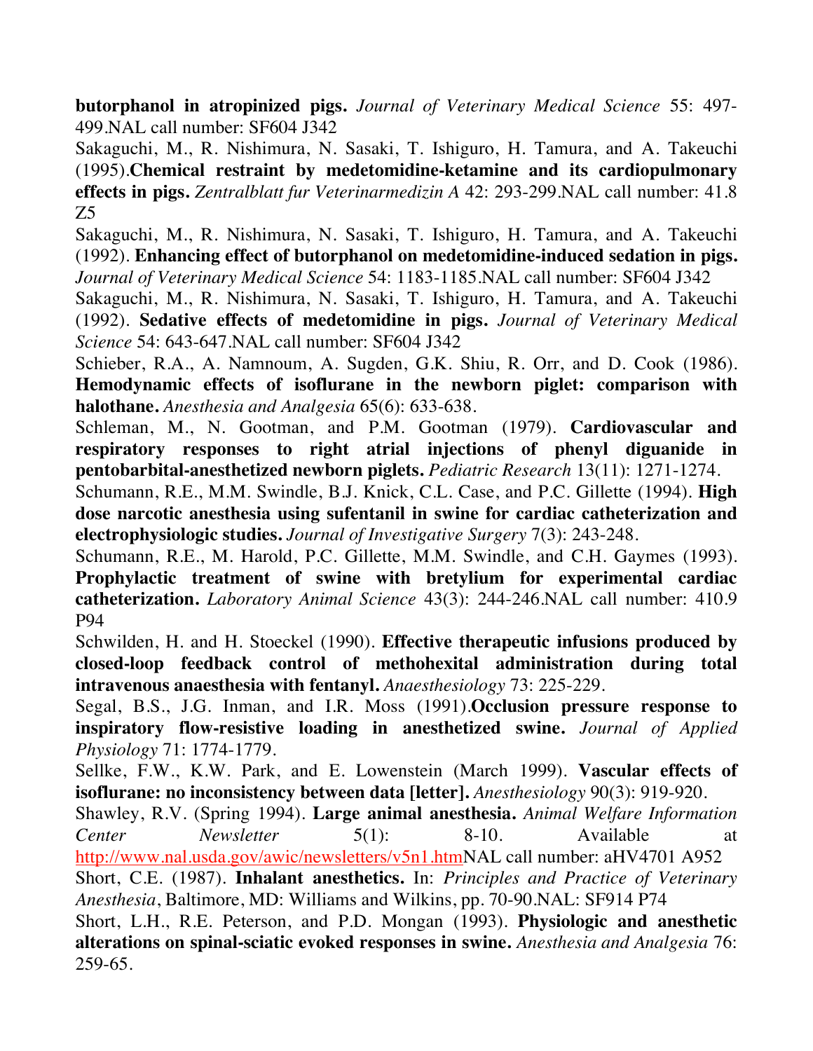**butorphanol in atropinized pigs.** *Journal of Veterinary Medical Science* 55: 497-499.NAL call number: SF604 J342

Sakaguchi, M., R. Nishimura, N. Sasaki, T. Ishiguro, H. Tamura, and A. Takeuchi (1995).**Chemical restraint by medetomidine-ketamine and its cardiopulmonary effects in pigs.** *Zentralblatt fur Veterinarmedizin A* 42: 293-299.NAL call number: 41.8 Z5

Sakaguchi, M., R. Nishimura, N. Sasaki, T. Ishiguro, H. Tamura, and A. Takeuchi (1992). **Enhancing effect of butorphanol on medetomidine-induced sedation in pigs.** *Journal of Veterinary Medical Science* 54: 1183-1185.NAL call number: SF604 J342

Sakaguchi, M., R. Nishimura, N. Sasaki, T. Ishiguro, H. Tamura, and A. Takeuchi (1992). **Sedative effects of medetomidine in pigs.** *Journal of Veterinary Medical Science* 54: 643-647.NAL call number: SF604 J342

Schieber, R.A., A. Namnoum, A. Sugden, G.K. Shiu, R. Orr, and D. Cook (1986). **Hemodynamic effects of isoflurane in the newborn piglet: comparison with halothane.** *Anesthesia and Analgesia* 65(6): 633-638.

Schleman, M., N. Gootman, and P.M. Gootman (1979). **Cardiovascular and respiratory responses to right atrial injections of phenyl diguanide in pentobarbital-anesthetized newborn piglets.** *Pediatric Research* 13(11): 1271-1274.

Schumann, R.E., M.M. Swindle, B.J. Knick, C.L. Case, and P.C. Gillette (1994). **High dose narcotic anesthesia using sufentanil in swine for cardiac catheterization and electrophysiologic studies.** *Journal of Investigative Surgery* 7(3): 243-248.

Schumann, R.E., M. Harold, P.C. Gillette, M.M. Swindle, and C.H. Gaymes (1993). **Prophylactic treatment of swine with bretylium for experimental cardiac catheterization.** *Laboratory Animal Science* 43(3): 244-246.NAL call number: 410.9 P94

Schwilden, H. and H. Stoeckel (1990). **Effective therapeutic infusions produced by closed-loop feedback control of methohexital administration during total intravenous anaesthesia with fentanyl.** *Anaesthesiology* 73: 225-229.

Segal, B.S., J.G. Inman, and I.R. Moss (1991).**Occlusion pressure response to inspiratory flow-resistive loading in anesthetized swine.** *Journal of Applied Physiology* 71: 1774-1779.

Sellke, F.W., K.W. Park, and E. Lowenstein (March 1999). **Vascular effects of isoflurane: no inconsistency between data [letter].** *Anesthesiology* 90(3): 919-920.

Shawley, R.V. (Spring 1994). **Large animal anesthesia.** *Animal Welfare Information Center Newsletter* 5(1): 8-10. Available at http://www.nal.usda.gov/awic/newsletters/v5n1.htmNAL call number: aHV4701 A952

Short, C.E. (1987). **Inhalant anesthetics.** In: *Principles and Practice of Veterinary Anesthesia*, Baltimore, MD: Williams and Wilkins, pp. 70-90.NAL: SF914 P74

Short, L.H., R.E. Peterson, and P.D. Mongan (1993). **Physiologic and anesthetic alterations on spinal-sciatic evoked responses in swine.** *Anesthesia and Analgesia* 76: 259-65.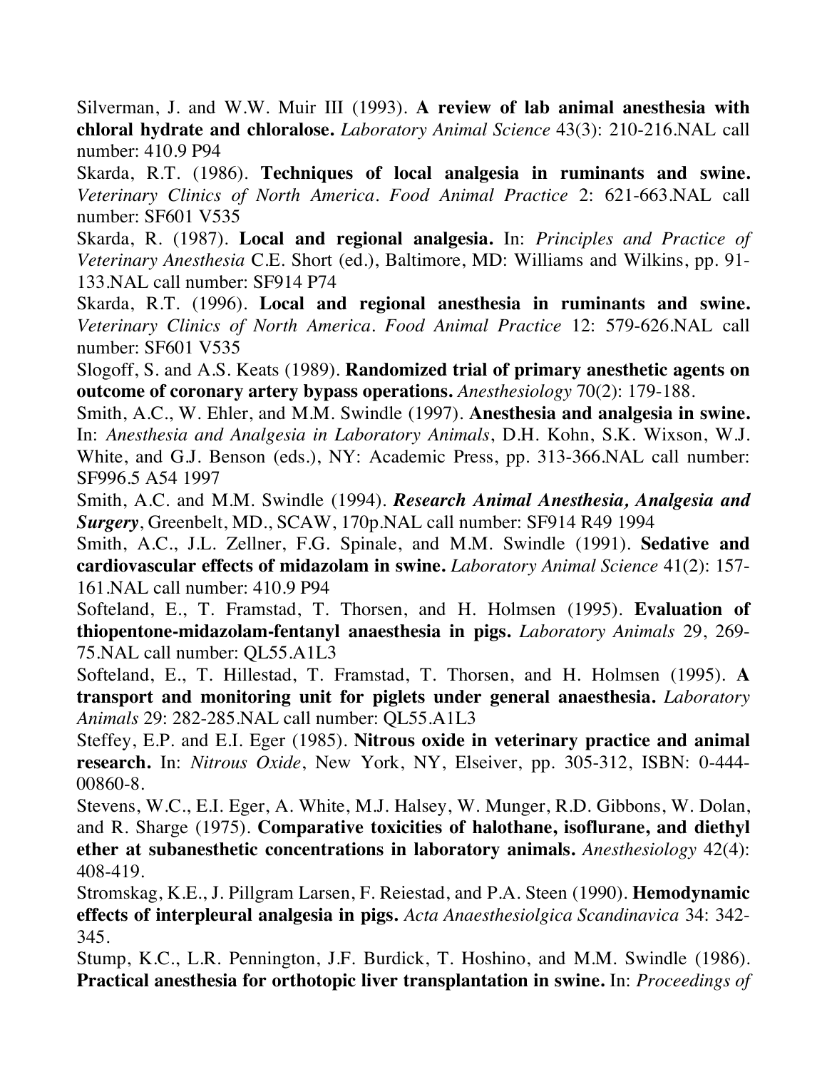Silverman, J. and W.W. Muir III (1993). **A review of lab animal anesthesia with chloral hydrate and chloralose.** *Laboratory Animal Science* 43(3): 210-216.NAL call number: 410.9 P94

Skarda, R.T. (1986). **Techniques of local analgesia in ruminants and swine.** *Veterinary Clinics of North America. Food Animal Practice* 2: 621-663.NAL call number: SF601 V535

Skarda, R. (1987). **Local and regional analgesia.** In: *Principles and Practice of Veterinary Anesthesia* C.E. Short (ed.), Baltimore, MD: Williams and Wilkins, pp. 91-133.NAL call number: SF914 P74

Skarda, R.T. (1996). **Local and regional anesthesia in ruminants and swine.** *Veterinary Clinics of North America. Food Animal Practice* 12: 579-626.NAL call number: SF601 V535

Slogoff, S. and A.S. Keats (1989). **Randomized trial of primary anesthetic agents on outcome of coronary artery bypass operations.** *Anesthesiology* 70(2): 179-188.

Smith, A.C., W. Ehler, and M.M. Swindle (1997). **Anesthesia and analgesia in swine.** In: *Anesthesia and Analgesia in Laboratory Animals*, D.H. Kohn, S.K. Wixson, W.J. White, and G.J. Benson (eds.), NY: Academic Press, pp. 313-366.NAL call number: SF996.5 A54 1997

Smith, A.C. and M.M. Swindle (1994). ***Research Animal Anesthesia, Analgesia and Surgery***, Greenbelt, MD., SCAW, 170p.NAL call number: SF914 R49 1994

Smith, A.C., J.L. Zellner, F.G. Spinale, and M.M. Swindle (1991). **Sedative and cardiovascular effects of midazolam in swine.** *Laboratory Animal Science* 41(2): 157-161.NAL call number: 410.9 P94

Softeland, E., T. Framstad, T. Thorsen, and H. Holmsen (1995). **Evaluation of thiopentone-midazolam-fentanyl anaesthesia in pigs.** *Laboratory Animals* 29, 269-75.NAL call number: QL55.A1L3

Softeland, E., T. Hillestad, T. Framstad, T. Thorsen, and H. Holmsen (1995). **A transport and monitoring unit for piglets under general anaesthesia.** *Laboratory Animals* 29: 282-285.NAL call number: QL55.A1L3

Steffey, E.P. and E.I. Eger (1985). **Nitrous oxide in veterinary practice and animal research.** In: *Nitrous Oxide*, New York, NY, Elseiver, pp. 305-312, ISBN: 0-444-00860-8.

Stevens, W.C., E.I. Eger, A. White, M.J. Halsey, W. Munger, R.D. Gibbons, W. Dolan, and R. Sharge (1975). **Comparative toxicities of halothane, isoflurane, and diethyl ether at subanesthetic concentrations in laboratory animals.** *Anesthesiology* 42(4): 408-419.

Stromskag, K.E., J. Pillgram Larsen, F. Reiestad, and P.A. Steen (1990). **Hemodynamic effects of interpleural analgesia in pigs.** *Acta Anaesthesiolgica Scandinavica* 34: 342-345.

Stump, K.C., L.R. Pennington, J.F. Burdick, T. Hoshino, and M.M. Swindle (1986). **Practical anesthesia for orthotopic liver transplantation in swine.** In: *Proceedings of*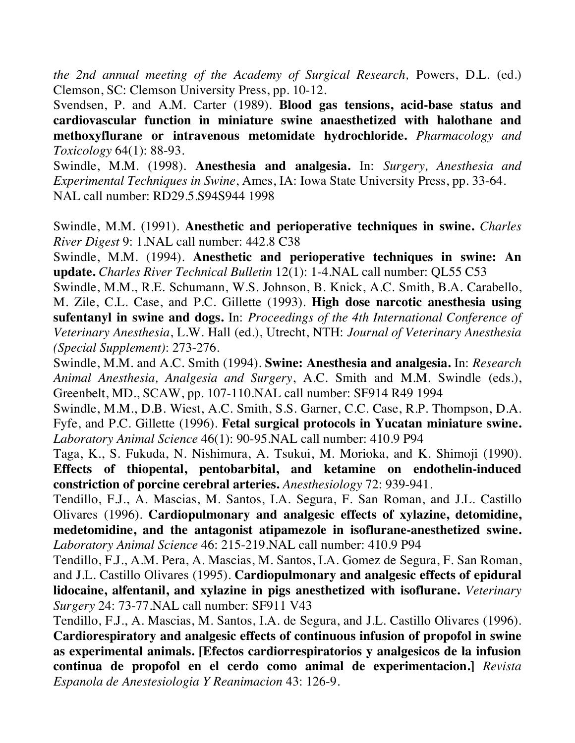*the 2nd annual meeting of the Academy of Surgical Research,* Powers, D.L. (ed.) Clemson, SC: Clemson University Press, pp. 10-12.

Svendsen, P. and A.M. Carter (1989). **Blood gas tensions, acid-base status and cardiovascular function in miniature swine anaesthetized with halothane and methoxyflurane or intravenous metomidate hydrochloride.** *Pharmacology and Toxicology* 64(1): 88-93.

Swindle, M.M. (1998). **Anesthesia and analgesia.** In: *Surgery, Anesthesia and Experimental Techniques in Swine*, Ames, IA: Iowa State University Press, pp. 33-64.
NAL call number: RD29.5.S94S944 1998

Swindle, M.M. (1991). **Anesthetic and perioperative techniques in swine.** *Charles River Digest* 9: 1.NAL call number: 442.8 C38

Swindle, M.M. (1994). **Anesthetic and perioperative techniques in swine: An update.** *Charles River Technical Bulletin* 12(1): 1-4.NAL call number: QL55 C53

Swindle, M.M., R.E. Schumann, W.S. Johnson, B. Knick, A.C. Smith, B.A. Carabello, M. Zile, C.L. Case, and P.C. Gillette (1993). **High dose narcotic anesthesia using sufentanyl in swine and dogs.** In: *Proceedings of the 4th International Conference of Veterinary Anesthesia*, L.W. Hall (ed.), Utrecht, NTH: *Journal of Veterinary Anesthesia (Special Supplement)*: 273-276.

Swindle, M.M. and A.C. Smith (1994). **Swine: Anesthesia and analgesia.** In: *Research Animal Anesthesia, Analgesia and Surgery*, A.C. Smith and M.M. Swindle (eds.), Greenbelt, MD., SCAW, pp. 107-110.NAL call number: SF914 R49 1994

Swindle, M.M., D.B. Wiest, A.C. Smith, S.S. Garner, C.C. Case, R.P. Thompson, D.A. Fyfe, and P.C. Gillette (1996). **Fetal surgical protocols in Yucatan miniature swine.** *Laboratory Animal Science* 46(1): 90-95.NAL call number: 410.9 P94

Taga, K., S. Fukuda, N. Nishimura, A. Tsukui, M. Morioka, and K. Shimoji (1990). **Effects of thiopental, pentobarbital, and ketamine on endothelin-induced constriction of porcine cerebral arteries.** *Anesthesiology* 72: 939-941.

Tendillo, F.J., A. Mascias, M. Santos, I.A. Segura, F. San Roman, and J.L. Castillo Olivares (1996). **Cardiopulmonary and analgesic effects of xylazine, detomidine, medetomidine, and the antagonist atipamezole in isoflurane-anesthetized swine.** *Laboratory Animal Science* 46: 215-219.NAL call number: 410.9 P94

Tendillo, F.J., A.M. Pera, A. Mascias, M. Santos, I.A. Gomez de Segura, F. San Roman, and J.L. Castillo Olivares (1995). **Cardiopulmonary and analgesic effects of epidural lidocaine, alfentanil, and xylazine in pigs anesthetized with isoflurane.** *Veterinary Surgery* 24: 73-77.NAL call number: SF911 V43

Tendillo, F.J., A. Mascias, M. Santos, I.A. de Segura, and J.L. Castillo Olivares (1996). **Cardiorespiratory and analgesic effects of continuous infusion of propofol in swine as experimental animals. [Efectos cardiorrespiratorios y analgesicos de la infusion continua de propofol en el cerdo como animal de experimentacion.]** *Revista Espanola de Anestesiologia Y Reanimacion* 43: 126-9.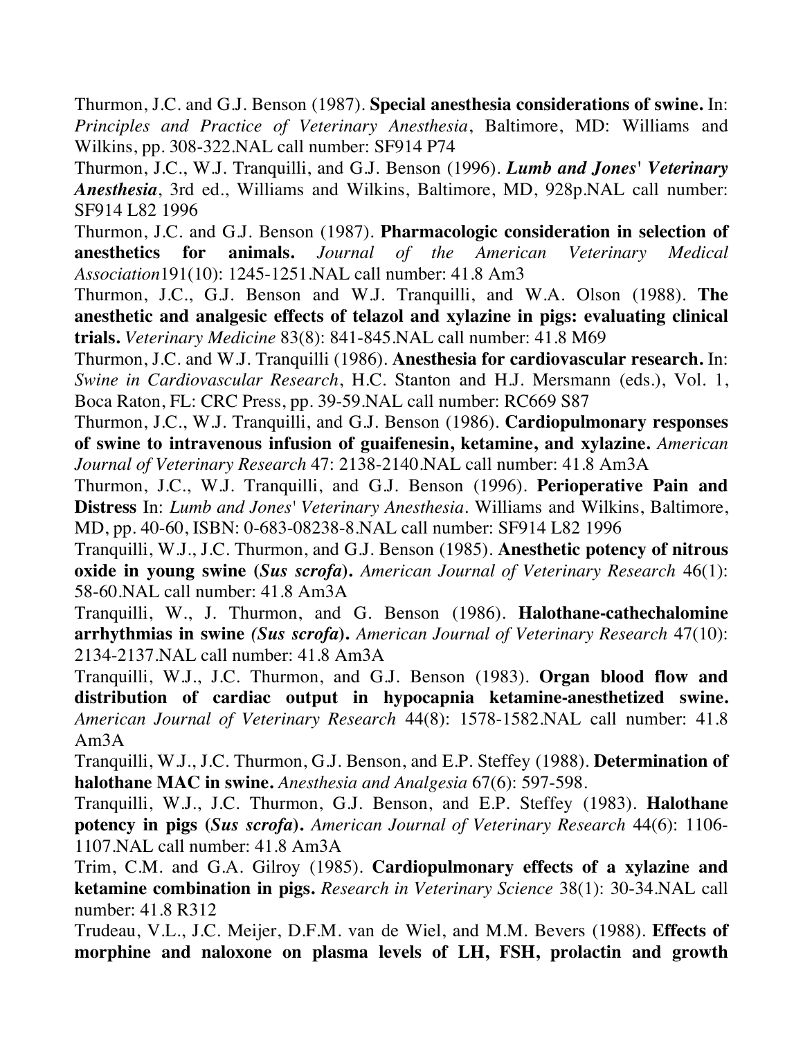Thurmon, J.C. and G.J. Benson (1987). **Special anesthesia considerations of swine.** In: *Principles and Practice of Veterinary Anesthesia*, Baltimore, MD: Williams and Wilkins, pp. 308-322.NAL call number: SF914 P74

Thurmon, J.C., W.J. Tranquilli, and G.J. Benson (1996). ***Lumb and Jones' Veterinary Anesthesia***, 3rd ed., Williams and Wilkins, Baltimore, MD, 928p.NAL call number: SF914 L82 1996

Thurmon, J.C. and G.J. Benson (1987). **Pharmacologic consideration in selection of anesthetics for animals.** *Journal of the American Veterinary Medical Association*191(10): 1245-1251.NAL call number: 41.8 Am3

Thurmon, J.C., G.J. Benson and W.J. Tranquilli, and W.A. Olson (1988). **The anesthetic and analgesic effects of telazol and xylazine in pigs: evaluating clinical trials.** *Veterinary Medicine* 83(8): 841-845.NAL call number: 41.8 M69

Thurmon, J.C. and W.J. Tranquilli (1986). **Anesthesia for cardiovascular research.** In: *Swine in Cardiovascular Research*, H.C. Stanton and H.J. Mersmann (eds.), Vol. 1, Boca Raton, FL: CRC Press, pp. 39-59.NAL call number: RC669 S87

Thurmon, J.C., W.J. Tranquilli, and G.J. Benson (1986). **Cardiopulmonary responses of swine to intravenous infusion of guaifenesin, ketamine, and xylazine.** *American Journal of Veterinary Research* 47: 2138-2140.NAL call number: 41.8 Am3A

Thurmon, J.C., W.J. Tranquilli, and G.J. Benson (1996). **Perioperative Pain and Distress** In: *Lumb and Jones' Veterinary Anesthesia*. Williams and Wilkins, Baltimore, MD, pp. 40-60, ISBN: 0-683-08238-8.NAL call number: SF914 L82 1996

Tranquilli, W.J., J.C. Thurmon, and G.J. Benson (1985). **Anesthetic potency of nitrous oxide in young swine (*Sus scrofa*).** *American Journal of Veterinary Research* 46(1): 58-60.NAL call number: 41.8 Am3A

Tranquilli, W., J. Thurmon, and G. Benson (1986). **Halothane-cathechalomine arrhythmias in swine *(Sus scrofa*).** *American Journal of Veterinary Research* 47(10): 2134-2137.NAL call number: 41.8 Am3A

Tranquilli, W.J., J.C. Thurmon, and G.J. Benson (1983). **Organ blood flow and distribution of cardiac output in hypocapnia ketamine-anesthetized swine.** *American Journal of Veterinary Research* 44(8): 1578-1582.NAL call number: 41.8 Am3A

Tranquilli, W.J., J.C. Thurmon, G.J. Benson, and E.P. Steffey (1988). **Determination of halothane MAC in swine.** *Anesthesia and Analgesia* 67(6): 597-598.

Tranquilli, W.J., J.C. Thurmon, G.J. Benson, and E.P. Steffey (1983). **Halothane potency in pigs (*Sus scrofa*).** *American Journal of Veterinary Research* 44(6): 1106-1107.NAL call number: 41.8 Am3A

Trim, C.M. and G.A. Gilroy (1985). **Cardiopulmonary effects of a xylazine and ketamine combination in pigs.** *Research in Veterinary Science* 38(1): 30-34.NAL call number: 41.8 R312

Trudeau, V.L., J.C. Meijer, D.F.M. van de Wiel, and M.M. Bevers (1988). **Effects of morphine and naloxone on plasma levels of LH, FSH, prolactin and growth**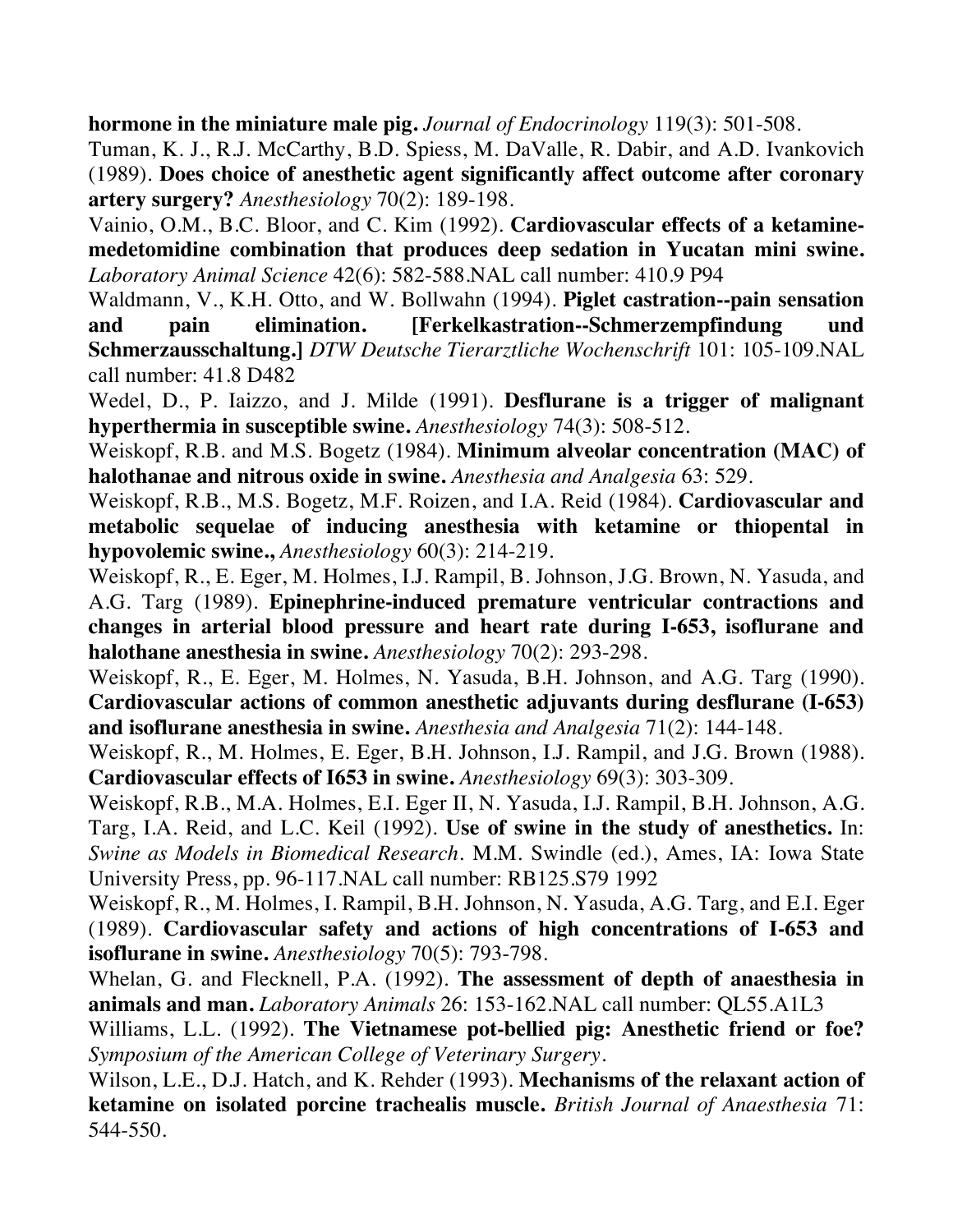**hormone in the miniature male pig.** *Journal of Endocrinology* 119(3): 501-508.

Tuman, K. J., R.J. McCarthy, B.D. Spiess, M. DaValle, R. Dabir, and A.D. Ivankovich (1989). **Does choice of anesthetic agent significantly affect outcome after coronary artery surgery?** *Anesthesiology* 70(2): 189-198.

Vainio, O.M., B.C. Bloor, and C. Kim (1992). **Cardiovascular effects of a ketamine-medetomidine combination that produces deep sedation in Yucatan mini swine.** *Laboratory Animal Science* 42(6): 582-588.NAL call number: 410.9 P94

Waldmann, V., K.H. Otto, and W. Bollwahn (1994). **Piglet castration--pain sensation and pain elimination. [Ferkelkastration--Schmerzempfindung und Schmerzausschaltung.]** *DTW Deutsche Tierarztliche Wochenschrift* 101: 105-109.NAL call number: 41.8 D482

Wedel, D., P. Iaizzo, and J. Milde (1991). **Desflurane is a trigger of malignant hyperthermia in susceptible swine.** *Anesthesiology* 74(3): 508-512.

Weiskopf, R.B. and M.S. Bogetz (1984). **Minimum alveolar concentration (MAC) of halothanae and nitrous oxide in swine.** *Anesthesia and Analgesia* 63: 529.

Weiskopf, R.B., M.S. Bogetz, M.F. Roizen, and I.A. Reid (1984). **Cardiovascular and metabolic sequelae of inducing anesthesia with ketamine or thiopental in hypovolemic swine.,** *Anesthesiology* 60(3): 214-219.

Weiskopf, R., E. Eger, M. Holmes, I.J. Rampil, B. Johnson, J.G. Brown, N. Yasuda, and A.G. Targ (1989). **Epinephrine-induced premature ventricular contractions and changes in arterial blood pressure and heart rate during I-653, isoflurane and halothane anesthesia in swine.** *Anesthesiology* 70(2): 293-298.

Weiskopf, R., E. Eger, M. Holmes, N. Yasuda, B.H. Johnson, and A.G. Targ (1990). **Cardiovascular actions of common anesthetic adjuvants during desflurane (I-653) and isoflurane anesthesia in swine.** *Anesthesia and Analgesia* 71(2): 144-148.

Weiskopf, R., M. Holmes, E. Eger, B.H. Johnson, I.J. Rampil, and J.G. Brown (1988). **Cardiovascular effects of I653 in swine.** *Anesthesiology* 69(3): 303-309.

Weiskopf, R.B., M.A. Holmes, E.I. Eger II, N. Yasuda, I.J. Rampil, B.H. Johnson, A.G. Targ, I.A. Reid, and L.C. Keil (1992). **Use of swine in the study of anesthetics.** In: *Swine as Models in Biomedical Research*. M.M. Swindle (ed.), Ames, IA: Iowa State University Press, pp. 96-117.NAL call number: RB125.S79 1992

Weiskopf, R., M. Holmes, I. Rampil, B.H. Johnson, N. Yasuda, A.G. Targ, and E.I. Eger (1989). **Cardiovascular safety and actions of high concentrations of I-653 and isoflurane in swine.** *Anesthesiology* 70(5): 793-798.

Whelan, G. and Flecknell, P.A. (1992). **The assessment of depth of anaesthesia in animals and man.** *Laboratory Animals* 26: 153-162.NAL call number: QL55.A1L3

Williams, L.L. (1992). **The Vietnamese pot-bellied pig: Anesthetic friend or foe?** *Symposium of the American College of Veterinary Surgery*.

Wilson, L.E., D.J. Hatch, and K. Rehder (1993). **Mechanisms of the relaxant action of ketamine on isolated porcine trachealis muscle.** *British Journal of Anaesthesia* 71: 544-550.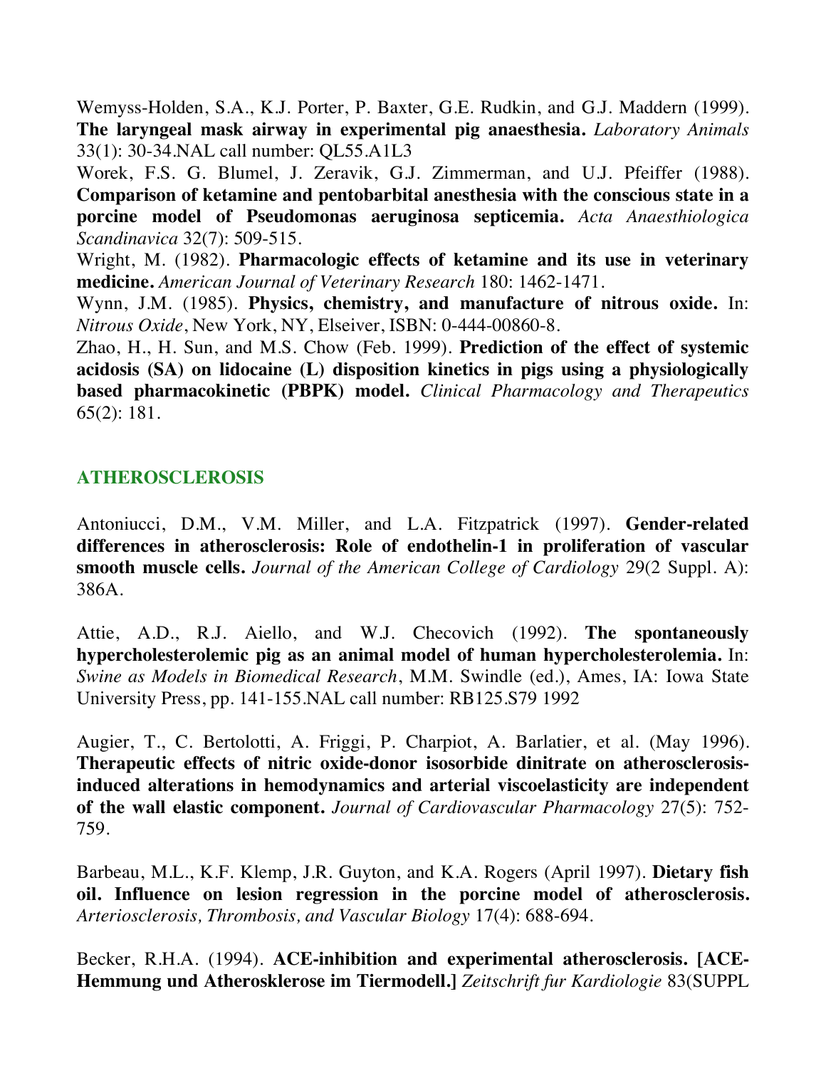Wemyss-Holden, S.A., K.J. Porter, P. Baxter, G.E. Rudkin, and G.J. Maddern (1999). **The laryngeal mask airway in experimental pig anaesthesia.** *Laboratory Animals* 33(1): 30-34.NAL call number: QL55.A1L3

Worek, F.S. G. Blumel, J. Zeravik, G.J. Zimmerman, and U.J. Pfeiffer (1988). **Comparison of ketamine and pentobarbital anesthesia with the conscious state in a porcine model of Pseudomonas aeruginosa septicemia.** *Acta Anaesthiologica Scandinavica* 32(7): 509-515.

Wright, M. (1982). **Pharmacologic effects of ketamine and its use in veterinary medicine.** *American Journal of Veterinary Research* 180: 1462-1471.

Wynn, J.M. (1985). **Physics, chemistry, and manufacture of nitrous oxide.** In: *Nitrous Oxide*, New York, NY, Elseiver, ISBN: 0-444-00860-8.

Zhao, H., H. Sun, and M.S. Chow (Feb. 1999). **Prediction of the effect of systemic acidosis (SA) on lidocaine (L) disposition kinetics in pigs using a physiologically based pharmacokinetic (PBPK) model.** *Clinical Pharmacology and Therapeutics* 65(2): 181.

## ATHEROSCLEROSIS

Antoniucci, D.M., V.M. Miller, and L.A. Fitzpatrick (1997). **Gender-related differences in atherosclerosis: Role of endothelin-1 in proliferation of vascular smooth muscle cells.** *Journal of the American College of Cardiology* 29(2 Suppl. A): 386A.

Attie, A.D., R.J. Aiello, and W.J. Checovich (1992). **The spontaneously hypercholesterolemic pig as an animal model of human hypercholesterolemia.** In: *Swine as Models in Biomedical Research*, M.M. Swindle (ed.), Ames, IA: Iowa State University Press, pp. 141-155.NAL call number: RB125.S79 1992

Augier, T., C. Bertolotti, A. Friggi, P. Charpiot, A. Barlatier, et al. (May 1996). **Therapeutic effects of nitric oxide-donor isosorbide dinitrate on atherosclerosis-induced alterations in hemodynamics and arterial viscoelasticity are independent of the wall elastic component.** *Journal of Cardiovascular Pharmacology* 27(5): 752-759.

Barbeau, M.L., K.F. Klemp, J.R. Guyton, and K.A. Rogers (April 1997). **Dietary fish oil. Influence on lesion regression in the porcine model of atherosclerosis.** *Arteriosclerosis, Thrombosis, and Vascular Biology* 17(4): 688-694.

Becker, R.H.A. (1994). **ACE-inhibition and experimental atherosclerosis. [ACE-Hemmung und Atherosklerose im Tiermodell.]** *Zeitschrift fur Kardiologie* 83(SUPPL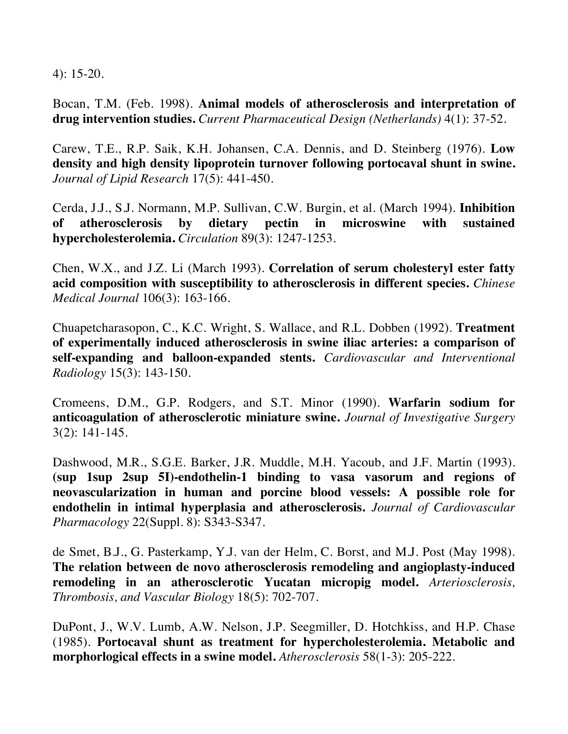4): 15-20.

Bocan, T.M. (Feb. 1998). **Animal models of atherosclerosis and interpretation of drug intervention studies.** *Current Pharmaceutical Design (Netherlands)* 4(1): 37-52.

Carew, T.E., R.P. Saik, K.H. Johansen, C.A. Dennis, and D. Steinberg (1976). **Low density and high density lipoprotein turnover following portocaval shunt in swine.** *Journal of Lipid Research* 17(5): 441-450.

Cerda, J.J., S.J. Normann, M.P. Sullivan, C.W. Burgin, et al. (March 1994). **Inhibition of atherosclerosis by dietary pectin in microswine with sustained hypercholesterolemia.** *Circulation* 89(3): 1247-1253.

Chen, W.X., and J.Z. Li (March 1993). **Correlation of serum cholesteryl ester fatty acid composition with susceptibility to atherosclerosis in different species.** *Chinese Medical Journal* 106(3): 163-166.

Chuapetcharasopon, C., K.C. Wright, S. Wallace, and R.L. Dobben (1992). **Treatment of experimentally induced atherosclerosis in swine iliac arteries: a comparison of self-expanding and balloon-expanded stents.** *Cardiovascular and Interventional Radiology* 15(3): 143-150.

Cromeens, D.M., G.P. Rodgers, and S.T. Minor (1990). **Warfarin sodium for anticoagulation of atherosclerotic miniature swine.** *Journal of Investigative Surgery* 3(2): 141-145.

Dashwood, M.R., S.G.E. Barker, J.R. Muddle, M.H. Yacoub, and J.F. Martin (1993). **(sup 1sup 2sup 5I)-endothelin-1 binding to vasa vasorum and regions of neovascularization in human and porcine blood vessels: A possible role for endothelin in intimal hyperplasia and atherosclerosis.** *Journal of Cardiovascular Pharmacology* 22(Suppl. 8): S343-S347.

de Smet, B.J., G. Pasterkamp, Y.J. van der Helm, C. Borst, and M.J. Post (May 1998). **The relation between de novo atherosclerosis remodeling and angioplasty-induced remodeling in an atherosclerotic Yucatan micropig model.** *Arteriosclerosis, Thrombosis, and Vascular Biology* 18(5): 702-707.

DuPont, J., W.V. Lumb, A.W. Nelson, J.P. Seegmiller, D. Hotchkiss, and H.P. Chase (1985). **Portocaval shunt as treatment for hypercholesterolemia. Metabolic and morphorlogical effects in a swine model.** *Atherosclerosis* 58(1-3): 205-222.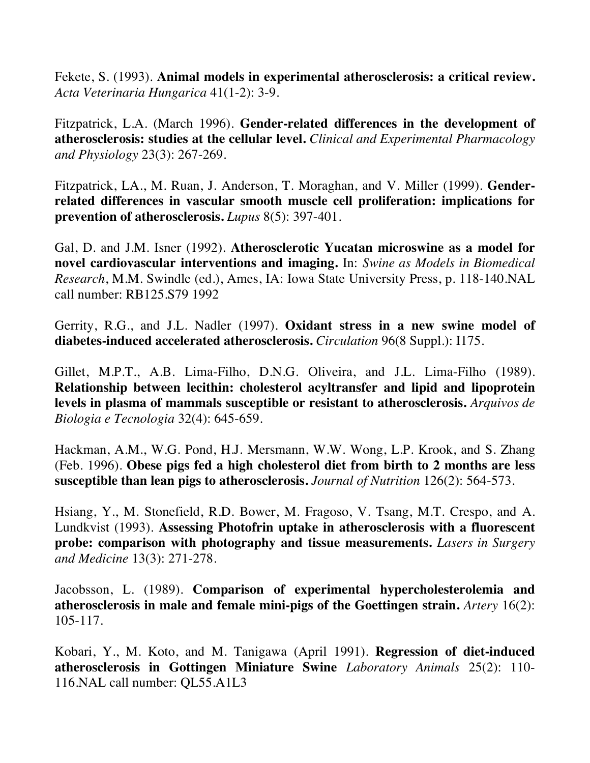Fekete, S. (1993). **Animal models in experimental atherosclerosis: a critical review.** *Acta Veterinaria Hungarica* 41(1-2): 3-9.

Fitzpatrick, L.A. (March 1996). **Gender-related differences in the development of atherosclerosis: studies at the cellular level.** *Clinical and Experimental Pharmacology and Physiology* 23(3): 267-269.

Fitzpatrick, LA., M. Ruan, J. Anderson, T. Moraghan, and V. Miller (1999). **Gender-related differences in vascular smooth muscle cell proliferation: implications for prevention of atherosclerosis.** *Lupus* 8(5): 397-401.

Gal, D. and J.M. Isner (1992). **Atherosclerotic Yucatan microswine as a model for novel cardiovascular interventions and imaging.** In: *Swine as Models in Biomedical Research*, M.M. Swindle (ed.), Ames, IA: Iowa State University Press, p. 118-140.NAL call number: RB125.S79 1992

Gerrity, R.G., and J.L. Nadler (1997). **Oxidant stress in a new swine model of diabetes-induced accelerated atherosclerosis.** *Circulation* 96(8 Suppl.): I175.

Gillet, M.P.T., A.B. Lima-Filho, D.N.G. Oliveira, and J.L. Lima-Filho (1989). **Relationship between lecithin: cholesterol acyltransfer and lipid and lipoprotein levels in plasma of mammals susceptible or resistant to atherosclerosis.** *Arquivos de Biologia e Tecnologia* 32(4): 645-659.

Hackman, A.M., W.G. Pond, H.J. Mersmann, W.W. Wong, L.P. Krook, and S. Zhang (Feb. 1996). **Obese pigs fed a high cholesterol diet from birth to 2 months are less susceptible than lean pigs to atherosclerosis.** *Journal of Nutrition* 126(2): 564-573.

Hsiang, Y., M. Stonefield, R.D. Bower, M. Fragoso, V. Tsang, M.T. Crespo, and A. Lundkvist (1993). **Assessing Photofrin uptake in atherosclerosis with a fluorescent probe: comparison with photography and tissue measurements.** *Lasers in Surgery and Medicine* 13(3): 271-278.

Jacobsson, L. (1989). **Comparison of experimental hypercholesterolemia and atherosclerosis in male and female mini-pigs of the Goettingen strain.** *Artery* 16(2): 105-117.

Kobari, Y., M. Koto, and M. Tanigawa (April 1991). **Regression of diet-induced atherosclerosis in Gottingen Miniature Swine** *Laboratory Animals* 25(2): 110-116.NAL call number: QL55.A1L3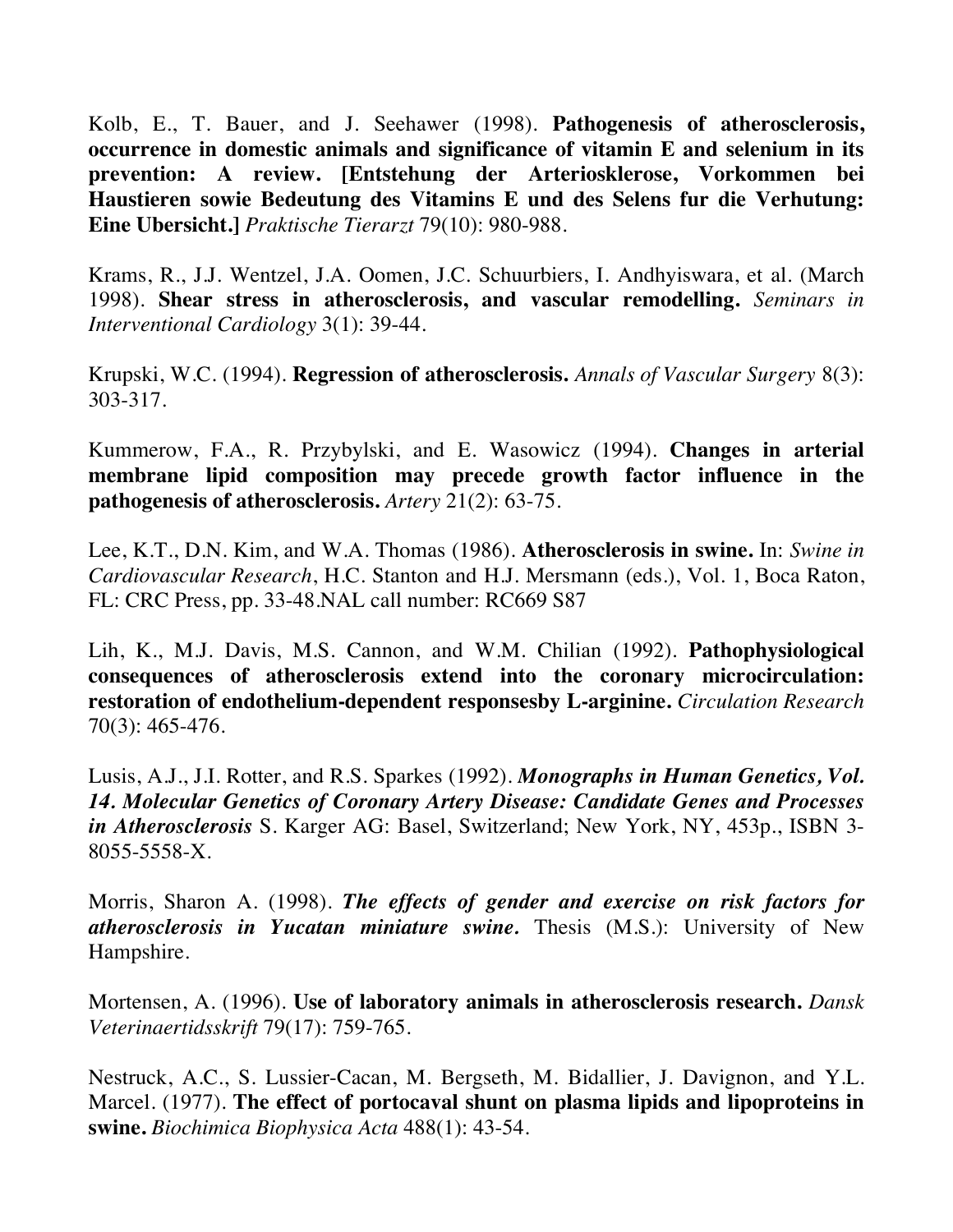Kolb, E., T. Bauer, and J. Seehawer (1998). **Pathogenesis of atherosclerosis, occurrence in domestic animals and significance of vitamin E and selenium in its prevention: A review. [Entstehung der Arteriosklerose, Vorkommen bei Haustieren sowie Bedeutung des Vitamins E und des Selens fur die Verhutung: Eine Ubersicht.]** *Praktische Tierarzt* 79(10): 980-988.

Krams, R., J.J. Wentzel, J.A. Oomen, J.C. Schuurbiers, I. Andhyiswara, et al. (March 1998). **Shear stress in atherosclerosis, and vascular remodelling.** *Seminars in Interventional Cardiology* 3(1): 39-44.

Krupski, W.C. (1994). **Regression of atherosclerosis.** *Annals of Vascular Surgery* 8(3): 303-317.

Kummerow, F.A., R. Przybylski, and E. Wasowicz (1994). **Changes in arterial membrane lipid composition may precede growth factor influence in the pathogenesis of atherosclerosis.** *Artery* 21(2): 63-75.

Lee, K.T., D.N. Kim, and W.A. Thomas (1986). **Atherosclerosis in swine.** In: *Swine in Cardiovascular Research*, H.C. Stanton and H.J. Mersmann (eds.), Vol. 1, Boca Raton, FL: CRC Press, pp. 33-48.NAL call number: RC669 S87

Lih, K., M.J. Davis, M.S. Cannon, and W.M. Chilian (1992). **Pathophysiological consequences of atherosclerosis extend into the coronary microcirculation: restoration of endothelium-dependent responsesby L-arginine.** *Circulation Research* 70(3): 465-476.

Lusis, A.J., J.I. Rotter, and R.S. Sparkes (1992). ***Monographs in Human Genetics, Vol. 14. Molecular Genetics of Coronary Artery Disease: Candidate Genes and Processes in Atherosclerosis*** S. Karger AG: Basel, Switzerland; New York, NY, 453p., ISBN 3-8055-5558-X.

Morris, Sharon A. (1998). ***The effects of gender and exercise on risk factors for atherosclerosis in Yucatan miniature swine.*** Thesis (M.S.): University of New Hampshire.

Mortensen, A. (1996). **Use of laboratory animals in atherosclerosis research.** *Dansk Veterinaertidsskrift* 79(17): 759-765.

Nestruck, A.C., S. Lussier-Cacan, M. Bergseth, M. Bidallier, J. Davignon, and Y.L. Marcel. (1977). **The effect of portocaval shunt on plasma lipids and lipoproteins in swine.** *Biochimica Biophysica Acta* 488(1): 43-54.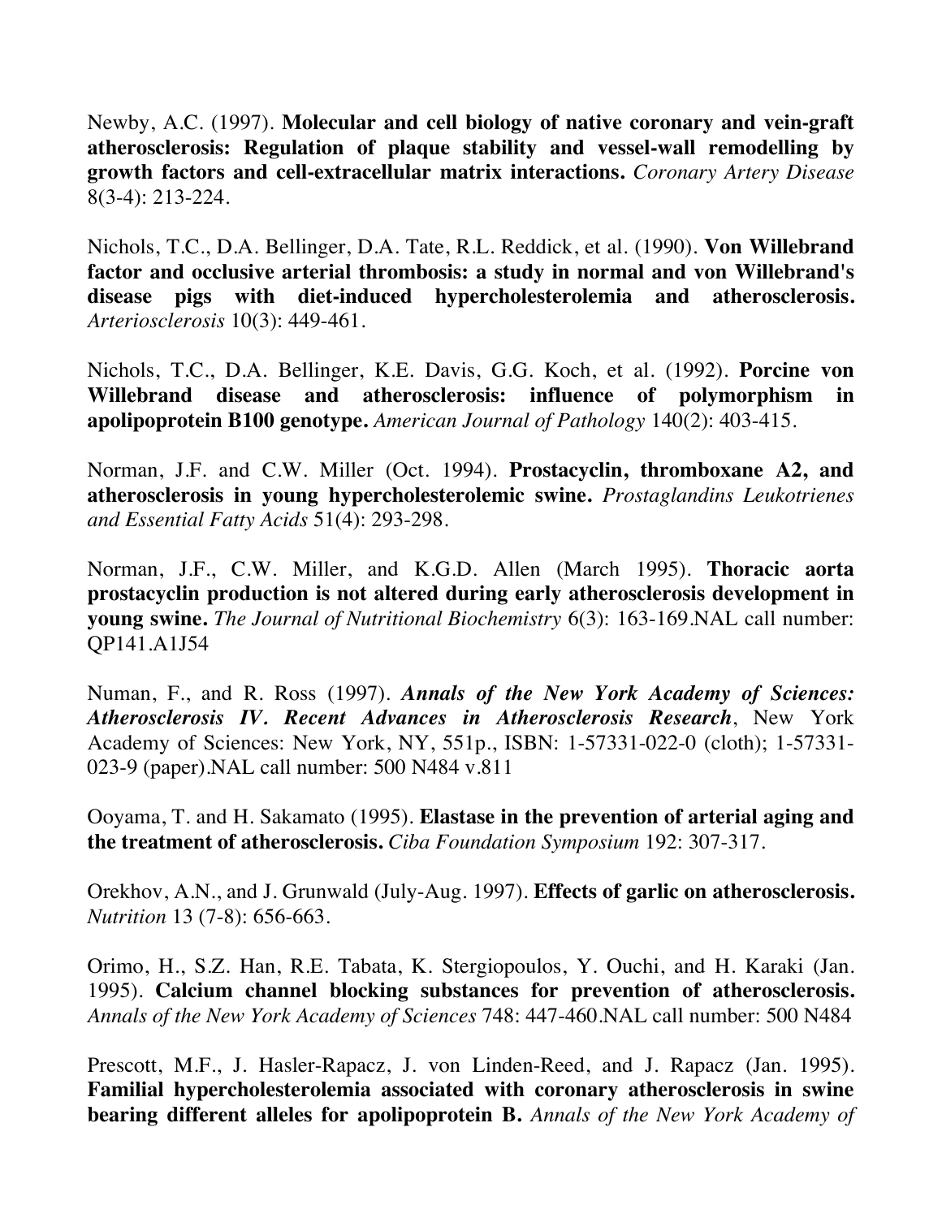Newby, A.C. (1997). **Molecular and cell biology of native coronary and vein-graft atherosclerosis: Regulation of plaque stability and vessel-wall remodelling by growth factors and cell-extracellular matrix interactions.** *Coronary Artery Disease* 8(3-4): 213-224.

Nichols, T.C., D.A. Bellinger, D.A. Tate, R.L. Reddick, et al. (1990). **Von Willebrand factor and occlusive arterial thrombosis: a study in normal and von Willebrand's disease pigs with diet-induced hypercholesterolemia and atherosclerosis.** *Arteriosclerosis* 10(3): 449-461.

Nichols, T.C., D.A. Bellinger, K.E. Davis, G.G. Koch, et al. (1992). **Porcine von Willebrand disease and atherosclerosis: influence of polymorphism in apolipoprotein B100 genotype.** *American Journal of Pathology* 140(2): 403-415.

Norman, J.F. and C.W. Miller (Oct. 1994). **Prostacyclin, thromboxane A2, and atherosclerosis in young hypercholesterolemic swine.** *Prostaglandins Leukotrienes and Essential Fatty Acids* 51(4): 293-298.

Norman, J.F., C.W. Miller, and K.G.D. Allen (March 1995). **Thoracic aorta prostacyclin production is not altered during early atherosclerosis development in young swine.** *The Journal of Nutritional Biochemistry* 6(3): 163-169.NAL call number: QP141.A1J54

Numan, F., and R. Ross (1997). ***Annals of the New York Academy of Sciences: Atherosclerosis IV. Recent Advances in Atherosclerosis Research***, New York Academy of Sciences: New York, NY, 551p., ISBN: 1-57331-022-0 (cloth); 1-57331-023-9 (paper).NAL call number: 500 N484 v.811

Ooyama, T. and H. Sakamato (1995). **Elastase in the prevention of arterial aging and the treatment of atherosclerosis.** *Ciba Foundation Symposium* 192: 307-317.

Orekhov, A.N., and J. Grunwald (July-Aug. 1997). **Effects of garlic on atherosclerosis.** *Nutrition* 13 (7-8): 656-663.

Orimo, H., S.Z. Han, R.E. Tabata, K. Stergiopoulos, Y. Ouchi, and H. Karaki (Jan. 1995). **Calcium channel blocking substances for prevention of atherosclerosis.** *Annals of the New York Academy of Sciences* 748: 447-460.NAL call number: 500 N484

Prescott, M.F., J. Hasler-Rapacz, J. von Linden-Reed, and J. Rapacz (Jan. 1995). **Familial hypercholesterolemia associated with coronary atherosclerosis in swine bearing different alleles for apolipoprotein B.** *Annals of the New York Academy of*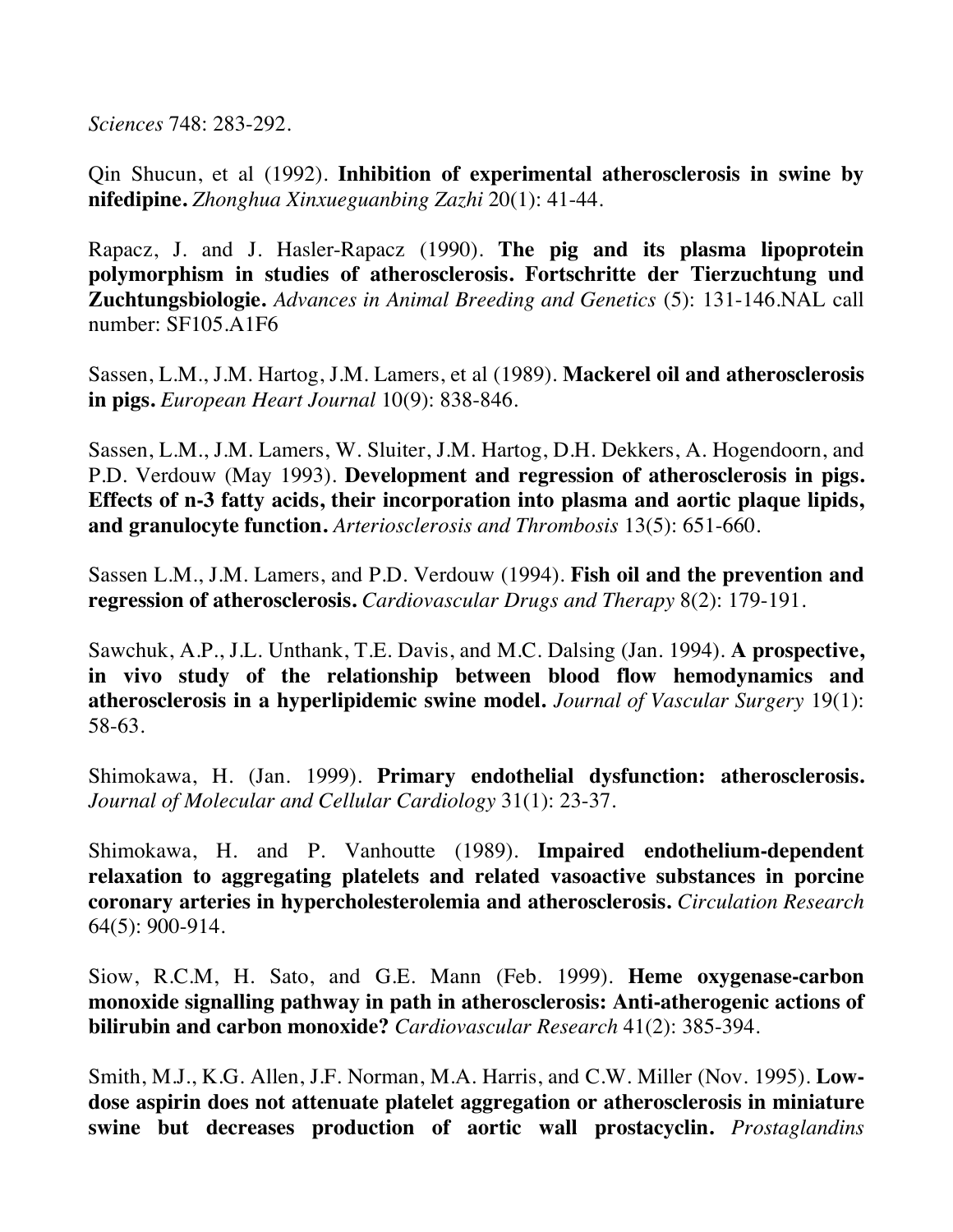*Sciences* 748: 283-292.

Qin Shucun, et al (1992). **Inhibition of experimental atherosclerosis in swine by nifedipine.** *Zhonghua Xinxueguanbing Zazhi* 20(1): 41-44.

Rapacz, J. and J. Hasler-Rapacz (1990). **The pig and its plasma lipoprotein polymorphism in studies of atherosclerosis. Fortschritte der Tierzuchtung und Zuchtungsbiologie.** *Advances in Animal Breeding and Genetics* (5): 131-146.NAL call number: SF105.A1F6

Sassen, L.M., J.M. Hartog, J.M. Lamers, et al (1989). **Mackerel oil and atherosclerosis in pigs.** *European Heart Journal* 10(9): 838-846.

Sassen, L.M., J.M. Lamers, W. Sluiter, J.M. Hartog, D.H. Dekkers, A. Hogendoorn, and P.D. Verdouw (May 1993). **Development and regression of atherosclerosis in pigs. Effects of n-3 fatty acids, their incorporation into plasma and aortic plaque lipids, and granulocyte function.** *Arteriosclerosis and Thrombosis* 13(5): 651-660.

Sassen L.M., J.M. Lamers, and P.D. Verdouw (1994). **Fish oil and the prevention and regression of atherosclerosis.** *Cardiovascular Drugs and Therapy* 8(2): 179-191.

Sawchuk, A.P., J.L. Unthank, T.E. Davis, and M.C. Dalsing (Jan. 1994). **A prospective, in vivo study of the relationship between blood flow hemodynamics and atherosclerosis in a hyperlipidemic swine model.** *Journal of Vascular Surgery* 19(1): 58-63.

Shimokawa, H. (Jan. 1999). **Primary endothelial dysfunction: atherosclerosis.** *Journal of Molecular and Cellular Cardiology* 31(1): 23-37.

Shimokawa, H. and P. Vanhoutte (1989). **Impaired endothelium-dependent relaxation to aggregating platelets and related vasoactive substances in porcine coronary arteries in hypercholesterolemia and atherosclerosis.** *Circulation Research* 64(5): 900-914.

Siow, R.C.M, H. Sato, and G.E. Mann (Feb. 1999). **Heme oxygenase-carbon monoxide signalling pathway in path in atherosclerosis: Anti-atherogenic actions of bilirubin and carbon monoxide?** *Cardiovascular Research* 41(2): 385-394.

Smith, M.J., K.G. Allen, J.F. Norman, M.A. Harris, and C.W. Miller (Nov. 1995). **Low-dose aspirin does not attenuate platelet aggregation or atherosclerosis in miniature swine but decreases production of aortic wall prostacyclin.** *Prostaglandins*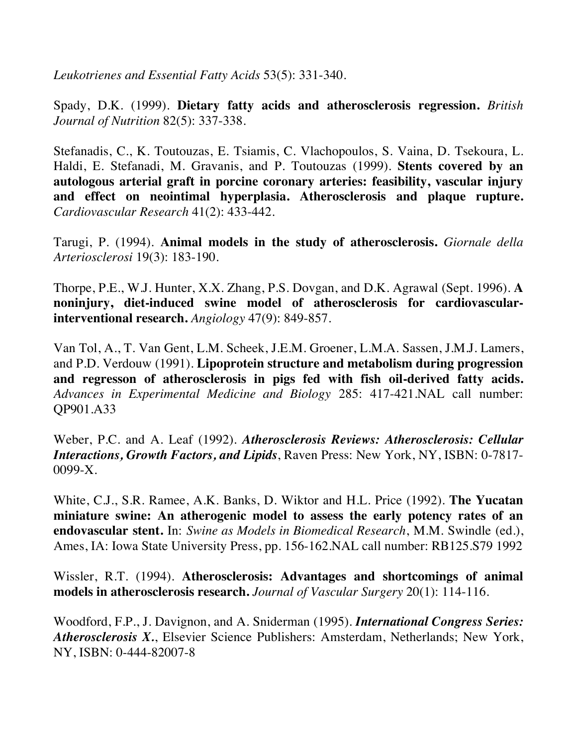*Leukotrienes and Essential Fatty Acids* 53(5): 331-340.

Spady, D.K. (1999). **Dietary fatty acids and atherosclerosis regression.** *British Journal of Nutrition* 82(5): 337-338.

Stefanadis, C., K. Toutouzas, E. Tsiamis, C. Vlachopoulos, S. Vaina, D. Tsekoura, L. Haldi, E. Stefanadi, M. Gravanis, and P. Toutouzas (1999). **Stents covered by an autologous arterial graft in porcine coronary arteries: feasibility, vascular injury and effect on neointimal hyperplasia. Atherosclerosis and plaque rupture.** *Cardiovascular Research* 41(2): 433-442.

Tarugi, P. (1994). **Animal models in the study of atherosclerosis.** *Giornale della Arteriosclerosi* 19(3): 183-190.

Thorpe, P.E., W.J. Hunter, X.X. Zhang, P.S. Dovgan, and D.K. Agrawal (Sept. 1996). **A noninjury, diet-induced swine model of atherosclerosis for cardiovascular-interventional research.** *Angiology* 47(9): 849-857.

Van Tol, A., T. Van Gent, L.M. Scheek, J.E.M. Groener, L.M.A. Sassen, J.M.J. Lamers, and P.D. Verdouw (1991). **Lipoprotein structure and metabolism during progression and regresson of atherosclerosis in pigs fed with fish oil-derived fatty acids.** *Advances in Experimental Medicine and Biology* 285: 417-421.NAL call number: QP901.A33

Weber, P.C. and A. Leaf (1992). ***Atherosclerosis Reviews: Atherosclerosis: Cellular Interactions, Growth Factors, and Lipids***, Raven Press: New York, NY, ISBN: 0-7817-0099-X.

White, C.J., S.R. Ramee, A.K. Banks, D. Wiktor and H.L. Price (1992). **The Yucatan miniature swine: An atherogenic model to assess the early potency rates of an endovascular stent.** In: *Swine as Models in Biomedical Research*, M.M. Swindle (ed.), Ames, IA: Iowa State University Press, pp. 156-162.NAL call number: RB125.S79 1992

Wissler, R.T. (1994). **Atherosclerosis: Advantages and shortcomings of animal models in atherosclerosis research.** *Journal of Vascular Surgery* 20(1): 114-116.

Woodford, F.P., J. Davignon, and A. Sniderman (1995). ***International Congress Series: Atherosclerosis X.***, Elsevier Science Publishers: Amsterdam, Netherlands; New York, NY, ISBN: 0-444-82007-8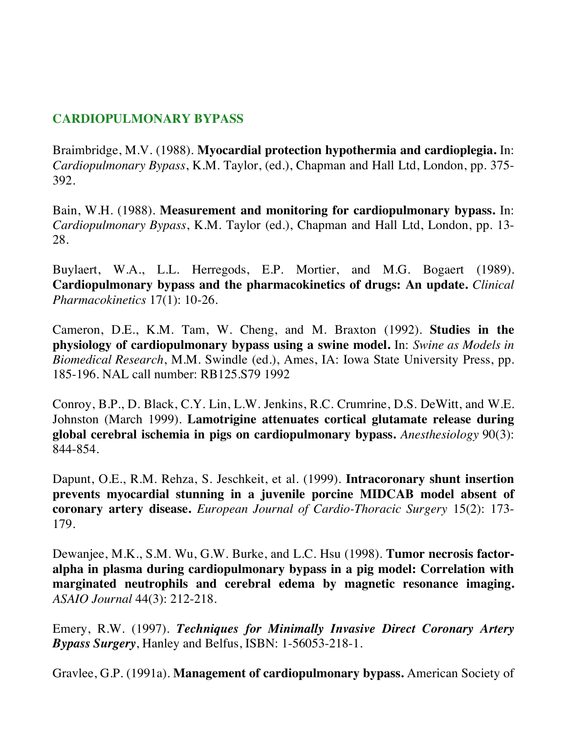## CARDIOPULMONARY BYPASS

Braimbridge, M.V. (1988). **Myocardial protection hypothermia and cardioplegia.** In: *Cardiopulmonary Bypass*, K.M. Taylor, (ed.), Chapman and Hall Ltd, London, pp. 375-392.

Bain, W.H. (1988). **Measurement and monitoring for cardiopulmonary bypass.** In: *Cardiopulmonary Bypass*, K.M. Taylor (ed.), Chapman and Hall Ltd, London, pp. 13-28.

Buylaert, W.A., L.L. Herregods, E.P. Mortier, and M.G. Bogaert (1989). **Cardiopulmonary bypass and the pharmacokinetics of drugs: An update.** *Clinical Pharmacokinetics* 17(1): 10-26.

Cameron, D.E., K.M. Tam, W. Cheng, and M. Braxton (1992). **Studies in the physiology of cardiopulmonary bypass using a swine model.** In: *Swine as Models in Biomedical Research*, M.M. Swindle (ed.), Ames, IA: Iowa State University Press, pp. 185-196. NAL call number: RB125.S79 1992

Conroy, B.P., D. Black, C.Y. Lin, L.W. Jenkins, R.C. Crumrine, D.S. DeWitt, and W.E. Johnston (March 1999). **Lamotrigine attenuates cortical glutamate release during global cerebral ischemia in pigs on cardiopulmonary bypass.** *Anesthesiology* 90(3): 844-854.

Dapunt, O.E., R.M. Rehza, S. Jeschkeit, et al. (1999). **Intracoronary shunt insertion prevents myocardial stunning in a juvenile porcine MIDCAB model absent of coronary artery disease.** *European Journal of Cardio-Thoracic Surgery* 15(2): 173-179.

Dewanjee, M.K., S.M. Wu, G.W. Burke, and L.C. Hsu (1998). **Tumor necrosis factor-alpha in plasma during cardiopulmonary bypass in a pig model: Correlation with marginated neutrophils and cerebral edema by magnetic resonance imaging.** *ASAIO Journal* 44(3): 212-218.

Emery, R.W. (1997). ***Techniques for Minimally Invasive Direct Coronary Artery Bypass Surgery***, Hanley and Belfus, ISBN: 1-56053-218-1.

Gravlee, G.P. (1991a). **Management of cardiopulmonary bypass.** American Society of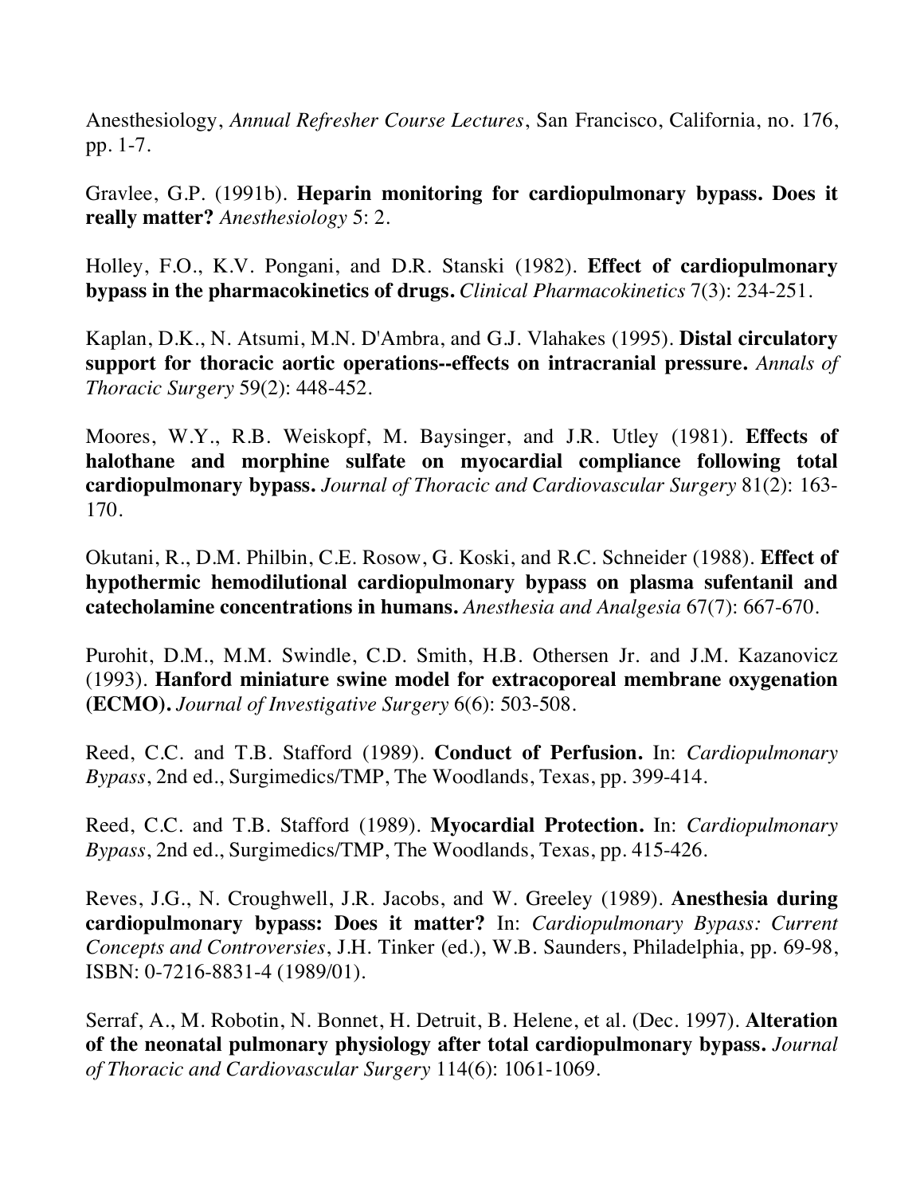Anesthesiology, *Annual Refresher Course Lectures*, San Francisco, California, no. 176, pp. 1-7.

Gravlee, G.P. (1991b). **Heparin monitoring for cardiopulmonary bypass. Does it really matter?** *Anesthesiology* 5: 2.

Holley, F.O., K.V. Pongani, and D.R. Stanski (1982). **Effect of cardiopulmonary bypass in the pharmacokinetics of drugs.** *Clinical Pharmacokinetics* 7(3): 234-251.

Kaplan, D.K., N. Atsumi, M.N. D'Ambra, and G.J. Vlahakes (1995). **Distal circulatory support for thoracic aortic operations--effects on intracranial pressure.** *Annals of Thoracic Surgery* 59(2): 448-452.

Moores, W.Y., R.B. Weiskopf, M. Baysinger, and J.R. Utley (1981). **Effects of halothane and morphine sulfate on myocardial compliance following total cardiopulmonary bypass.** *Journal of Thoracic and Cardiovascular Surgery* 81(2): 163-170.

Okutani, R., D.M. Philbin, C.E. Rosow, G. Koski, and R.C. Schneider (1988). **Effect of hypothermic hemodilutional cardiopulmonary bypass on plasma sufentanil and catecholamine concentrations in humans.** *Anesthesia and Analgesia* 67(7): 667-670.

Purohit, D.M., M.M. Swindle, C.D. Smith, H.B. Othersen Jr. and J.M. Kazanovicz (1993). **Hanford miniature swine model for extracoporeal membrane oxygenation (ECMO).** *Journal of Investigative Surgery* 6(6): 503-508.

Reed, C.C. and T.B. Stafford (1989). **Conduct of Perfusion.** In: *Cardiopulmonary Bypass*, 2nd ed., Surgimedics/TMP, The Woodlands, Texas, pp. 399-414.

Reed, C.C. and T.B. Stafford (1989). **Myocardial Protection.** In: *Cardiopulmonary Bypass*, 2nd ed., Surgimedics/TMP, The Woodlands, Texas, pp. 415-426.

Reves, J.G., N. Croughwell, J.R. Jacobs, and W. Greeley (1989). **Anesthesia during cardiopulmonary bypass: Does it matter?** In: *Cardiopulmonary Bypass: Current Concepts and Controversies*, J.H. Tinker (ed.), W.B. Saunders, Philadelphia, pp. 69-98, ISBN: 0-7216-8831-4 (1989/01).

Serraf, A., M. Robotin, N. Bonnet, H. Detruit, B. Helene, et al. (Dec. 1997). **Alteration of the neonatal pulmonary physiology after total cardiopulmonary bypass.** *Journal of Thoracic and Cardiovascular Surgery* 114(6): 1061-1069.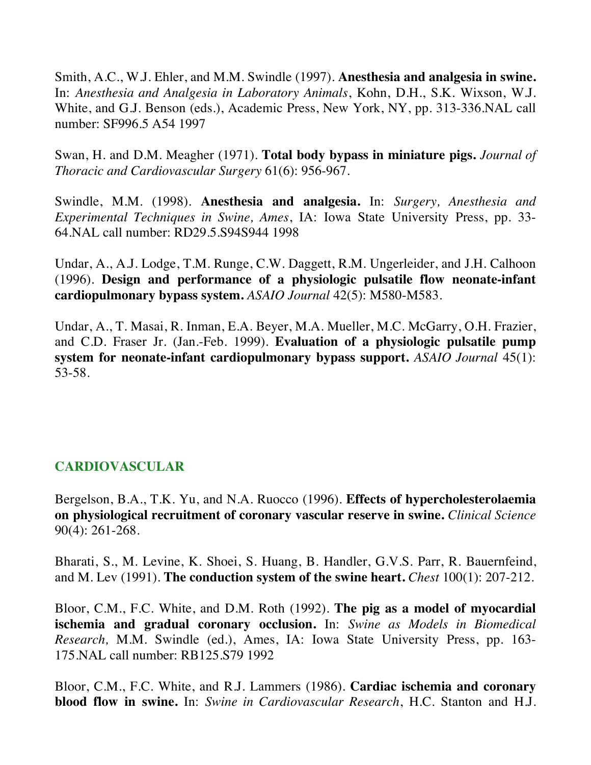Smith, A.C., W.J. Ehler, and M.M. Swindle (1997). **Anesthesia and analgesia in swine.** In: *Anesthesia and Analgesia in Laboratory Animals*, Kohn, D.H., S.K. Wixson, W.J. White, and G.J. Benson (eds.), Academic Press, New York, NY, pp. 313-336.NAL call number: SF996.5 A54 1997

Swan, H. and D.M. Meagher (1971). **Total body bypass in miniature pigs.** *Journal of Thoracic and Cardiovascular Surgery* 61(6): 956-967.

Swindle, M.M. (1998). **Anesthesia and analgesia.** In: *Surgery, Anesthesia and Experimental Techniques in Swine, Ames*, IA: Iowa State University Press, pp. 33-64.NAL call number: RD29.5.S94S944 1998

Undar, A., A.J. Lodge, T.M. Runge, C.W. Daggett, R.M. Ungerleider, and J.H. Calhoon (1996). **Design and performance of a physiologic pulsatile flow neonate-infant cardiopulmonary bypass system.** *ASAIO Journal* 42(5): M580-M583.

Undar, A., T. Masai, R. Inman, E.A. Beyer, M.A. Mueller, M.C. McGarry, O.H. Frazier, and C.D. Fraser Jr. (Jan.-Feb. 1999). **Evaluation of a physiologic pulsatile pump system for neonate-infant cardiopulmonary bypass support.** *ASAIO Journal* 45(1): 53-58.

## CARDIOVASCULAR

Bergelson, B.A., T.K. Yu, and N.A. Ruocco (1996). **Effects of hypercholesterolaemia on physiological recruitment of coronary vascular reserve in swine.** *Clinical Science* 90(4): 261-268.

Bharati, S., M. Levine, K. Shoei, S. Huang, B. Handler, G.V.S. Parr, R. Bauernfeind, and M. Lev (1991). **The conduction system of the swine heart.** *Chest* 100(1): 207-212.

Bloor, C.M., F.C. White, and D.M. Roth (1992). **The pig as a model of myocardial ischemia and gradual coronary occlusion.** In: *Swine as Models in Biomedical Research,* M.M. Swindle (ed.), Ames, IA: Iowa State University Press, pp. 163-175.NAL call number: RB125.S79 1992

Bloor, C.M., F.C. White, and R.J. Lammers (1986). **Cardiac ischemia and coronary blood flow in swine.** In: *Swine in Cardiovascular Research*, H.C. Stanton and H.J.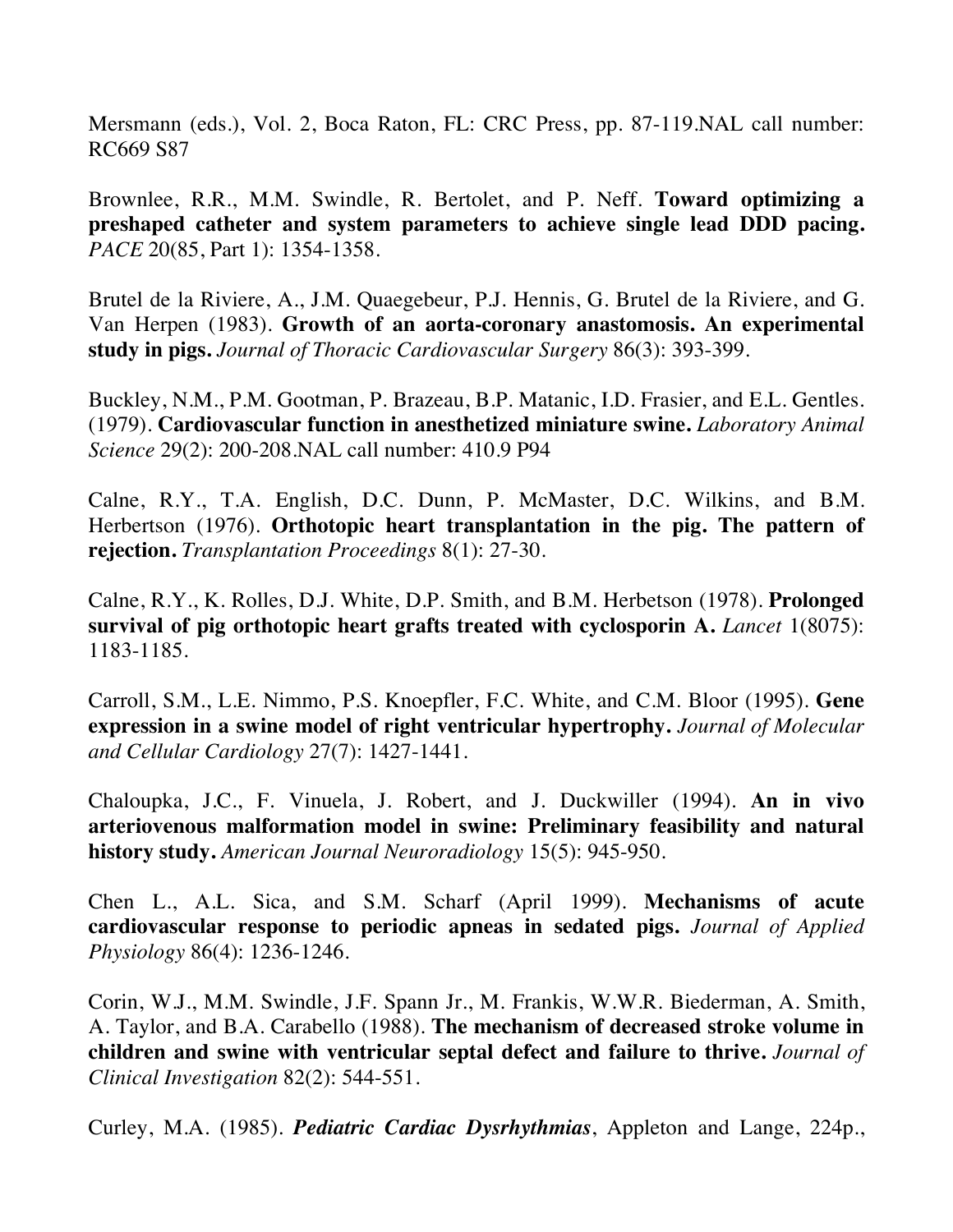Mersmann (eds.), Vol. 2, Boca Raton, FL: CRC Press, pp. 87-119.NAL call number: RC669 S87

Brownlee, R.R., M.M. Swindle, R. Bertolet, and P. Neff. **Toward optimizing a preshaped catheter and system parameters to achieve single lead DDD pacing.** *PACE* 20(85, Part 1): 1354-1358.

Brutel de la Riviere, A., J.M. Quaegebeur, P.J. Hennis, G. Brutel de la Riviere, and G. Van Herpen (1983). **Growth of an aorta-coronary anastomosis. An experimental study in pigs.** *Journal of Thoracic Cardiovascular Surgery* 86(3): 393-399.

Buckley, N.M., P.M. Gootman, P. Brazeau, B.P. Matanic, I.D. Frasier, and E.L. Gentles. (1979). **Cardiovascular function in anesthetized miniature swine.** *Laboratory Animal Science* 29(2): 200-208.NAL call number: 410.9 P94

Calne, R.Y., T.A. English, D.C. Dunn, P. McMaster, D.C. Wilkins, and B.M. Herbertson (1976). **Orthotopic heart transplantation in the pig. The pattern of rejection.** *Transplantation Proceedings* 8(1): 27-30.

Calne, R.Y., K. Rolles, D.J. White, D.P. Smith, and B.M. Herbetson (1978). **Prolonged survival of pig orthotopic heart grafts treated with cyclosporin A.** *Lancet* 1(8075): 1183-1185.

Carroll, S.M., L.E. Nimmo, P.S. Knoepfler, F.C. White, and C.M. Bloor (1995). **Gene expression in a swine model of right ventricular hypertrophy.** *Journal of Molecular and Cellular Cardiology* 27(7): 1427-1441.

Chaloupka, J.C., F. Vinuela, J. Robert, and J. Duckwiller (1994). **An in vivo arteriovenous malformation model in swine: Preliminary feasibility and natural history study.** *American Journal Neuroradiology* 15(5): 945-950.

Chen L., A.L. Sica, and S.M. Scharf (April 1999). **Mechanisms of acute cardiovascular response to periodic apneas in sedated pigs.** *Journal of Applied Physiology* 86(4): 1236-1246.

Corin, W.J., M.M. Swindle, J.F. Spann Jr., M. Frankis, W.W.R. Biederman, A. Smith, A. Taylor, and B.A. Carabello (1988). **The mechanism of decreased stroke volume in children and swine with ventricular septal defect and failure to thrive.** *Journal of Clinical Investigation* 82(2): 544-551.

Curley, M.A. (1985). ***Pediatric Cardiac Dysrhythmias***, Appleton and Lange, 224p.,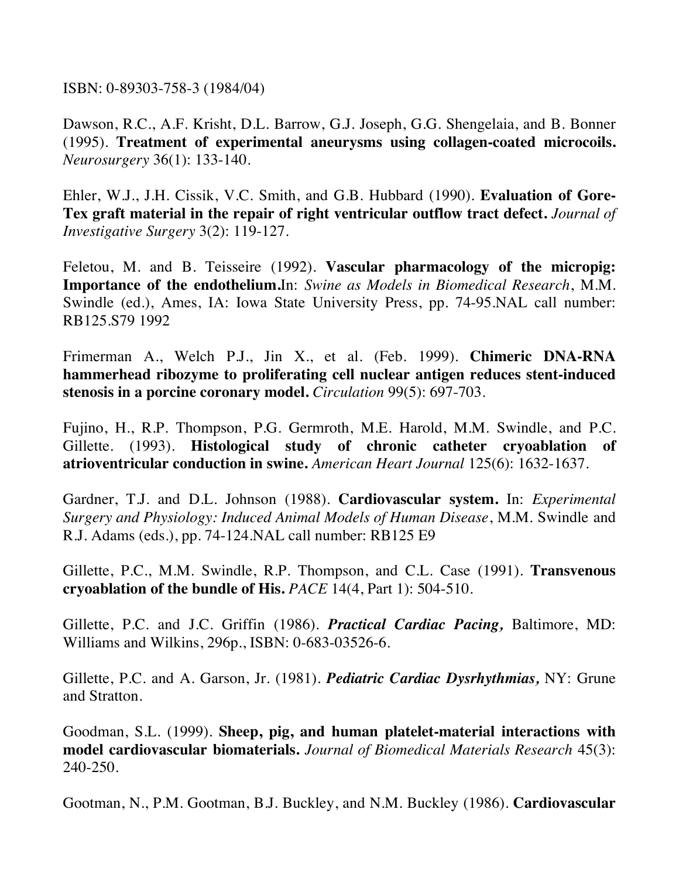ISBN: 0-89303-758-3 (1984/04)

Dawson, R.C., A.F. Krisht, D.L. Barrow, G.J. Joseph, G.G. Shengelaia, and B. Bonner (1995). **Treatment of experimental aneurysms using collagen-coated microcoils.** *Neurosurgery* 36(1): 133-140.

Ehler, W.J., J.H. Cissik, V.C. Smith, and G.B. Hubbard (1990). **Evaluation of Gore-Tex graft material in the repair of right ventricular outflow tract defect.** *Journal of Investigative Surgery* 3(2): 119-127.

Feletou, M. and B. Teisseire (1992). **Vascular pharmacology of the micropig: Importance of the endothelium.**In: *Swine as Models in Biomedical Research*, M.M. Swindle (ed.), Ames, IA: Iowa State University Press, pp. 74-95.NAL call number: RB125.S79 1992

Frimerman A., Welch P.J., Jin X., et al. (Feb. 1999). **Chimeric DNA-RNA hammerhead ribozyme to proliferating cell nuclear antigen reduces stent-induced stenosis in a porcine coronary model.** *Circulation* 99(5): 697-703.

Fujino, H., R.P. Thompson, P.G. Germroth, M.E. Harold, M.M. Swindle, and P.C. Gillette. (1993). **Histological study of chronic catheter cryoablation of atrioventricular conduction in swine.** *American Heart Journal* 125(6): 1632-1637.

Gardner, T.J. and D.L. Johnson (1988). **Cardiovascular system.** In: *Experimental Surgery and Physiology: Induced Animal Models of Human Disease*, M.M. Swindle and R.J. Adams (eds.), pp. 74-124.NAL call number: RB125 E9

Gillette, P.C., M.M. Swindle, R.P. Thompson, and C.L. Case (1991). **Transvenous cryoablation of the bundle of His.** *PACE* 14(4, Part 1): 504-510.

Gillette, P.C. and J.C. Griffin (1986). ***Practical Cardiac Pacing,*** Baltimore, MD: Williams and Wilkins, 296p., ISBN: 0-683-03526-6.

Gillette, P.C. and A. Garson, Jr. (1981). ***Pediatric Cardiac Dysrhythmias,*** NY: Grune and Stratton.

Goodman, S.L. (1999). **Sheep, pig, and human platelet-material interactions with model cardiovascular biomaterials.** *Journal of Biomedical Materials Research* 45(3): 240-250.

Gootman, N., P.M. Gootman, B.J. Buckley, and N.M. Buckley (1986). **Cardiovascular**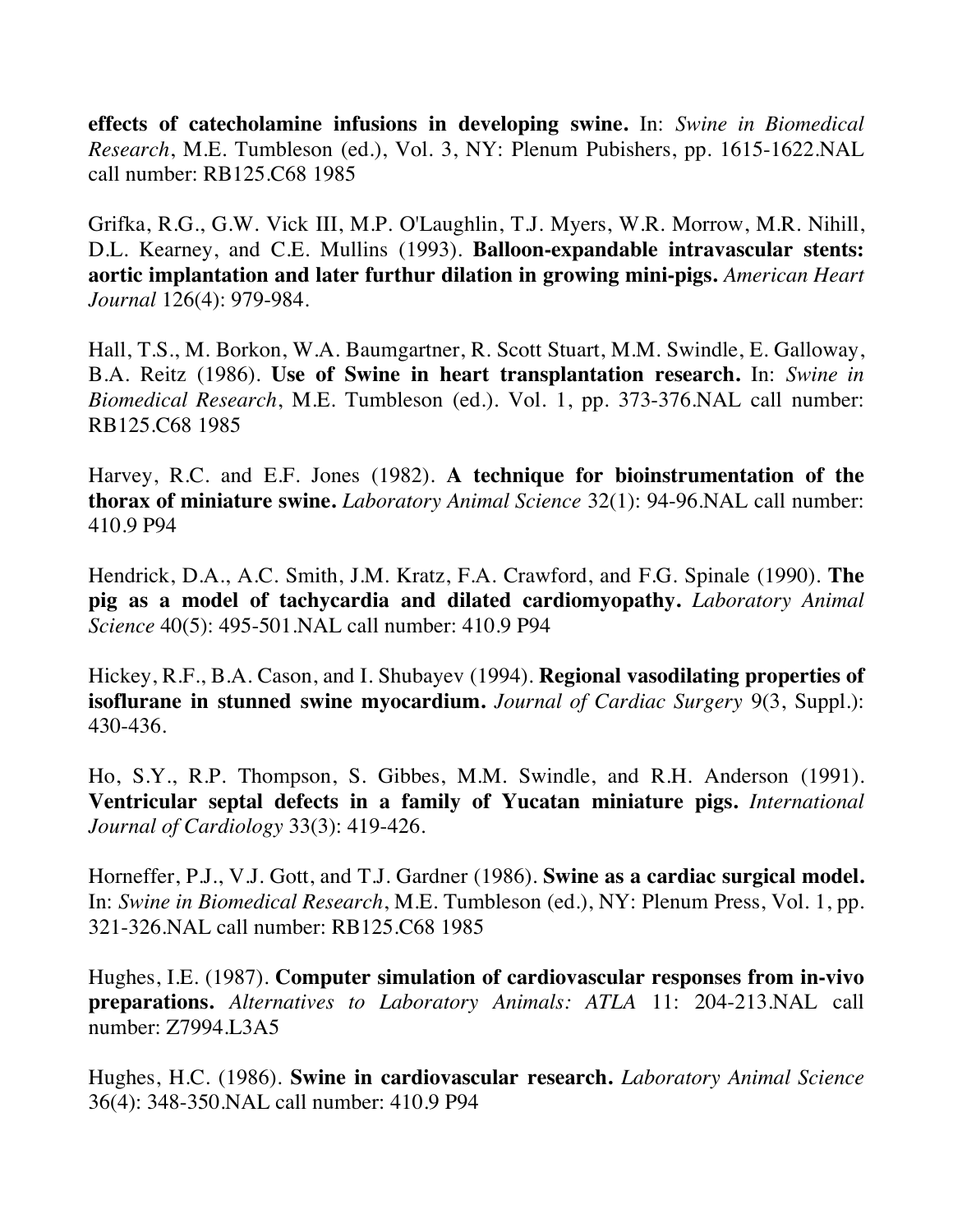**effects of catecholamine infusions in developing swine.** In: *Swine in Biomedical Research*, M.E. Tumbleson (ed.), Vol. 3, NY: Plenum Pubishers, pp. 1615-1622.NAL call number: RB125.C68 1985

Grifka, R.G., G.W. Vick III, M.P. O'Laughlin, T.J. Myers, W.R. Morrow, M.R. Nihill, D.L. Kearney, and C.E. Mullins (1993). **Balloon-expandable intravascular stents: aortic implantation and later furthur dilation in growing mini-pigs.** *American Heart Journal* 126(4): 979-984.

Hall, T.S., M. Borkon, W.A. Baumgartner, R. Scott Stuart, M.M. Swindle, E. Galloway, B.A. Reitz (1986). **Use of Swine in heart transplantation research.** In: *Swine in Biomedical Research*, M.E. Tumbleson (ed.). Vol. 1, pp. 373-376.NAL call number: RB125.C68 1985

Harvey, R.C. and E.F. Jones (1982). **A technique for bioinstrumentation of the thorax of miniature swine.** *Laboratory Animal Science* 32(1): 94-96.NAL call number: 410.9 P94

Hendrick, D.A., A.C. Smith, J.M. Kratz, F.A. Crawford, and F.G. Spinale (1990). **The pig as a model of tachycardia and dilated cardiomyopathy.** *Laboratory Animal Science* 40(5): 495-501.NAL call number: 410.9 P94

Hickey, R.F., B.A. Cason, and I. Shubayev (1994). **Regional vasodilating properties of isoflurane in stunned swine myocardium.** *Journal of Cardiac Surgery* 9(3, Suppl.): 430-436.

Ho, S.Y., R.P. Thompson, S. Gibbes, M.M. Swindle, and R.H. Anderson (1991). **Ventricular septal defects in a family of Yucatan miniature pigs.** *International Journal of Cardiology* 33(3): 419-426.

Horneffer, P.J., V.J. Gott, and T.J. Gardner (1986). **Swine as a cardiac surgical model.** In: *Swine in Biomedical Research*, M.E. Tumbleson (ed.), NY: Plenum Press, Vol. 1, pp. 321-326.NAL call number: RB125.C68 1985

Hughes, I.E. (1987). **Computer simulation of cardiovascular responses from in-vivo preparations.** *Alternatives to Laboratory Animals: ATLA* 11: 204-213.NAL call number: Z7994.L3A5

Hughes, H.C. (1986). **Swine in cardiovascular research.** *Laboratory Animal Science* 36(4): 348-350.NAL call number: 410.9 P94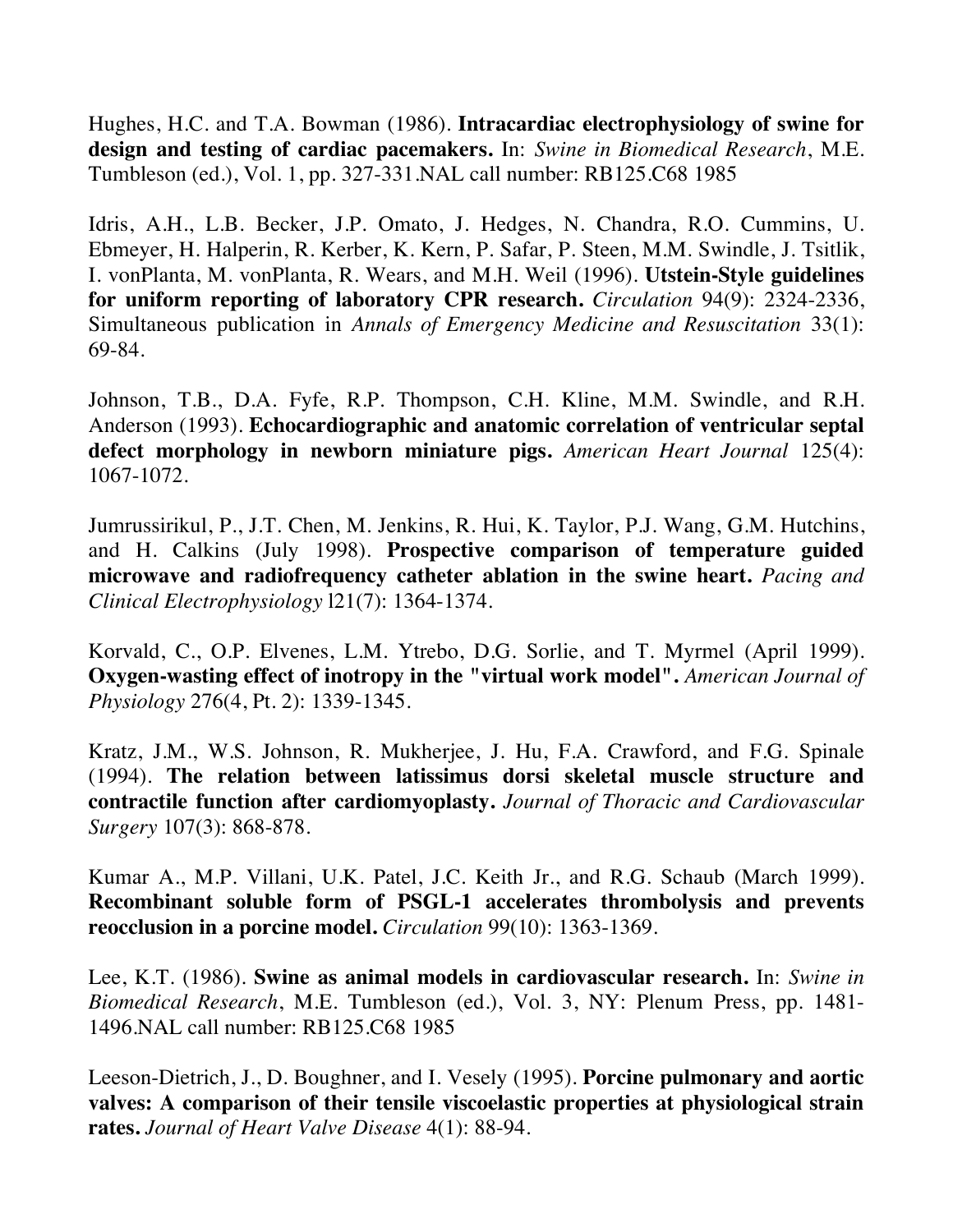Hughes, H.C. and T.A. Bowman (1986). **Intracardiac electrophysiology of swine for design and testing of cardiac pacemakers.** In: *Swine in Biomedical Research*, M.E. Tumbleson (ed.), Vol. 1, pp. 327-331.NAL call number: RB125.C68 1985

Idris, A.H., L.B. Becker, J.P. Omato, J. Hedges, N. Chandra, R.O. Cummins, U. Ebmeyer, H. Halperin, R. Kerber, K. Kern, P. Safar, P. Steen, M.M. Swindle, J. Tsitlik, I. vonPlanta, M. vonPlanta, R. Wears, and M.H. Weil (1996). **Utstein-Style guidelines for uniform reporting of laboratory CPR research.** *Circulation* 94(9): 2324-2336, Simultaneous publication in *Annals of Emergency Medicine and Resuscitation* 33(1): 69-84.

Johnson, T.B., D.A. Fyfe, R.P. Thompson, C.H. Kline, M.M. Swindle, and R.H. Anderson (1993). **Echocardiographic and anatomic correlation of ventricular septal defect morphology in newborn miniature pigs.** *American Heart Journal* 125(4): 1067-1072.

Jumrussirikul, P., J.T. Chen, M. Jenkins, R. Hui, K. Taylor, P.J. Wang, G.M. Hutchins, and H. Calkins (July 1998). **Prospective comparison of temperature guided microwave and radiofrequency catheter ablation in the swine heart.** *Pacing and Clinical Electrophysiology* l21(7): 1364-1374.

Korvald, C., O.P. Elvenes, L.M. Ytrebo, D.G. Sorlie, and T. Myrmel (April 1999). **Oxygen-wasting effect of inotropy in the "virtual work model".** *American Journal of Physiology* 276(4, Pt. 2): 1339-1345.

Kratz, J.M., W.S. Johnson, R. Mukherjee, J. Hu, F.A. Crawford, and F.G. Spinale (1994). **The relation between latissimus dorsi skeletal muscle structure and contractile function after cardiomyoplasty.** *Journal of Thoracic and Cardiovascular Surgery* 107(3): 868-878.

Kumar A., M.P. Villani, U.K. Patel, J.C. Keith Jr., and R.G. Schaub (March 1999). **Recombinant soluble form of PSGL-1 accelerates thrombolysis and prevents reocclusion in a porcine model.** *Circulation* 99(10): 1363-1369.

Lee, K.T. (1986). **Swine as animal models in cardiovascular research.** In: *Swine in Biomedical Research*, M.E. Tumbleson (ed.), Vol. 3, NY: Plenum Press, pp. 1481-1496.NAL call number: RB125.C68 1985

Leeson-Dietrich, J., D. Boughner, and I. Vesely (1995). **Porcine pulmonary and aortic valves: A comparison of their tensile viscoelastic properties at physiological strain rates.** *Journal of Heart Valve Disease* 4(1): 88-94.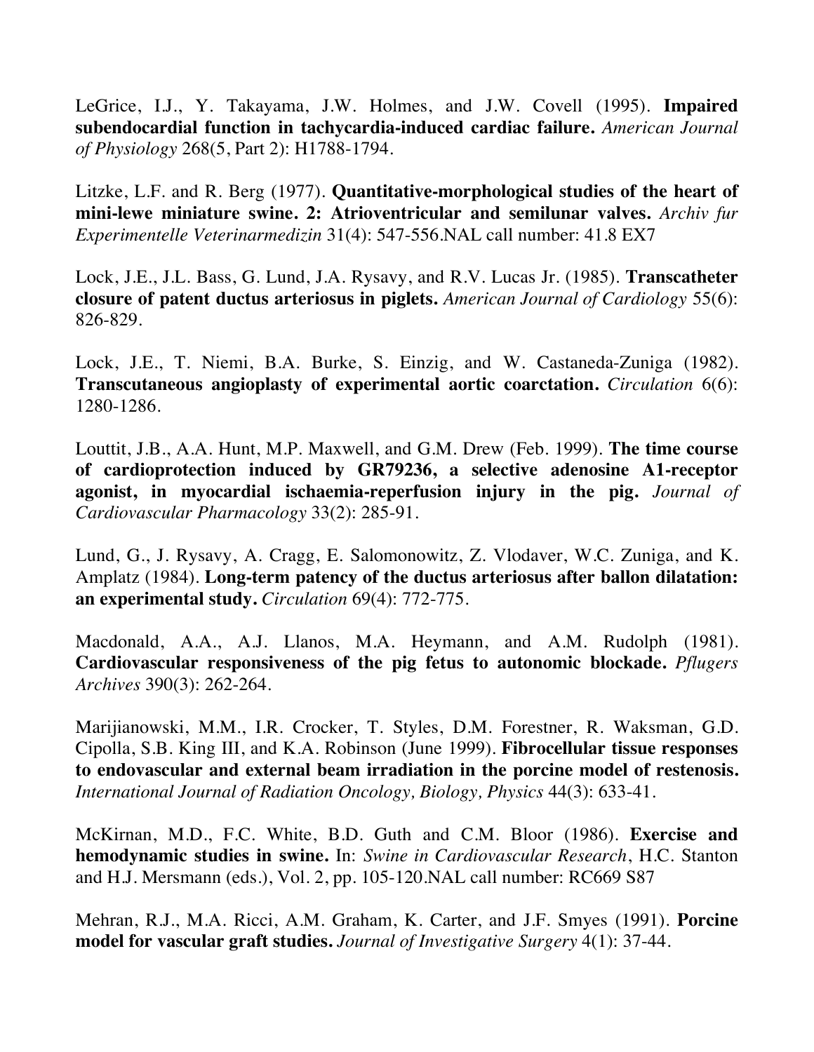LeGrice, I.J., Y. Takayama, J.W. Holmes, and J.W. Covell (1995). **Impaired subendocardial function in tachycardia-induced cardiac failure.** *American Journal of Physiology* 268(5, Part 2): H1788-1794.

Litzke, L.F. and R. Berg (1977). **Quantitative-morphological studies of the heart of mini-lewe miniature swine. 2: Atrioventricular and semilunar valves.** *Archiv fur Experimentelle Veterinarmedizin* 31(4): 547-556.NAL call number: 41.8 EX7

Lock, J.E., J.L. Bass, G. Lund, J.A. Rysavy, and R.V. Lucas Jr. (1985). **Transcatheter closure of patent ductus arteriosus in piglets.** *American Journal of Cardiology* 55(6): 826-829.

Lock, J.E., T. Niemi, B.A. Burke, S. Einzig, and W. Castaneda-Zuniga (1982). **Transcutaneous angioplasty of experimental aortic coarctation.** *Circulation* 6(6): 1280-1286.

Louttit, J.B., A.A. Hunt, M.P. Maxwell, and G.M. Drew (Feb. 1999). **The time course of cardioprotection induced by GR79236, a selective adenosine A1-receptor agonist, in myocardial ischaemia-reperfusion injury in the pig.** *Journal of Cardiovascular Pharmacology* 33(2): 285-91.

Lund, G., J. Rysavy, A. Cragg, E. Salomonowitz, Z. Vlodaver, W.C. Zuniga, and K. Amplatz (1984). **Long-term patency of the ductus arteriosus after ballon dilatation: an experimental study.** *Circulation* 69(4): 772-775.

Macdonald, A.A., A.J. Llanos, M.A. Heymann, and A.M. Rudolph (1981). **Cardiovascular responsiveness of the pig fetus to autonomic blockade.** *Pflugers Archives* 390(3): 262-264.

Marijianowski, M.M., I.R. Crocker, T. Styles, D.M. Forestner, R. Waksman, G.D. Cipolla, S.B. King III, and K.A. Robinson (June 1999). **Fibrocellular tissue responses to endovascular and external beam irradiation in the porcine model of restenosis.** *International Journal of Radiation Oncology, Biology, Physics* 44(3): 633-41.

McKirnan, M.D., F.C. White, B.D. Guth and C.M. Bloor (1986). **Exercise and hemodynamic studies in swine.** In: *Swine in Cardiovascular Research*, H.C. Stanton and H.J. Mersmann (eds.), Vol. 2, pp. 105-120.NAL call number: RC669 S87

Mehran, R.J., M.A. Ricci, A.M. Graham, K. Carter, and J.F. Smyes (1991). **Porcine model for vascular graft studies.** *Journal of Investigative Surgery* 4(1): 37-44.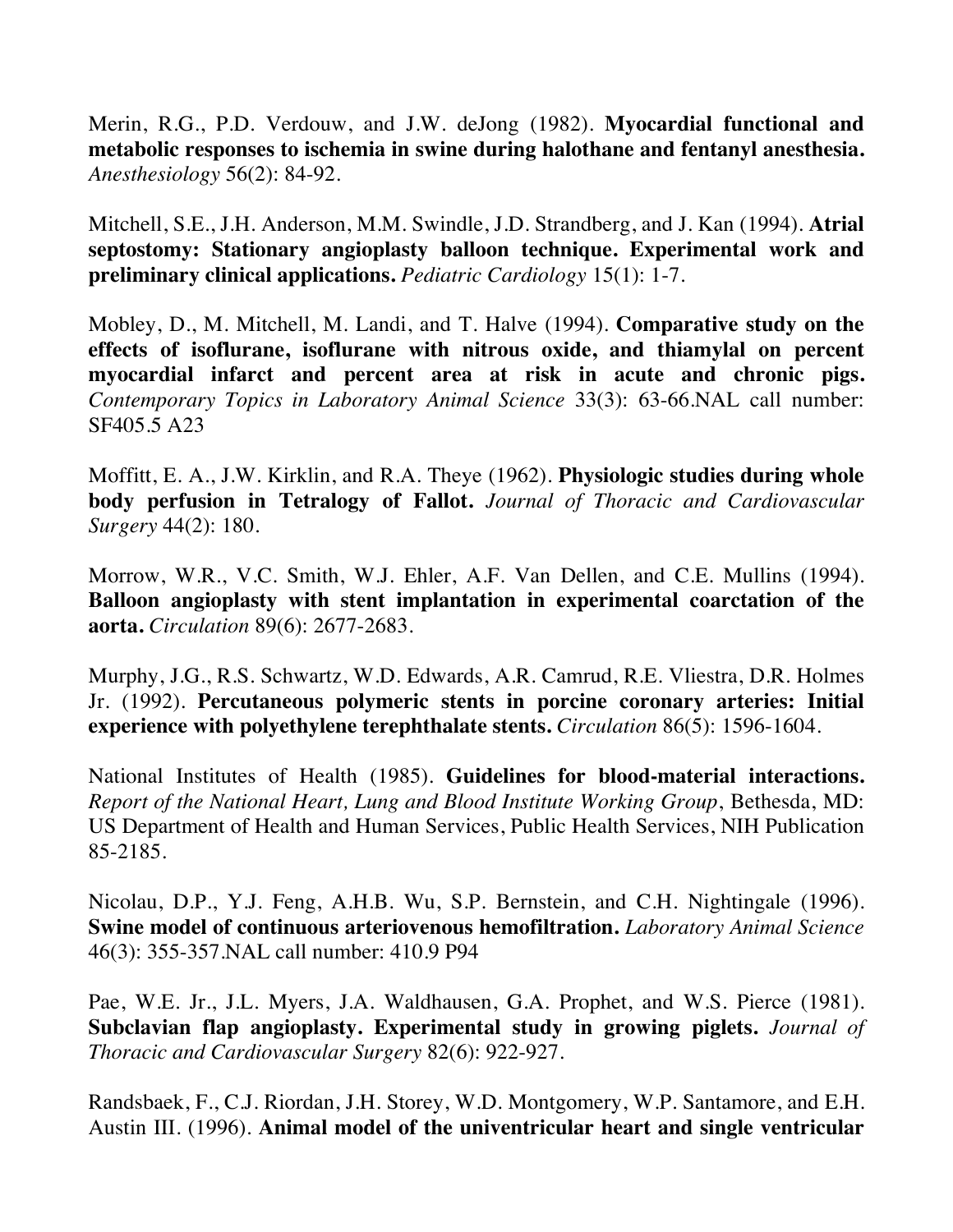Merin, R.G., P.D. Verdouw, and J.W. deJong (1982). **Myocardial functional and metabolic responses to ischemia in swine during halothane and fentanyl anesthesia.** *Anesthesiology* 56(2): 84-92.

Mitchell, S.E., J.H. Anderson, M.M. Swindle, J.D. Strandberg, and J. Kan (1994). **Atrial septostomy: Stationary angioplasty balloon technique. Experimental work and preliminary clinical applications.** *Pediatric Cardiology* 15(1): 1-7.

Mobley, D., M. Mitchell, M. Landi, and T. Halve (1994). **Comparative study on the effects of isoflurane, isoflurane with nitrous oxide, and thiamylal on percent myocardial infarct and percent area at risk in acute and chronic pigs.** *Contemporary Topics in Laboratory Animal Science* 33(3): 63-66.NAL call number: SF405.5 A23

Moffitt, E. A., J.W. Kirklin, and R.A. Theye (1962). **Physiologic studies during whole body perfusion in Tetralogy of Fallot.** *Journal of Thoracic and Cardiovascular Surgery* 44(2): 180.

Morrow, W.R., V.C. Smith, W.J. Ehler, A.F. Van Dellen, and C.E. Mullins (1994). **Balloon angioplasty with stent implantation in experimental coarctation of the aorta.** *Circulation* 89(6): 2677-2683.

Murphy, J.G., R.S. Schwartz, W.D. Edwards, A.R. Camrud, R.E. Vliestra, D.R. Holmes Jr. (1992). **Percutaneous polymeric stents in porcine coronary arteries: Initial experience with polyethylene terephthalate stents.** *Circulation* 86(5): 1596-1604.

National Institutes of Health (1985). **Guidelines for blood-material interactions.** *Report of the National Heart, Lung and Blood Institute Working Group*, Bethesda, MD: US Department of Health and Human Services, Public Health Services, NIH Publication 85-2185.

Nicolau, D.P., Y.J. Feng, A.H.B. Wu, S.P. Bernstein, and C.H. Nightingale (1996). **Swine model of continuous arteriovenous hemofiltration.** *Laboratory Animal Science* 46(3): 355-357.NAL call number: 410.9 P94

Pae, W.E. Jr., J.L. Myers, J.A. Waldhausen, G.A. Prophet, and W.S. Pierce (1981). **Subclavian flap angioplasty. Experimental study in growing piglets.** *Journal of Thoracic and Cardiovascular Surgery* 82(6): 922-927.

Randsbaek, F., C.J. Riordan, J.H. Storey, W.D. Montgomery, W.P. Santamore, and E.H. Austin III. (1996). **Animal model of the univentricular heart and single ventricular**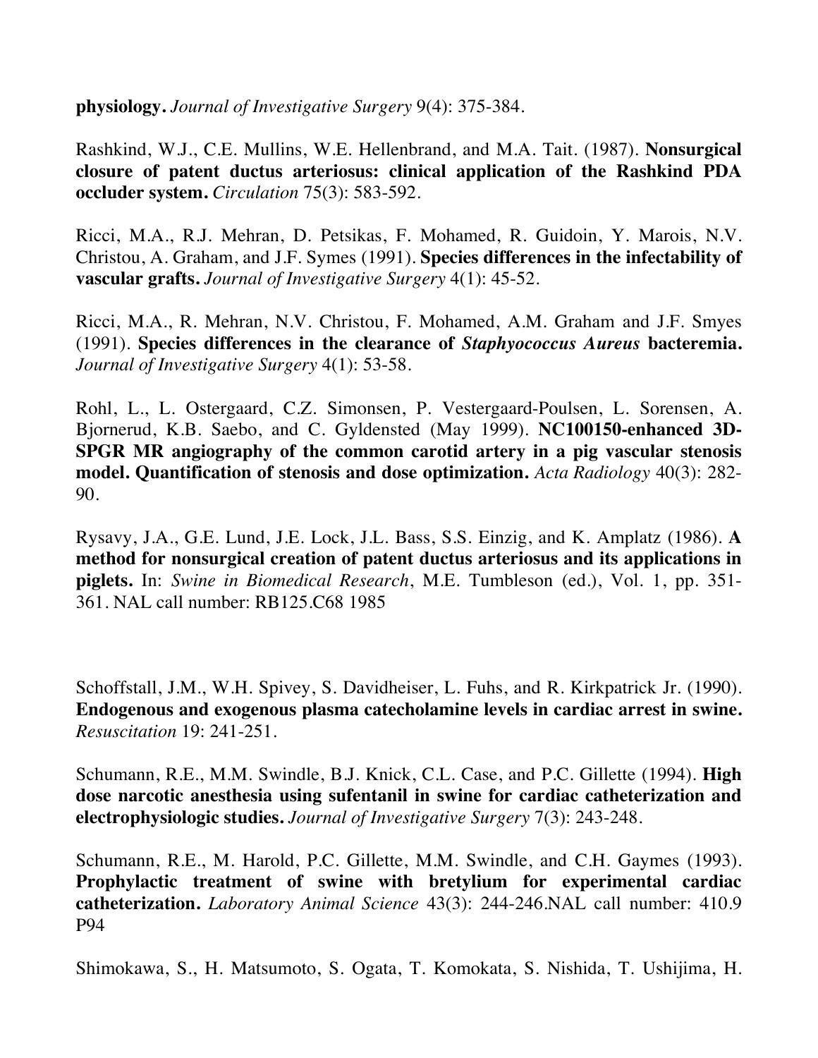**physiology.** *Journal of Investigative Surgery* 9(4): 375-384.

Rashkind, W.J., C.E. Mullins, W.E. Hellenbrand, and M.A. Tait. (1987). **Nonsurgical closure of patent ductus arteriosus: clinical application of the Rashkind PDA occluder system.** *Circulation* 75(3): 583-592.

Ricci, M.A., R.J. Mehran, D. Petsikas, F. Mohamed, R. Guidoin, Y. Marois, N.V. Christou, A. Graham, and J.F. Symes (1991). **Species differences in the infectability of vascular grafts.** *Journal of Investigative Surgery* 4(1): 45-52.

Ricci, M.A., R. Mehran, N.V. Christou, F. Mohamed, A.M. Graham and J.F. Smyes (1991). **Species differences in the clearance of *Staphyococcus Aureus* bacteremia.** *Journal of Investigative Surgery* 4(1): 53-58.

Rohl, L., L. Ostergaard, C.Z. Simonsen, P. Vestergaard-Poulsen, L. Sorensen, A. Bjornerud, K.B. Saebo, and C. Gyldensted (May 1999). **NC100150-enhanced 3D-SPGR MR angiography of the common carotid artery in a pig vascular stenosis model. Quantification of stenosis and dose optimization.** *Acta Radiology* 40(3): 282-90.

Rysavy, J.A., G.E. Lund, J.E. Lock, J.L. Bass, S.S. Einzig, and K. Amplatz (1986). **A method for nonsurgical creation of patent ductus arteriosus and its applications in piglets.** In: *Swine in Biomedical Research*, M.E. Tumbleson (ed.), Vol. 1, pp. 351-361. NAL call number: RB125.C68 1985

Schoffstall, J.M., W.H. Spivey, S. Davidheiser, L. Fuhs, and R. Kirkpatrick Jr. (1990). **Endogenous and exogenous plasma catecholamine levels in cardiac arrest in swine.** *Resuscitation* 19: 241-251.

Schumann, R.E., M.M. Swindle, B.J. Knick, C.L. Case, and P.C. Gillette (1994). **High dose narcotic anesthesia using sufentanil in swine for cardiac catheterization and electrophysiologic studies.** *Journal of Investigative Surgery* 7(3): 243-248.

Schumann, R.E., M. Harold, P.C. Gillette, M.M. Swindle, and C.H. Gaymes (1993). **Prophylactic treatment of swine with bretylium for experimental cardiac catheterization.** *Laboratory Animal Science* 43(3): 244-246.NAL call number: 410.9 P94

Shimokawa, S., H. Matsumoto, S. Ogata, T. Komokata, S. Nishida, T. Ushijima, H.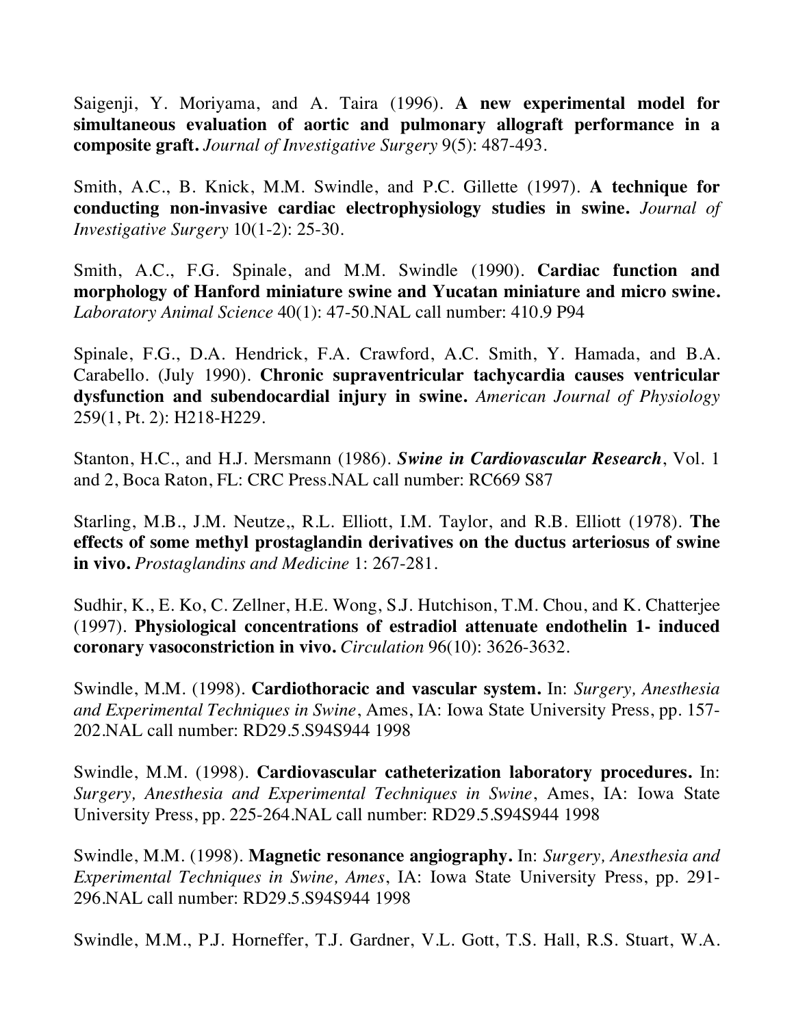Saigenji, Y. Moriyama, and A. Taira (1996). **A new experimental model for simultaneous evaluation of aortic and pulmonary allograft performance in a composite graft.** *Journal of Investigative Surgery* 9(5): 487-493.

Smith, A.C., B. Knick, M.M. Swindle, and P.C. Gillette (1997). **A technique for conducting non-invasive cardiac electrophysiology studies in swine.** *Journal of Investigative Surgery* 10(1-2): 25-30.

Smith, A.C., F.G. Spinale, and M.M. Swindle (1990). **Cardiac function and morphology of Hanford miniature swine and Yucatan miniature and micro swine.** *Laboratory Animal Science* 40(1): 47-50.NAL call number: 410.9 P94

Spinale, F.G., D.A. Hendrick, F.A. Crawford, A.C. Smith, Y. Hamada, and B.A. Carabello. (July 1990). **Chronic supraventricular tachycardia causes ventricular dysfunction and subendocardial injury in swine.** *American Journal of Physiology* 259(1, Pt. 2): H218-H229.

Stanton, H.C., and H.J. Mersmann (1986). ***Swine in Cardiovascular Research***, Vol. 1 and 2, Boca Raton, FL: CRC Press.NAL call number: RC669 S87

Starling, M.B., J.M. Neutze,, R.L. Elliott, I.M. Taylor, and R.B. Elliott (1978). **The effects of some methyl prostaglandin derivatives on the ductus arteriosus of swine in vivo.** *Prostaglandins and Medicine* 1: 267-281.

Sudhir, K., E. Ko, C. Zellner, H.E. Wong, S.J. Hutchison, T.M. Chou, and K. Chatterjee (1997). **Physiological concentrations of estradiol attenuate endothelin 1- induced coronary vasoconstriction in vivo.** *Circulation* 96(10): 3626-3632.

Swindle, M.M. (1998). **Cardiothoracic and vascular system.** In: *Surgery, Anesthesia and Experimental Techniques in Swine*, Ames, IA: Iowa State University Press, pp. 157-202.NAL call number: RD29.5.S94S944 1998

Swindle, M.M. (1998). **Cardiovascular catheterization laboratory procedures.** In: *Surgery, Anesthesia and Experimental Techniques in Swine*, Ames, IA: Iowa State University Press, pp. 225-264.NAL call number: RD29.5.S94S944 1998

Swindle, M.M. (1998). **Magnetic resonance angiography.** In: *Surgery, Anesthesia and Experimental Techniques in Swine, Ames*, IA: Iowa State University Press, pp. 291-296.NAL call number: RD29.5.S94S944 1998

Swindle, M.M., P.J. Horneffer, T.J. Gardner, V.L. Gott, T.S. Hall, R.S. Stuart, W.A.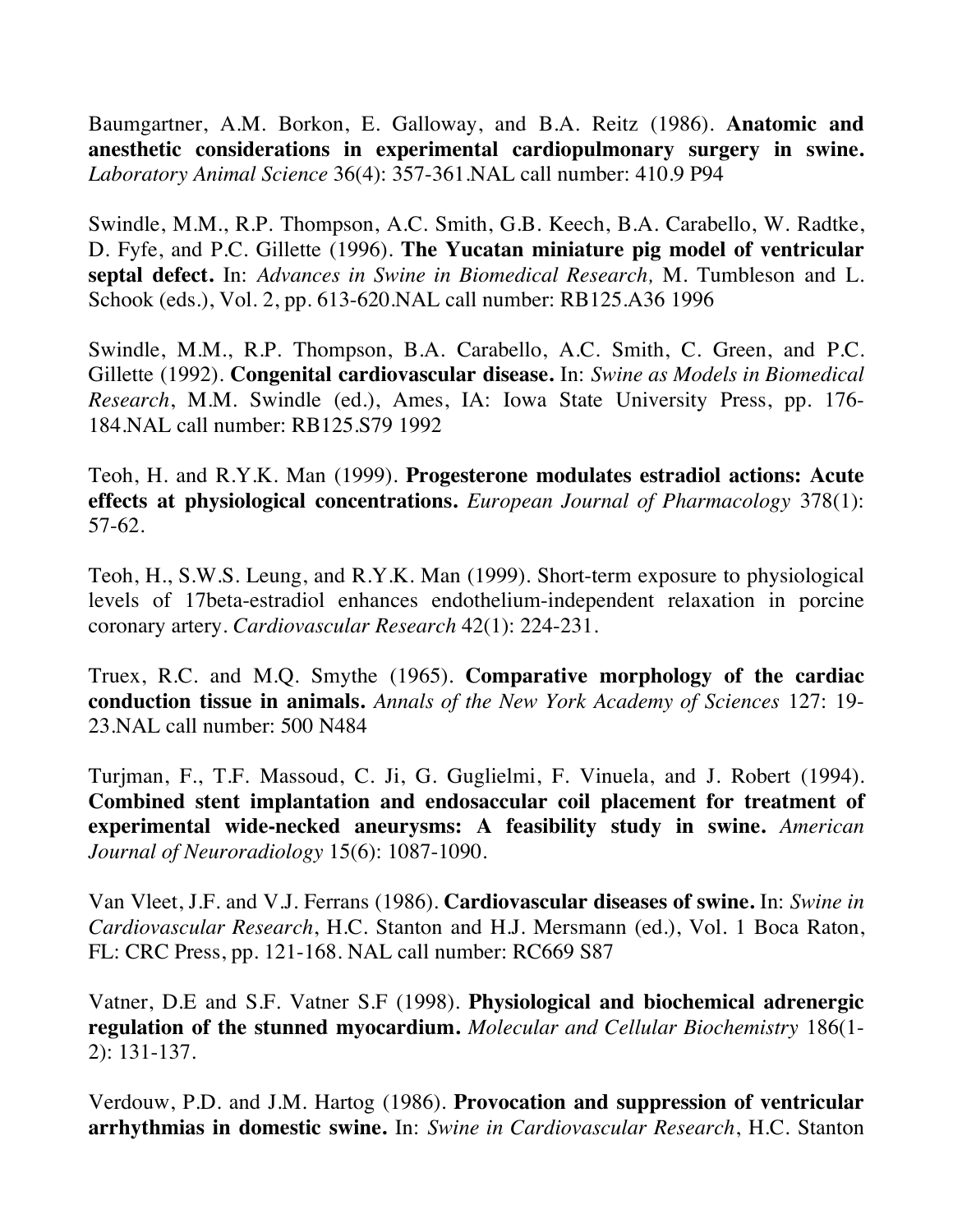Baumgartner, A.M. Borkon, E. Galloway, and B.A. Reitz (1986). **Anatomic and anesthetic considerations in experimental cardiopulmonary surgery in swine.** *Laboratory Animal Science* 36(4): 357-361.NAL call number: 410.9 P94

Swindle, M.M., R.P. Thompson, A.C. Smith, G.B. Keech, B.A. Carabello, W. Radtke, D. Fyfe, and P.C. Gillette (1996). **The Yucatan miniature pig model of ventricular septal defect.** In: *Advances in Swine in Biomedical Research,* M. Tumbleson and L. Schook (eds.), Vol. 2, pp. 613-620.NAL call number: RB125.A36 1996

Swindle, M.M., R.P. Thompson, B.A. Carabello, A.C. Smith, C. Green, and P.C. Gillette (1992). **Congenital cardiovascular disease.** In: *Swine as Models in Biomedical Research*, M.M. Swindle (ed.), Ames, IA: Iowa State University Press, pp. 176-184.NAL call number: RB125.S79 1992

Teoh, H. and R.Y.K. Man (1999). **Progesterone modulates estradiol actions: Acute effects at physiological concentrations.** *European Journal of Pharmacology* 378(1): 57-62.

Teoh, H., S.W.S. Leung, and R.Y.K. Man (1999). Short-term exposure to physiological levels of 17beta-estradiol enhances endothelium-independent relaxation in porcine coronary artery. *Cardiovascular Research* 42(1): 224-231.

Truex, R.C. and M.Q. Smythe (1965). **Comparative morphology of the cardiac conduction tissue in animals.** *Annals of the New York Academy of Sciences* 127: 19-23.NAL call number: 500 N484

Turjman, F., T.F. Massoud, C. Ji, G. Guglielmi, F. Vinuela, and J. Robert (1994). **Combined stent implantation and endosaccular coil placement for treatment of experimental wide-necked aneurysms: A feasibility study in swine.** *American Journal of Neuroradiology* 15(6): 1087-1090.

Van Vleet, J.F. and V.J. Ferrans (1986). **Cardiovascular diseases of swine.** In: *Swine in Cardiovascular Research*, H.C. Stanton and H.J. Mersmann (ed.), Vol. 1 Boca Raton, FL: CRC Press, pp. 121-168. NAL call number: RC669 S87

Vatner, D.E and S.F. Vatner S.F (1998). **Physiological and biochemical adrenergic regulation of the stunned myocardium.** *Molecular and Cellular Biochemistry* 186(1-2): 131-137.

Verdouw, P.D. and J.M. Hartog (1986). **Provocation and suppression of ventricular arrhythmias in domestic swine.** In: *Swine in Cardiovascular Research*, H.C. Stanton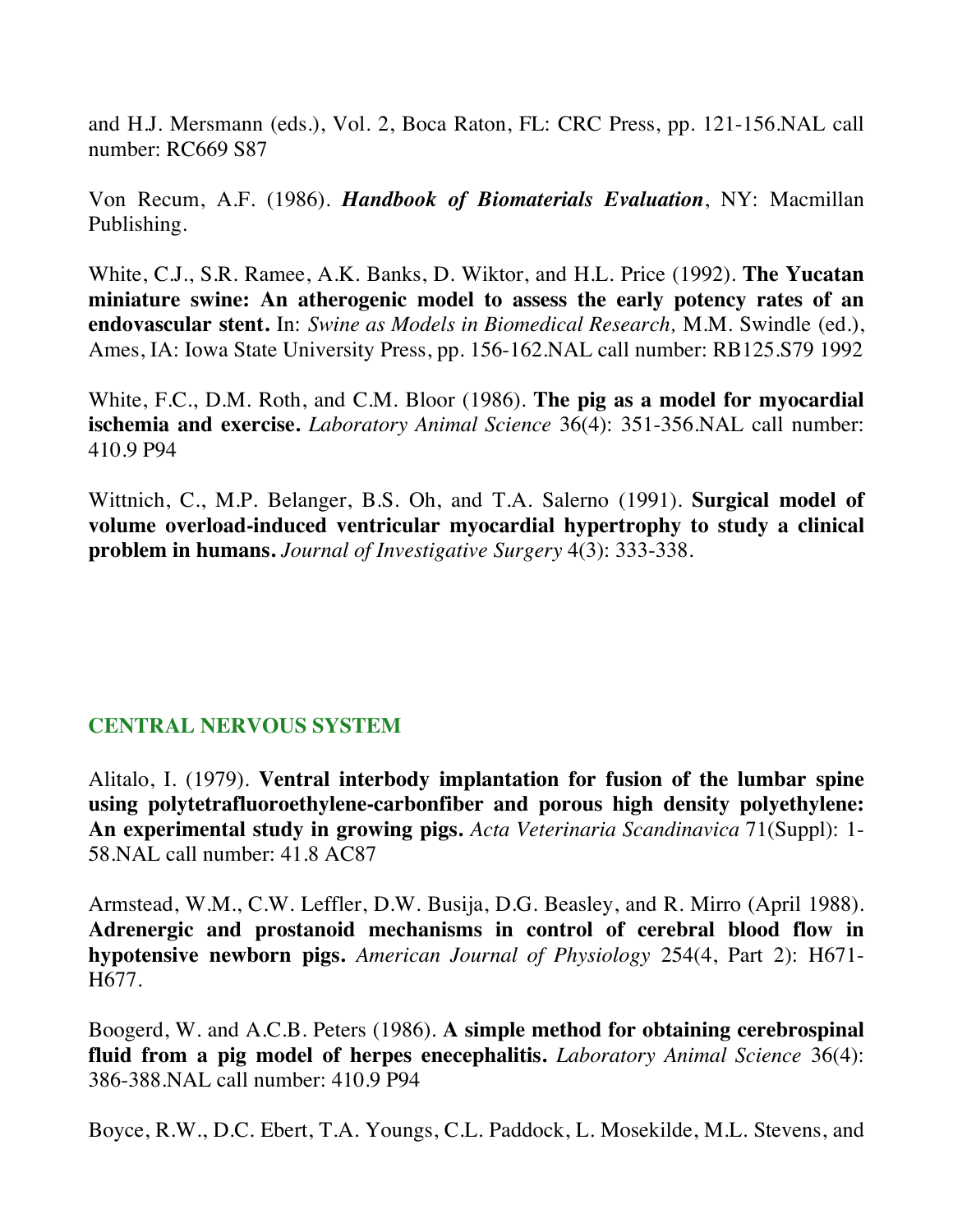and H.J. Mersmann (eds.), Vol. 2, Boca Raton, FL: CRC Press, pp. 121-156.NAL call number: RC669 S87

Von Recum, A.F. (1986). ***Handbook of Biomaterials Evaluation***, NY: Macmillan Publishing.

White, C.J., S.R. Ramee, A.K. Banks, D. Wiktor, and H.L. Price (1992). **The Yucatan miniature swine: An atherogenic model to assess the early potency rates of an endovascular stent.** In: *Swine as Models in Biomedical Research,* M.M. Swindle (ed.), Ames, IA: Iowa State University Press, pp. 156-162.NAL call number: RB125.S79 1992

White, F.C., D.M. Roth, and C.M. Bloor (1986). **The pig as a model for myocardial ischemia and exercise.** *Laboratory Animal Science* 36(4): 351-356.NAL call number: 410.9 P94

Wittnich, C., M.P. Belanger, B.S. Oh, and T.A. Salerno (1991). **Surgical model of volume overload-induced ventricular myocardial hypertrophy to study a clinical problem in humans.** *Journal of Investigative Surgery* 4(3): 333-338.

## CENTRAL NERVOUS SYSTEM

Alitalo, I. (1979). **Ventral interbody implantation for fusion of the lumbar spine using polytetrafluoroethylene-carbonfiber and porous high density polyethylene: An experimental study in growing pigs.** *Acta Veterinaria Scandinavica* 71(Suppl): 1-58.NAL call number: 41.8 AC87

Armstead, W.M., C.W. Leffler, D.W. Busija, D.G. Beasley, and R. Mirro (April 1988). **Adrenergic and prostanoid mechanisms in control of cerebral blood flow in hypotensive newborn pigs.** *American Journal of Physiology* 254(4, Part 2): H671-H677.

Boogerd, W. and A.C.B. Peters (1986). **A simple method for obtaining cerebrospinal fluid from a pig model of herpes enecephalitis.** *Laboratory Animal Science* 36(4): 386-388.NAL call number: 410.9 P94

Boyce, R.W., D.C. Ebert, T.A. Youngs, C.L. Paddock, L. Mosekilde, M.L. Stevens, and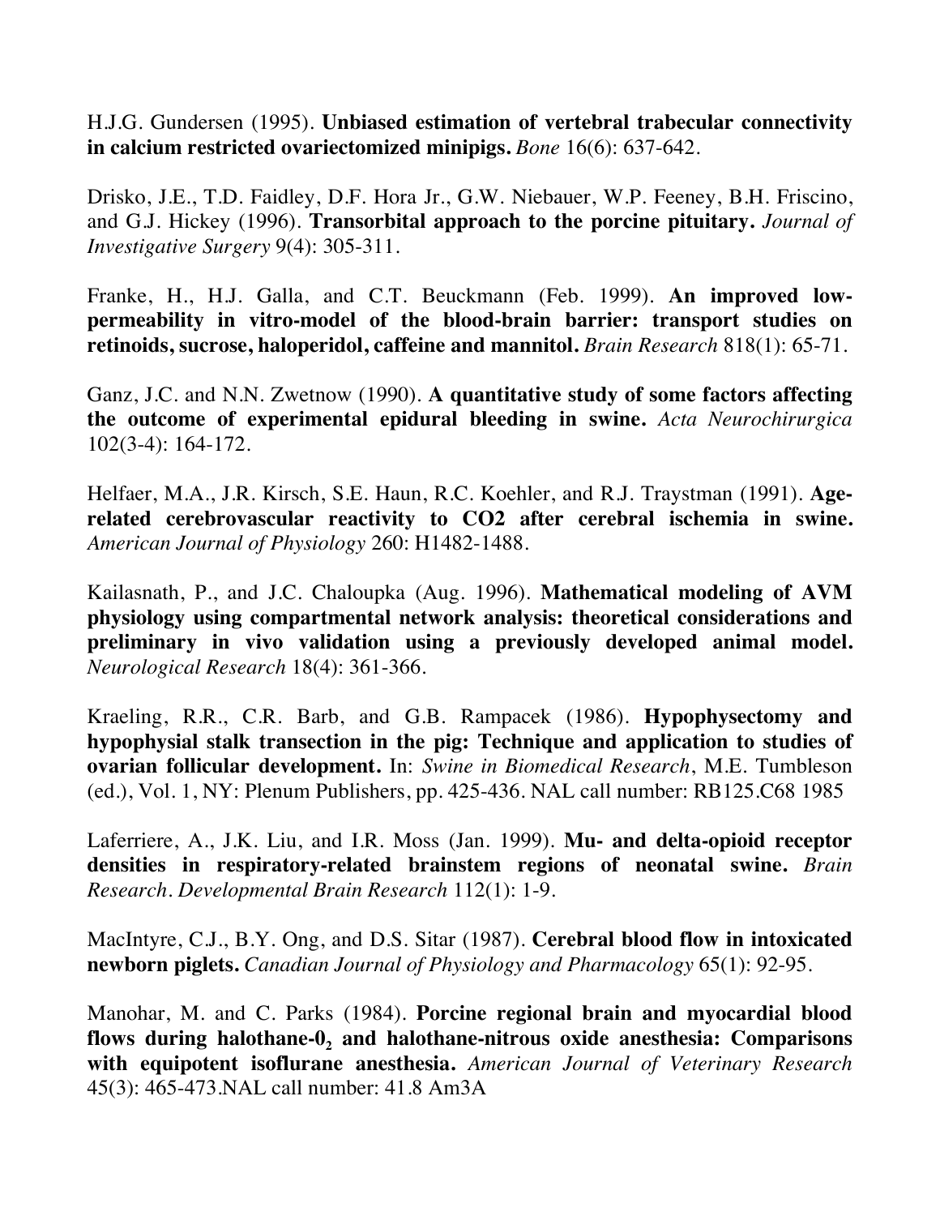H.J.G. Gundersen (1995). **Unbiased estimation of vertebral trabecular connectivity in calcium restricted ovariectomized minipigs.** *Bone* 16(6): 637-642.

Drisko, J.E., T.D. Faidley, D.F. Hora Jr., G.W. Niebauer, W.P. Feeney, B.H. Friscino, and G.J. Hickey (1996). **Transorbital approach to the porcine pituitary.** *Journal of Investigative Surgery* 9(4): 305-311.

Franke, H., H.J. Galla, and C.T. Beuckmann (Feb. 1999). **An improved low-permeability in vitro-model of the blood-brain barrier: transport studies on retinoids, sucrose, haloperidol, caffeine and mannitol.** *Brain Research* 818(1): 65-71.

Ganz, J.C. and N.N. Zwetnow (1990). **A quantitative study of some factors affecting the outcome of experimental epidural bleeding in swine.** *Acta Neurochirurgica* 102(3-4): 164-172.

Helfaer, M.A., J.R. Kirsch, S.E. Haun, R.C. Koehler, and R.J. Traystman (1991). **Age-related cerebrovascular reactivity to CO2 after cerebral ischemia in swine.** *American Journal of Physiology* 260: H1482-1488.

Kailasnath, P., and J.C. Chaloupka (Aug. 1996). **Mathematical modeling of AVM physiology using compartmental network analysis: theoretical considerations and preliminary in vivo validation using a previously developed animal model.** *Neurological Research* 18(4): 361-366.

Kraeling, R.R., C.R. Barb, and G.B. Rampacek (1986). **Hypophysectomy and hypophysial stalk transection in the pig: Technique and application to studies of ovarian follicular development.** In: *Swine in Biomedical Research*, M.E. Tumbleson (ed.), Vol. 1, NY: Plenum Publishers, pp. 425-436. NAL call number: RB125.C68 1985

Laferriere, A., J.K. Liu, and I.R. Moss (Jan. 1999). **Mu- and delta-opioid receptor densities in respiratory-related brainstem regions of neonatal swine.** *Brain Research. Developmental Brain Research* 112(1): 1-9.

MacIntyre, C.J., B.Y. Ong, and D.S. Sitar (1987). **Cerebral blood flow in intoxicated newborn piglets.** *Canadian Journal of Physiology and Pharmacology* 65(1): 92-95.

Manohar, M. and C. Parks (1984). **Porcine regional brain and myocardial blood flows during halothane-$0_2$ and halothane-nitrous oxide anesthesia: Comparisons with equipotent isoflurane anesthesia.** *American Journal of Veterinary Research* 45(3): 465-473.NAL call number: 41.8 Am3A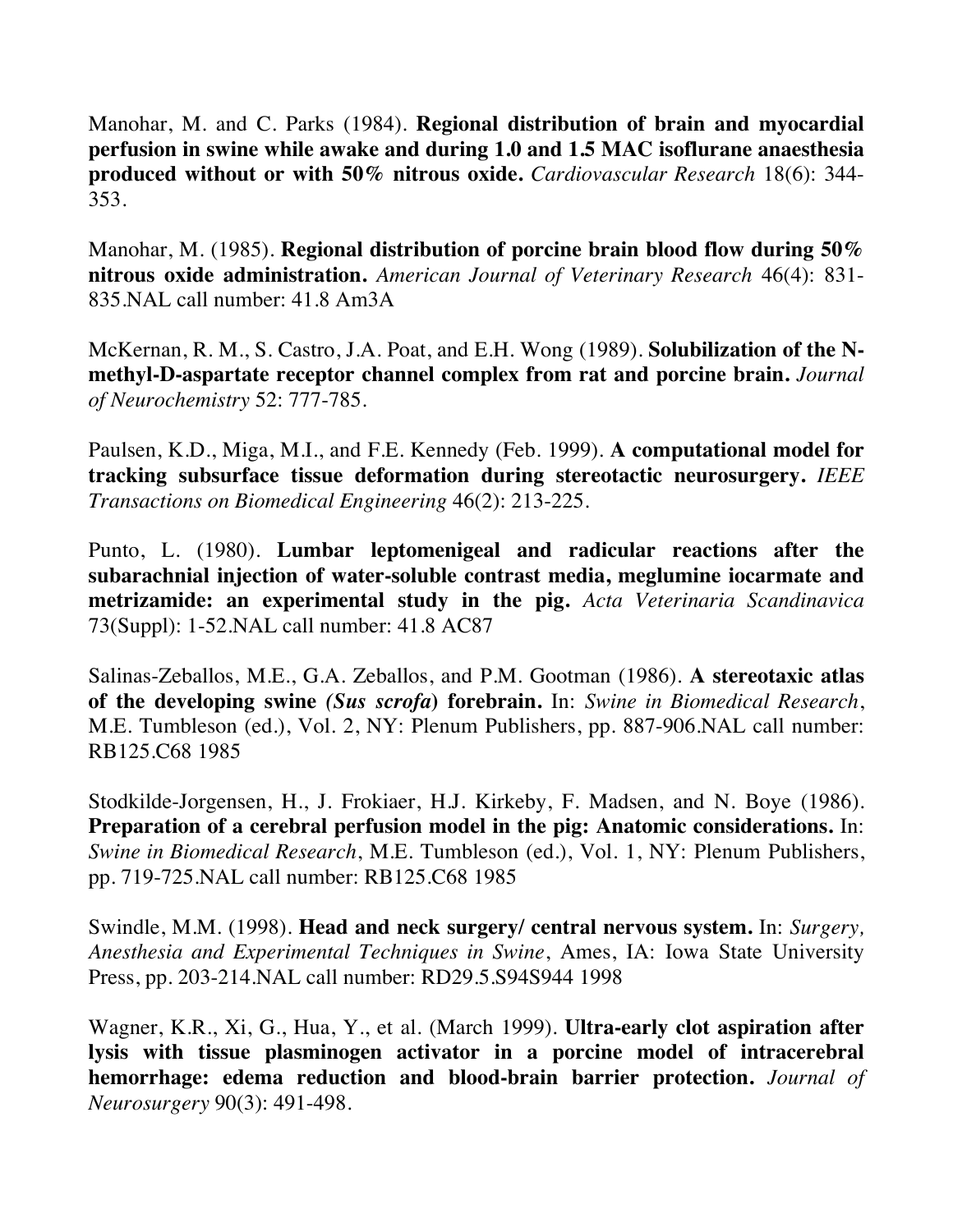Manohar, M. and C. Parks (1984). **Regional distribution of brain and myocardial perfusion in swine while awake and during 1.0 and 1.5 MAC isoflurane anaesthesia produced without or with 50% nitrous oxide.** *Cardiovascular Research* 18(6): 344-353.

Manohar, M. (1985). **Regional distribution of porcine brain blood flow during 50% nitrous oxide administration.** *American Journal of Veterinary Research* 46(4): 831-835.NAL call number: 41.8 Am3A

McKernan, R. M., S. Castro, J.A. Poat, and E.H. Wong (1989). **Solubilization of the N-methyl-D-aspartate receptor channel complex from rat and porcine brain.** *Journal of Neurochemistry* 52: 777-785.

Paulsen, K.D., Miga, M.I., and F.E. Kennedy (Feb. 1999). **A computational model for tracking subsurface tissue deformation during stereotactic neurosurgery.** *IEEE Transactions on Biomedical Engineering* 46(2): 213-225.

Punto, L. (1980). **Lumbar leptomenigeal and radicular reactions after the subarachnial injection of water-soluble contrast media, meglumine iocarmate and metrizamide: an experimental study in the pig.** *Acta Veterinaria Scandinavica* 73(Suppl): 1-52.NAL call number: 41.8 AC87

Salinas-Zeballos, M.E., G.A. Zeballos, and P.M. Gootman (1986). **A stereotaxic atlas of the developing swine *(Sus scrofa)* forebrain.** In: *Swine in Biomedical Research*, M.E. Tumbleson (ed.), Vol. 2, NY: Plenum Publishers, pp. 887-906.NAL call number: RB125.C68 1985

Stodkilde-Jorgensen, H., J. Frokiaer, H.J. Kirkeby, F. Madsen, and N. Boye (1986). **Preparation of a cerebral perfusion model in the pig: Anatomic considerations.** In: *Swine in Biomedical Research*, M.E. Tumbleson (ed.), Vol. 1, NY: Plenum Publishers, pp. 719-725.NAL call number: RB125.C68 1985

Swindle, M.M. (1998). **Head and neck surgery/ central nervous system.** In: *Surgery, Anesthesia and Experimental Techniques in Swine*, Ames, IA: Iowa State University Press, pp. 203-214.NAL call number: RD29.5.S94S944 1998

Wagner, K.R., Xi, G., Hua, Y., et al. (March 1999). **Ultra-early clot aspiration after lysis with tissue plasminogen activator in a porcine model of intracerebral hemorrhage: edema reduction and blood-brain barrier protection.** *Journal of Neurosurgery* 90(3): 491-498.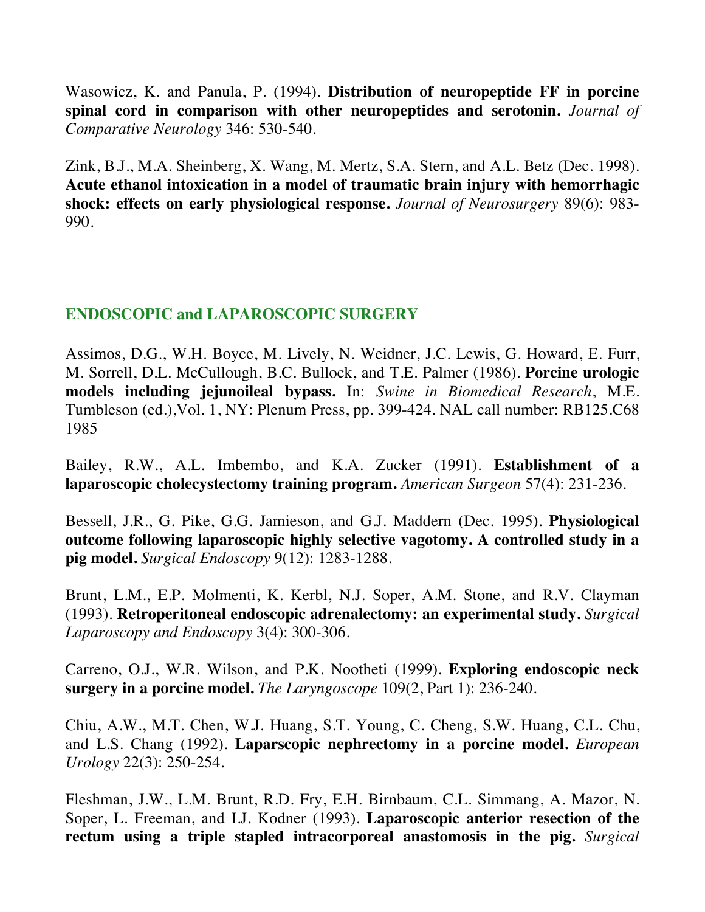Wasowicz, K. and Panula, P. (1994). **Distribution of neuropeptide FF in porcine spinal cord in comparison with other neuropeptides and serotonin.** *Journal of Comparative Neurology* 346: 530-540.

Zink, B.J., M.A. Sheinberg, X. Wang, M. Mertz, S.A. Stern, and A.L. Betz (Dec. 1998). **Acute ethanol intoxication in a model of traumatic brain injury with hemorrhagic shock: effects on early physiological response.** *Journal of Neurosurgery* 89(6): 983-990.

## ENDOSCOPIC and LAPAROSCOPIC SURGERY

Assimos, D.G., W.H. Boyce, M. Lively, N. Weidner, J.C. Lewis, G. Howard, E. Furr, M. Sorrell, D.L. McCullough, B.C. Bullock, and T.E. Palmer (1986). **Porcine urologic models including jejunoileal bypass.** In: *Swine in Biomedical Research*, M.E. Tumbleson (ed.),Vol. 1, NY: Plenum Press, pp. 399-424. NAL call number: RB125.C68 1985

Bailey, R.W., A.L. Imbembo, and K.A. Zucker (1991). **Establishment of a laparoscopic cholecystectomy training program.** *American Surgeon* 57(4): 231-236.

Bessell, J.R., G. Pike, G.G. Jamieson, and G.J. Maddern (Dec. 1995). **Physiological outcome following laparoscopic highly selective vagotomy. A controlled study in a pig model.** *Surgical Endoscopy* 9(12): 1283-1288.

Brunt, L.M., E.P. Molmenti, K. Kerbl, N.J. Soper, A.M. Stone, and R.V. Clayman (1993). **Retroperitoneal endoscopic adrenalectomy: an experimental study.** *Surgical Laparoscopy and Endoscopy* 3(4): 300-306.

Carreno, O.J., W.R. Wilson, and P.K. Nootheti (1999). **Exploring endoscopic neck surgery in a porcine model.** *The Laryngoscope* 109(2, Part 1): 236-240.

Chiu, A.W., M.T. Chen, W.J. Huang, S.T. Young, C. Cheng, S.W. Huang, C.L. Chu, and L.S. Chang (1992). **Laparscopic nephrectomy in a porcine model.** *European Urology* 22(3): 250-254.

Fleshman, J.W., L.M. Brunt, R.D. Fry, E.H. Birnbaum, C.L. Simmang, A. Mazor, N. Soper, L. Freeman, and I.J. Kodner (1993). **Laparoscopic anterior resection of the rectum using a triple stapled intracorporeal anastomosis in the pig.** *Surgical*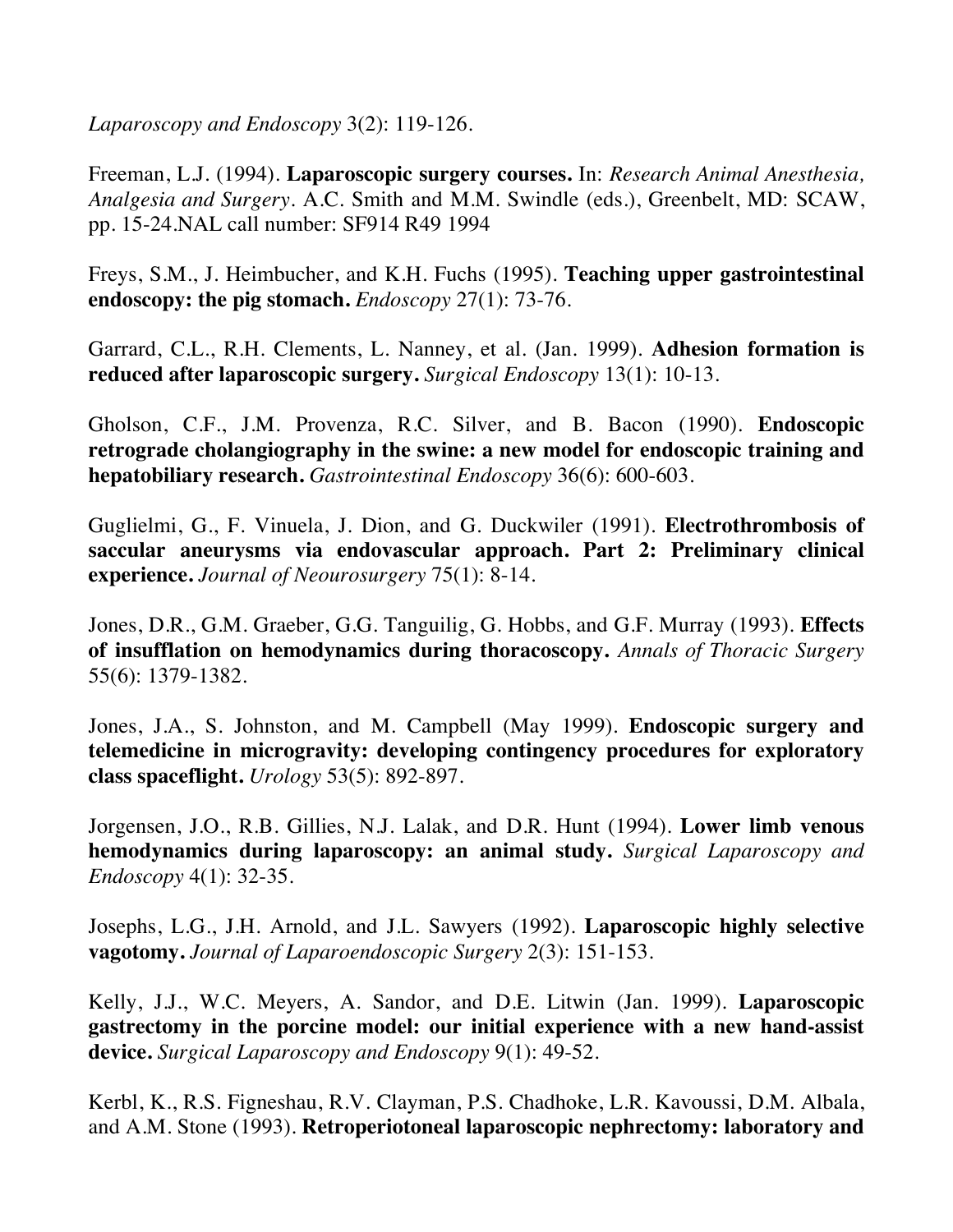*Laparoscopy and Endoscopy* 3(2): 119-126.

Freeman, L.J. (1994). **Laparoscopic surgery courses.** In: *Research Animal Anesthesia, Analgesia and Surgery*. A.C. Smith and M.M. Swindle (eds.), Greenbelt, MD: SCAW, pp. 15-24.NAL call number: SF914 R49 1994

Freys, S.M., J. Heimbucher, and K.H. Fuchs (1995). **Teaching upper gastrointestinal endoscopy: the pig stomach.** *Endoscopy* 27(1): 73-76.

Garrard, C.L., R.H. Clements, L. Nanney, et al. (Jan. 1999). **Adhesion formation is reduced after laparoscopic surgery.** *Surgical Endoscopy* 13(1): 10-13.

Gholson, C.F., J.M. Provenza, R.C. Silver, and B. Bacon (1990). **Endoscopic retrograde cholangiography in the swine: a new model for endoscopic training and hepatobiliary research.** *Gastrointestinal Endoscopy* 36(6): 600-603.

Guglielmi, G., F. Vinuela, J. Dion, and G. Duckwiler (1991). **Electrothrombosis of saccular aneurysms via endovascular approach. Part 2: Preliminary clinical experience.** *Journal of Neourosurgery* 75(1): 8-14.

Jones, D.R., G.M. Graeber, G.G. Tanguilig, G. Hobbs, and G.F. Murray (1993). **Effects of insufflation on hemodynamics during thoracoscopy.** *Annals of Thoracic Surgery* 55(6): 1379-1382.

Jones, J.A., S. Johnston, and M. Campbell (May 1999). **Endoscopic surgery and telemedicine in microgravity: developing contingency procedures for exploratory class spaceflight.** *Urology* 53(5): 892-897.

Jorgensen, J.O., R.B. Gillies, N.J. Lalak, and D.R. Hunt (1994). **Lower limb venous hemodynamics during laparoscopy: an animal study.** *Surgical Laparoscopy and Endoscopy* 4(1): 32-35.

Josephs, L.G., J.H. Arnold, and J.L. Sawyers (1992). **Laparoscopic highly selective vagotomy.** *Journal of Laparoendoscopic Surgery* 2(3): 151-153.

Kelly, J.J., W.C. Meyers, A. Sandor, and D.E. Litwin (Jan. 1999). **Laparoscopic gastrectomy in the porcine model: our initial experience with a new hand-assist device.** *Surgical Laparoscopy and Endoscopy* 9(1): 49-52.

Kerbl, K., R.S. Figneshau, R.V. Clayman, P.S. Chadhoke, L.R. Kavoussi, D.M. Albala, and A.M. Stone (1993). **Retroperiotoneal laparoscopic nephrectomy: laboratory and**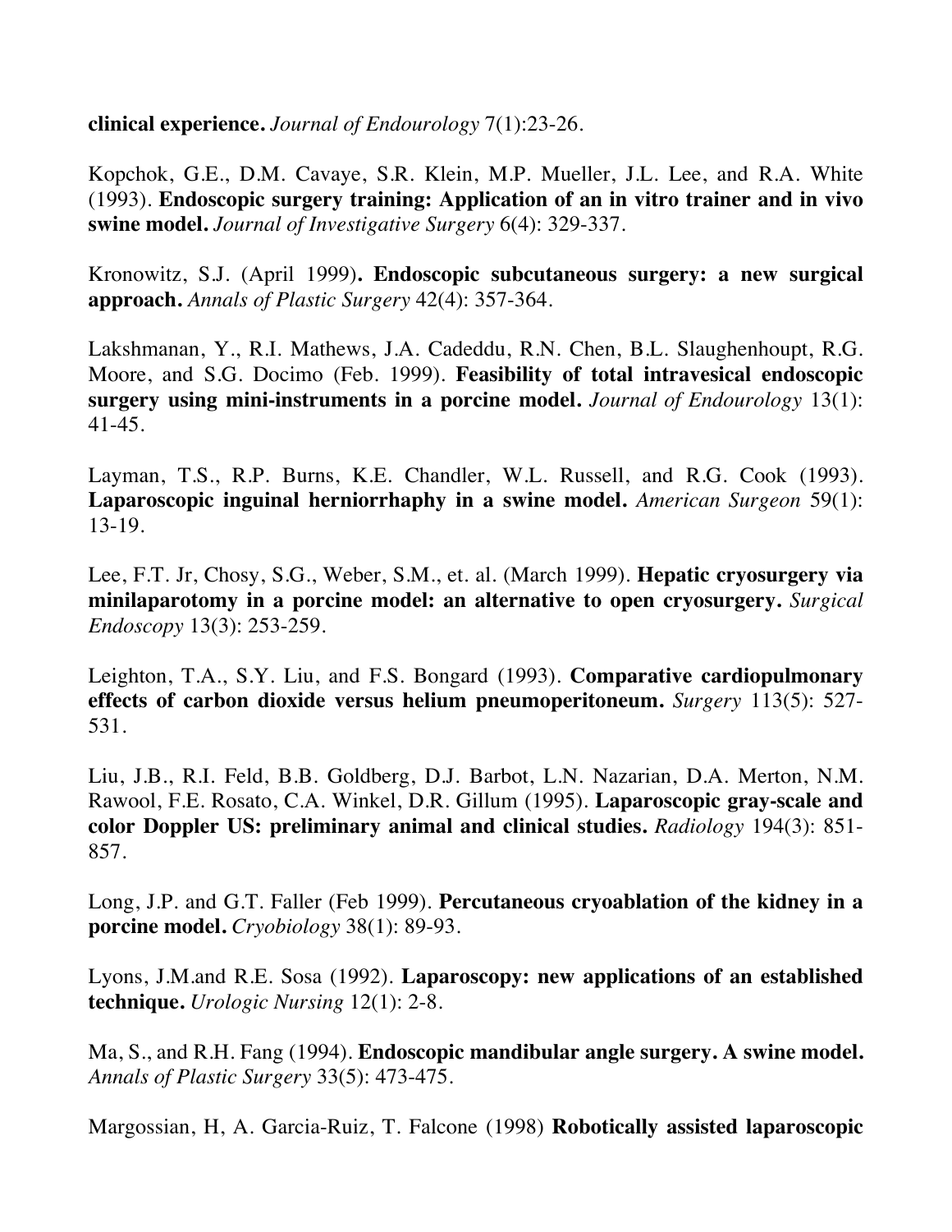**clinical experience.** *Journal of Endourology* 7(1):23-26.

Kopchok, G.E., D.M. Cavaye, S.R. Klein, M.P. Mueller, J.L. Lee, and R.A. White (1993). **Endoscopic surgery training: Application of an in vitro trainer and in vivo swine model.** *Journal of Investigative Surgery* 6(4): 329-337.

Kronowitz, S.J. (April 1999)**. Endoscopic subcutaneous surgery: a new surgical approach.** *Annals of Plastic Surgery* 42(4): 357-364.

Lakshmanan, Y., R.I. Mathews, J.A. Cadeddu, R.N. Chen, B.L. Slaughenhoupt, R.G. Moore, and S.G. Docimo (Feb. 1999). **Feasibility of total intravesical endoscopic surgery using mini-instruments in a porcine model.** *Journal of Endourology* 13(1): 41-45.

Layman, T.S., R.P. Burns, K.E. Chandler, W.L. Russell, and R.G. Cook (1993). **Laparoscopic inguinal herniorrhaphy in a swine model.** *American Surgeon* 59(1): 13-19.

Lee, F.T. Jr, Chosy, S.G., Weber, S.M., et. al. (March 1999). **Hepatic cryosurgery via minilaparotomy in a porcine model: an alternative to open cryosurgery.** *Surgical Endoscopy* 13(3): 253-259.

Leighton, T.A., S.Y. Liu, and F.S. Bongard (1993). **Comparative cardiopulmonary effects of carbon dioxide versus helium pneumoperitoneum.** *Surgery* 113(5): 527-531.

Liu, J.B., R.I. Feld, B.B. Goldberg, D.J. Barbot, L.N. Nazarian, D.A. Merton, N.M. Rawool, F.E. Rosato, C.A. Winkel, D.R. Gillum (1995). **Laparoscopic gray-scale and color Doppler US: preliminary animal and clinical studies.** *Radiology* 194(3): 851-857.

Long, J.P. and G.T. Faller (Feb 1999). **Percutaneous cryoablation of the kidney in a porcine model.** *Cryobiology* 38(1): 89-93.

Lyons, J.M.and R.E. Sosa (1992). **Laparoscopy: new applications of an established technique.** *Urologic Nursing* 12(1): 2-8.

Ma, S., and R.H. Fang (1994). **Endoscopic mandibular angle surgery. A swine model.** *Annals of Plastic Surgery* 33(5): 473-475.

Margossian, H, A. Garcia-Ruiz, T. Falcone (1998) **Robotically assisted laparoscopic**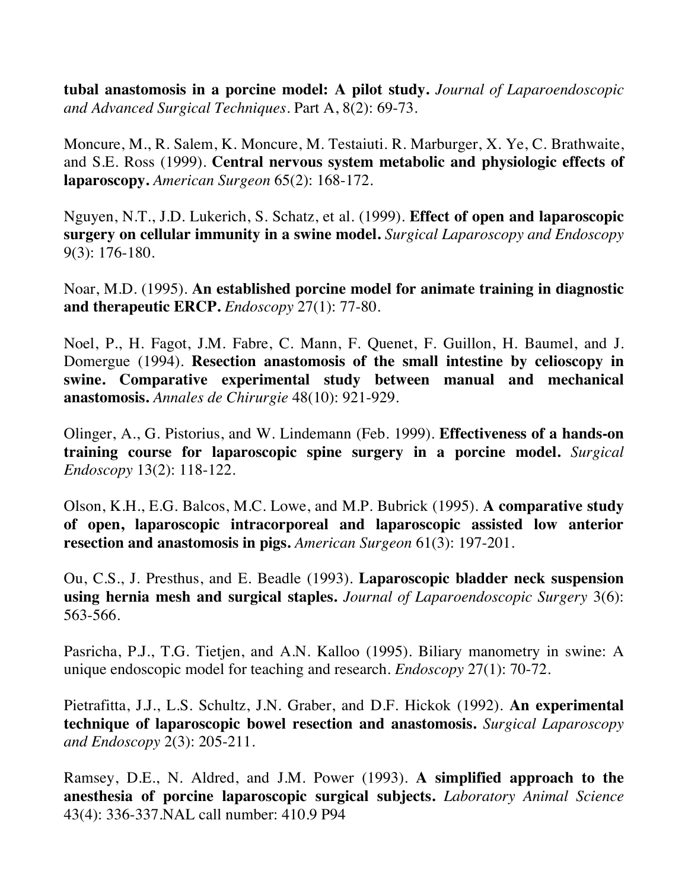**tubal anastomosis in a porcine model: A pilot study.** *Journal of Laparoendoscopic and Advanced Surgical Techniques*. Part A, 8(2): 69-73.

Moncure, M., R. Salem, K. Moncure, M. Testaiuti. R. Marburger, X. Ye, C. Brathwaite, and S.E. Ross (1999). **Central nervous system metabolic and physiologic effects of laparoscopy.** *American Surgeon* 65(2): 168-172.

Nguyen, N.T., J.D. Lukerich, S. Schatz, et al. (1999). **Effect of open and laparoscopic surgery on cellular immunity in a swine model.** *Surgical Laparoscopy and Endoscopy* 9(3): 176-180.

Noar, M.D. (1995). **An established porcine model for animate training in diagnostic and therapeutic ERCP.** *Endoscopy* 27(1): 77-80.

Noel, P., H. Fagot, J.M. Fabre, C. Mann, F. Quenet, F. Guillon, H. Baumel, and J. Domergue (1994). **Resection anastomosis of the small intestine by celioscopy in swine. Comparative experimental study between manual and mechanical anastomosis.** *Annales de Chirurgie* 48(10): 921-929.

Olinger, A., G. Pistorius, and W. Lindemann (Feb. 1999). **Effectiveness of a hands-on training course for laparoscopic spine surgery in a porcine model.** *Surgical Endoscopy* 13(2): 118-122.

Olson, K.H., E.G. Balcos, M.C. Lowe, and M.P. Bubrick (1995). **A comparative study of open, laparoscopic intracorporeal and laparoscopic assisted low anterior resection and anastomosis in pigs.** *American Surgeon* 61(3): 197-201.

Ou, C.S., J. Presthus, and E. Beadle (1993). **Laparoscopic bladder neck suspension using hernia mesh and surgical staples.** *Journal of Laparoendoscopic Surgery* 3(6): 563-566.

Pasricha, P.J., T.G. Tietjen, and A.N. Kalloo (1995). Biliary manometry in swine: A unique endoscopic model for teaching and research. *Endoscopy* 27(1): 70-72.

Pietrafitta, J.J., L.S. Schultz, J.N. Graber, and D.F. Hickok (1992). **An experimental technique of laparoscopic bowel resection and anastomosis.** *Surgical Laparoscopy and Endoscopy* 2(3): 205-211.

Ramsey, D.E., N. Aldred, and J.M. Power (1993). **A simplified approach to the anesthesia of porcine laparoscopic surgical subjects.** *Laboratory Animal Science* 43(4): 336-337.NAL call number: 410.9 P94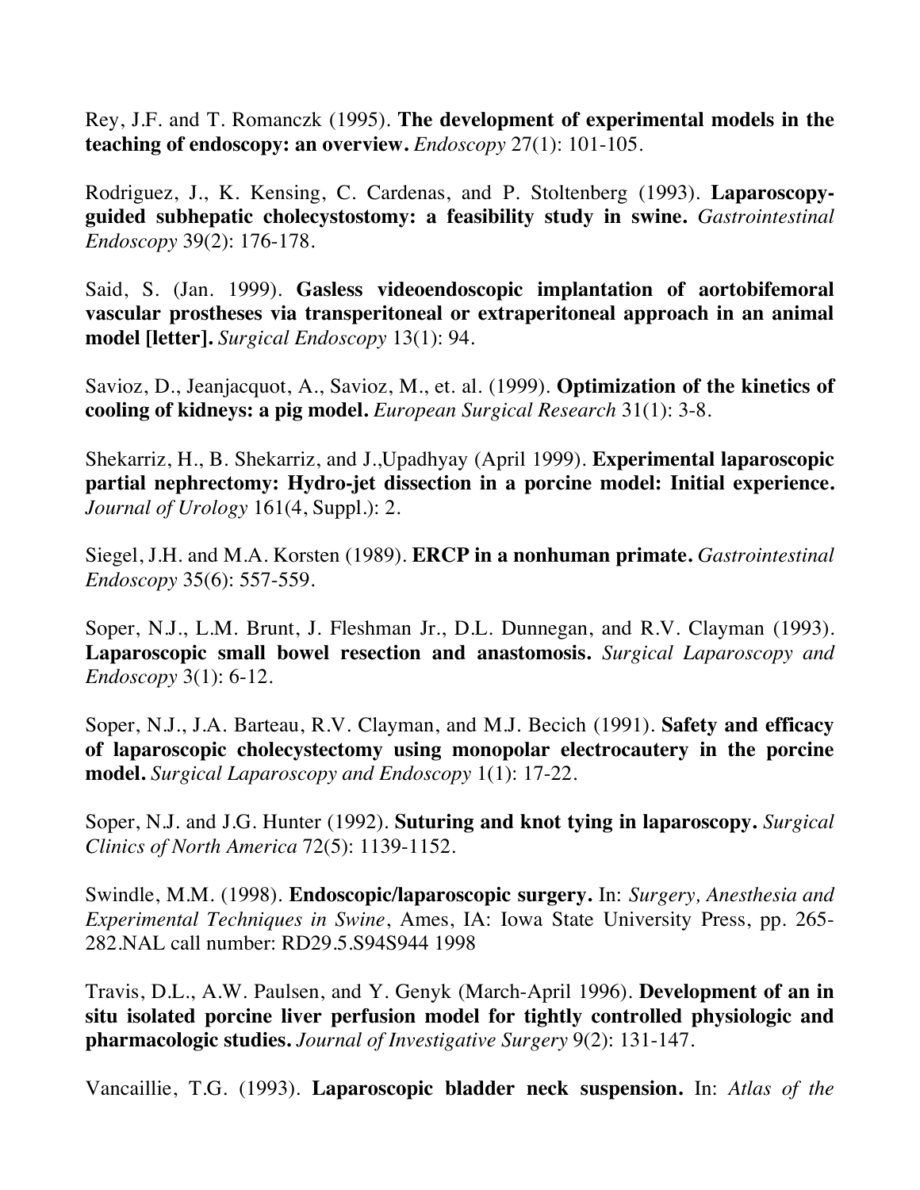Rey, J.F. and T. Romanczk (1995). **The development of experimental models in the teaching of endoscopy: an overview.** *Endoscopy* 27(1): 101-105.

Rodriguez, J., K. Kensing, C. Cardenas, and P. Stoltenberg (1993). **Laparoscopy-guided subhepatic cholecystostomy: a feasibility study in swine.** *Gastrointestinal Endoscopy* 39(2): 176-178.

Said, S. (Jan. 1999). **Gasless videoendoscopic implantation of aortobifemoral vascular prostheses via transperitoneal or extraperitoneal approach in an animal model [letter].** *Surgical Endoscopy* 13(1): 94.

Savioz, D., Jeanjacquot, A., Savioz, M., et. al. (1999). **Optimization of the kinetics of cooling of kidneys: a pig model.** *European Surgical Research* 31(1): 3-8.

Shekarriz, H., B. Shekarriz, and J.,Upadhyay (April 1999). **Experimental laparoscopic partial nephrectomy: Hydro-jet dissection in a porcine model: Initial experience.** *Journal of Urology* 161(4, Suppl.): 2.

Siegel, J.H. and M.A. Korsten (1989). **ERCP in a nonhuman primate.** *Gastrointestinal Endoscopy* 35(6): 557-559.

Soper, N.J., L.M. Brunt, J. Fleshman Jr., D.L. Dunnegan, and R.V. Clayman (1993). **Laparoscopic small bowel resection and anastomosis.** *Surgical Laparoscopy and Endoscopy* 3(1): 6-12.

Soper, N.J., J.A. Barteau, R.V. Clayman, and M.J. Becich (1991). **Safety and efficacy of laparoscopic cholecystectomy using monopolar electrocautery in the porcine model.** *Surgical Laparoscopy and Endoscopy* 1(1): 17-22.

Soper, N.J. and J.G. Hunter (1992). **Suturing and knot tying in laparoscopy.** *Surgical Clinics of North America* 72(5): 1139-1152.

Swindle, M.M. (1998). **Endoscopic/laparoscopic surgery.** In: *Surgery, Anesthesia and Experimental Techniques in Swine*, Ames, IA: Iowa State University Press, pp. 265-282.NAL call number: RD29.5.S94S944 1998

Travis, D.L., A.W. Paulsen, and Y. Genyk (March-April 1996). **Development of an in situ isolated porcine liver perfusion model for tightly controlled physiologic and pharmacologic studies.** *Journal of Investigative Surgery* 9(2): 131-147.

Vancaillie, T.G. (1993). **Laparoscopic bladder neck suspension.** In: *Atlas of the*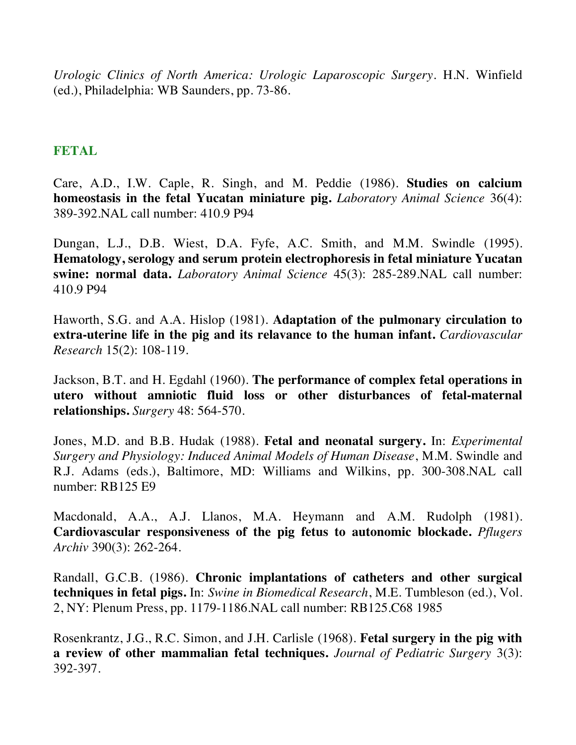*Urologic Clinics of North America: Urologic Laparoscopic Surgery*. H.N. Winfield (ed.), Philadelphia: WB Saunders, pp. 73-86.

## FETAL

Care, A.D., I.W. Caple, R. Singh, and M. Peddie (1986). **Studies on calcium homeostasis in the fetal Yucatan miniature pig.** *Laboratory Animal Science* 36(4): 389-392.NAL call number: 410.9 P94

Dungan, L.J., D.B. Wiest, D.A. Fyfe, A.C. Smith, and M.M. Swindle (1995). **Hematology, serology and serum protein electrophoresis in fetal miniature Yucatan swine: normal data.** *Laboratory Animal Science* 45(3): 285-289.NAL call number: 410.9 P94

Haworth, S.G. and A.A. Hislop (1981). **Adaptation of the pulmonary circulation to extra-uterine life in the pig and its relavance to the human infant.** *Cardiovascular Research* 15(2): 108-119.

Jackson, B.T. and H. Egdahl (1960). **The performance of complex fetal operations in utero without amniotic fluid loss or other disturbances of fetal-maternal relationships.** *Surgery* 48: 564-570.

Jones, M.D. and B.B. Hudak (1988). **Fetal and neonatal surgery.** In: *Experimental Surgery and Physiology: Induced Animal Models of Human Disease*, M.M. Swindle and R.J. Adams (eds.), Baltimore, MD: Williams and Wilkins, pp. 300-308.NAL call number: RB125 E9

Macdonald, A.A., A.J. Llanos, M.A. Heymann and A.M. Rudolph (1981). **Cardiovascular responsiveness of the pig fetus to autonomic blockade.** *Pflugers Archiv* 390(3): 262-264.

Randall, G.C.B. (1986). **Chronic implantations of catheters and other surgical techniques in fetal pigs.** In: *Swine in Biomedical Research*, M.E. Tumbleson (ed.), Vol. 2, NY: Plenum Press, pp. 1179-1186.NAL call number: RB125.C68 1985

Rosenkrantz, J.G., R.C. Simon, and J.H. Carlisle (1968). **Fetal surgery in the pig with a review of other mammalian fetal techniques.** *Journal of Pediatric Surgery* 3(3): 392-397.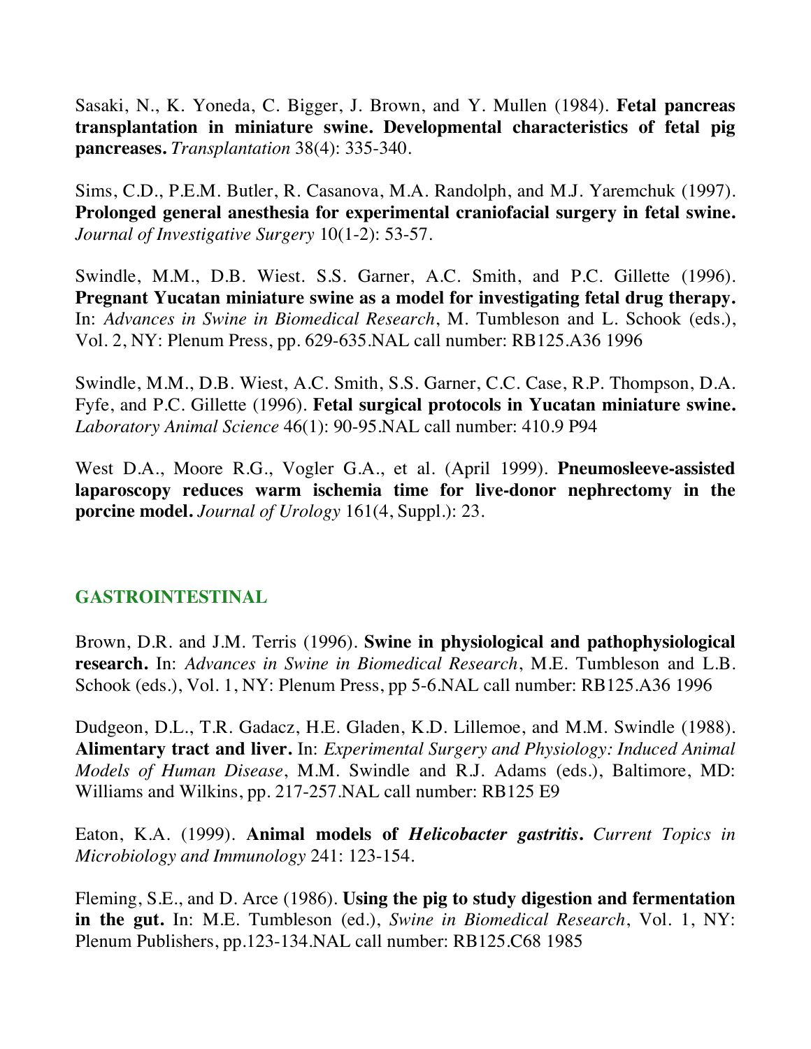Sasaki, N., K. Yoneda, C. Bigger, J. Brown, and Y. Mullen (1984). **Fetal pancreas transplantation in miniature swine. Developmental characteristics of fetal pig pancreases.** *Transplantation* 38(4): 335-340.

Sims, C.D., P.E.M. Butler, R. Casanova, M.A. Randolph, and M.J. Yaremchuk (1997). **Prolonged general anesthesia for experimental craniofacial surgery in fetal swine.** *Journal of Investigative Surgery* 10(1-2): 53-57.

Swindle, M.M., D.B. Wiest. S.S. Garner, A.C. Smith, and P.C. Gillette (1996). **Pregnant Yucatan miniature swine as a model for investigating fetal drug therapy.** In: *Advances in Swine in Biomedical Research*, M. Tumbleson and L. Schook (eds.), Vol. 2, NY: Plenum Press, pp. 629-635.NAL call number: RB125.A36 1996

Swindle, M.M., D.B. Wiest, A.C. Smith, S.S. Garner, C.C. Case, R.P. Thompson, D.A. Fyfe, and P.C. Gillette (1996). **Fetal surgical protocols in Yucatan miniature swine.** *Laboratory Animal Science* 46(1): 90-95.NAL call number: 410.9 P94

West D.A., Moore R.G., Vogler G.A., et al. (April 1999). **Pneumosleeve-assisted laparoscopy reduces warm ischemia time for live-donor nephrectomy in the porcine model.** *Journal of Urology* 161(4, Suppl.): 23.

## GASTROINTESTINAL

Brown, D.R. and J.M. Terris (1996). **Swine in physiological and pathophysiological research.** In: *Advances in Swine in Biomedical Research*, M.E. Tumbleson and L.B. Schook (eds.), Vol. 1, NY: Plenum Press, pp 5-6.NAL call number: RB125.A36 1996

Dudgeon, D.L., T.R. Gadacz, H.E. Gladen, K.D. Lillemoe, and M.M. Swindle (1988). **Alimentary tract and liver.** In: *Experimental Surgery and Physiology: Induced Animal Models of Human Disease*, M.M. Swindle and R.J. Adams (eds.), Baltimore, MD: Williams and Wilkins, pp. 217-257.NAL call number: RB125 E9

Eaton, K.A. (1999). **Animal models of *Helicobacter gastritis*.** *Current Topics in Microbiology and Immunology* 241: 123-154.

Fleming, S.E., and D. Arce (1986). **Using the pig to study digestion and fermentation in the gut.** In: M.E. Tumbleson (ed.), *Swine in Biomedical Research*, Vol. 1, NY: Plenum Publishers, pp.123-134.NAL call number: RB125.C68 1985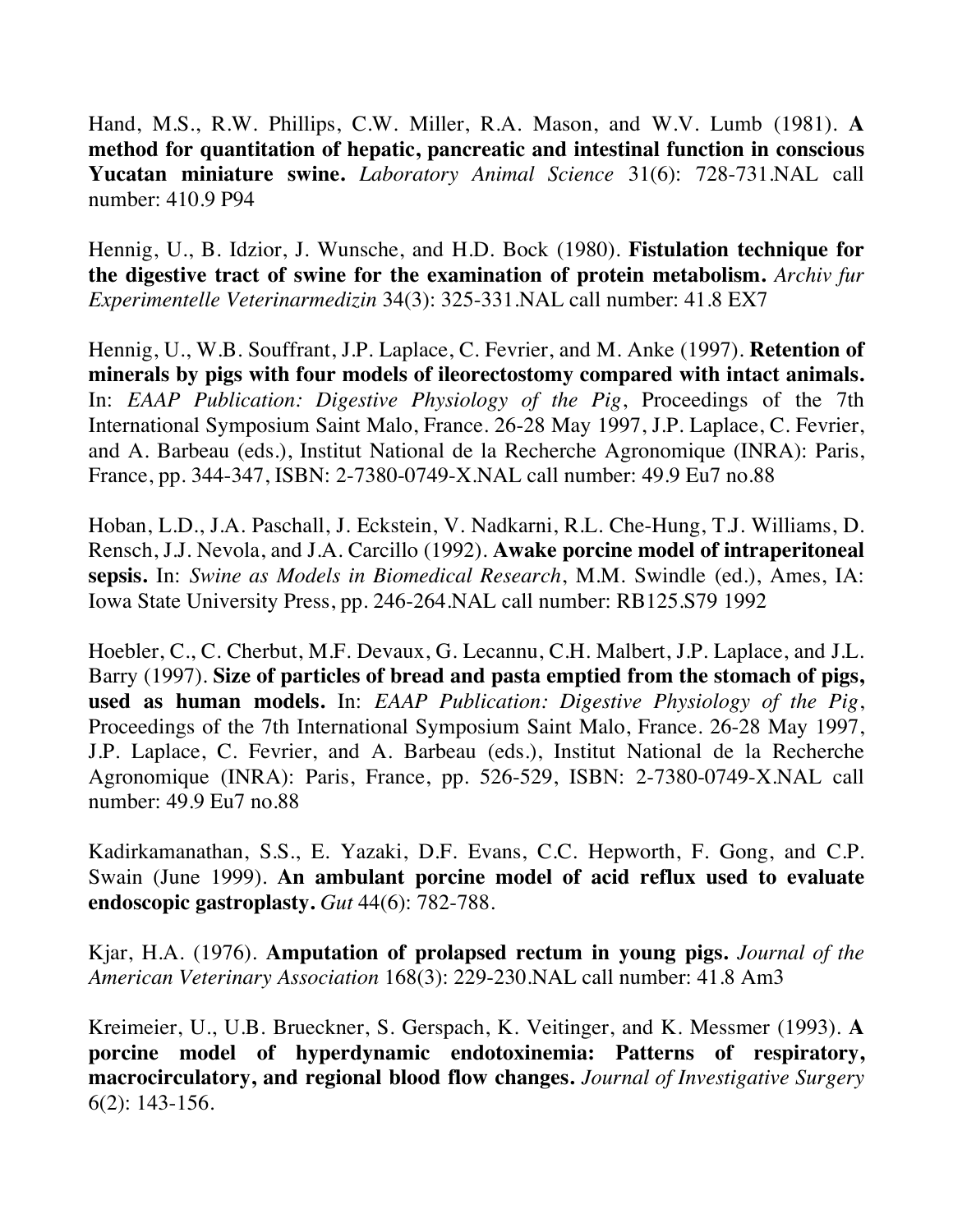Hand, M.S., R.W. Phillips, C.W. Miller, R.A. Mason, and W.V. Lumb (1981). **A method for quantitation of hepatic, pancreatic and intestinal function in conscious Yucatan miniature swine.** *Laboratory Animal Science* 31(6): 728-731.NAL call number: 410.9 P94

Hennig, U., B. Idzior, J. Wunsche, and H.D. Bock (1980). **Fistulation technique for the digestive tract of swine for the examination of protein metabolism.** *Archiv fur Experimentelle Veterinarmedizin* 34(3): 325-331.NAL call number: 41.8 EX7

Hennig, U., W.B. Souffrant, J.P. Laplace, C. Fevrier, and M. Anke (1997). **Retention of minerals by pigs with four models of ileorectostomy compared with intact animals.** In: *EAAP Publication: Digestive Physiology of the Pig*, Proceedings of the 7th International Symposium Saint Malo, France. 26-28 May 1997, J.P. Laplace, C. Fevrier, and A. Barbeau (eds.), Institut National de la Recherche Agronomique (INRA): Paris, France, pp. 344-347, ISBN: 2-7380-0749-X.NAL call number: 49.9 Eu7 no.88

Hoban, L.D., J.A. Paschall, J. Eckstein, V. Nadkarni, R.L. Che-Hung, T.J. Williams, D. Rensch, J.J. Nevola, and J.A. Carcillo (1992). **Awake porcine model of intraperitoneal sepsis.** In: *Swine as Models in Biomedical Research*, M.M. Swindle (ed.), Ames, IA: Iowa State University Press, pp. 246-264.NAL call number: RB125.S79 1992

Hoebler, C., C. Cherbut, M.F. Devaux, G. Lecannu, C.H. Malbert, J.P. Laplace, and J.L. Barry (1997). **Size of particles of bread and pasta emptied from the stomach of pigs, used as human models.** In: *EAAP Publication: Digestive Physiology of the Pig*, Proceedings of the 7th International Symposium Saint Malo, France. 26-28 May 1997, J.P. Laplace, C. Fevrier, and A. Barbeau (eds.), Institut National de la Recherche Agronomique (INRA): Paris, France, pp. 526-529, ISBN: 2-7380-0749-X.NAL call number: 49.9 Eu7 no.88

Kadirkamanathan, S.S., E. Yazaki, D.F. Evans, C.C. Hepworth, F. Gong, and C.P. Swain (June 1999). **An ambulant porcine model of acid reflux used to evaluate endoscopic gastroplasty.** *Gut* 44(6): 782-788.

Kjar, H.A. (1976). **Amputation of prolapsed rectum in young pigs.** *Journal of the American Veterinary Association* 168(3): 229-230.NAL call number: 41.8 Am3

Kreimeier, U., U.B. Brueckner, S. Gerspach, K. Veitinger, and K. Messmer (1993). **A porcine model of hyperdynamic endotoxinemia: Patterns of respiratory, macrocirculatory, and regional blood flow changes.** *Journal of Investigative Surgery* 6(2): 143-156.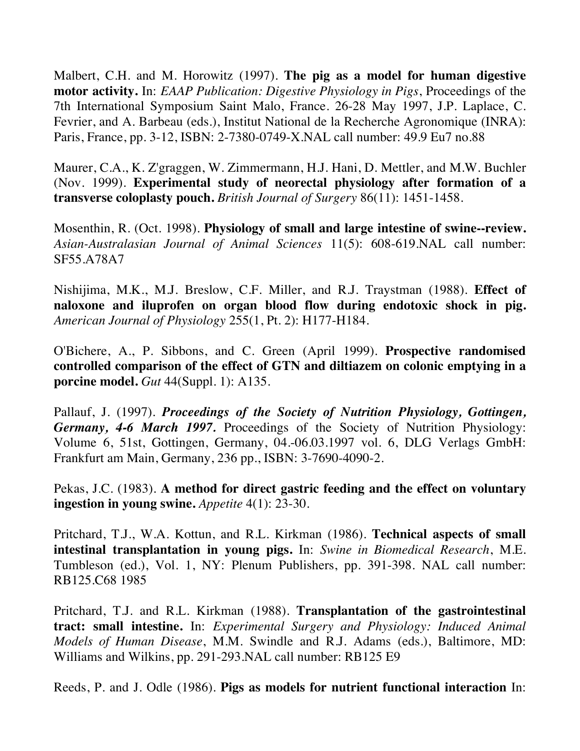Malbert, C.H. and M. Horowitz (1997). **The pig as a model for human digestive motor activity.** In: *EAAP Publication: Digestive Physiology in Pigs*, Proceedings of the 7th International Symposium Saint Malo, France. 26-28 May 1997, J.P. Laplace, C. Fevrier, and A. Barbeau (eds.), Institut National de la Recherche Agronomique (INRA): Paris, France, pp. 3-12, ISBN: 2-7380-0749-X.NAL call number: 49.9 Eu7 no.88

Maurer, C.A., K. Z'graggen, W. Zimmermann, H.J. Hani, D. Mettler, and M.W. Buchler (Nov. 1999). **Experimental study of neorectal physiology after formation of a transverse coloplasty pouch.** *British Journal of Surgery* 86(11): 1451-1458.

Mosenthin, R. (Oct. 1998). **Physiology of small and large intestine of swine--review.** *Asian-Australasian Journal of Animal Sciences* 11(5): 608-619.NAL call number: SF55.A78A7

Nishijima, M.K., M.J. Breslow, C.F. Miller, and R.J. Traystman (1988). **Effect of naloxone and iluprofen on organ blood flow during endotoxic shock in pig.** *American Journal of Physiology* 255(1, Pt. 2): H177-H184.

O'Bichere, A., P. Sibbons, and C. Green (April 1999). **Prospective randomised controlled comparison of the effect of GTN and diltiazem on colonic emptying in a porcine model.** *Gut* 44(Suppl. 1): A135.

Pallauf, J. (1997). ***Proceedings of the Society of Nutrition Physiology, Gottingen, Germany, 4-6 March 1997.*** Proceedings of the Society of Nutrition Physiology: Volume 6, 51st, Gottingen, Germany, 04.-06.03.1997 vol. 6, DLG Verlags GmbH: Frankfurt am Main, Germany, 236 pp., ISBN: 3-7690-4090-2.

Pekas, J.C. (1983). **A method for direct gastric feeding and the effect on voluntary ingestion in young swine.** *Appetite* 4(1): 23-30.

Pritchard, T.J., W.A. Kottun, and R.L. Kirkman (1986). **Technical aspects of small intestinal transplantation in young pigs.** In: *Swine in Biomedical Research*, M.E. Tumbleson (ed.), Vol. 1, NY: Plenum Publishers, pp. 391-398. NAL call number: RB125.C68 1985

Pritchard, T.J. and R.L. Kirkman (1988). **Transplantation of the gastrointestinal tract: small intestine.** In: *Experimental Surgery and Physiology: Induced Animal Models of Human Disease*, M.M. Swindle and R.J. Adams (eds.), Baltimore, MD: Williams and Wilkins, pp. 291-293.NAL call number: RB125 E9

Reeds, P. and J. Odle (1986). **Pigs as models for nutrient functional interaction** In: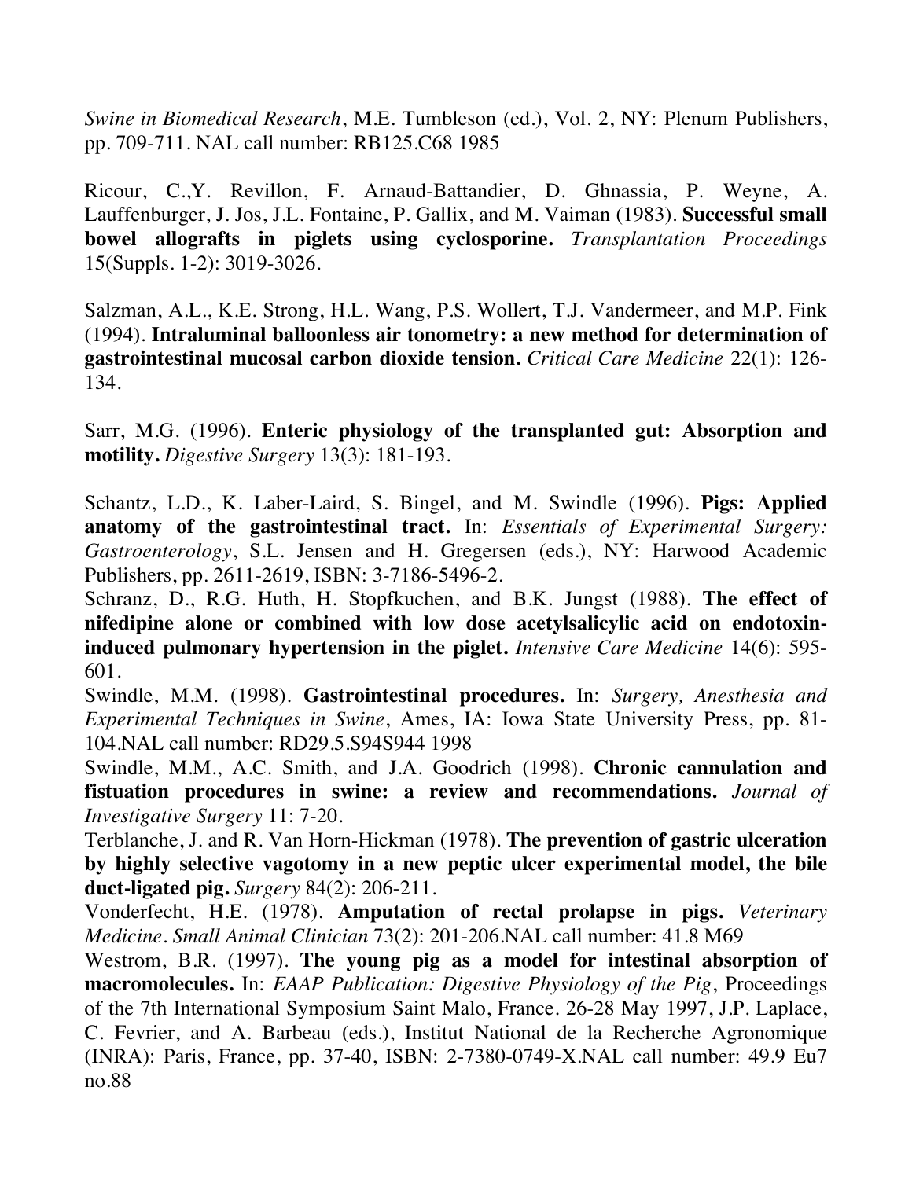*Swine in Biomedical Research*, M.E. Tumbleson (ed.), Vol. 2, NY: Plenum Publishers, pp. 709-711. NAL call number: RB125.C68 1985

Ricour, C.,Y. Revillon, F. Arnaud-Battandier, D. Ghnassia, P. Weyne, A. Lauffenburger, J. Jos, J.L. Fontaine, P. Gallix, and M. Vaiman (1983). **Successful small bowel allografts in piglets using cyclosporine.** *Transplantation Proceedings* 15(Suppls. 1-2): 3019-3026.

Salzman, A.L., K.E. Strong, H.L. Wang, P.S. Wollert, T.J. Vandermeer, and M.P. Fink (1994). **Intraluminal balloonless air tonometry: a new method for determination of gastrointestinal mucosal carbon dioxide tension.** *Critical Care Medicine* 22(1): 126-134.

Sarr, M.G. (1996). **Enteric physiology of the transplanted gut: Absorption and motility.** *Digestive Surgery* 13(3): 181-193.

Schantz, L.D., K. Laber-Laird, S. Bingel, and M. Swindle (1996). **Pigs: Applied anatomy of the gastrointestinal tract.** In: *Essentials of Experimental Surgery: Gastroenterology*, S.L. Jensen and H. Gregersen (eds.), NY: Harwood Academic Publishers, pp. 2611-2619, ISBN: 3-7186-5496-2.

Schranz, D., R.G. Huth, H. Stopfkuchen, and B.K. Jungst (1988). **The effect of nifedipine alone or combined with low dose acetylsalicylic acid on endotoxin-induced pulmonary hypertension in the piglet.** *Intensive Care Medicine* 14(6): 595-601.

Swindle, M.M. (1998). **Gastrointestinal procedures.** In: *Surgery, Anesthesia and Experimental Techniques in Swine*, Ames, IA: Iowa State University Press, pp. 81-104.NAL call number: RD29.5.S94S944 1998

Swindle, M.M., A.C. Smith, and J.A. Goodrich (1998). **Chronic cannulation and fistuation procedures in swine: a review and recommendations.** *Journal of Investigative Surgery* 11: 7-20.

Terblanche, J. and R. Van Horn-Hickman (1978). **The prevention of gastric ulceration by highly selective vagotomy in a new peptic ulcer experimental model, the bile duct-ligated pig.** *Surgery* 84(2): 206-211.

Vonderfecht, H.E. (1978). **Amputation of rectal prolapse in pigs.** *Veterinary Medicine. Small Animal Clinician* 73(2): 201-206.NAL call number: 41.8 M69

Westrom, B.R. (1997). **The young pig as a model for intestinal absorption of macromolecules.** In: *EAAP Publication: Digestive Physiology of the Pig*, Proceedings of the 7th International Symposium Saint Malo, France. 26-28 May 1997, J.P. Laplace, C. Fevrier, and A. Barbeau (eds.), Institut National de la Recherche Agronomique (INRA): Paris, France, pp. 37-40, ISBN: 2-7380-0749-X.NAL call number: 49.9 Eu7 no.88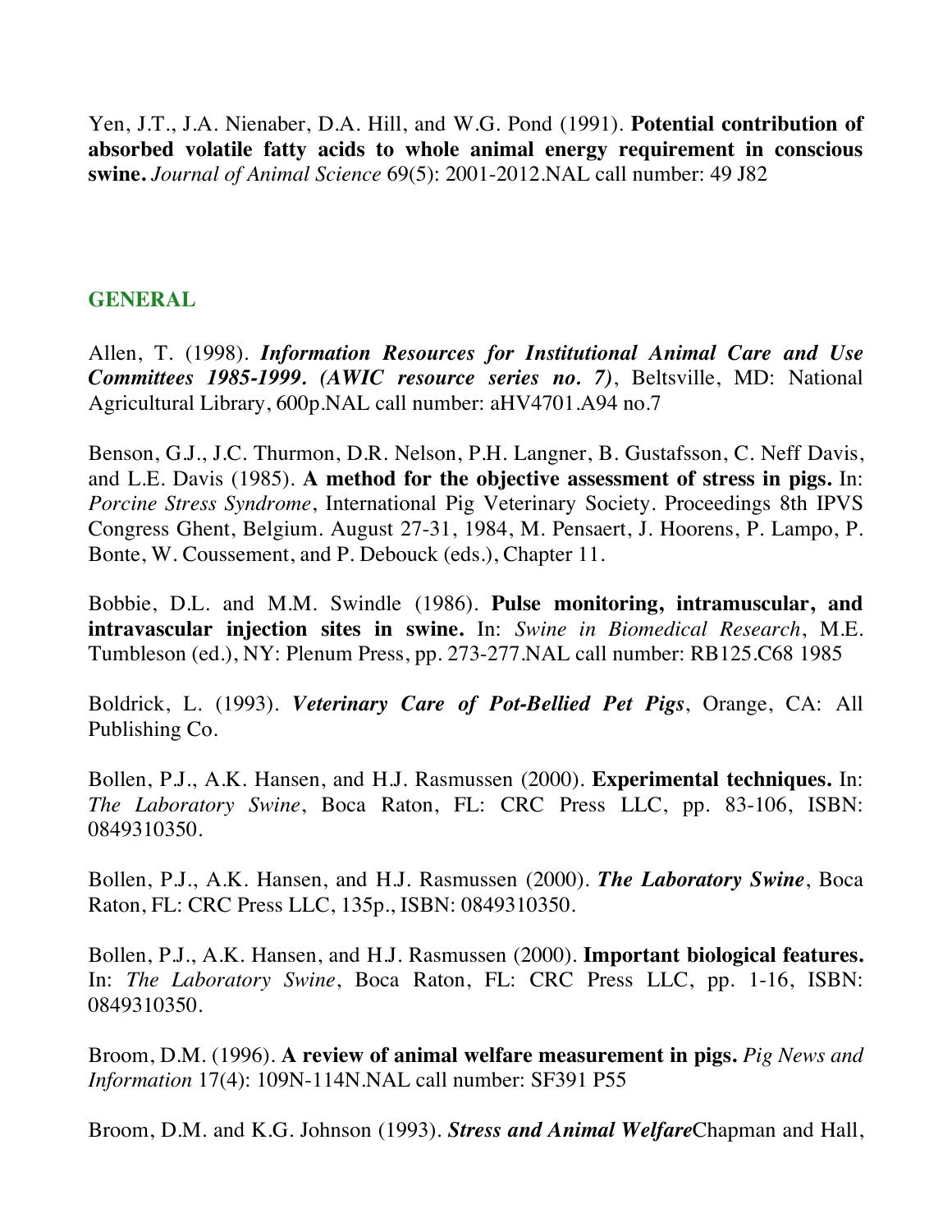Yen, J.T., J.A. Nienaber, D.A. Hill, and W.G. Pond (1991). **Potential contribution of absorbed volatile fatty acids to whole animal energy requirement in conscious swine.** *Journal of Animal Science* 69(5): 2001-2012.NAL call number: 49 J82

## GENERAL

Allen, T. (1998). ***Information Resources for Institutional Animal Care and Use Committees 1985-1999. (AWIC resource series no. 7)***, Beltsville, MD: National Agricultural Library, 600p.NAL call number: aHV4701.A94 no.7

Benson, G.J., J.C. Thurmon, D.R. Nelson, P.H. Langner, B. Gustafsson, C. Neff Davis, and L.E. Davis (1985). **A method for the objective assessment of stress in pigs.** In: *Porcine Stress Syndrome*, International Pig Veterinary Society. Proceedings 8th IPVS Congress Ghent, Belgium. August 27-31, 1984, M. Pensaert, J. Hoorens, P. Lampo, P. Bonte, W. Coussement, and P. Debouck (eds.), Chapter 11.

Bobbie, D.L. and M.M. Swindle (1986). **Pulse monitoring, intramuscular, and intravascular injection sites in swine.** In: *Swine in Biomedical Research*, M.E. Tumbleson (ed.), NY: Plenum Press, pp. 273-277.NAL call number: RB125.C68 1985

Boldrick, L. (1993). ***Veterinary Care of Pot-Bellied Pet Pigs***, Orange, CA: All Publishing Co.

Bollen, P.J., A.K. Hansen, and H.J. Rasmussen (2000). **Experimental techniques.** In: *The Laboratory Swine*, Boca Raton, FL: CRC Press LLC, pp. 83-106, ISBN: 0849310350.

Bollen, P.J., A.K. Hansen, and H.J. Rasmussen (2000). ***The Laboratory Swine***, Boca Raton, FL: CRC Press LLC, 135p., ISBN: 0849310350.

Bollen, P.J., A.K. Hansen, and H.J. Rasmussen (2000). **Important biological features.** In: *The Laboratory Swine*, Boca Raton, FL: CRC Press LLC, pp. 1-16, ISBN: 0849310350.

Broom, D.M. (1996). **A review of animal welfare measurement in pigs.** *Pig News and Information* 17(4): 109N-114N.NAL call number: SF391 P55

Broom, D.M. and K.G. Johnson (1993). ***Stress and Animal Welfare***Chapman and Hall,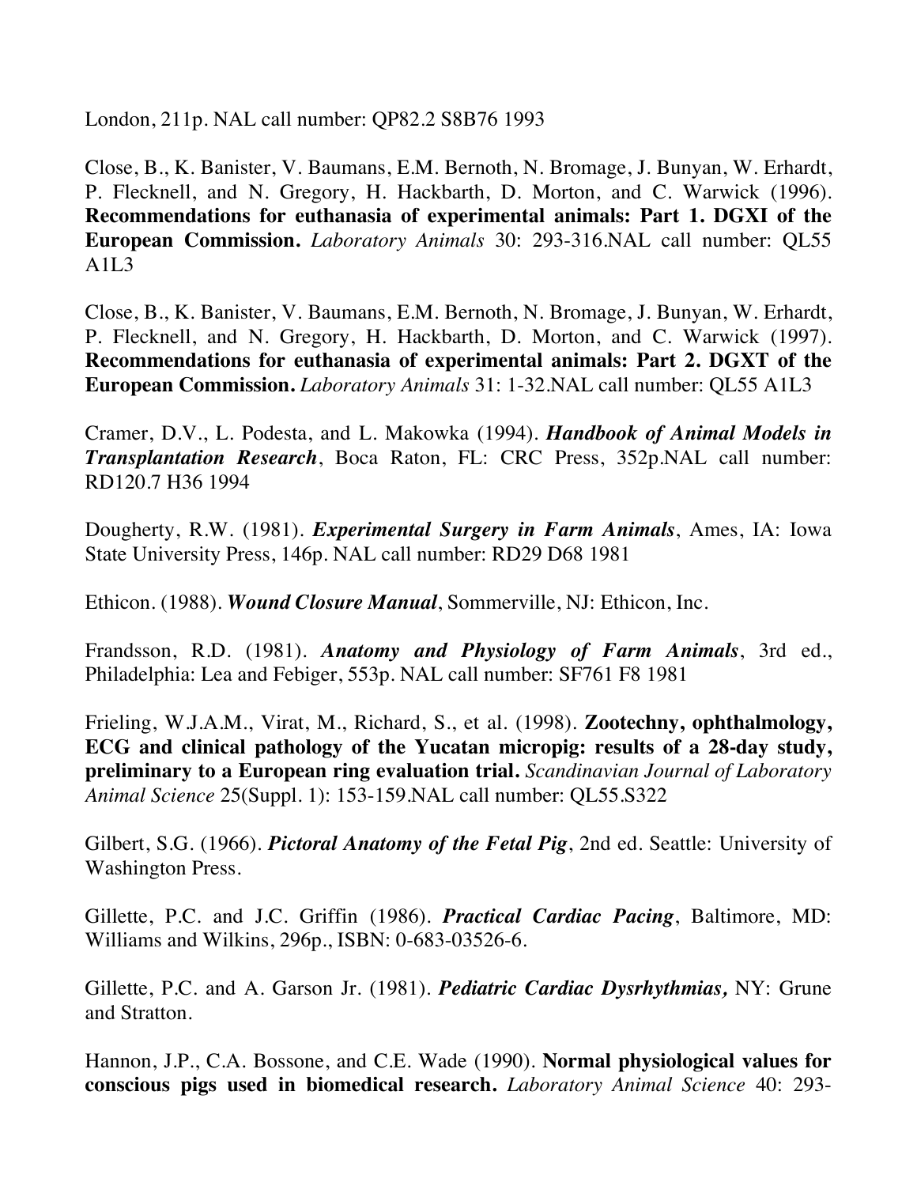London, 211p. NAL call number: QP82.2 S8B76 1993

Close, B., K. Banister, V. Baumans, E.M. Bernoth, N. Bromage, J. Bunyan, W. Erhardt, P. Flecknell, and N. Gregory, H. Hackbarth, D. Morton, and C. Warwick (1996). **Recommendations for euthanasia of experimental animals: Part 1. DGXI of the European Commission.** *Laboratory Animals* 30: 293-316.NAL call number: QL55 A1L3

Close, B., K. Banister, V. Baumans, E.M. Bernoth, N. Bromage, J. Bunyan, W. Erhardt, P. Flecknell, and N. Gregory, H. Hackbarth, D. Morton, and C. Warwick (1997). **Recommendations for euthanasia of experimental animals: Part 2. DGXT of the European Commission.** *Laboratory Animals* 31: 1-32.NAL call number: QL55 A1L3

Cramer, D.V., L. Podesta, and L. Makowka (1994). ***Handbook of Animal Models in Transplantation Research***, Boca Raton, FL: CRC Press, 352p.NAL call number: RD120.7 H36 1994

Dougherty, R.W. (1981). ***Experimental Surgery in Farm Animals***, Ames, IA: Iowa State University Press, 146p. NAL call number: RD29 D68 1981

Ethicon. (1988). ***Wound Closure Manual***, Sommerville, NJ: Ethicon, Inc.

Frandsson, R.D. (1981). ***Anatomy and Physiology of Farm Animals***, 3rd ed., Philadelphia: Lea and Febiger, 553p. NAL call number: SF761 F8 1981

Frieling, W.J.A.M., Virat, M., Richard, S., et al. (1998). **Zootechny, ophthalmology, ECG and clinical pathology of the Yucatan micropig: results of a 28-day study, preliminary to a European ring evaluation trial.** *Scandinavian Journal of Laboratory Animal Science* 25(Suppl. 1): 153-159.NAL call number: QL55.S322

Gilbert, S.G. (1966). ***Pictoral Anatomy of the Fetal Pig***, 2nd ed. Seattle: University of Washington Press.

Gillette, P.C. and J.C. Griffin (1986). ***Practical Cardiac Pacing***, Baltimore, MD: Williams and Wilkins, 296p., ISBN: 0-683-03526-6.

Gillette, P.C. and A. Garson Jr. (1981). ***Pediatric Cardiac Dysrhythmias,*** NY: Grune and Stratton.

Hannon, J.P., C.A. Bossone, and C.E. Wade (1990). **Normal physiological values for conscious pigs used in biomedical research.** *Laboratory Animal Science* 40: 293-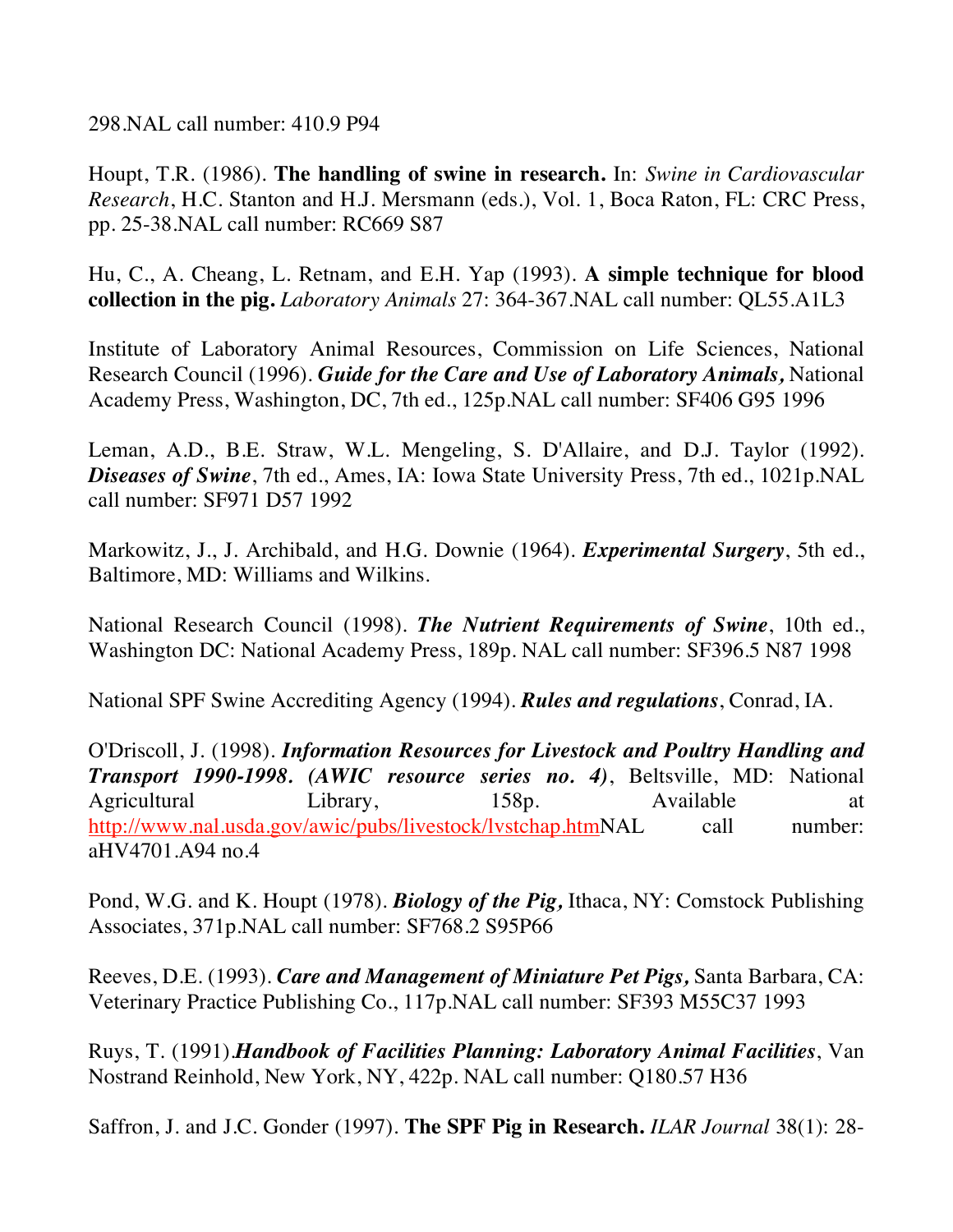298.NAL call number: 410.9 P94

Houpt, T.R. (1986). **The handling of swine in research.** In: *Swine in Cardiovascular Research*, H.C. Stanton and H.J. Mersmann (eds.), Vol. 1, Boca Raton, FL: CRC Press, pp. 25-38.NAL call number: RC669 S87

Hu, C., A. Cheang, L. Retnam, and E.H. Yap (1993). **A simple technique for blood collection in the pig.** *Laboratory Animals* 27: 364-367.NAL call number: QL55.A1L3

Institute of Laboratory Animal Resources, Commission on Life Sciences, National Research Council (1996). ***Guide for the Care and Use of Laboratory Animals,*** National Academy Press, Washington, DC, 7th ed., 125p.NAL call number: SF406 G95 1996

Leman, A.D., B.E. Straw, W.L. Mengeling, S. D'Allaire, and D.J. Taylor (1992). ***Diseases of Swine***, 7th ed., Ames, IA: Iowa State University Press, 7th ed., 1021p.NAL call number: SF971 D57 1992

Markowitz, J., J. Archibald, and H.G. Downie (1964). ***Experimental Surgery***, 5th ed., Baltimore, MD: Williams and Wilkins.

National Research Council (1998). ***The Nutrient Requirements of Swine***, 10th ed., Washington DC: National Academy Press, 189p. NAL call number: SF396.5 N87 1998

National SPF Swine Accrediting Agency (1994). ***Rules and regulations***, Conrad, IA.

O'Driscoll, J. (1998). ***Information Resources for Livestock and Poultry Handling and Transport 1990-1998. (AWIC resource series no. 4)***, Beltsville, MD: National Agricultural Library, 158p. Available at http://www.nal.usda.gov/awic/pubs/livestock/lvstchap.htmNAL call number: aHV4701.A94 no.4

Pond, W.G. and K. Houpt (1978). ***Biology of the Pig,*** Ithaca, NY: Comstock Publishing Associates, 371p.NAL call number: SF768.2 S95P66

Reeves, D.E. (1993). ***Care and Management of Miniature Pet Pigs,*** Santa Barbara, CA: Veterinary Practice Publishing Co., 117p.NAL call number: SF393 M55C37 1993

Ruys, T. (1991).***Handbook of Facilities Planning: Laboratory Animal Facilities***, Van Nostrand Reinhold, New York, NY, 422p. NAL call number: Q180.57 H36

Saffron, J. and J.C. Gonder (1997). **The SPF Pig in Research.** *ILAR Journal* 38(1): 28-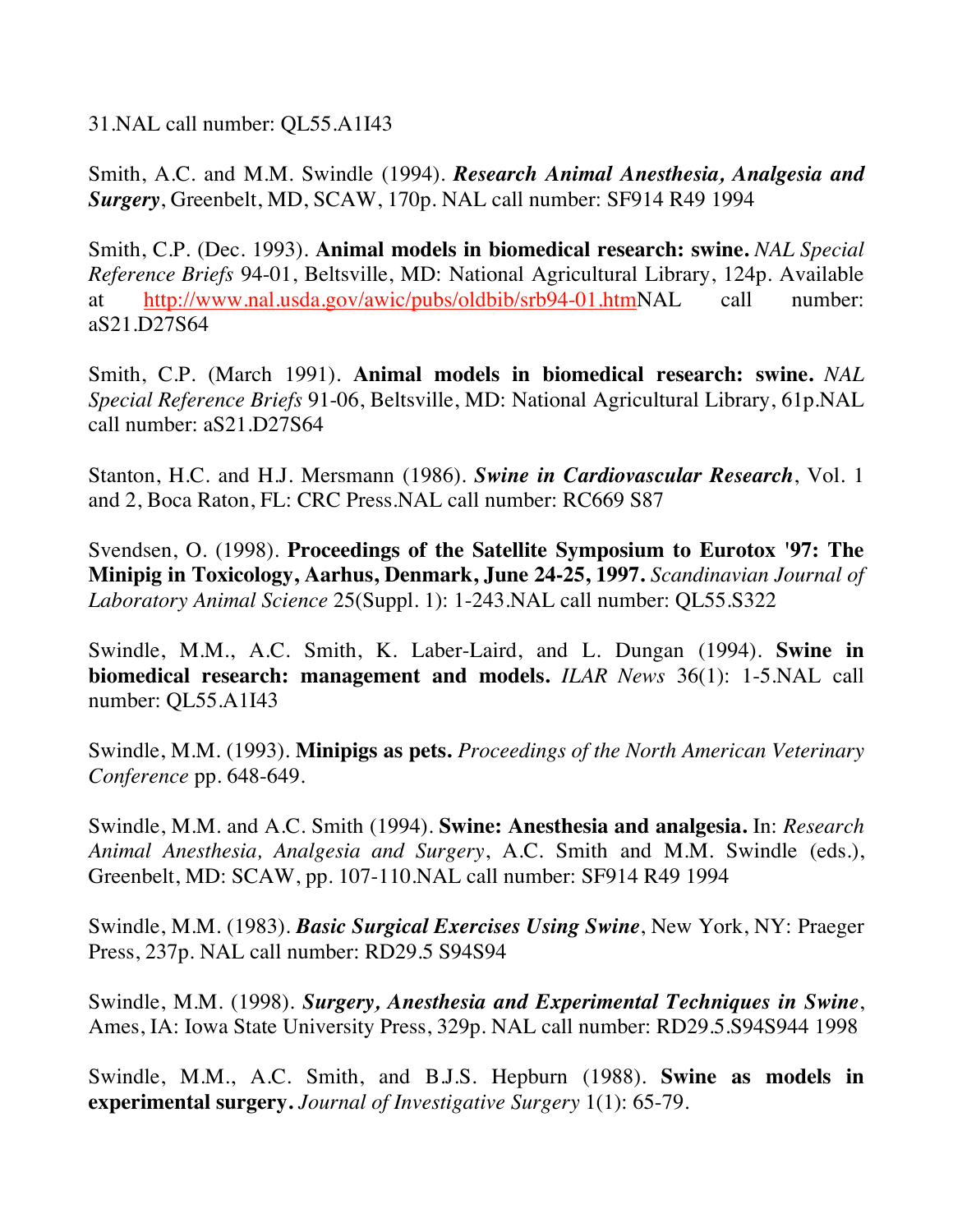31.NAL call number: QL55.A1I43

Smith, A.C. and M.M. Swindle (1994). ***Research Animal Anesthesia, Analgesia and Surgery***, Greenbelt, MD, SCAW, 170p. NAL call number: SF914 R49 1994

Smith, C.P. (Dec. 1993). **Animal models in biomedical research: swine.** *NAL Special Reference Briefs* 94-01, Beltsville, MD: National Agricultural Library, 124p. Available at http://www.nal.usda.gov/awic/pubs/oldbib/srb94-01.htmNAL call number: aS21.D27S64

Smith, C.P. (March 1991). **Animal models in biomedical research: swine.** *NAL Special Reference Briefs* 91-06, Beltsville, MD: National Agricultural Library, 61p.NAL call number: aS21.D27S64

Stanton, H.C. and H.J. Mersmann (1986). ***Swine in Cardiovascular Research***, Vol. 1 and 2, Boca Raton, FL: CRC Press.NAL call number: RC669 S87

Svendsen, O. (1998). **Proceedings of the Satellite Symposium to Eurotox '97: The Minipig in Toxicology, Aarhus, Denmark, June 24-25, 1997.** *Scandinavian Journal of Laboratory Animal Science* 25(Suppl. 1): 1-243.NAL call number: QL55.S322

Swindle, M.M., A.C. Smith, K. Laber-Laird, and L. Dungan (1994). **Swine in biomedical research: management and models.** *ILAR News* 36(1): 1-5.NAL call number: QL55.A1I43

Swindle, M.M. (1993). **Minipigs as pets.** *Proceedings of the North American Veterinary Conference* pp. 648-649.

Swindle, M.M. and A.C. Smith (1994). **Swine: Anesthesia and analgesia.** In: *Research Animal Anesthesia, Analgesia and Surgery*, A.C. Smith and M.M. Swindle (eds.), Greenbelt, MD: SCAW, pp. 107-110.NAL call number: SF914 R49 1994

Swindle, M.M. (1983). ***Basic Surgical Exercises Using Swine***, New York, NY: Praeger Press, 237p. NAL call number: RD29.5 S94S94

Swindle, M.M. (1998). ***Surgery, Anesthesia and Experimental Techniques in Swine***, Ames, IA: Iowa State University Press, 329p. NAL call number: RD29.5.S94S944 1998

Swindle, M.M., A.C. Smith, and B.J.S. Hepburn (1988). **Swine as models in experimental surgery.** *Journal of Investigative Surgery* 1(1): 65-79.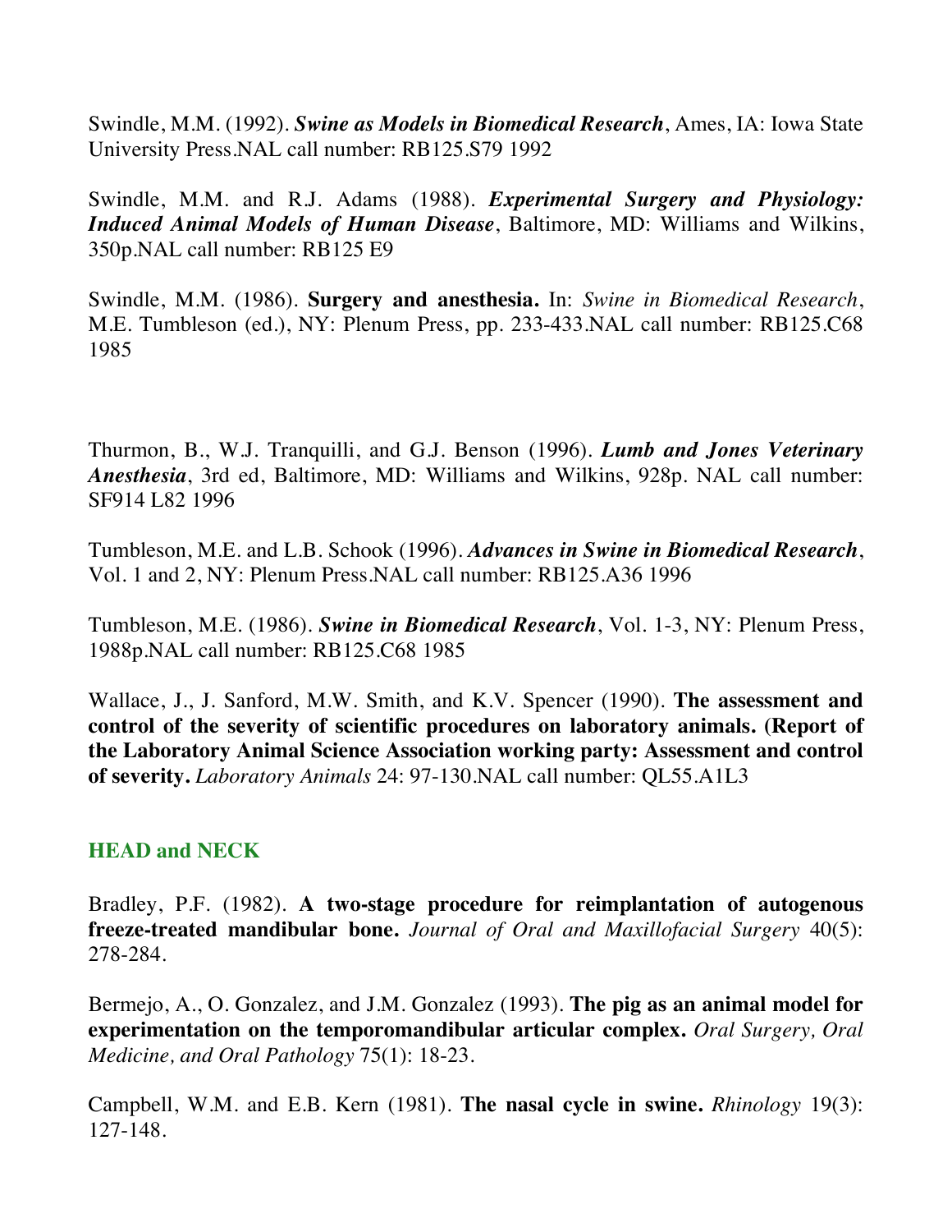Swindle, M.M. (1992). ***Swine as Models in Biomedical Research***, Ames, IA: Iowa State University Press.NAL call number: RB125.S79 1992

Swindle, M.M. and R.J. Adams (1988). ***Experimental Surgery and Physiology: Induced Animal Models of Human Disease***, Baltimore, MD: Williams and Wilkins, 350p.NAL call number: RB125 E9

Swindle, M.M. (1986). **Surgery and anesthesia.** In: *Swine in Biomedical Research*, M.E. Tumbleson (ed.), NY: Plenum Press, pp. 233-433.NAL call number: RB125.C68 1985

Thurmon, B., W.J. Tranquilli, and G.J. Benson (1996). ***Lumb and Jones Veterinary Anesthesia***, 3rd ed, Baltimore, MD: Williams and Wilkins, 928p. NAL call number: SF914 L82 1996

Tumbleson, M.E. and L.B. Schook (1996). ***Advances in Swine in Biomedical Research***, Vol. 1 and 2, NY: Plenum Press.NAL call number: RB125.A36 1996

Tumbleson, M.E. (1986). ***Swine in Biomedical Research***, Vol. 1-3, NY: Plenum Press, 1988p.NAL call number: RB125.C68 1985

Wallace, J., J. Sanford, M.W. Smith, and K.V. Spencer (1990). **The assessment and control of the severity of scientific procedures on laboratory animals. (Report of the Laboratory Animal Science Association working party: Assessment and control of severity.** *Laboratory Animals* 24: 97-130.NAL call number: QL55.A1L3

## HEAD and NECK

Bradley, P.F. (1982). **A two-stage procedure for reimplantation of autogenous freeze-treated mandibular bone.** *Journal of Oral and Maxillofacial Surgery* 40(5): 278-284.

Bermejo, A., O. Gonzalez, and J.M. Gonzalez (1993). **The pig as an animal model for experimentation on the temporomandibular articular complex.** *Oral Surgery, Oral Medicine, and Oral Pathology* 75(1): 18-23.

Campbell, W.M. and E.B. Kern (1981). **The nasal cycle in swine.** *Rhinology* 19(3): 127-148.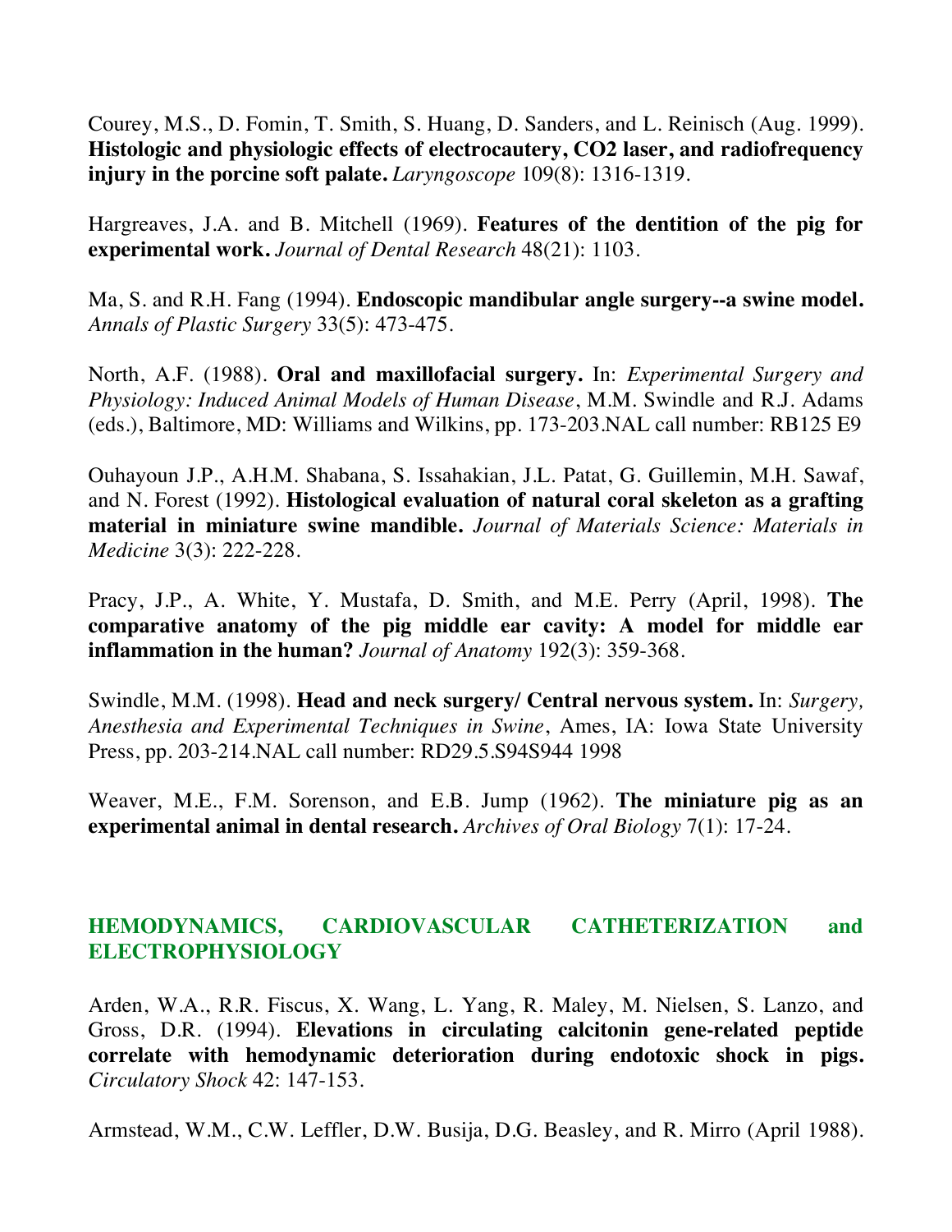Courey, M.S., D. Fomin, T. Smith, S. Huang, D. Sanders, and L. Reinisch (Aug. 1999). **Histologic and physiologic effects of electrocautery, $CO_2$ laser, and radiofrequency injury in the porcine soft palate.** *Laryngoscope* 109(8): 1316-1319.

Hargreaves, J.A. and B. Mitchell (1969). **Features of the dentition of the pig for experimental work.** *Journal of Dental Research* 48(21): 1103.

Ma, S. and R.H. Fang (1994). **Endoscopic mandibular angle surgery--a swine model.** *Annals of Plastic Surgery* 33(5): 473-475.

North, A.F. (1988). **Oral and maxillofacial surgery.** In: *Experimental Surgery and Physiology: Induced Animal Models of Human Disease*, M.M. Swindle and R.J. Adams (eds.), Baltimore, MD: Williams and Wilkins, pp. 173-203.NAL call number: RB125 E9

Ouhayoun J.P., A.H.M. Shabana, S. Issahakian, J.L. Patat, G. Guillemin, M.H. Sawaf, and N. Forest (1992). **Histological evaluation of natural coral skeleton as a grafting material in miniature swine mandible.** *Journal of Materials Science: Materials in Medicine* 3(3): 222-228.

Pracy, J.P., A. White, Y. Mustafa, D. Smith, and M.E. Perry (April, 1998). **The comparative anatomy of the pig middle ear cavity: A model for middle ear inflammation in the human?** *Journal of Anatomy* 192(3): 359-368.

Swindle, M.M. (1998). **Head and neck surgery/ Central nervous system.** In: *Surgery, Anesthesia and Experimental Techniques in Swine*, Ames, IA: Iowa State University Press, pp. 203-214.NAL call number: RD29.5.S94S944 1998

Weaver, M.E., F.M. Sorenson, and E.B. Jump (1962). **The miniature pig as an experimental animal in dental research.** *Archives of Oral Biology* 7(1): 17-24.

## HEMODYNAMICS, CARDIOVASCULAR CATHETERIZATION and ELECTROPHYSIOLOGY

Arden, W.A., R.R. Fiscus, X. Wang, L. Yang, R. Maley, M. Nielsen, S. Lanzo, and Gross, D.R. (1994). **Elevations in circulating calcitonin gene-related peptide correlate with hemodynamic deterioration during endotoxic shock in pigs.** *Circulatory Shock* 42: 147-153.

Armstead, W.M., C.W. Leffler, D.W. Busija, D.G. Beasley, and R. Mirro (April 1988).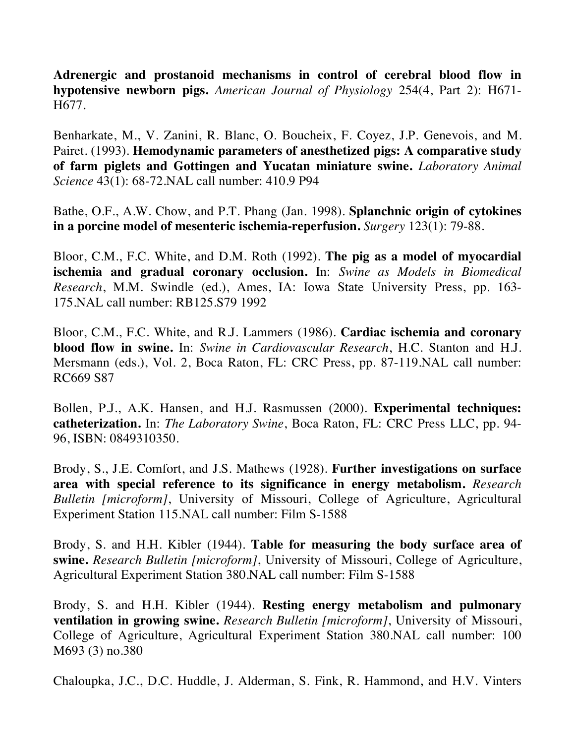**Adrenergic and prostanoid mechanisms in control of cerebral blood flow in hypotensive newborn pigs.** *American Journal of Physiology* 254(4, Part 2): H671-H677.

Benharkate, M., V. Zanini, R. Blanc, O. Boucheix, F. Coyez, J.P. Genevois, and M. Pairet. (1993). **Hemodynamic parameters of anesthetized pigs: A comparative study of farm piglets and Gottingen and Yucatan miniature swine.** *Laboratory Animal Science* 43(1): 68-72.NAL call number: 410.9 P94

Bathe, O.F., A.W. Chow, and P.T. Phang (Jan. 1998). **Splanchnic origin of cytokines in a porcine model of mesenteric ischemia-reperfusion.** *Surgery* 123(1): 79-88.

Bloor, C.M., F.C. White, and D.M. Roth (1992). **The pig as a model of myocardial ischemia and gradual coronary occlusion.** In: *Swine as Models in Biomedical Research*, M.M. Swindle (ed.), Ames, IA: Iowa State University Press, pp. 163-175.NAL call number: RB125.S79 1992

Bloor, C.M., F.C. White, and R.J. Lammers (1986). **Cardiac ischemia and coronary blood flow in swine.** In: *Swine in Cardiovascular Research*, H.C. Stanton and H.J. Mersmann (eds.), Vol. 2, Boca Raton, FL: CRC Press, pp. 87-119.NAL call number: RC669 S87

Bollen, P.J., A.K. Hansen, and H.J. Rasmussen (2000). **Experimental techniques: catheterization.** In: *The Laboratory Swine*, Boca Raton, FL: CRC Press LLC, pp. 94-96, ISBN: 0849310350.

Brody, S., J.E. Comfort, and J.S. Mathews (1928). **Further investigations on surface area with special reference to its significance in energy metabolism.** *Research Bulletin [microform]*, University of Missouri, College of Agriculture, Agricultural Experiment Station 115.NAL call number: Film S-1588

Brody, S. and H.H. Kibler (1944). **Table for measuring the body surface area of swine.** *Research Bulletin [microform]*, University of Missouri, College of Agriculture, Agricultural Experiment Station 380.NAL call number: Film S-1588

Brody, S. and H.H. Kibler (1944). **Resting energy metabolism and pulmonary ventilation in growing swine.** *Research Bulletin [microform]*, University of Missouri, College of Agriculture, Agricultural Experiment Station 380.NAL call number: 100 M693 (3) no.380

Chaloupka, J.C., D.C. Huddle, J. Alderman, S. Fink, R. Hammond, and H.V. Vinters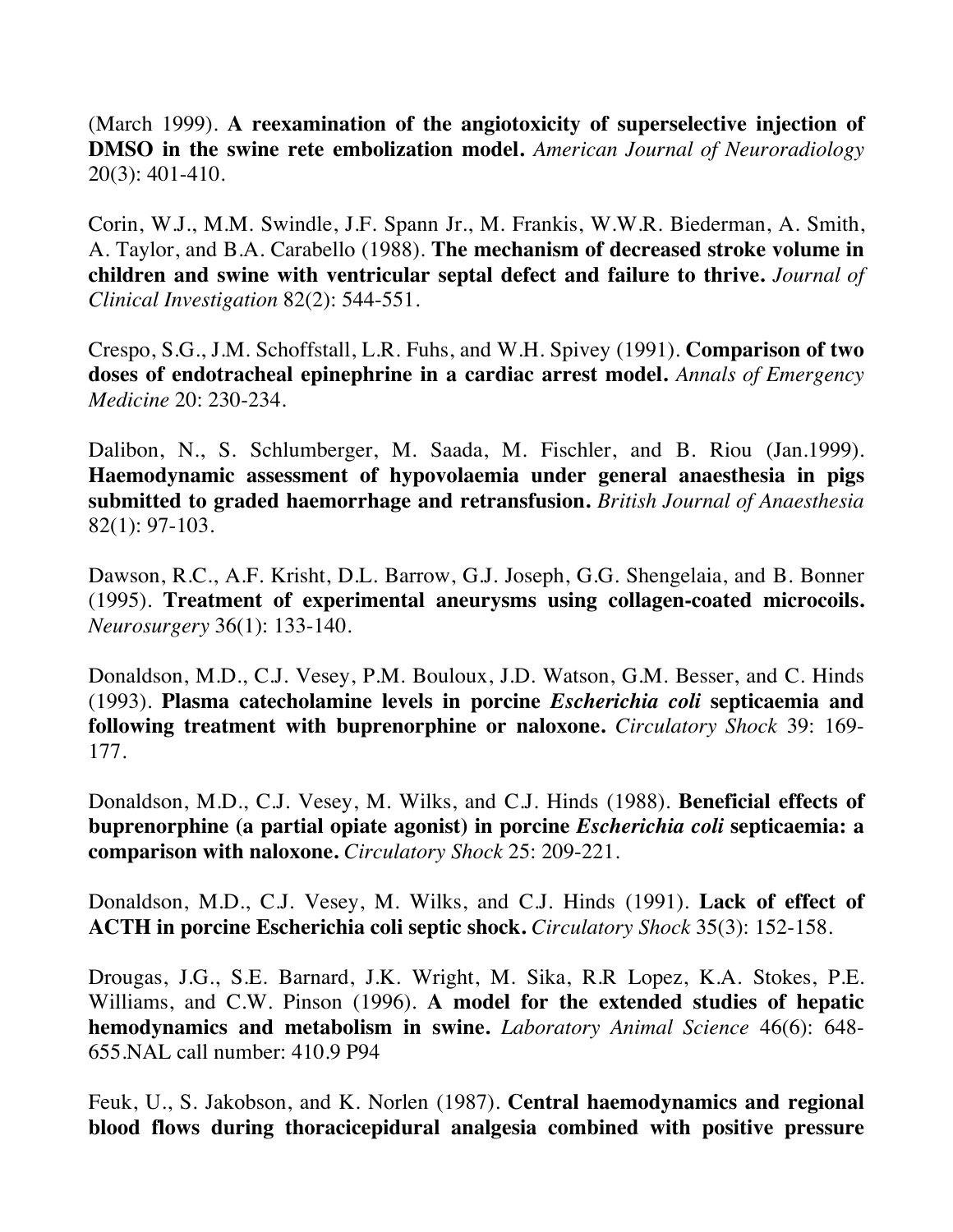(March 1999). **A reexamination of the angiotoxicity of superselective injection of DMSO in the swine rete embolization model.** *American Journal of Neuroradiology* 20(3): 401-410.

Corin, W.J., M.M. Swindle, J.F. Spann Jr., M. Frankis, W.W.R. Biederman, A. Smith, A. Taylor, and B.A. Carabello (1988). **The mechanism of decreased stroke volume in children and swine with ventricular septal defect and failure to thrive.** *Journal of Clinical Investigation* 82(2): 544-551.

Crespo, S.G., J.M. Schoffstall, L.R. Fuhs, and W.H. Spivey (1991). **Comparison of two doses of endotracheal epinephrine in a cardiac arrest model.** *Annals of Emergency Medicine* 20: 230-234.

Dalibon, N., S. Schlumberger, M. Saada, M. Fischler, and B. Riou (Jan.1999). **Haemodynamic assessment of hypovolaemia under general anaesthesia in pigs submitted to graded haemorrhage and retransfusion.** *British Journal of Anaesthesia* 82(1): 97-103.

Dawson, R.C., A.F. Krisht, D.L. Barrow, G.J. Joseph, G.G. Shengelaia, and B. Bonner (1995). **Treatment of experimental aneurysms using collagen-coated microcoils.** *Neurosurgery* 36(1): 133-140.

Donaldson, M.D., C.J. Vesey, P.M. Bouloux, J.D. Watson, G.M. Besser, and C. Hinds (1993). **Plasma catecholamine levels in porcine *Escherichia coli* septicaemia and following treatment with buprenorphine or naloxone.** *Circulatory Shock* 39: 169-177.

Donaldson, M.D., C.J. Vesey, M. Wilks, and C.J. Hinds (1988). **Beneficial effects of buprenorphine (a partial opiate agonist) in porcine *Escherichia coli* septicaemia: a comparison with naloxone.** *Circulatory Shock* 25: 209-221.

Donaldson, M.D., C.J. Vesey, M. Wilks, and C.J. Hinds (1991). **Lack of effect of ACTH in porcine Escherichia coli septic shock.** *Circulatory Shock* 35(3): 152-158.

Drougas, J.G., S.E. Barnard, J.K. Wright, M. Sika, R.R Lopez, K.A. Stokes, P.E. Williams, and C.W. Pinson (1996). **A model for the extended studies of hepatic hemodynamics and metabolism in swine.** *Laboratory Animal Science* 46(6): 648-655.NAL call number: 410.9 P94

Feuk, U., S. Jakobson, and K. Norlen (1987). **Central haemodynamics and regional blood flows during thoracicepidural analgesia combined with positive pressure**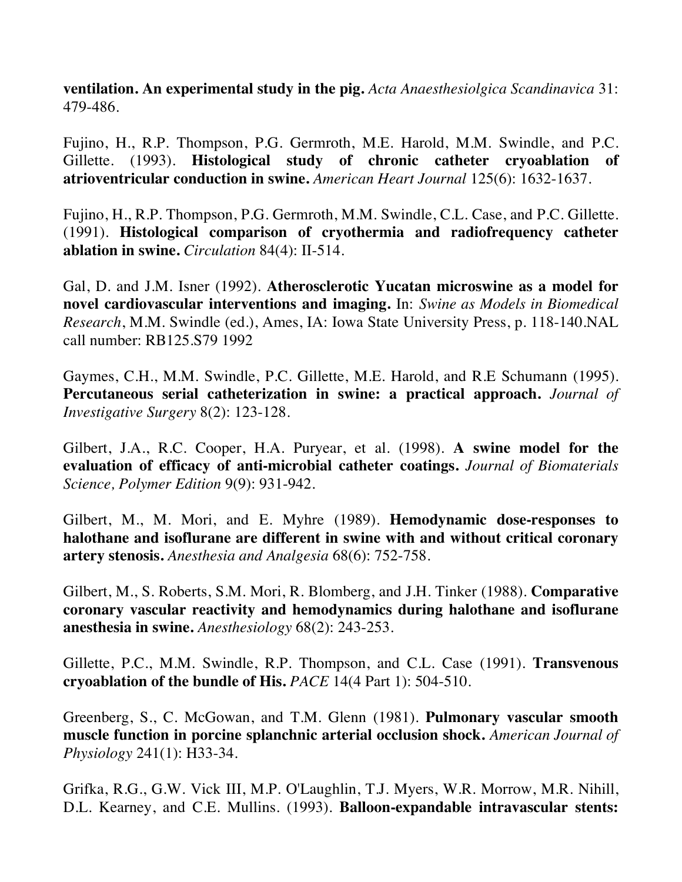**ventilation. An experimental study in the pig.** *Acta Anaesthesiolgica Scandinavica* 31: 479-486.

Fujino, H., R.P. Thompson, P.G. Germroth, M.E. Harold, M.M. Swindle, and P.C. Gillette. (1993). **Histological study of chronic catheter cryoablation of atrioventricular conduction in swine.** *American Heart Journal* 125(6): 1632-1637.

Fujino, H., R.P. Thompson, P.G. Germroth, M.M. Swindle, C.L. Case, and P.C. Gillette. (1991). **Histological comparison of cryothermia and radiofrequency catheter ablation in swine.** *Circulation* 84(4): II-514.

Gal, D. and J.M. Isner (1992). **Atherosclerotic Yucatan microswine as a model for novel cardiovascular interventions and imaging.** In: *Swine as Models in Biomedical Research*, M.M. Swindle (ed.), Ames, IA: Iowa State University Press, p. 118-140.NAL call number: RB125.S79 1992

Gaymes, C.H., M.M. Swindle, P.C. Gillette, M.E. Harold, and R.E Schumann (1995). **Percutaneous serial catheterization in swine: a practical approach.** *Journal of Investigative Surgery* 8(2): 123-128.

Gilbert, J.A., R.C. Cooper, H.A. Puryear, et al. (1998). **A swine model for the evaluation of efficacy of anti-microbial catheter coatings.** *Journal of Biomaterials Science, Polymer Edition* 9(9): 931-942.

Gilbert, M., M. Mori, and E. Myhre (1989). **Hemodynamic dose-responses to halothane and isoflurane are different in swine with and without critical coronary artery stenosis.** *Anesthesia and Analgesia* 68(6): 752-758.

Gilbert, M., S. Roberts, S.M. Mori, R. Blomberg, and J.H. Tinker (1988). **Comparative coronary vascular reactivity and hemodynamics during halothane and isoflurane anesthesia in swine.** *Anesthesiology* 68(2): 243-253.

Gillette, P.C., M.M. Swindle, R.P. Thompson, and C.L. Case (1991). **Transvenous cryoablation of the bundle of His.** *PACE* 14(4 Part 1): 504-510.

Greenberg, S., C. McGowan, and T.M. Glenn (1981). **Pulmonary vascular smooth muscle function in porcine splanchnic arterial occlusion shock.** *American Journal of Physiology* 241(1): H33-34.

Grifka, R.G., G.W. Vick III, M.P. O'Laughlin, T.J. Myers, W.R. Morrow, M.R. Nihill, D.L. Kearney, and C.E. Mullins. (1993). **Balloon-expandable intravascular stents:**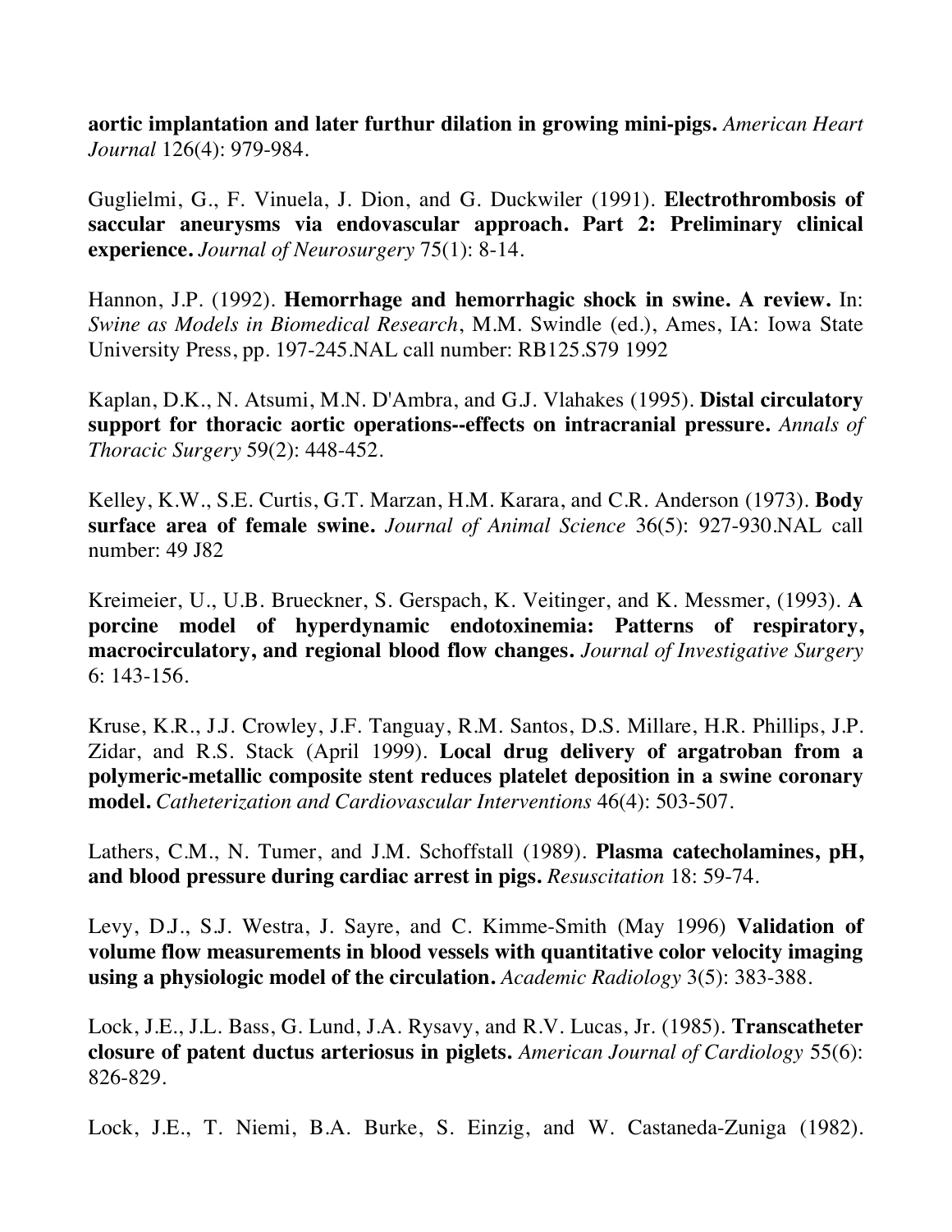**aortic implantation and later furthur dilation in growing mini-pigs.** *American Heart Journal* 126(4): 979-984.

Guglielmi, G., F. Vinuela, J. Dion, and G. Duckwiler (1991). **Electrothrombosis of saccular aneurysms via endovascular approach. Part 2: Preliminary clinical experience.** *Journal of Neurosurgery* 75(1): 8-14.

Hannon, J.P. (1992). **Hemorrhage and hemorrhagic shock in swine. A review.** In: *Swine as Models in Biomedical Research*, M.M. Swindle (ed.), Ames, IA: Iowa State University Press, pp. 197-245.NAL call number: RB125.S79 1992

Kaplan, D.K., N. Atsumi, M.N. D'Ambra, and G.J. Vlahakes (1995). **Distal circulatory support for thoracic aortic operations--effects on intracranial pressure.** *Annals of Thoracic Surgery* 59(2): 448-452.

Kelley, K.W., S.E. Curtis, G.T. Marzan, H.M. Karara, and C.R. Anderson (1973). **Body surface area of female swine.** *Journal of Animal Science* 36(5): 927-930.NAL call number: 49 J82

Kreimeier, U., U.B. Brueckner, S. Gerspach, K. Veitinger, and K. Messmer, (1993). **A porcine model of hyperdynamic endotoxinemia: Patterns of respiratory, macrocirculatory, and regional blood flow changes.** *Journal of Investigative Surgery* 6: 143-156.

Kruse, K.R., J.J. Crowley, J.F. Tanguay, R.M. Santos, D.S. Millare, H.R. Phillips, J.P. Zidar, and R.S. Stack (April 1999). **Local drug delivery of argatroban from a polymeric-metallic composite stent reduces platelet deposition in a swine coronary model.** *Catheterization and Cardiovascular Interventions* 46(4): 503-507.

Lathers, C.M., N. Tumer, and J.M. Schoffstall (1989). **Plasma catecholamines, pH, and blood pressure during cardiac arrest in pigs.** *Resuscitation* 18: 59-74.

Levy, D.J., S.J. Westra, J. Sayre, and C. Kimme-Smith (May 1996) **Validation of volume flow measurements in blood vessels with quantitative color velocity imaging using a physiologic model of the circulation.** *Academic Radiology* 3(5): 383-388.

Lock, J.E., J.L. Bass, G. Lund, J.A. Rysavy, and R.V. Lucas, Jr. (1985). **Transcatheter closure of patent ductus arteriosus in piglets.** *American Journal of Cardiology* 55(6): 826-829.

Lock, J.E., T. Niemi, B.A. Burke, S. Einzig, and W. Castaneda-Zuniga (1982).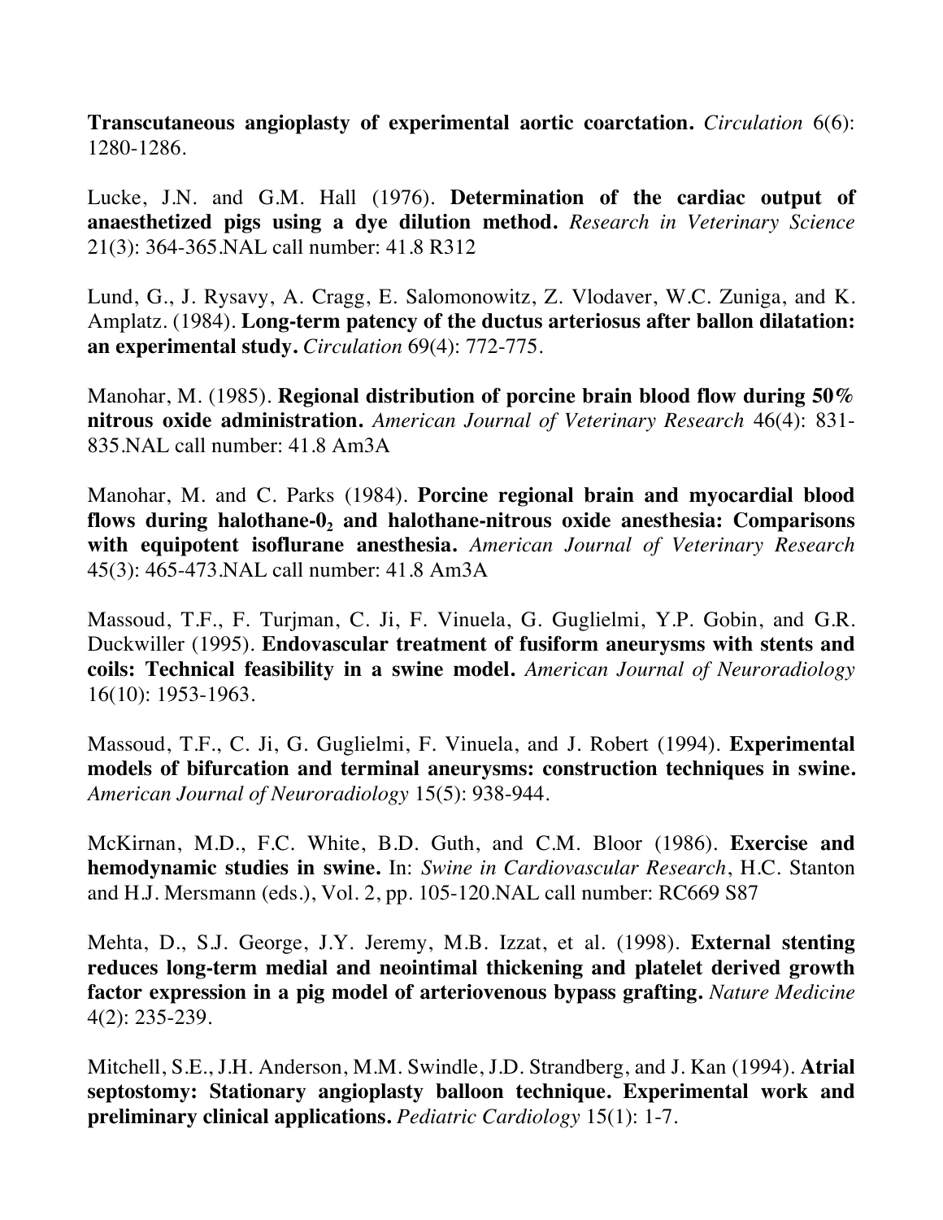**Transcutaneous angioplasty of experimental aortic coarctation.** *Circulation* 6(6): 1280-1286.

Lucke, J.N. and G.M. Hall (1976). **Determination of the cardiac output of anaesthetized pigs using a dye dilution method.** *Research in Veterinary Science* 21(3): 364-365.NAL call number: 41.8 R312

Lund, G., J. Rysavy, A. Cragg, E. Salomonowitz, Z. Vlodaver, W.C. Zuniga, and K. Amplatz. (1984). **Long-term patency of the ductus arteriosus after ballon dilatation: an experimental study.** *Circulation* 69(4): 772-775.

Manohar, M. (1985). **Regional distribution of porcine brain blood flow during 50% nitrous oxide administration.** *American Journal of Veterinary Research* 46(4): 831-835.NAL call number: 41.8 Am3A

Manohar, M. and C. Parks (1984). **Porcine regional brain and myocardial blood flows during halothane-$0_2$ and halothane-nitrous oxide anesthesia: Comparisons with equipotent isoflurane anesthesia.** *American Journal of Veterinary Research* 45(3): 465-473.NAL call number: 41.8 Am3A

Massoud, T.F., F. Turjman, C. Ji, F. Vinuela, G. Guglielmi, Y.P. Gobin, and G.R. Duckwiller (1995). **Endovascular treatment of fusiform aneurysms with stents and coils: Technical feasibility in a swine model.** *American Journal of Neuroradiology* 16(10): 1953-1963.

Massoud, T.F., C. Ji, G. Guglielmi, F. Vinuela, and J. Robert (1994). **Experimental models of bifurcation and terminal aneurysms: construction techniques in swine.** *American Journal of Neuroradiology* 15(5): 938-944.

McKirnan, M.D., F.C. White, B.D. Guth, and C.M. Bloor (1986). **Exercise and hemodynamic studies in swine.** In: *Swine in Cardiovascular Research*, H.C. Stanton and H.J. Mersmann (eds.), Vol. 2, pp. 105-120.NAL call number: RC669 S87

Mehta, D., S.J. George, J.Y. Jeremy, M.B. Izzat, et al. (1998). **External stenting reduces long-term medial and neointimal thickening and platelet derived growth factor expression in a pig model of arteriovenous bypass grafting.** *Nature Medicine* 4(2): 235-239.

Mitchell, S.E., J.H. Anderson, M.M. Swindle, J.D. Strandberg, and J. Kan (1994). **Atrial septostomy: Stationary angioplasty balloon technique. Experimental work and preliminary clinical applications.** *Pediatric Cardiology* 15(1): 1-7.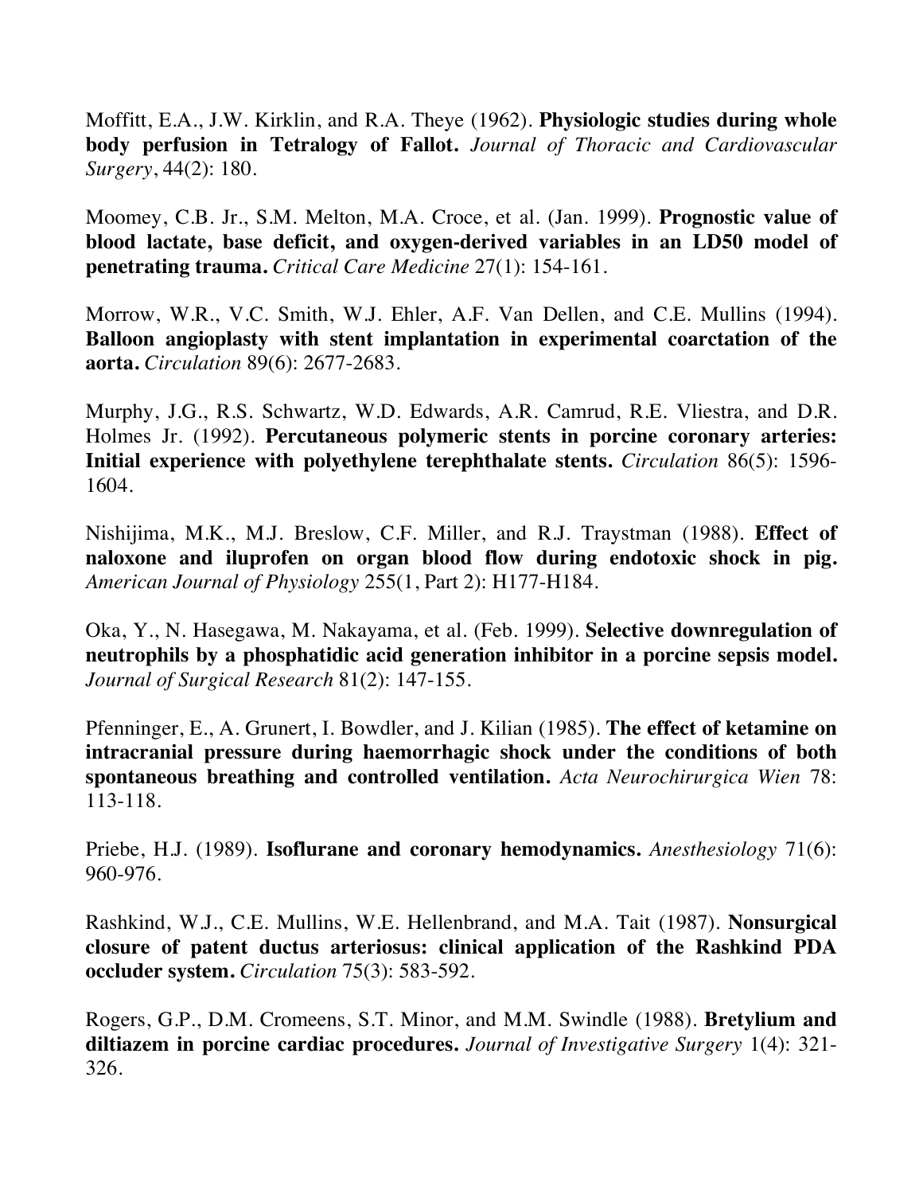Moffitt, E.A., J.W. Kirklin, and R.A. Theye (1962). **Physiologic studies during whole body perfusion in Tetralogy of Fallot.** *Journal of Thoracic and Cardiovascular Surgery*, 44(2): 180.

Moomey, C.B. Jr., S.M. Melton, M.A. Croce, et al. (Jan. 1999). **Prognostic value of blood lactate, base deficit, and oxygen-derived variables in an LD50 model of penetrating trauma.** *Critical Care Medicine* 27(1): 154-161.

Morrow, W.R., V.C. Smith, W.J. Ehler, A.F. Van Dellen, and C.E. Mullins (1994). **Balloon angioplasty with stent implantation in experimental coarctation of the aorta.** *Circulation* 89(6): 2677-2683.

Murphy, J.G., R.S. Schwartz, W.D. Edwards, A.R. Camrud, R.E. Vliestra, and D.R. Holmes Jr. (1992). **Percutaneous polymeric stents in porcine coronary arteries: Initial experience with polyethylene terephthalate stents.** *Circulation* 86(5): 1596-1604.

Nishijima, M.K., M.J. Breslow, C.F. Miller, and R.J. Traystman (1988). **Effect of naloxone and iluprofen on organ blood flow during endotoxic shock in pig.** *American Journal of Physiology* 255(1, Part 2): H177-H184.

Oka, Y., N. Hasegawa, M. Nakayama, et al. (Feb. 1999). **Selective downregulation of neutrophils by a phosphatidic acid generation inhibitor in a porcine sepsis model.** *Journal of Surgical Research* 81(2): 147-155.

Pfenninger, E., A. Grunert, I. Bowdler, and J. Kilian (1985). **The effect of ketamine on intracranial pressure during haemorrhagic shock under the conditions of both spontaneous breathing and controlled ventilation.** *Acta Neurochirurgica Wien* 78: 113-118.

Priebe, H.J. (1989). **Isoflurane and coronary hemodynamics.** *Anesthesiology* 71(6): 960-976.

Rashkind, W.J., C.E. Mullins, W.E. Hellenbrand, and M.A. Tait (1987). **Nonsurgical closure of patent ductus arteriosus: clinical application of the Rashkind PDA occluder system.** *Circulation* 75(3): 583-592.

Rogers, G.P., D.M. Cromeens, S.T. Minor, and M.M. Swindle (1988). **Bretylium and diltiazem in porcine cardiac procedures.** *Journal of Investigative Surgery* 1(4): 321-326.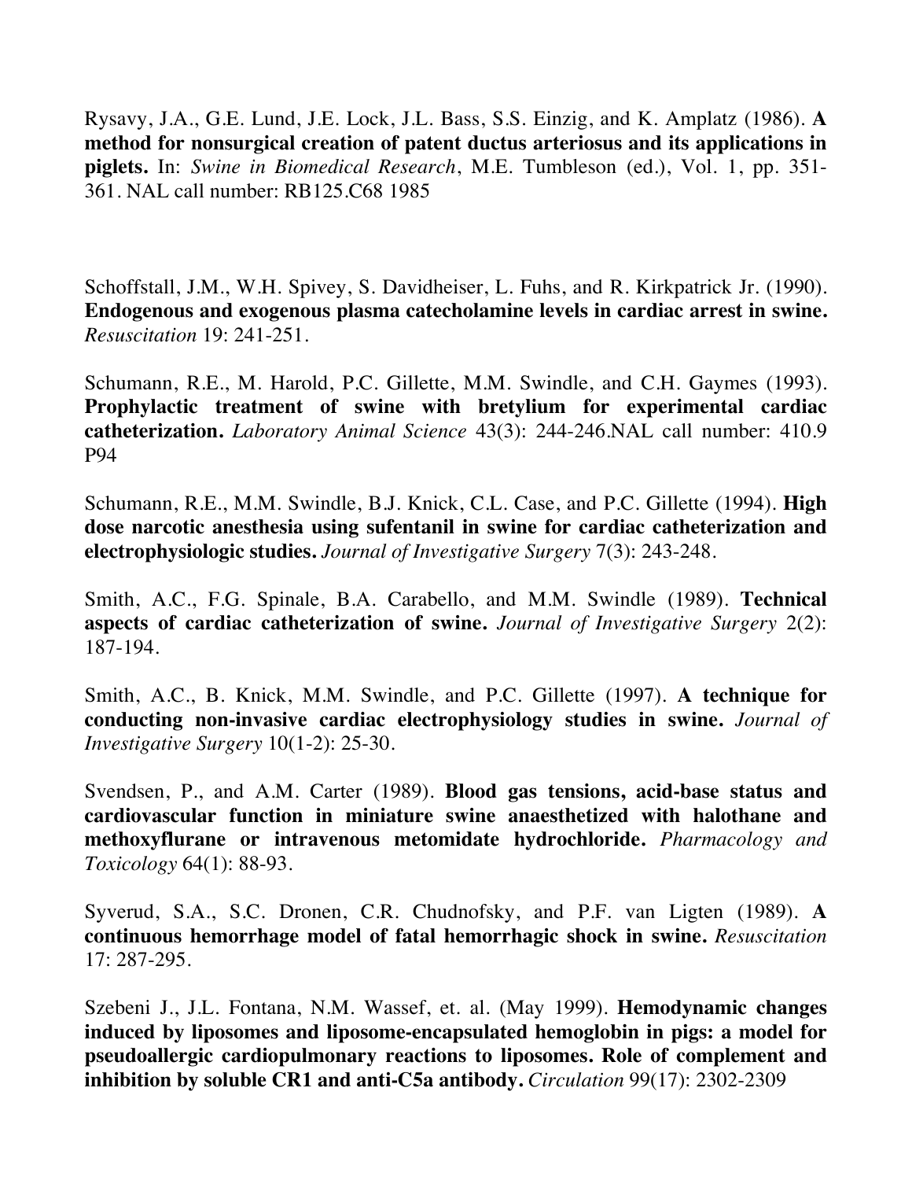Rysavy, J.A., G.E. Lund, J.E. Lock, J.L. Bass, S.S. Einzig, and K. Amplatz (1986). **A method for nonsurgical creation of patent ductus arteriosus and its applications in piglets.** In: *Swine in Biomedical Research*, M.E. Tumbleson (ed.), Vol. 1, pp. 351-361. NAL call number: RB125.C68 1985

Schoffstall, J.M., W.H. Spivey, S. Davidheiser, L. Fuhs, and R. Kirkpatrick Jr. (1990). **Endogenous and exogenous plasma catecholamine levels in cardiac arrest in swine.** *Resuscitation* 19: 241-251.

Schumann, R.E., M. Harold, P.C. Gillette, M.M. Swindle, and C.H. Gaymes (1993). **Prophylactic treatment of swine with bretylium for experimental cardiac catheterization.** *Laboratory Animal Science* 43(3): 244-246.NAL call number: 410.9 P94

Schumann, R.E., M.M. Swindle, B.J. Knick, C.L. Case, and P.C. Gillette (1994). **High dose narcotic anesthesia using sufentanil in swine for cardiac catheterization and electrophysiologic studies.** *Journal of Investigative Surgery* 7(3): 243-248.

Smith, A.C., F.G. Spinale, B.A. Carabello, and M.M. Swindle (1989). **Technical aspects of cardiac catheterization of swine.** *Journal of Investigative Surgery* 2(2): 187-194.

Smith, A.C., B. Knick, M.M. Swindle, and P.C. Gillette (1997). **A technique for conducting non-invasive cardiac electrophysiology studies in swine.** *Journal of Investigative Surgery* 10(1-2): 25-30.

Svendsen, P., and A.M. Carter (1989). **Blood gas tensions, acid-base status and cardiovascular function in miniature swine anaesthetized with halothane and methoxyflurane or intravenous metomidate hydrochloride.** *Pharmacology and Toxicology* 64(1): 88-93.

Syverud, S.A., S.C. Dronen, C.R. Chudnofsky, and P.F. van Ligten (1989). **A continuous hemorrhage model of fatal hemorrhagic shock in swine.** *Resuscitation* 17: 287-295.

Szebeni J., J.L. Fontana, N.M. Wassef, et. al. (May 1999). **Hemodynamic changes induced by liposomes and liposome-encapsulated hemoglobin in pigs: a model for pseudoallergic cardiopulmonary reactions to liposomes. Role of complement and inhibition by soluble CR1 and anti-C5a antibody.** *Circulation* 99(17): 2302-2309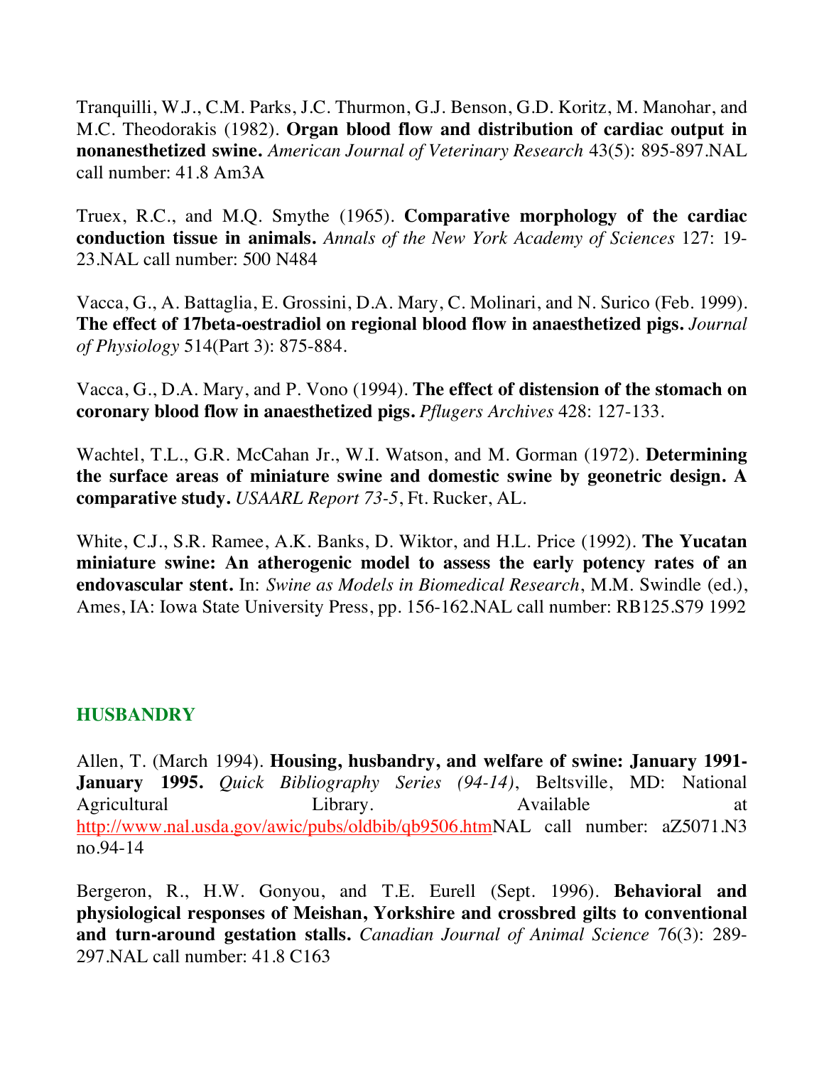Tranquilli, W.J., C.M. Parks, J.C. Thurmon, G.J. Benson, G.D. Koritz, M. Manohar, and M.C. Theodorakis (1982). **Organ blood flow and distribution of cardiac output in nonanesthetized swine.** *American Journal of Veterinary Research* 43(5): 895-897.NAL call number: 41.8 Am3A

Truex, R.C., and M.Q. Smythe (1965). **Comparative morphology of the cardiac conduction tissue in animals.** *Annals of the New York Academy of Sciences* 127: 19-23.NAL call number: 500 N484

Vacca, G., A. Battaglia, E. Grossini, D.A. Mary, C. Molinari, and N. Surico (Feb. 1999). **The effect of 17beta-oestradiol on regional blood flow in anaesthetized pigs.** *Journal of Physiology* 514(Part 3): 875-884.

Vacca, G., D.A. Mary, and P. Vono (1994). **The effect of distension of the stomach on coronary blood flow in anaesthetized pigs.** *Pflugers Archives* 428: 127-133.

Wachtel, T.L., G.R. McCahan Jr., W.I. Watson, and M. Gorman (1972). **Determining the surface areas of miniature swine and domestic swine by geonetric design. A comparative study.** *USAARL Report 73-5*, Ft. Rucker, AL.

White, C.J., S.R. Ramee, A.K. Banks, D. Wiktor, and H.L. Price (1992). **The Yucatan miniature swine: An atherogenic model to assess the early potency rates of an endovascular stent.** In: *Swine as Models in Biomedical Research*, M.M. Swindle (ed.), Ames, IA: Iowa State University Press, pp. 156-162.NAL call number: RB125.S79 1992

## HUSBANDRY

Allen, T. (March 1994). **Housing, husbandry, and welfare of swine: January 1991-January 1995.** *Quick Bibliography Series (94-14)*, Beltsville, MD: National Agricultural Library. Available at http://www.nal.usda.gov/awic/pubs/oldbib/qb9506.htmNAL call number: aZ5071.N3 no.94-14

Bergeron, R., H.W. Gonyou, and T.E. Eurell (Sept. 1996). **Behavioral and physiological responses of Meishan, Yorkshire and crossbred gilts to conventional and turn-around gestation stalls.** *Canadian Journal of Animal Science* 76(3): 289-297.NAL call number: 41.8 C163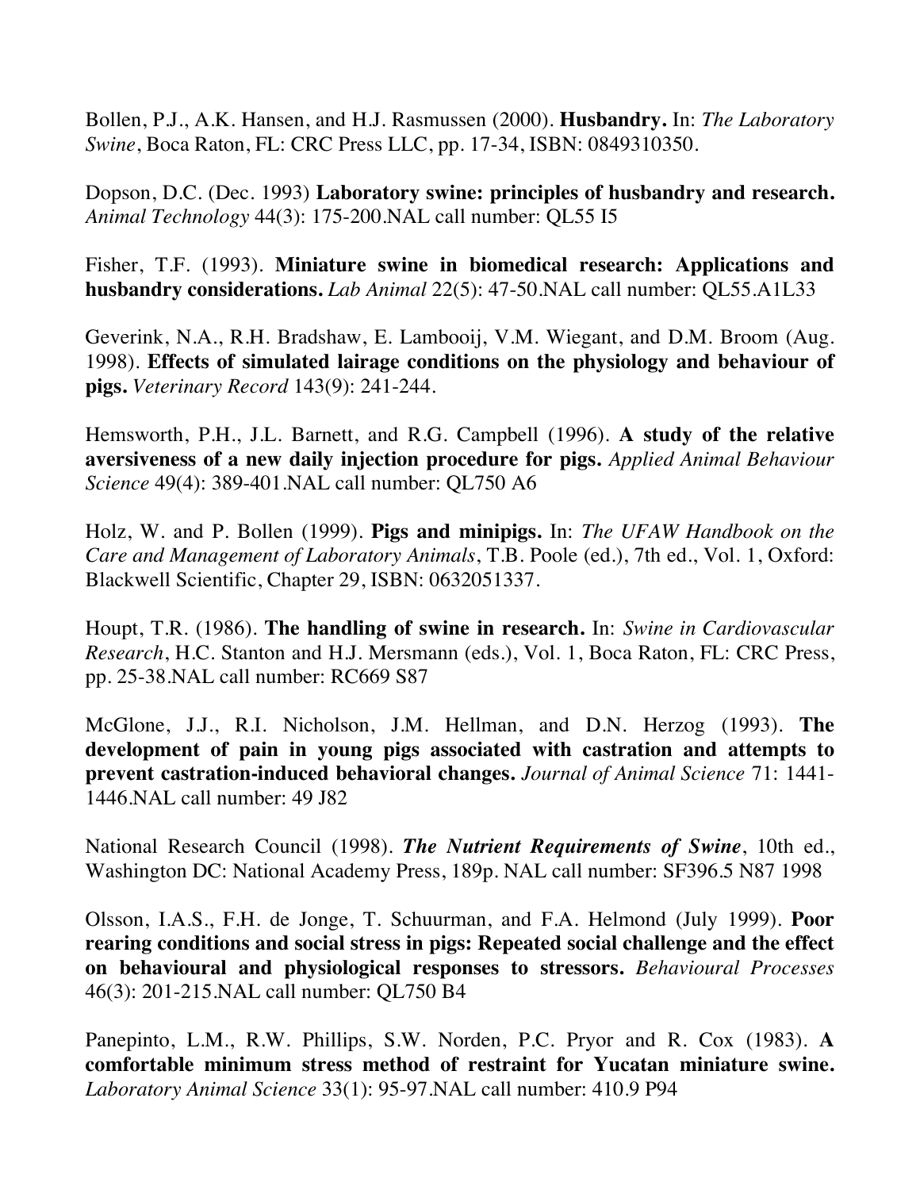Bollen, P.J., A.K. Hansen, and H.J. Rasmussen (2000). **Husbandry.** In: *The Laboratory Swine*, Boca Raton, FL: CRC Press LLC, pp. 17-34, ISBN: 0849310350.

Dopson, D.C. (Dec. 1993) **Laboratory swine: principles of husbandry and research.** *Animal Technology* 44(3): 175-200.NAL call number: QL55 I5

Fisher, T.F. (1993). **Miniature swine in biomedical research: Applications and husbandry considerations.** *Lab Animal* 22(5): 47-50.NAL call number: QL55.A1L33

Geverink, N.A., R.H. Bradshaw, E. Lambooij, V.M. Wiegant, and D.M. Broom (Aug. 1998). **Effects of simulated lairage conditions on the physiology and behaviour of pigs.** *Veterinary Record* 143(9): 241-244.

Hemsworth, P.H., J.L. Barnett, and R.G. Campbell (1996). **A study of the relative aversiveness of a new daily injection procedure for pigs.** *Applied Animal Behaviour Science* 49(4): 389-401.NAL call number: QL750 A6

Holz, W. and P. Bollen (1999). **Pigs and minipigs.** In: *The UFAW Handbook on the Care and Management of Laboratory Animals*, T.B. Poole (ed.), 7th ed., Vol. 1, Oxford: Blackwell Scientific, Chapter 29, ISBN: 0632051337.

Houpt, T.R. (1986). **The handling of swine in research.** In: *Swine in Cardiovascular Research*, H.C. Stanton and H.J. Mersmann (eds.), Vol. 1, Boca Raton, FL: CRC Press, pp. 25-38.NAL call number: RC669 S87

McGlone, J.J., R.I. Nicholson, J.M. Hellman, and D.N. Herzog (1993). **The development of pain in young pigs associated with castration and attempts to prevent castration-induced behavioral changes.** *Journal of Animal Science* 71: 1441-1446.NAL call number: 49 J82

National Research Council (1998). ***The Nutrient Requirements of Swine***, 10th ed., Washington DC: National Academy Press, 189p. NAL call number: SF396.5 N87 1998

Olsson, I.A.S., F.H. de Jonge, T. Schuurman, and F.A. Helmond (July 1999). **Poor rearing conditions and social stress in pigs: Repeated social challenge and the effect on behavioural and physiological responses to stressors.** *Behavioural Processes* 46(3): 201-215.NAL call number: QL750 B4

Panepinto, L.M., R.W. Phillips, S.W. Norden, P.C. Pryor and R. Cox (1983). **A comfortable minimum stress method of restraint for Yucatan miniature swine.** *Laboratory Animal Science* 33(1): 95-97.NAL call number: 410.9 P94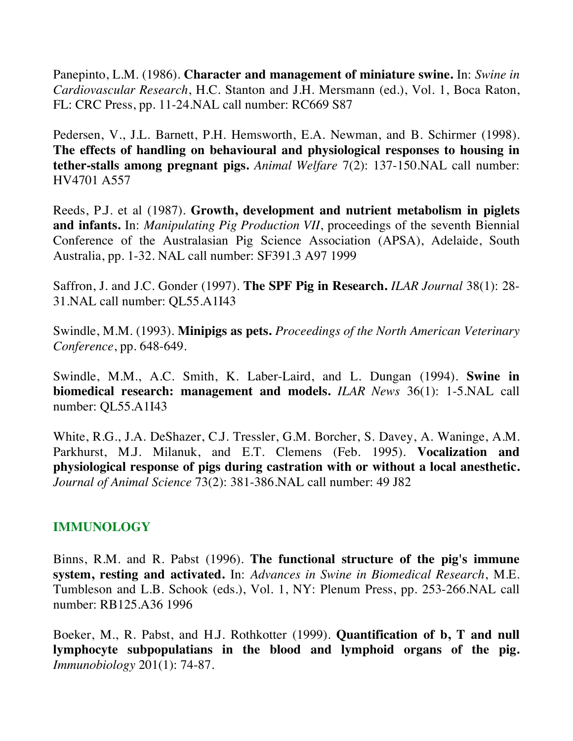Panepinto, L.M. (1986). **Character and management of miniature swine.** In: *Swine in Cardiovascular Research*, H.C. Stanton and J.H. Mersmann (ed.), Vol. 1, Boca Raton, FL: CRC Press, pp. 11-24.NAL call number: RC669 S87

Pedersen, V., J.L. Barnett, P.H. Hemsworth, E.A. Newman, and B. Schirmer (1998). **The effects of handling on behavioural and physiological responses to housing in tether-stalls among pregnant pigs.** *Animal Welfare* 7(2): 137-150.NAL call number: HV4701 A557

Reeds, P.J. et al (1987). **Growth, development and nutrient metabolism in piglets and infants.** In: *Manipulating Pig Production VII*, proceedings of the seventh Biennial Conference of the Australasian Pig Science Association (APSA), Adelaide, South Australia, pp. 1-32. NAL call number: SF391.3 A97 1999

Saffron, J. and J.C. Gonder (1997). **The SPF Pig in Research.** *ILAR Journal* 38(1): 28-31.NAL call number: QL55.A1I43

Swindle, M.M. (1993). **Minipigs as pets.** *Proceedings of the North American Veterinary Conference*, pp. 648-649.

Swindle, M.M., A.C. Smith, K. Laber-Laird, and L. Dungan (1994). **Swine in biomedical research: management and models.** *ILAR News* 36(1): 1-5.NAL call number: QL55.A1I43

White, R.G., J.A. DeShazer, C.J. Tressler, G.M. Borcher, S. Davey, A. Waninge, A.M. Parkhurst, M.J. Milanuk, and E.T. Clemens (Feb. 1995). **Vocalization and physiological response of pigs during castration with or without a local anesthetic.** *Journal of Animal Science* 73(2): 381-386.NAL call number: 49 J82

## IMMUNOLOGY

Binns, R.M. and R. Pabst (1996). **The functional structure of the pig's immune system, resting and activated.** In: *Advances in Swine in Biomedical Research*, M.E. Tumbleson and L.B. Schook (eds.), Vol. 1, NY: Plenum Press, pp. 253-266.NAL call number: RB125.A36 1996

Boeker, M., R. Pabst, and H.J. Rothkotter (1999). **Quantification of b, T and null lymphocyte subpopulatians in the blood and lymphoid organs of the pig.** *Immunobiology* 201(1): 74-87.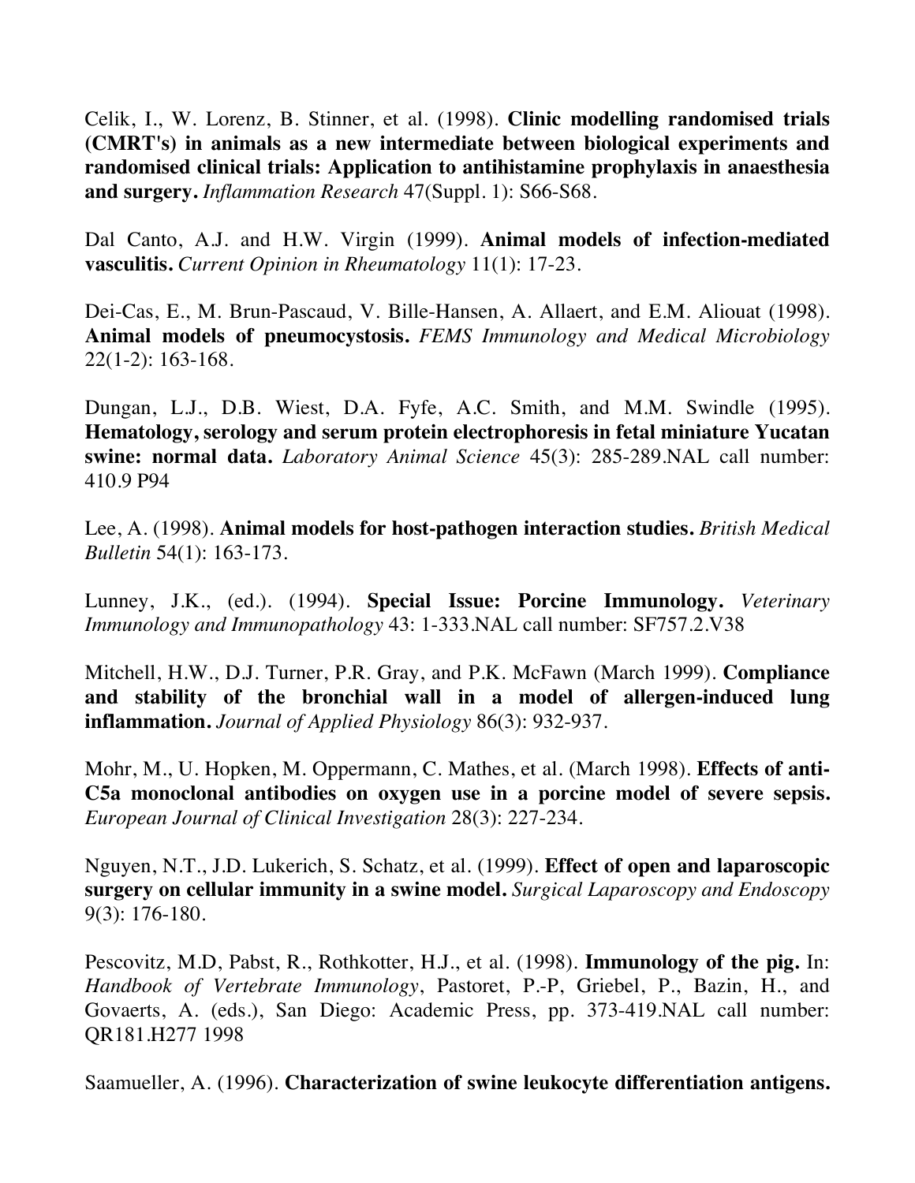Celik, I., W. Lorenz, B. Stinner, et al. (1998). **Clinic modelling randomised trials (CMRT's) in animals as a new intermediate between biological experiments and randomised clinical trials: Application to antihistamine prophylaxis in anaesthesia and surgery.** *Inflammation Research* 47(Suppl. 1): S66-S68.

Dal Canto, A.J. and H.W. Virgin (1999). **Animal models of infection-mediated vasculitis.** *Current Opinion in Rheumatology* 11(1): 17-23.

Dei-Cas, E., M. Brun-Pascaud, V. Bille-Hansen, A. Allaert, and E.M. Aliouat (1998). **Animal models of pneumocystosis.** *FEMS Immunology and Medical Microbiology* 22(1-2): 163-168.

Dungan, L.J., D.B. Wiest, D.A. Fyfe, A.C. Smith, and M.M. Swindle (1995). **Hematology, serology and serum protein electrophoresis in fetal miniature Yucatan swine: normal data.** *Laboratory Animal Science* 45(3): 285-289.NAL call number: 410.9 P94

Lee, A. (1998). **Animal models for host-pathogen interaction studies.** *British Medical Bulletin* 54(1): 163-173.

Lunney, J.K., (ed.). (1994). **Special Issue: Porcine Immunology.** *Veterinary Immunology and Immunopathology* 43: 1-333.NAL call number: SF757.2.V38

Mitchell, H.W., D.J. Turner, P.R. Gray, and P.K. McFawn (March 1999). **Compliance and stability of the bronchial wall in a model of allergen-induced lung inflammation.** *Journal of Applied Physiology* 86(3): 932-937.

Mohr, M., U. Hopken, M. Oppermann, C. Mathes, et al. (March 1998). **Effects of anti-C5a monoclonal antibodies on oxygen use in a porcine model of severe sepsis.** *European Journal of Clinical Investigation* 28(3): 227-234.

Nguyen, N.T., J.D. Lukerich, S. Schatz, et al. (1999). **Effect of open and laparoscopic surgery on cellular immunity in a swine model.** *Surgical Laparoscopy and Endoscopy* 9(3): 176-180.

Pescovitz, M.D, Pabst, R., Rothkotter, H.J., et al. (1998). **Immunology of the pig.** In: *Handbook of Vertebrate Immunology*, Pastoret, P.-P, Griebel, P., Bazin, H., and Govaerts, A. (eds.), San Diego: Academic Press, pp. 373-419.NAL call number: QR181.H277 1998

Saamueller, A. (1996). **Characterization of swine leukocyte differentiation antigens.**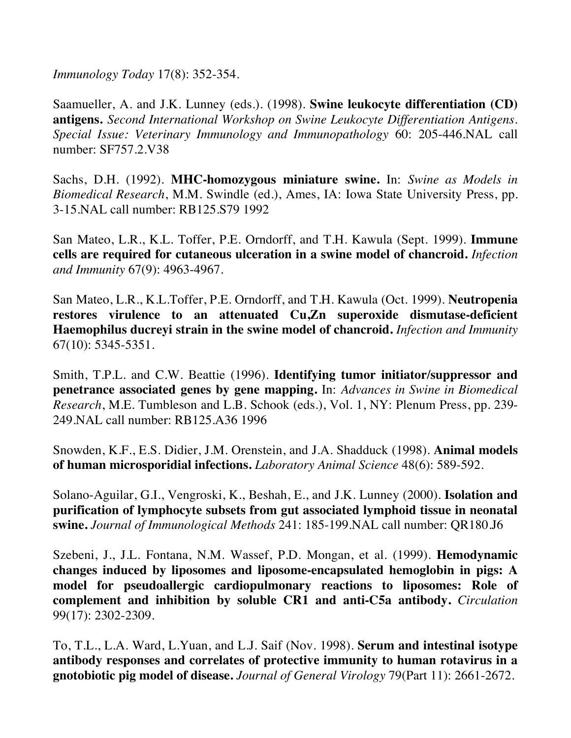*Immunology Today* 17(8): 352-354.

Saamueller, A. and J.K. Lunney (eds.). (1998). **Swine leukocyte differentiation (CD) antigens.** *Second International Workshop on Swine Leukocyte Differentiation Antigens. Special Issue: Veterinary Immunology and Immunopathology* 60: 205-446.NAL call number: SF757.2.V38

Sachs, D.H. (1992). **MHC-homozygous miniature swine.** In: *Swine as Models in Biomedical Research*, M.M. Swindle (ed.), Ames, IA: Iowa State University Press, pp. 3-15.NAL call number: RB125.S79 1992

San Mateo, L.R., K.L. Toffer, P.E. Orndorff, and T.H. Kawula (Sept. 1999). **Immune cells are required for cutaneous ulceration in a swine model of chancroid.** *Infection and Immunity* 67(9): 4963-4967.

San Mateo, L.R., K.L.Toffer, P.E. Orndorff, and T.H. Kawula (Oct. 1999). **Neutropenia restores virulence to an attenuated Cu,Zn superoxide dismutase-deficient Haemophilus ducreyi strain in the swine model of chancroid.** *Infection and Immunity* 67(10): 5345-5351.

Smith, T.P.L. and C.W. Beattie (1996). **Identifying tumor initiator/suppressor and penetrance associated genes by gene mapping.** In: *Advances in Swine in Biomedical Research*, M.E. Tumbleson and L.B. Schook (eds.), Vol. 1, NY: Plenum Press, pp. 239-249.NAL call number: RB125.A36 1996

Snowden, K.F., E.S. Didier, J.M. Orenstein, and J.A. Shadduck (1998). **Animal models of human microsporidial infections.** *Laboratory Animal Science* 48(6): 589-592.

Solano-Aguilar, G.I., Vengroski, K., Beshah, E., and J.K. Lunney (2000). **Isolation and purification of lymphocyte subsets from gut associated lymphoid tissue in neonatal swine.** *Journal of Immunological Methods* 241: 185-199.NAL call number: QR180.J6

Szebeni, J., J.L. Fontana, N.M. Wassef, P.D. Mongan, et al. (1999). **Hemodynamic changes induced by liposomes and liposome-encapsulated hemoglobin in pigs: A model for pseudoallergic cardiopulmonary reactions to liposomes: Role of complement and inhibition by soluble CR1 and anti-C5a antibody.** *Circulation* 99(17): 2302-2309.

To, T.L., L.A. Ward, L.Yuan, and L.J. Saif (Nov. 1998). **Serum and intestinal isotype antibody responses and correlates of protective immunity to human rotavirus in a gnotobiotic pig model of disease.** *Journal of General Virology* 79(Part 11): 2661-2672.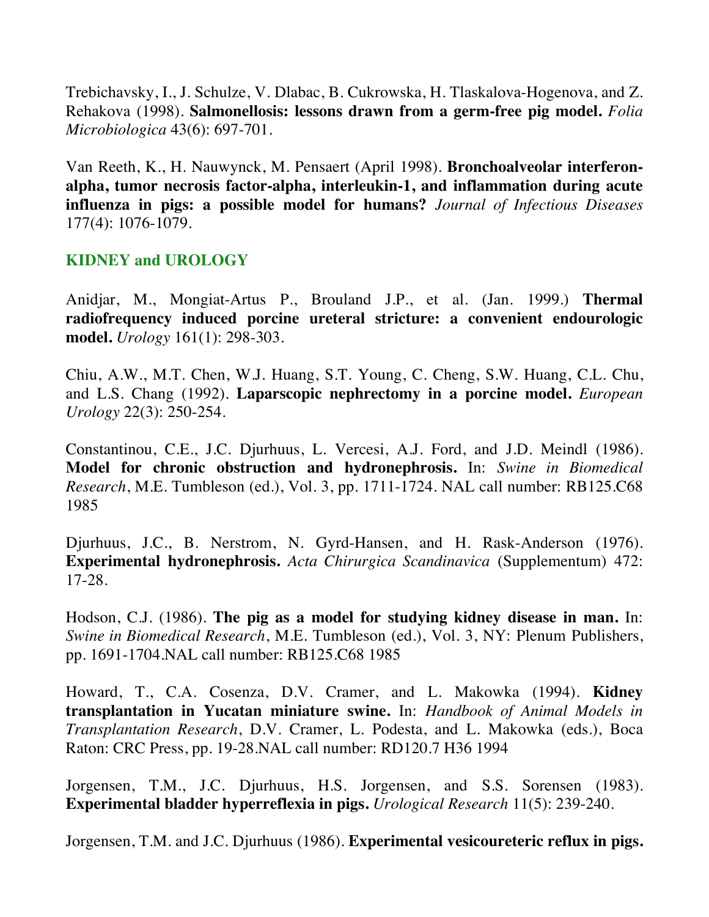Trebichavsky, I., J. Schulze, V. Dlabac, B. Cukrowska, H. Tlaskalova-Hogenova, and Z. Rehakova (1998). **Salmonellosis: lessons drawn from a germ-free pig model.** *Folia Microbiologica* 43(6): 697-701.

Van Reeth, K., H. Nauwynck, M. Pensaert (April 1998). **Bronchoalveolar interferon-alpha, tumor necrosis factor-alpha, interleukin-1, and inflammation during acute influenza in pigs: a possible model for humans?** *Journal of Infectious Diseases* 177(4): 1076-1079.

## KIDNEY and UROLOGY

Anidjar, M., Mongiat-Artus P., Brouland J.P., et al. (Jan. 1999.) **Thermal radiofrequency induced porcine ureteral stricture: a convenient endourologic model.** *Urology* 161(1): 298-303.

Chiu, A.W., M.T. Chen, W.J. Huang, S.T. Young, C. Cheng, S.W. Huang, C.L. Chu, and L.S. Chang (1992). **Laparscopic nephrectomy in a porcine model.** *European Urology* 22(3): 250-254.

Constantinou, C.E., J.C. Djurhuus, L. Vercesi, A.J. Ford, and J.D. Meindl (1986). **Model for chronic obstruction and hydronephrosis.** In: *Swine in Biomedical Research*, M.E. Tumbleson (ed.), Vol. 3, pp. 1711-1724. NAL call number: RB125.C68 1985

Djurhuus, J.C., B. Nerstrom, N. Gyrd-Hansen, and H. Rask-Anderson (1976). **Experimental hydronephrosis.** *Acta Chirurgica Scandinavica* (Supplementum) 472: 17-28.

Hodson, C.J. (1986). **The pig as a model for studying kidney disease in man.** In: *Swine in Biomedical Research*, M.E. Tumbleson (ed.), Vol. 3, NY: Plenum Publishers, pp. 1691-1704.NAL call number: RB125.C68 1985

Howard, T., C.A. Cosenza, D.V. Cramer, and L. Makowka (1994). **Kidney transplantation in Yucatan miniature swine.** In: *Handbook of Animal Models in Transplantation Research*, D.V. Cramer, L. Podesta, and L. Makowka (eds.), Boca Raton: CRC Press, pp. 19-28.NAL call number: RD120.7 H36 1994

Jorgensen, T.M., J.C. Djurhuus, H.S. Jorgensen, and S.S. Sorensen (1983). **Experimental bladder hyperreflexia in pigs.** *Urological Research* 11(5): 239-240.

Jorgensen, T.M. and J.C. Djurhuus (1986). **Experimental vesicoureteric reflux in pigs.**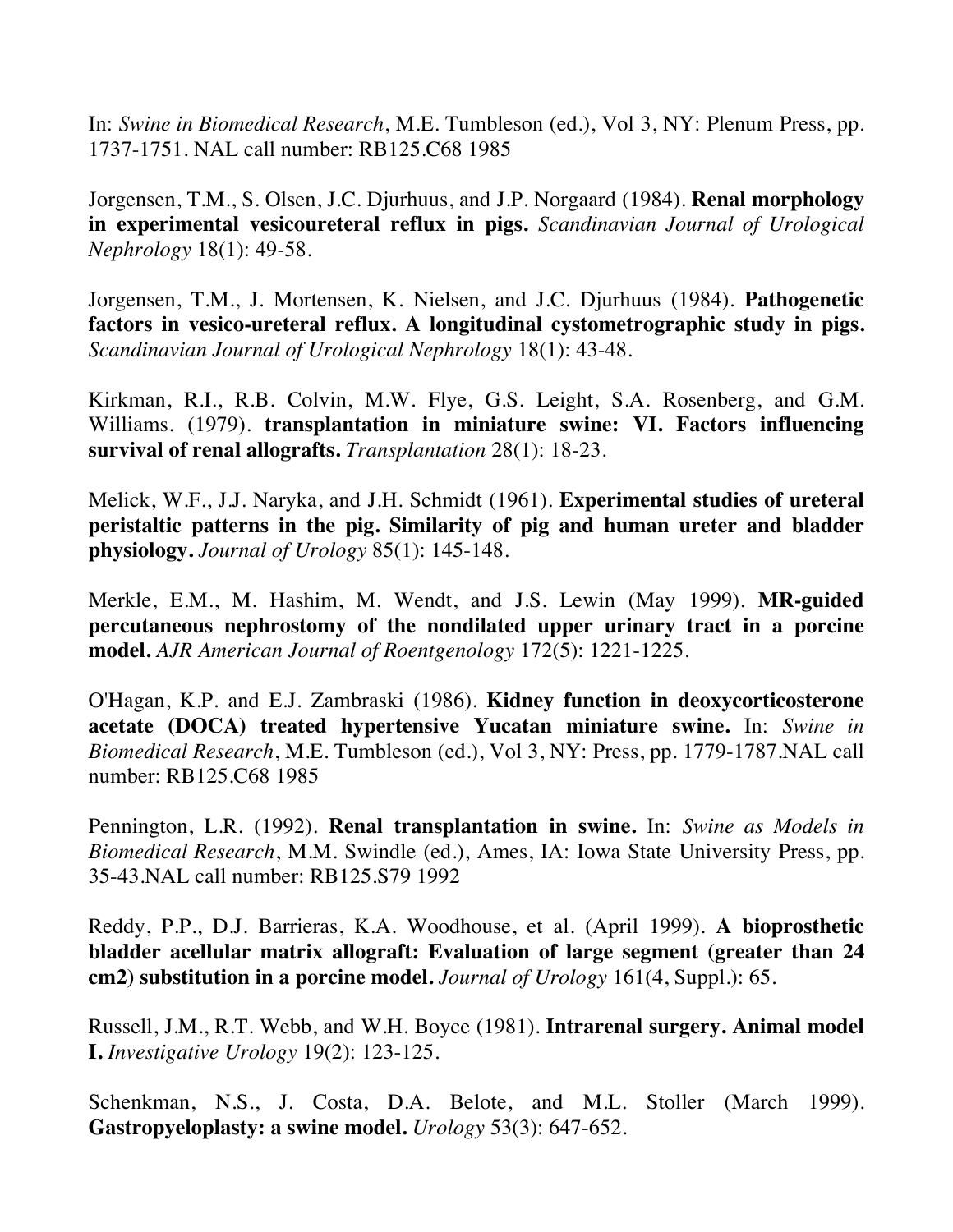In: *Swine in Biomedical Research*, M.E. Tumbleson (ed.), Vol 3, NY: Plenum Press, pp. 1737-1751. NAL call number: RB125.C68 1985

Jorgensen, T.M., S. Olsen, J.C. Djurhuus, and J.P. Norgaard (1984). **Renal morphology in experimental vesicoureteral reflux in pigs.** *Scandinavian Journal of Urological Nephrology* 18(1): 49-58.

Jorgensen, T.M., J. Mortensen, K. Nielsen, and J.C. Djurhuus (1984). **Pathogenetic factors in vesico-ureteral reflux. A longitudinal cystometrographic study in pigs.** *Scandinavian Journal of Urological Nephrology* 18(1): 43-48.

Kirkman, R.I., R.B. Colvin, M.W. Flye, G.S. Leight, S.A. Rosenberg, and G.M. Williams. (1979). **transplantation in miniature swine: VI. Factors influencing survival of renal allografts.** *Transplantation* 28(1): 18-23.

Melick, W.F., J.J. Naryka, and J.H. Schmidt (1961). **Experimental studies of ureteral peristaltic patterns in the pig. Similarity of pig and human ureter and bladder physiology.** *Journal of Urology* 85(1): 145-148.

Merkle, E.M., M. Hashim, M. Wendt, and J.S. Lewin (May 1999). **MR-guided percutaneous nephrostomy of the nondilated upper urinary tract in a porcine model.** *AJR American Journal of Roentgenology* 172(5): 1221-1225.

O'Hagan, K.P. and E.J. Zambraski (1986). **Kidney function in deoxycorticosterone acetate (DOCA) treated hypertensive Yucatan miniature swine.** In: *Swine in Biomedical Research*, M.E. Tumbleson (ed.), Vol 3, NY: Press, pp. 1779-1787.NAL call number: RB125.C68 1985

Pennington, L.R. (1992). **Renal transplantation in swine.** In: *Swine as Models in Biomedical Research*, M.M. Swindle (ed.), Ames, IA: Iowa State University Press, pp. 35-43.NAL call number: RB125.S79 1992

Reddy, P.P., D.J. Barrieras, K.A. Woodhouse, et al. (April 1999). **A bioprosthetic bladder acellular matrix allograft: Evaluation of large segment (greater than 24 cm2) substitution in a porcine model.** *Journal of Urology* 161(4, Suppl.): 65.

Russell, J.M., R.T. Webb, and W.H. Boyce (1981). **Intrarenal surgery. Animal model I.** *Investigative Urology* 19(2): 123-125.

Schenkman, N.S., J. Costa, D.A. Belote, and M.L. Stoller (March 1999). **Gastropyeloplasty: a swine model.** *Urology* 53(3): 647-652.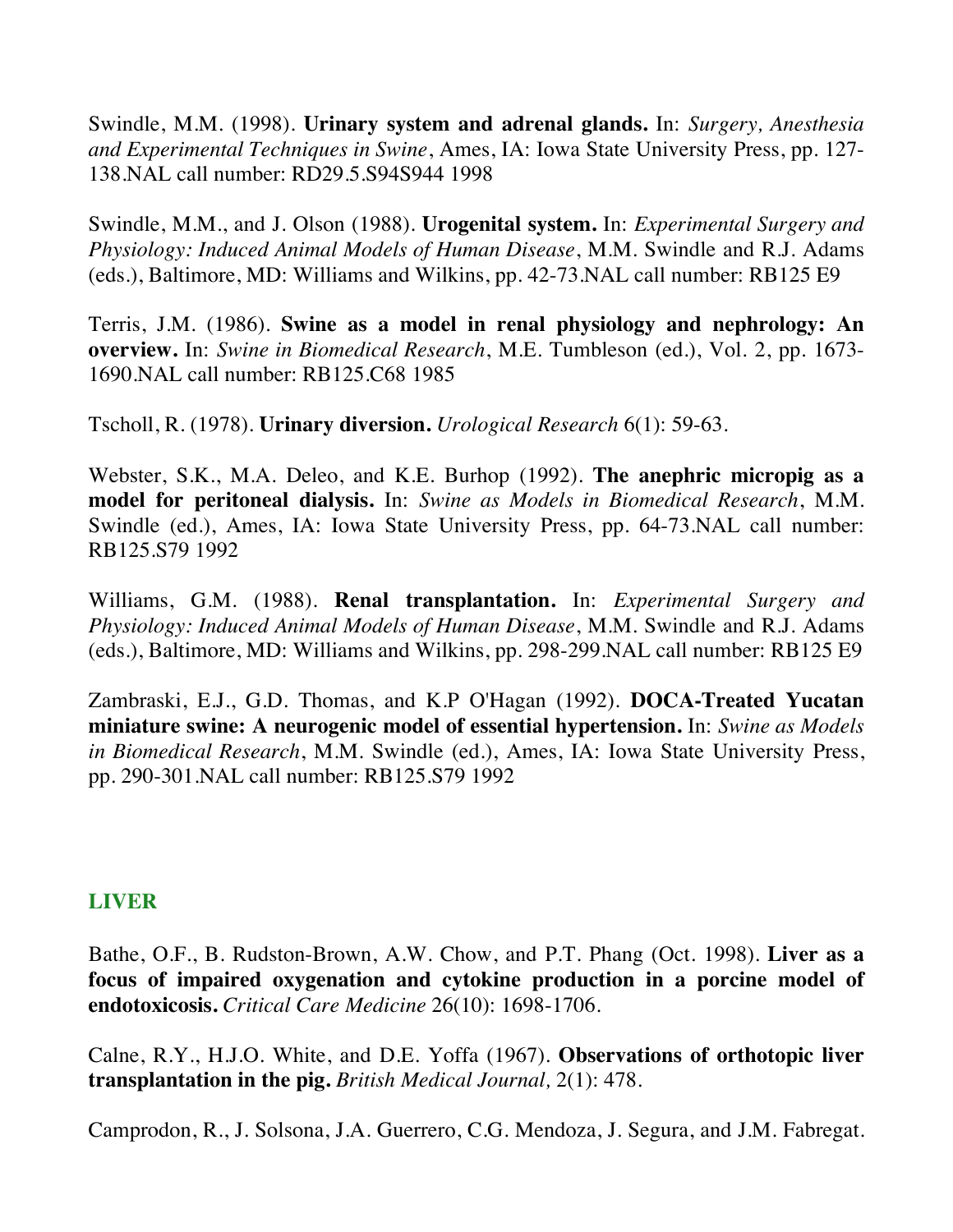Swindle, M.M. (1998). **Urinary system and adrenal glands.** In: *Surgery, Anesthesia and Experimental Techniques in Swine*, Ames, IA: Iowa State University Press, pp. 127-138.NAL call number: RD29.5.S94S944 1998

Swindle, M.M., and J. Olson (1988). **Urogenital system.** In: *Experimental Surgery and Physiology: Induced Animal Models of Human Disease*, M.M. Swindle and R.J. Adams (eds.), Baltimore, MD: Williams and Wilkins, pp. 42-73.NAL call number: RB125 E9

Terris, J.M. (1986). **Swine as a model in renal physiology and nephrology: An overview.** In: *Swine in Biomedical Research*, M.E. Tumbleson (ed.), Vol. 2, pp. 1673-1690.NAL call number: RB125.C68 1985

Tscholl, R. (1978). **Urinary diversion.** *Urological Research* 6(1): 59-63.

Webster, S.K., M.A. Deleo, and K.E. Burhop (1992). **The anephric micropig as a model for peritoneal dialysis.** In: *Swine as Models in Biomedical Research*, M.M. Swindle (ed.), Ames, IA: Iowa State University Press, pp. 64-73.NAL call number: RB125.S79 1992

Williams, G.M. (1988). **Renal transplantation.** In: *Experimental Surgery and Physiology: Induced Animal Models of Human Disease*, M.M. Swindle and R.J. Adams (eds.), Baltimore, MD: Williams and Wilkins, pp. 298-299.NAL call number: RB125 E9

Zambraski, E.J., G.D. Thomas, and K.P O'Hagan (1992). **DOCA-Treated Yucatan miniature swine: A neurogenic model of essential hypertension.** In: *Swine as Models in Biomedical Research*, M.M. Swindle (ed.), Ames, IA: Iowa State University Press, pp. 290-301.NAL call number: RB125.S79 1992

## LIVER

Bathe, O.F., B. Rudston-Brown, A.W. Chow, and P.T. Phang (Oct. 1998). **Liver as a focus of impaired oxygenation and cytokine production in a porcine model of endotoxicosis.** *Critical Care Medicine* 26(10): 1698-1706.

Calne, R.Y., H.J.O. White, and D.E. Yoffa (1967). **Observations of orthotopic liver transplantation in the pig.** *British Medical Journal,* 2(1): 478.

Camprodon, R., J. Solsona, J.A. Guerrero, C.G. Mendoza, J. Segura, and J.M. Fabregat.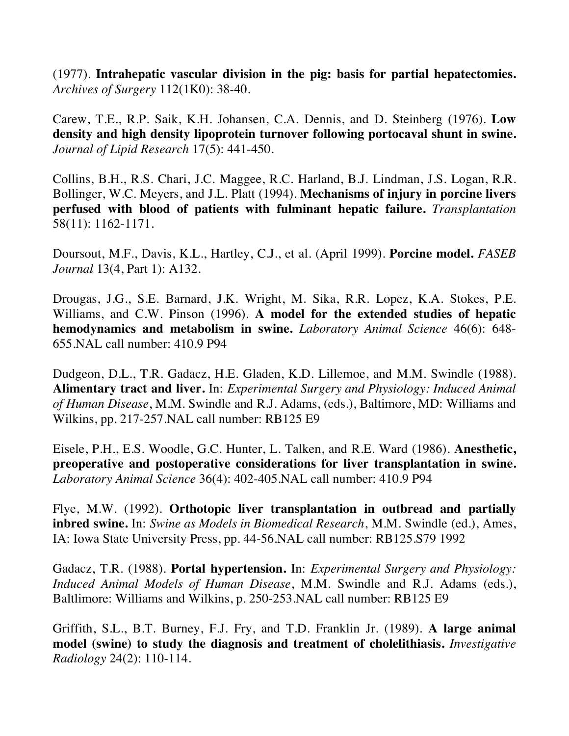(1977). **Intrahepatic vascular division in the pig: basis for partial hepatectomies.** *Archives of Surgery* 112(1K0): 38-40.

Carew, T.E., R.P. Saik, K.H. Johansen, C.A. Dennis, and D. Steinberg (1976). **Low density and high density lipoprotein turnover following portocaval shunt in swine.** *Journal of Lipid Research* 17(5): 441-450.

Collins, B.H., R.S. Chari, J.C. Maggee, R.C. Harland, B.J. Lindman, J.S. Logan, R.R. Bollinger, W.C. Meyers, and J.L. Platt (1994). **Mechanisms of injury in porcine livers perfused with blood of patients with fulminant hepatic failure.** *Transplantation* 58(11): 1162-1171.

Doursout, M.F., Davis, K.L., Hartley, C.J., et al. (April 1999). **Porcine model.** *FASEB Journal* 13(4, Part 1): A132.

Drougas, J.G., S.E. Barnard, J.K. Wright, M. Sika, R.R. Lopez, K.A. Stokes, P.E. Williams, and C.W. Pinson (1996). **A model for the extended studies of hepatic hemodynamics and metabolism in swine.** *Laboratory Animal Science* 46(6): 648-655.NAL call number: 410.9 P94

Dudgeon, D.L., T.R. Gadacz, H.E. Gladen, K.D. Lillemoe, and M.M. Swindle (1988). **Alimentary tract and liver.** In: *Experimental Surgery and Physiology: Induced Animal of Human Disease*, M.M. Swindle and R.J. Adams, (eds.), Baltimore, MD: Williams and Wilkins, pp. 217-257.NAL call number: RB125 E9

Eisele, P.H., E.S. Woodle, G.C. Hunter, L. Talken, and R.E. Ward (1986). **Anesthetic, preoperative and postoperative considerations for liver transplantation in swine.** *Laboratory Animal Science* 36(4): 402-405.NAL call number: 410.9 P94

Flye, M.W. (1992). **Orthotopic liver transplantation in outbread and partially inbred swine.** In: *Swine as Models in Biomedical Research*, M.M. Swindle (ed.), Ames, IA: Iowa State University Press, pp. 44-56.NAL call number: RB125.S79 1992

Gadacz, T.R. (1988). **Portal hypertension.** In: *Experimental Surgery and Physiology: Induced Animal Models of Human Disease*, M.M. Swindle and R.J. Adams (eds.), Baltlimore: Williams and Wilkins, p. 250-253.NAL call number: RB125 E9

Griffith, S.L., B.T. Burney, F.J. Fry, and T.D. Franklin Jr. (1989). **A large animal model (swine) to study the diagnosis and treatment of cholelithiasis.** *Investigative Radiology* 24(2): 110-114.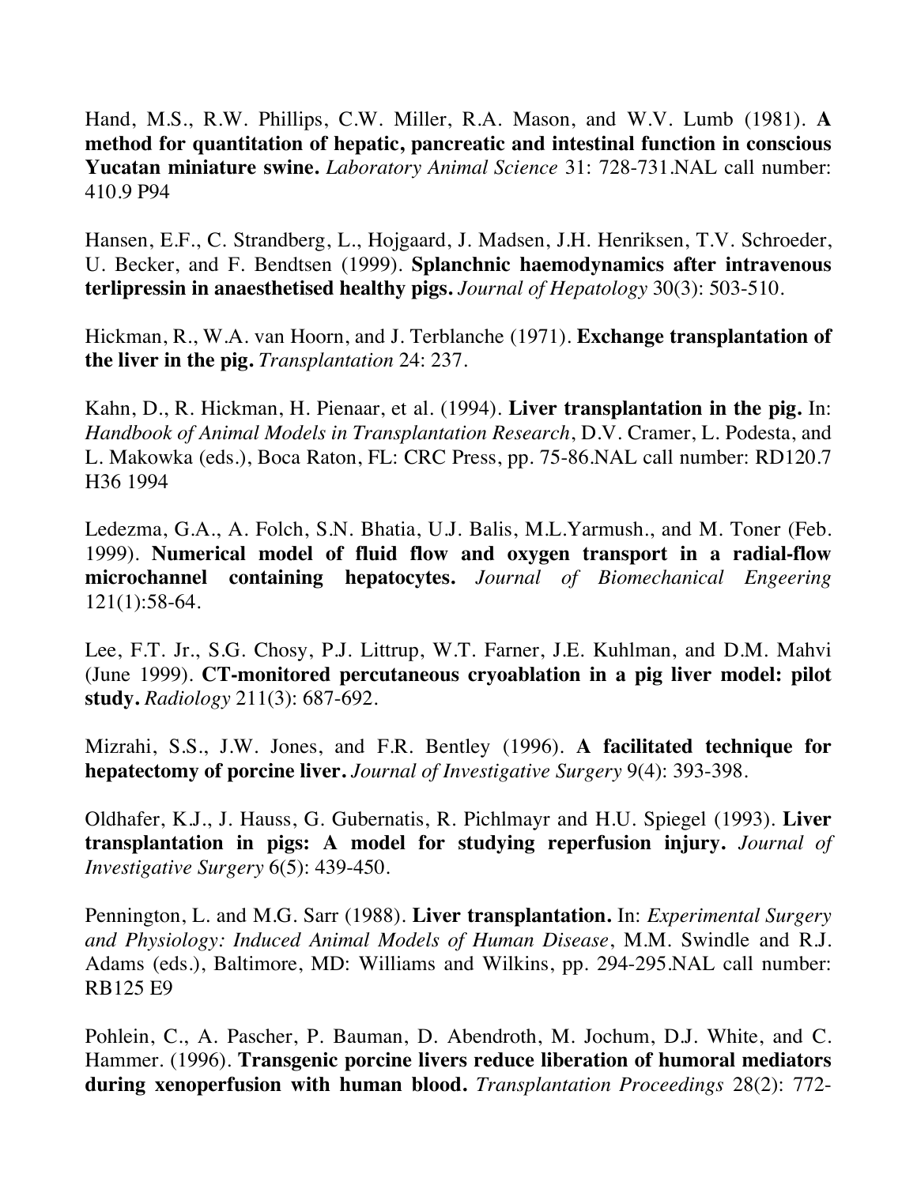Hand, M.S., R.W. Phillips, C.W. Miller, R.A. Mason, and W.V. Lumb (1981). **A method for quantitation of hepatic, pancreatic and intestinal function in conscious Yucatan miniature swine.** *Laboratory Animal Science* 31: 728-731.NAL call number: 410.9 P94

Hansen, E.F., C. Strandberg, L., Hojgaard, J. Madsen, J.H. Henriksen, T.V. Schroeder, U. Becker, and F. Bendtsen (1999). **Splanchnic haemodynamics after intravenous terlipressin in anaesthetised healthy pigs.** *Journal of Hepatology* 30(3): 503-510.

Hickman, R., W.A. van Hoorn, and J. Terblanche (1971). **Exchange transplantation of the liver in the pig.** *Transplantation* 24: 237.

Kahn, D., R. Hickman, H. Pienaar, et al. (1994). **Liver transplantation in the pig.** In: *Handbook of Animal Models in Transplantation Research*, D.V. Cramer, L. Podesta, and L. Makowka (eds.), Boca Raton, FL: CRC Press, pp. 75-86.NAL call number: RD120.7 H36 1994

Ledezma, G.A., A. Folch, S.N. Bhatia, U.J. Balis, M.L.Yarmush., and M. Toner (Feb. 1999). **Numerical model of fluid flow and oxygen transport in a radial-flow microchannel containing hepatocytes.** *Journal of Biomechanical Engeering* 121(1):58-64.

Lee, F.T. Jr., S.G. Chosy, P.J. Littrup, W.T. Farner, J.E. Kuhlman, and D.M. Mahvi (June 1999). **CT-monitored percutaneous cryoablation in a pig liver model: pilot study.** *Radiology* 211(3): 687-692.

Mizrahi, S.S., J.W. Jones, and F.R. Bentley (1996). **A facilitated technique for hepatectomy of porcine liver.** *Journal of Investigative Surgery* 9(4): 393-398.

Oldhafer, K.J., J. Hauss, G. Gubernatis, R. Pichlmayr and H.U. Spiegel (1993). **Liver transplantation in pigs: A model for studying reperfusion injury.** *Journal of Investigative Surgery* 6(5): 439-450.

Pennington, L. and M.G. Sarr (1988). **Liver transplantation.** In: *Experimental Surgery and Physiology: Induced Animal Models of Human Disease*, M.M. Swindle and R.J. Adams (eds.), Baltimore, MD: Williams and Wilkins, pp. 294-295.NAL call number: RB125 E9

Pohlein, C., A. Pascher, P. Bauman, D. Abendroth, M. Jochum, D.J. White, and C. Hammer. (1996). **Transgenic porcine livers reduce liberation of humoral mediators during xenoperfusion with human blood.** *Transplantation Proceedings* 28(2): 772-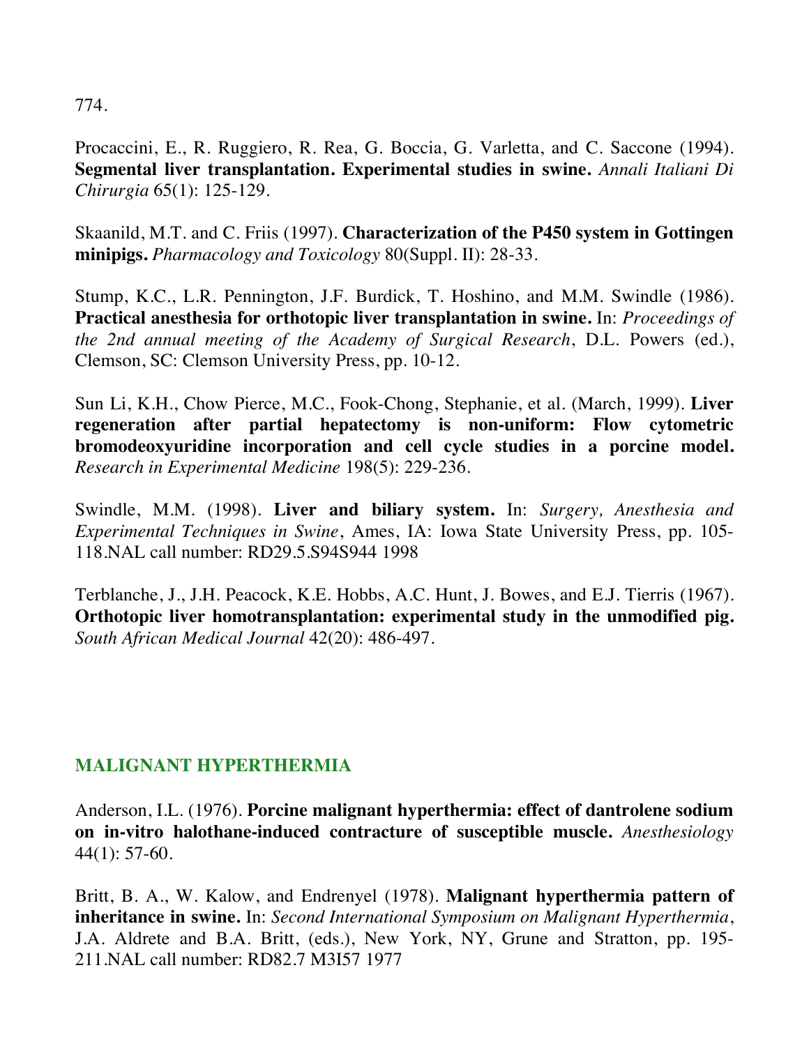774.

Procaccini, E., R. Ruggiero, R. Rea, G. Boccia, G. Varletta, and C. Saccone (1994). **Segmental liver transplantation. Experimental studies in swine.** *Annali Italiani Di Chirurgia* 65(1): 125-129.

Skaanild, M.T. and C. Friis (1997). **Characterization of the P450 system in Gottingen minipigs.** *Pharmacology and Toxicology* 80(Suppl. II): 28-33.

Stump, K.C., L.R. Pennington, J.F. Burdick, T. Hoshino, and M.M. Swindle (1986). **Practical anesthesia for orthotopic liver transplantation in swine.** In: *Proceedings of the 2nd annual meeting of the Academy of Surgical Research*, D.L. Powers (ed.), Clemson, SC: Clemson University Press, pp. 10-12.

Sun Li, K.H., Chow Pierce, M.C., Fook-Chong, Stephanie, et al. (March, 1999). **Liver regeneration after partial hepatectomy is non-uniform: Flow cytometric bromodeoxyuridine incorporation and cell cycle studies in a porcine model.** *Research in Experimental Medicine* 198(5): 229-236.

Swindle, M.M. (1998). **Liver and biliary system.** In: *Surgery, Anesthesia and Experimental Techniques in Swine*, Ames, IA: Iowa State University Press, pp. 105-118.NAL call number: RD29.5.S94S944 1998

Terblanche, J., J.H. Peacock, K.E. Hobbs, A.C. Hunt, J. Bowes, and E.J. Tierris (1967). **Orthotopic liver homotransplantation: experimental study in the unmodified pig.** *South African Medical Journal* 42(20): 486-497.

## MALIGNANT HYPERTHERMIA

Anderson, I.L. (1976). **Porcine malignant hyperthermia: effect of dantrolene sodium on in-vitro halothane-induced contracture of susceptible muscle.** *Anesthesiology* 44(1): 57-60.

Britt, B. A., W. Kalow, and Endrenyel (1978). **Malignant hyperthermia pattern of inheritance in swine.** In: *Second International Symposium on Malignant Hyperthermia*, J.A. Aldrete and B.A. Britt, (eds.), New York, NY, Grune and Stratton, pp. 195-211.NAL call number: RD82.7 M3I57 1977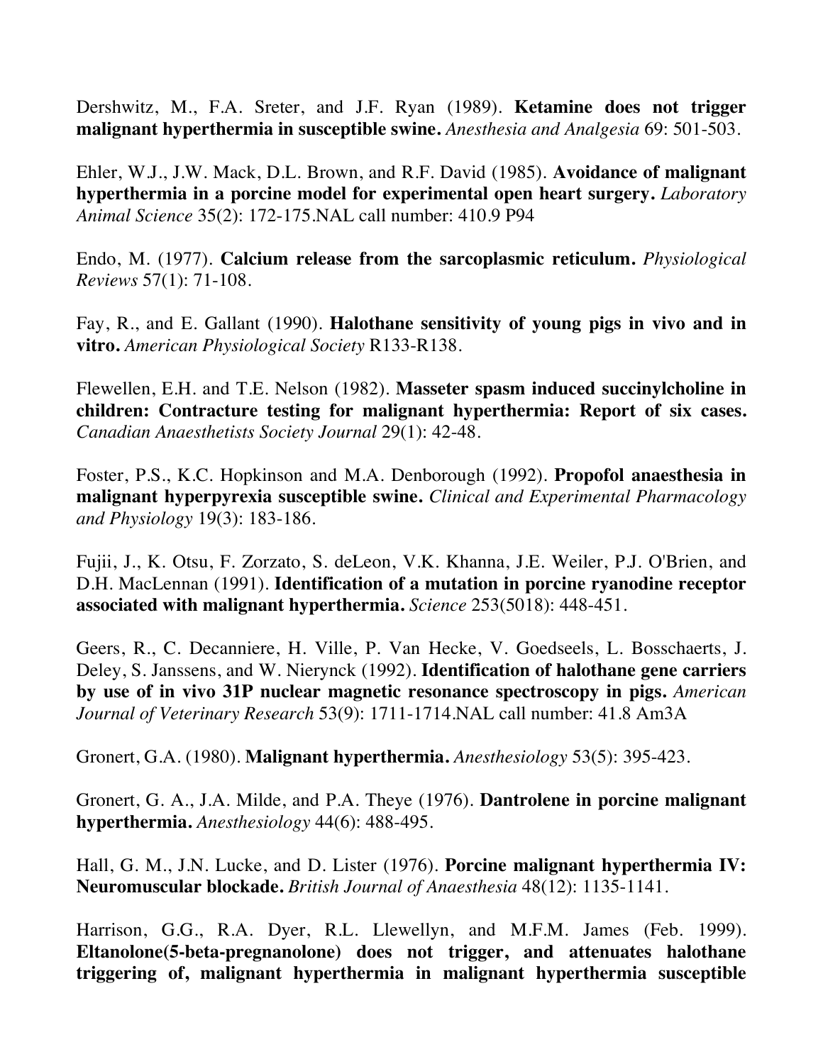Dershwitz, M., F.A. Sreter, and J.F. Ryan (1989). **Ketamine does not trigger malignant hyperthermia in susceptible swine.** *Anesthesia and Analgesia* 69: 501-503.

Ehler, W.J., J.W. Mack, D.L. Brown, and R.F. David (1985). **Avoidance of malignant hyperthermia in a porcine model for experimental open heart surgery.** *Laboratory Animal Science* 35(2): 172-175.NAL call number: 410.9 P94

Endo, M. (1977). **Calcium release from the sarcoplasmic reticulum.** *Physiological Reviews* 57(1): 71-108.

Fay, R., and E. Gallant (1990). **Halothane sensitivity of young pigs in vivo and in vitro.** *American Physiological Society* R133-R138.

Flewellen, E.H. and T.E. Nelson (1982). **Masseter spasm induced succinylcholine in children: Contracture testing for malignant hyperthermia: Report of six cases.** *Canadian Anaesthetists Society Journal* 29(1): 42-48.

Foster, P.S., K.C. Hopkinson and M.A. Denborough (1992). **Propofol anaesthesia in malignant hyperpyrexia susceptible swine.** *Clinical and Experimental Pharmacology and Physiology* 19(3): 183-186.

Fujii, J., K. Otsu, F. Zorzato, S. deLeon, V.K. Khanna, J.E. Weiler, P.J. O'Brien, and D.H. MacLennan (1991). **Identification of a mutation in porcine ryanodine receptor associated with malignant hyperthermia.** *Science* 253(5018): 448-451.

Geers, R., C. Decanniere, H. Ville, P. Van Hecke, V. Goedseels, L. Bosschaerts, J. Deley, S. Janssens, and W. Nierynck (1992). **Identification of halothane gene carriers by use of in vivo 31P nuclear magnetic resonance spectroscopy in pigs.** *American Journal of Veterinary Research* 53(9): 1711-1714.NAL call number: 41.8 Am3A

Gronert, G.A. (1980). **Malignant hyperthermia.** *Anesthesiology* 53(5): 395-423.

Gronert, G. A., J.A. Milde, and P.A. Theye (1976). **Dantrolene in porcine malignant hyperthermia.** *Anesthesiology* 44(6): 488-495.

Hall, G. M., J.N. Lucke, and D. Lister (1976). **Porcine malignant hyperthermia IV: Neuromuscular blockade.** *British Journal of Anaesthesia* 48(12): 1135-1141.

Harrison, G.G., R.A. Dyer, R.L. Llewellyn, and M.F.M. James (Feb. 1999). **Eltanolone(5-beta-pregnanolone) does not trigger, and attenuates halothane triggering of, malignant hyperthermia in malignant hyperthermia susceptible**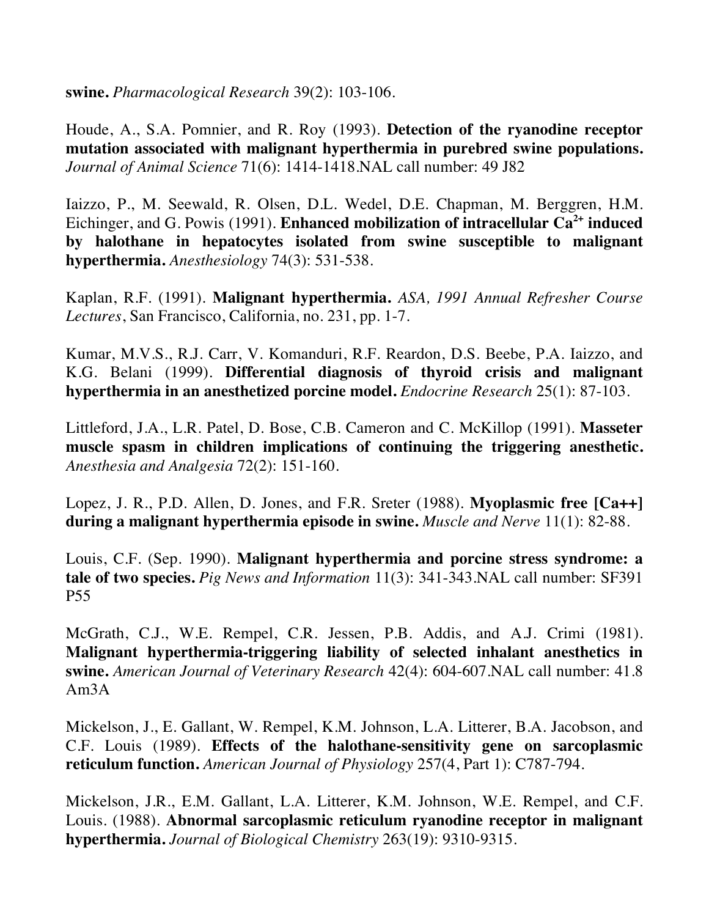**swine.** *Pharmacological Research* 39(2): 103-106.

Houde, A., S.A. Pomnier, and R. Roy (1993). **Detection of the ryanodine receptor mutation associated with malignant hyperthermia in purebred swine populations.** *Journal of Animal Science* 71(6): 1414-1418.NAL call number: 49 J82

Iaizzo, P., M. Seewald, R. Olsen, D.L. Wedel, D.E. Chapman, M. Berggren, H.M. Eichinger, and G. Powis (1991). **Enhanced mobilization of intracellular $Ca^{2+}$ induced by halothane in hepatocytes isolated from swine susceptible to malignant hyperthermia.** *Anesthesiology* 74(3): 531-538.

Kaplan, R.F. (1991). **Malignant hyperthermia.** *ASA, 1991 Annual Refresher Course Lectures*, San Francisco, California, no. 231, pp. 1-7.

Kumar, M.V.S., R.J. Carr, V. Komanduri, R.F. Reardon, D.S. Beebe, P.A. Iaizzo, and K.G. Belani (1999). **Differential diagnosis of thyroid crisis and malignant hyperthermia in an anesthetized porcine model.** *Endocrine Research* 25(1): 87-103.

Littleford, J.A., L.R. Patel, D. Bose, C.B. Cameron and C. McKillop (1991). **Masseter muscle spasm in children implications of continuing the triggering anesthetic.** *Anesthesia and Analgesia* 72(2): 151-160.

Lopez, J. R., P.D. Allen, D. Jones, and F.R. Sreter (1988). **Myoplasmic free [Ca++] during a malignant hyperthermia episode in swine.** *Muscle and Nerve* 11(1): 82-88.

Louis, C.F. (Sep. 1990). **Malignant hyperthermia and porcine stress syndrome: a tale of two species.** *Pig News and Information* 11(3): 341-343.NAL call number: SF391 P55

McGrath, C.J., W.E. Rempel, C.R. Jessen, P.B. Addis, and A.J. Crimi (1981). **Malignant hyperthermia-triggering liability of selected inhalant anesthetics in swine.** *American Journal of Veterinary Research* 42(4): 604-607.NAL call number: 41.8 Am3A

Mickelson, J., E. Gallant, W. Rempel, K.M. Johnson, L.A. Litterer, B.A. Jacobson, and C.F. Louis (1989). **Effects of the halothane-sensitivity gene on sarcoplasmic reticulum function.** *American Journal of Physiology* 257(4, Part 1): C787-794.

Mickelson, J.R., E.M. Gallant, L.A. Litterer, K.M. Johnson, W.E. Rempel, and C.F. Louis. (1988). **Abnormal sarcoplasmic reticulum ryanodine receptor in malignant hyperthermia.** *Journal of Biological Chemistry* 263(19): 9310-9315.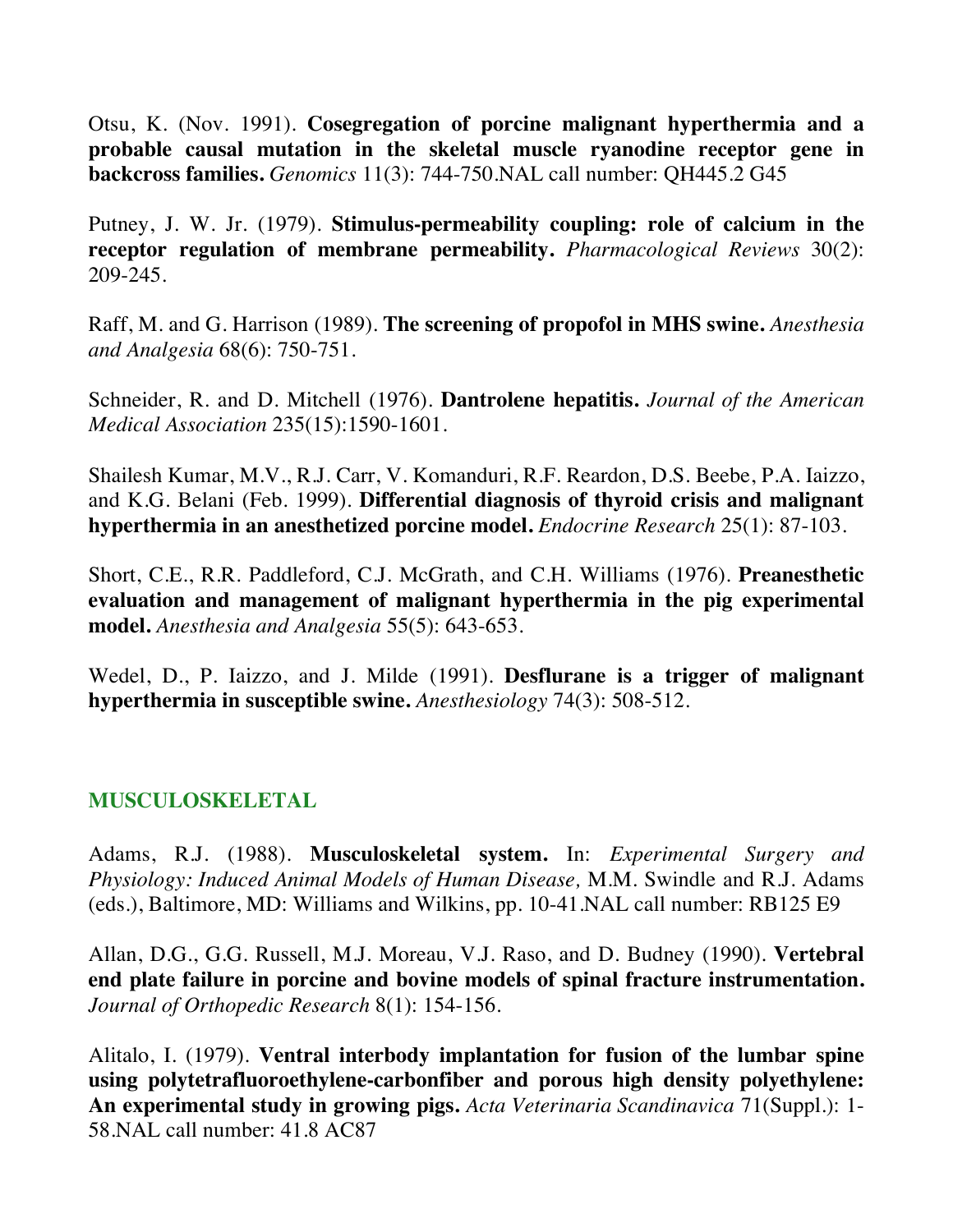Otsu, K. (Nov. 1991). **Cosegregation of porcine malignant hyperthermia and a probable causal mutation in the skeletal muscle ryanodine receptor gene in backcross families.** *Genomics* 11(3): 744-750.NAL call number: QH445.2 G45

Putney, J. W. Jr. (1979). **Stimulus-permeability coupling: role of calcium in the receptor regulation of membrane permeability.** *Pharmacological Reviews* 30(2): 209-245.

Raff, M. and G. Harrison (1989). **The screening of propofol in MHS swine.** *Anesthesia and Analgesia* 68(6): 750-751.

Schneider, R. and D. Mitchell (1976). **Dantrolene hepatitis.** *Journal of the American Medical Association* 235(15):1590-1601.

Shailesh Kumar, M.V., R.J. Carr, V. Komanduri, R.F. Reardon, D.S. Beebe, P.A. Iaizzo, and K.G. Belani (Feb. 1999). **Differential diagnosis of thyroid crisis and malignant hyperthermia in an anesthetized porcine model.** *Endocrine Research* 25(1): 87-103.

Short, C.E., R.R. Paddleford, C.J. McGrath, and C.H. Williams (1976). **Preanesthetic evaluation and management of malignant hyperthermia in the pig experimental model.** *Anesthesia and Analgesia* 55(5): 643-653.

Wedel, D., P. Iaizzo, and J. Milde (1991). **Desflurane is a trigger of malignant hyperthermia in susceptible swine.** *Anesthesiology* 74(3): 508-512.

## MUSCULOSKELETAL

Adams, R.J. (1988). **Musculoskeletal system.** In: *Experimental Surgery and Physiology: Induced Animal Models of Human Disease,* M.M. Swindle and R.J. Adams (eds.), Baltimore, MD: Williams and Wilkins, pp. 10-41.NAL call number: RB125 E9

Allan, D.G., G.G. Russell, M.J. Moreau, V.J. Raso, and D. Budney (1990). **Vertebral end plate failure in porcine and bovine models of spinal fracture instrumentation.** *Journal of Orthopedic Research* 8(1): 154-156.

Alitalo, I. (1979). **Ventral interbody implantation for fusion of the lumbar spine using polytetrafluoroethylene-carbonfiber and porous high density polyethylene: An experimental study in growing pigs.** *Acta Veterinaria Scandinavica* 71(Suppl.): 1-58.NAL call number: 41.8 AC87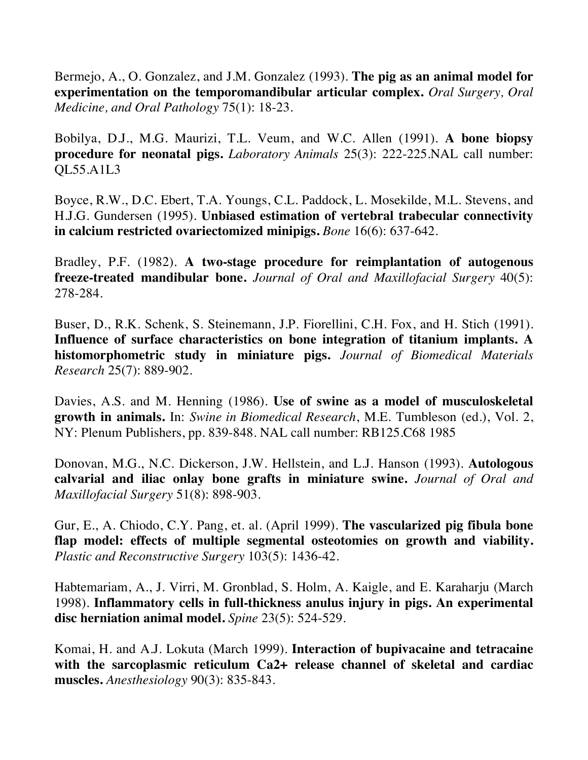Bermejo, A., O. Gonzalez, and J.M. Gonzalez (1993). **The pig as an animal model for experimentation on the temporomandibular articular complex.** *Oral Surgery, Oral Medicine, and Oral Pathology* 75(1): 18-23.

Bobilya, D.J., M.G. Maurizi, T.L. Veum, and W.C. Allen (1991). **A bone biopsy procedure for neonatal pigs.** *Laboratory Animals* 25(3): 222-225.NAL call number: QL55.A1L3

Boyce, R.W., D.C. Ebert, T.A. Youngs, C.L. Paddock, L. Mosekilde, M.L. Stevens, and H.J.G. Gundersen (1995). **Unbiased estimation of vertebral trabecular connectivity in calcium restricted ovariectomized minipigs.** *Bone* 16(6): 637-642.

Bradley, P.F. (1982). **A two-stage procedure for reimplantation of autogenous freeze-treated mandibular bone.** *Journal of Oral and Maxillofacial Surgery* 40(5): 278-284.

Buser, D., R.K. Schenk, S. Steinemann, J.P. Fiorellini, C.H. Fox, and H. Stich (1991). **Influence of surface characteristics on bone integration of titanium implants. A histomorphometric study in miniature pigs.** *Journal of Biomedical Materials Research* 25(7): 889-902.

Davies, A.S. and M. Henning (1986). **Use of swine as a model of musculoskeletal growth in animals.** In: *Swine in Biomedical Research*, M.E. Tumbleson (ed.), Vol. 2, NY: Plenum Publishers, pp. 839-848. NAL call number: RB125.C68 1985

Donovan, M.G., N.C. Dickerson, J.W. Hellstein, and L.J. Hanson (1993). **Autologous calvarial and iliac onlay bone grafts in miniature swine.** *Journal of Oral and Maxillofacial Surgery* 51(8): 898-903.

Gur, E., A. Chiodo, C.Y. Pang, et. al. (April 1999). **The vascularized pig fibula bone flap model: effects of multiple segmental osteotomies on growth and viability.** *Plastic and Reconstructive Surgery* 103(5): 1436-42.

Habtemariam, A., J. Virri, M. Gronblad, S. Holm, A. Kaigle, and E. Karaharju (March 1998). **Inflammatory cells in full-thickness anulus injury in pigs. An experimental disc herniation animal model.** *Spine* 23(5): 524-529.

Komai, H. and A.J. Lokuta (March 1999). **Interaction of bupivacaine and tetracaine with the sarcoplasmic reticulum $Ca^{2+}$ release channel of skeletal and cardiac muscles.** *Anesthesiology* 90(3): 835-843.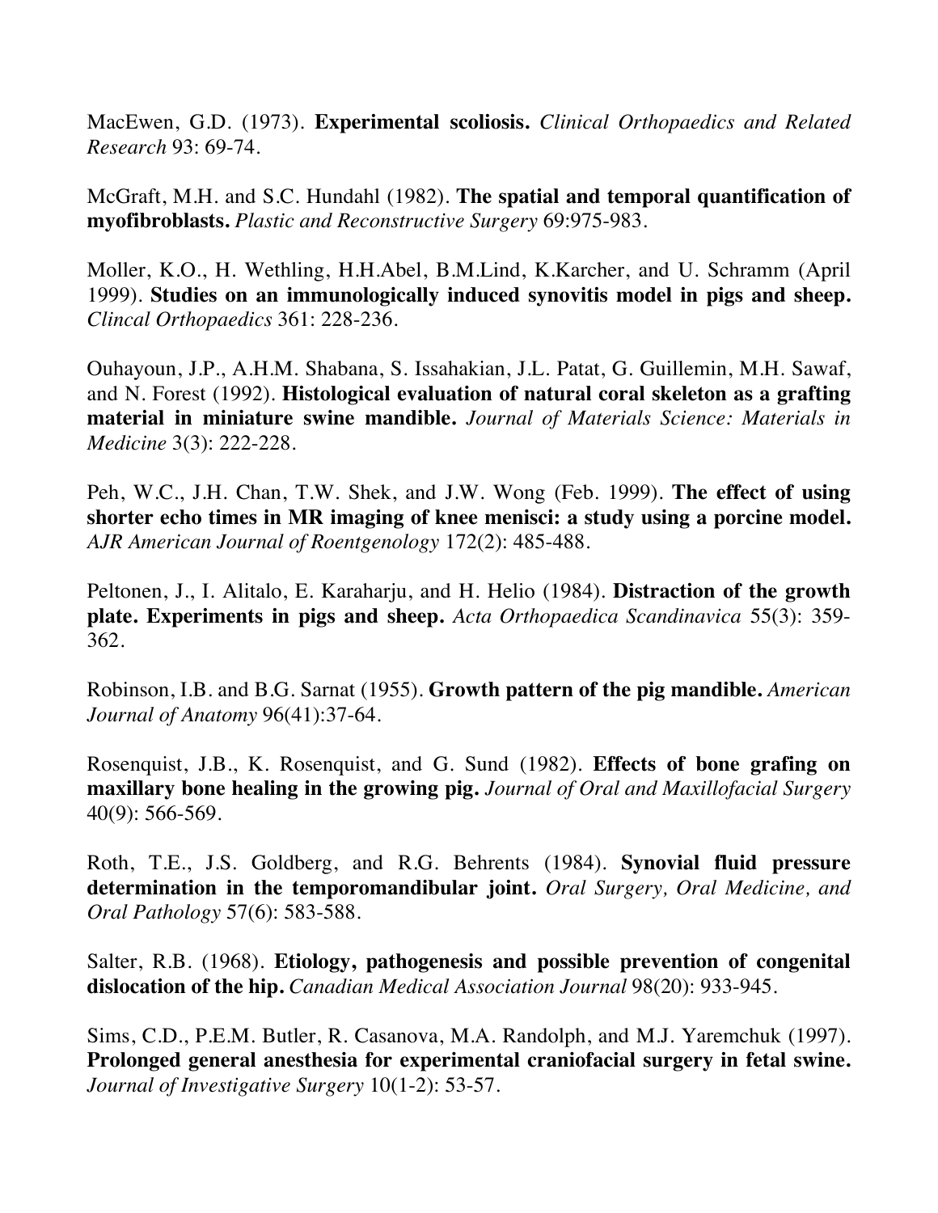MacEwen, G.D. (1973). **Experimental scoliosis.** *Clinical Orthopaedics and Related Research* 93: 69-74.

McGraft, M.H. and S.C. Hundahl (1982). **The spatial and temporal quantification of myofibroblasts.** *Plastic and Reconstructive Surgery* 69:975-983.

Moller, K.O., H. Wethling, H.H.Abel, B.M.Lind, K.Karcher, and U. Schramm (April 1999). **Studies on an immunologically induced synovitis model in pigs and sheep.** *Clincal Orthopaedics* 361: 228-236.

Ouhayoun, J.P., A.H.M. Shabana, S. Issahakian, J.L. Patat, G. Guillemin, M.H. Sawaf, and N. Forest (1992). **Histological evaluation of natural coral skeleton as a grafting material in miniature swine mandible.** *Journal of Materials Science: Materials in Medicine* 3(3): 222-228.

Peh, W.C., J.H. Chan, T.W. Shek, and J.W. Wong (Feb. 1999). **The effect of using shorter echo times in MR imaging of knee menisci: a study using a porcine model.** *AJR American Journal of Roentgenology* 172(2): 485-488.

Peltonen, J., I. Alitalo, E. Karaharju, and H. Helio (1984). **Distraction of the growth plate. Experiments in pigs and sheep.** *Acta Orthopaedica Scandinavica* 55(3): 359-362.

Robinson, I.B. and B.G. Sarnat (1955). **Growth pattern of the pig mandible.** *American Journal of Anatomy* 96(41):37-64.

Rosenquist, J.B., K. Rosenquist, and G. Sund (1982). **Effects of bone grafing on maxillary bone healing in the growing pig.** *Journal of Oral and Maxillofacial Surgery* 40(9): 566-569.

Roth, T.E., J.S. Goldberg, and R.G. Behrents (1984). **Synovial fluid pressure determination in the temporomandibular joint.** *Oral Surgery, Oral Medicine, and Oral Pathology* 57(6): 583-588.

Salter, R.B. (1968). **Etiology, pathogenesis and possible prevention of congenital dislocation of the hip.** *Canadian Medical Association Journal* 98(20): 933-945.

Sims, C.D., P.E.M. Butler, R. Casanova, M.A. Randolph, and M.J. Yaremchuk (1997). **Prolonged general anesthesia for experimental craniofacial surgery in fetal swine.** *Journal of Investigative Surgery* 10(1-2): 53-57.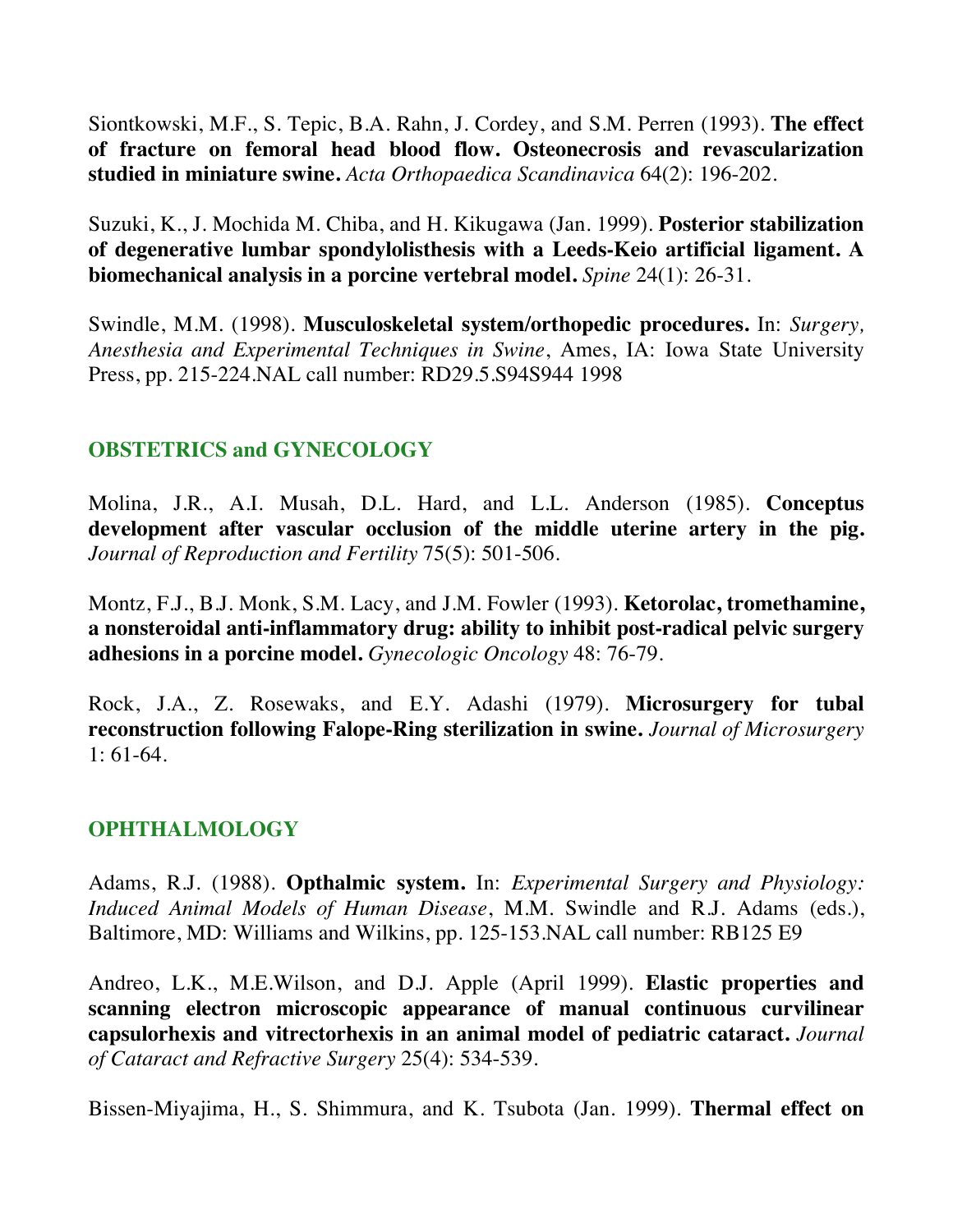Siontkowski, M.F., S. Tepic, B.A. Rahn, J. Cordey, and S.M. Perren (1993). **The effect of fracture on femoral head blood flow. Osteonecrosis and revascularization studied in miniature swine.** *Acta Orthopaedica Scandinavica* 64(2): 196-202.

Suzuki, K., J. Mochida M. Chiba, and H. Kikugawa (Jan. 1999). **Posterior stabilization of degenerative lumbar spondylolisthesis with a Leeds-Keio artificial ligament. A biomechanical analysis in a porcine vertebral model.** *Spine* 24(1): 26-31.

Swindle, M.M. (1998). **Musculoskeletal system/orthopedic procedures.** In: *Surgery, Anesthesia and Experimental Techniques in Swine*, Ames, IA: Iowa State University Press, pp. 215-224.NAL call number: RD29.5.S94S944 1998

## OBSTETRICS and GYNECOLOGY

Molina, J.R., A.I. Musah, D.L. Hard, and L.L. Anderson (1985). **Conceptus development after vascular occlusion of the middle uterine artery in the pig.** *Journal of Reproduction and Fertility* 75(5): 501-506.

Montz, F.J., B.J. Monk, S.M. Lacy, and J.M. Fowler (1993). **Ketorolac, tromethamine, a nonsteroidal anti-inflammatory drug: ability to inhibit post-radical pelvic surgery adhesions in a porcine model.** *Gynecologic Oncology* 48: 76-79.

Rock, J.A., Z. Rosewaks, and E.Y. Adashi (1979). **Microsurgery for tubal reconstruction following Falope-Ring sterilization in swine.** *Journal of Microsurgery* 1: 61-64.

## OPHTHALMOLOGY

Adams, R.J. (1988). **Opthalmic system.** In: *Experimental Surgery and Physiology: Induced Animal Models of Human Disease*, M.M. Swindle and R.J. Adams (eds.), Baltimore, MD: Williams and Wilkins, pp. 125-153.NAL call number: RB125 E9

Andreo, L.K., M.E.Wilson, and D.J. Apple (April 1999). **Elastic properties and scanning electron microscopic appearance of manual continuous curvilinear capsulorhexis and vitrectorhexis in an animal model of pediatric cataract.** *Journal of Cataract and Refractive Surgery* 25(4): 534-539.

Bissen-Miyajima, H., S. Shimmura, and K. Tsubota (Jan. 1999). **Thermal effect on**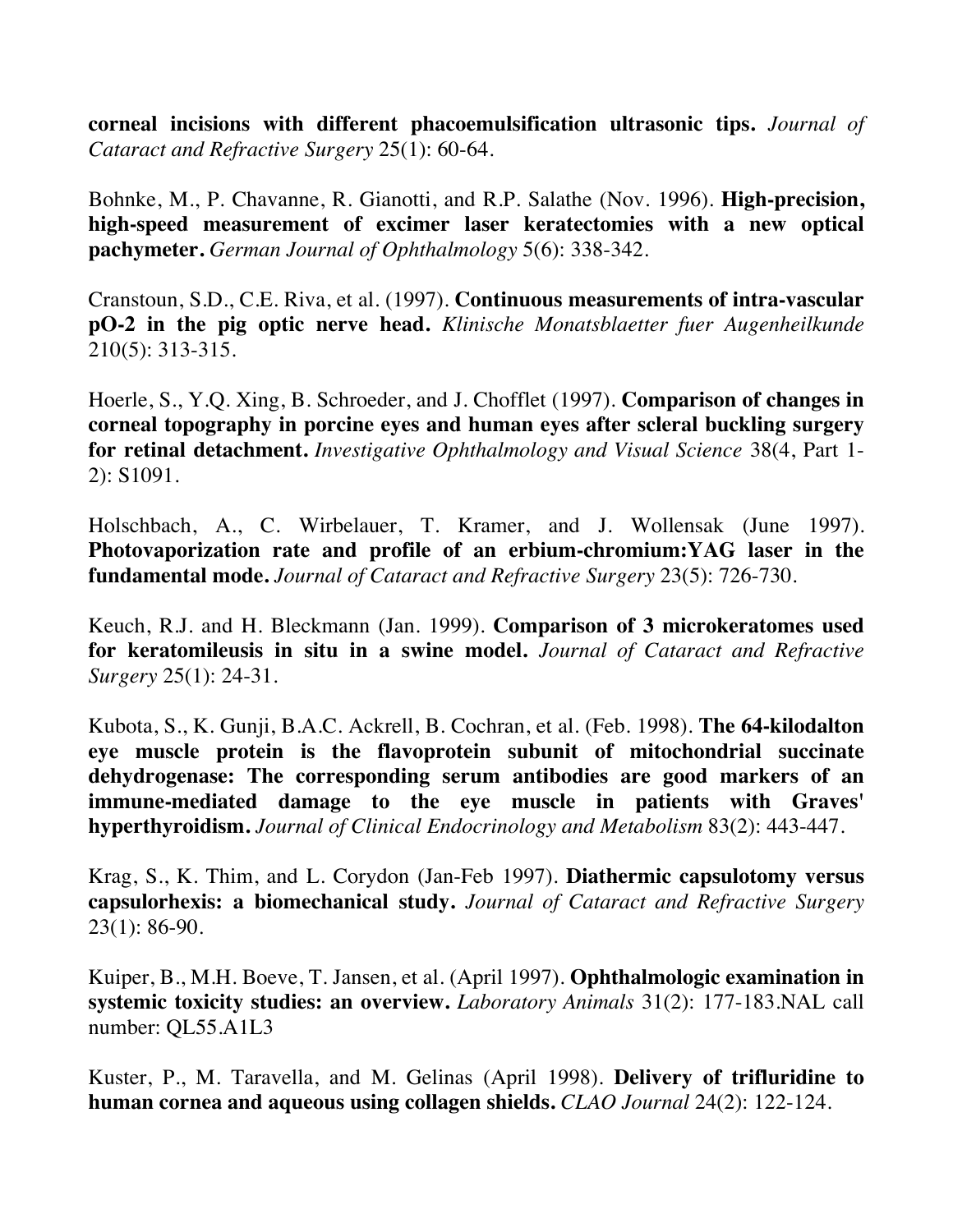**corneal incisions with different phacoemulsification ultrasonic tips.** *Journal of Cataract and Refractive Surgery* 25(1): 60-64.

Bohnke, M., P. Chavanne, R. Gianotti, and R.P. Salathe (Nov. 1996). **High-precision, high-speed measurement of excimer laser keratectomies with a new optical pachymeter.** *German Journal of Ophthalmology* 5(6): 338-342.

Cranstoun, S.D., C.E. Riva, et al. (1997). **Continuous measurements of intra-vascular pO-2 in the pig optic nerve head.** *Klinische Monatsblaetter fuer Augenheilkunde* 210(5): 313-315.

Hoerle, S., Y.Q. Xing, B. Schroeder, and J. Chofflet (1997). **Comparison of changes in corneal topography in porcine eyes and human eyes after scleral buckling surgery for retinal detachment.** *Investigative Ophthalmology and Visual Science* 38(4, Part 1-2): S1091.

Holschbach, A., C. Wirbelauer, T. Kramer, and J. Wollensak (June 1997). **Photovaporization rate and profile of an erbium-chromium:YAG laser in the fundamental mode.** *Journal of Cataract and Refractive Surgery* 23(5): 726-730.

Keuch, R.J. and H. Bleckmann (Jan. 1999). **Comparison of 3 microkeratomes used for keratomileusis in situ in a swine model.** *Journal of Cataract and Refractive Surgery* 25(1): 24-31.

Kubota, S., K. Gunji, B.A.C. Ackrell, B. Cochran, et al. (Feb. 1998). **The 64-kilodalton eye muscle protein is the flavoprotein subunit of mitochondrial succinate dehydrogenase: The corresponding serum antibodies are good markers of an immune-mediated damage to the eye muscle in patients with Graves' hyperthyroidism.** *Journal of Clinical Endocrinology and Metabolism* 83(2): 443-447.

Krag, S., K. Thim, and L. Corydon (Jan-Feb 1997). **Diathermic capsulotomy versus capsulorhexis: a biomechanical study.** *Journal of Cataract and Refractive Surgery* 23(1): 86-90.

Kuiper, B., M.H. Boeve, T. Jansen, et al. (April 1997). **Ophthalmologic examination in systemic toxicity studies: an overview.** *Laboratory Animals* 31(2): 177-183.NAL call number: QL55.A1L3

Kuster, P., M. Taravella, and M. Gelinas (April 1998). **Delivery of trifluridine to human cornea and aqueous using collagen shields.** *CLAO Journal* 24(2): 122-124.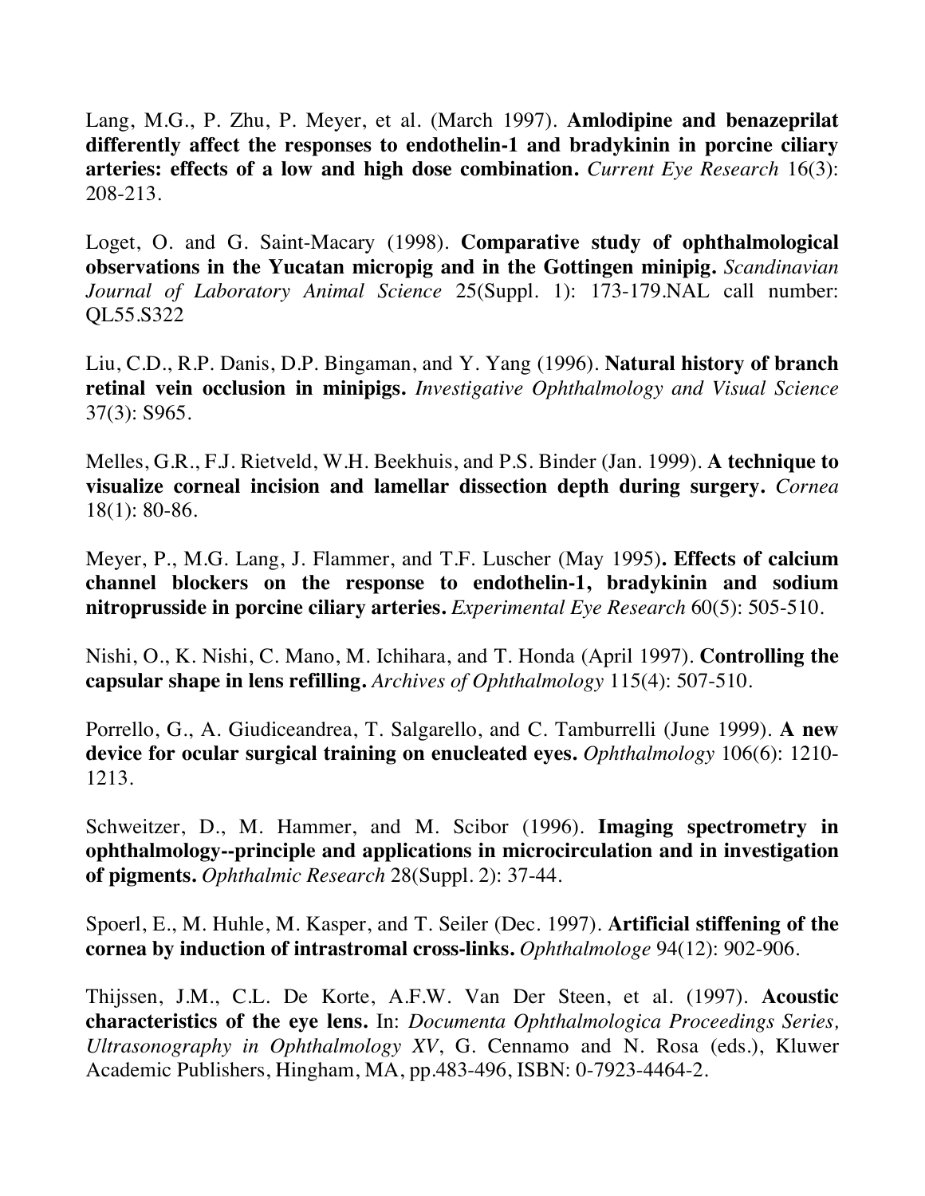Lang, M.G., P. Zhu, P. Meyer, et al. (March 1997). **Amlodipine and benazeprilat differently affect the responses to endothelin-1 and bradykinin in porcine ciliary arteries: effects of a low and high dose combination.** *Current Eye Research* 16(3): 208-213.

Loget, O. and G. Saint-Macary (1998). **Comparative study of ophthalmological observations in the Yucatan micropig and in the Gottingen minipig.** *Scandinavian Journal of Laboratory Animal Science* 25(Suppl. 1): 173-179.NAL call number: QL55.S322

Liu, C.D., R.P. Danis, D.P. Bingaman, and Y. Yang (1996). **Natural history of branch retinal vein occlusion in minipigs.** *Investigative Ophthalmology and Visual Science* 37(3): S965.

Melles, G.R., F.J. Rietveld, W.H. Beekhuis, and P.S. Binder (Jan. 1999). **A technique to visualize corneal incision and lamellar dissection depth during surgery.** *Cornea* 18(1): 80-86.

Meyer, P., M.G. Lang, J. Flammer, and T.F. Luscher (May 1995)**. Effects of calcium channel blockers on the response to endothelin-1, bradykinin and sodium nitroprusside in porcine ciliary arteries.** *Experimental Eye Research* 60(5): 505-510.

Nishi, O., K. Nishi, C. Mano, M. Ichihara, and T. Honda (April 1997). **Controlling the capsular shape in lens refilling.** *Archives of Ophthalmology* 115(4): 507-510.

Porrello, G., A. Giudiceandrea, T. Salgarello, and C. Tamburrelli (June 1999). **A new device for ocular surgical training on enucleated eyes.** *Ophthalmology* 106(6): 1210-1213.

Schweitzer, D., M. Hammer, and M. Scibor (1996). **Imaging spectrometry in ophthalmology--principle and applications in microcirculation and in investigation of pigments.** *Ophthalmic Research* 28(Suppl. 2): 37-44.

Spoerl, E., M. Huhle, M. Kasper, and T. Seiler (Dec. 1997). **Artificial stiffening of the cornea by induction of intrastromal cross-links.** *Ophthalmologe* 94(12): 902-906.

Thijssen, J.M., C.L. De Korte, A.F.W. Van Der Steen, et al. (1997). **Acoustic characteristics of the eye lens.** In: *Documenta Ophthalmologica Proceedings Series, Ultrasonography in Ophthalmology XV*, G. Cennamo and N. Rosa (eds.), Kluwer Academic Publishers, Hingham, MA, pp.483-496, ISBN: 0-7923-4464-2.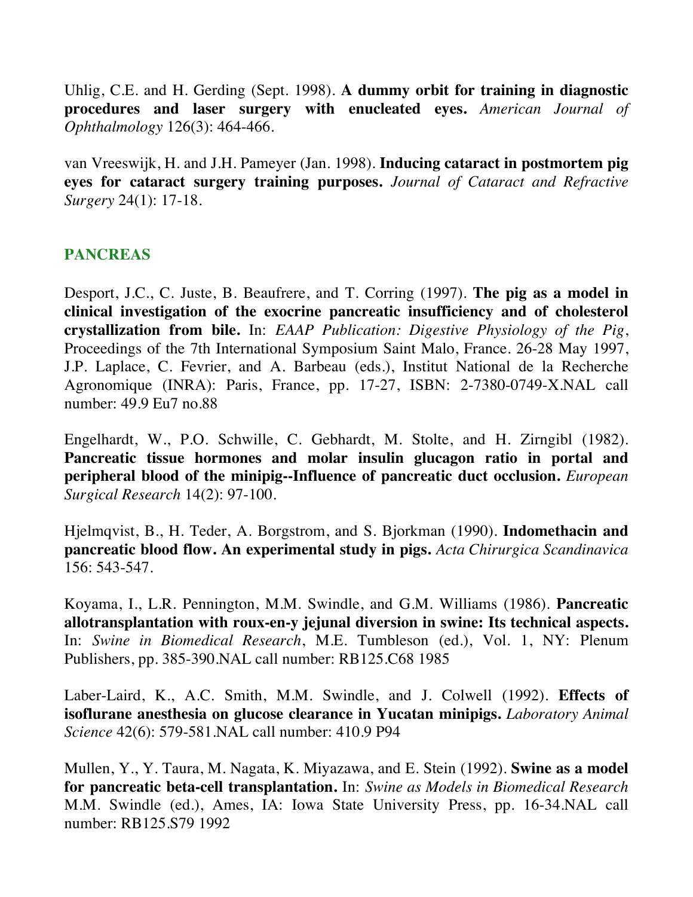Uhlig, C.E. and H. Gerding (Sept. 1998). **A dummy orbit for training in diagnostic procedures and laser surgery with enucleated eyes.** *American Journal of Ophthalmology* 126(3): 464-466.

van Vreeswijk, H. and J.H. Pameyer (Jan. 1998). **Inducing cataract in postmortem pig eyes for cataract surgery training purposes.** *Journal of Cataract and Refractive Surgery* 24(1): 17-18.

## PANCREAS

Desport, J.C., C. Juste, B. Beaufrere, and T. Corring (1997). **The pig as a model in clinical investigation of the exocrine pancreatic insufficiency and of cholesterol crystallization from bile.** In: *EAAP Publication: Digestive Physiology of the Pig*, Proceedings of the 7th International Symposium Saint Malo, France. 26-28 May 1997, J.P. Laplace, C. Fevrier, and A. Barbeau (eds.), Institut National de la Recherche Agronomique (INRA): Paris, France, pp. 17-27, ISBN: 2-7380-0749-X.NAL call number: 49.9 Eu7 no.88

Engelhardt, W., P.O. Schwille, C. Gebhardt, M. Stolte, and H. Zirngibl (1982). **Pancreatic tissue hormones and molar insulin glucagon ratio in portal and peripheral blood of the minipig--Influence of pancreatic duct occlusion.** *European Surgical Research* 14(2): 97-100.

Hjelmqvist, B., H. Teder, A. Borgstrom, and S. Bjorkman (1990). **Indomethacin and pancreatic blood flow. An experimental study in pigs.** *Acta Chirurgica Scandinavica* 156: 543-547.

Koyama, I., L.R. Pennington, M.M. Swindle, and G.M. Williams (1986). **Pancreatic allotransplantation with roux-en-y jejunal diversion in swine: Its technical aspects.** In: *Swine in Biomedical Research*, M.E. Tumbleson (ed.), Vol. 1, NY: Plenum Publishers, pp. 385-390.NAL call number: RB125.C68 1985

Laber-Laird, K., A.C. Smith, M.M. Swindle, and J. Colwell (1992). **Effects of isoflurane anesthesia on glucose clearance in Yucatan minipigs.** *Laboratory Animal Science* 42(6): 579-581.NAL call number: 410.9 P94

Mullen, Y., Y. Taura, M. Nagata, K. Miyazawa, and E. Stein (1992). **Swine as a model for pancreatic beta-cell transplantation.** In: *Swine as Models in Biomedical Research* M.M. Swindle (ed.), Ames, IA: Iowa State University Press, pp. 16-34.NAL call number: RB125.S79 1992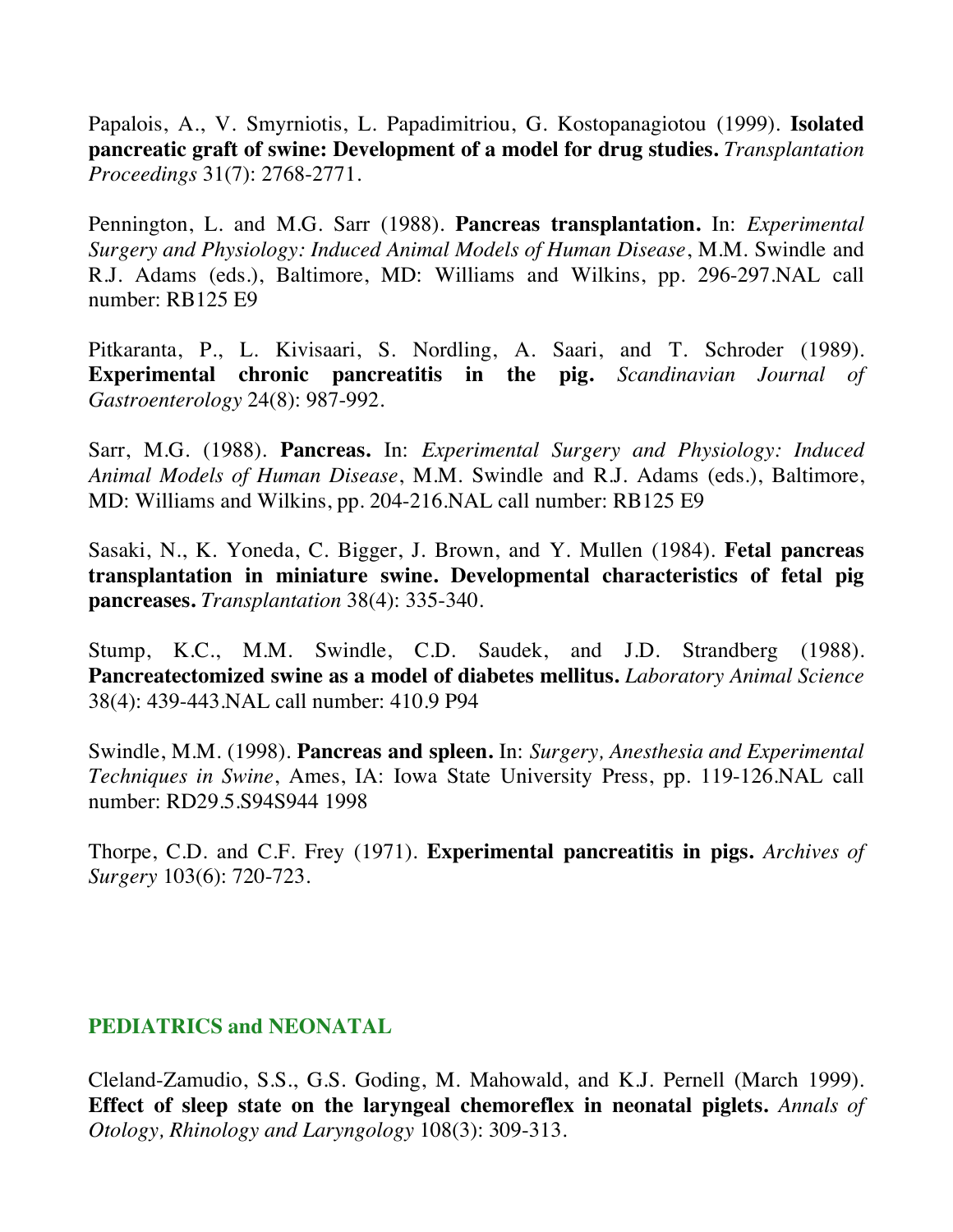Papalois, A., V. Smyrniotis, L. Papadimitriou, G. Kostopanagiotou (1999). **Isolated pancreatic graft of swine: Development of a model for drug studies.** *Transplantation Proceedings* 31(7): 2768-2771.

Pennington, L. and M.G. Sarr (1988). **Pancreas transplantation.** In: *Experimental Surgery and Physiology: Induced Animal Models of Human Disease*, M.M. Swindle and R.J. Adams (eds.), Baltimore, MD: Williams and Wilkins, pp. 296-297.NAL call number: RB125 E9

Pitkaranta, P., L. Kivisaari, S. Nordling, A. Saari, and T. Schroder (1989). **Experimental chronic pancreatitis in the pig.** *Scandinavian Journal of Gastroenterology* 24(8): 987-992.

Sarr, M.G. (1988). **Pancreas.** In: *Experimental Surgery and Physiology: Induced Animal Models of Human Disease*, M.M. Swindle and R.J. Adams (eds.), Baltimore, MD: Williams and Wilkins, pp. 204-216.NAL call number: RB125 E9

Sasaki, N., K. Yoneda, C. Bigger, J. Brown, and Y. Mullen (1984). **Fetal pancreas transplantation in miniature swine. Developmental characteristics of fetal pig pancreases.** *Transplantation* 38(4): 335-340.

Stump, K.C., M.M. Swindle, C.D. Saudek, and J.D. Strandberg (1988). **Pancreatectomized swine as a model of diabetes mellitus.** *Laboratory Animal Science* 38(4): 439-443.NAL call number: 410.9 P94

Swindle, M.M. (1998). **Pancreas and spleen.** In: *Surgery, Anesthesia and Experimental Techniques in Swine*, Ames, IA: Iowa State University Press, pp. 119-126.NAL call number: RD29.5.S94S944 1998

Thorpe, C.D. and C.F. Frey (1971). **Experimental pancreatitis in pigs.** *Archives of Surgery* 103(6): 720-723.

## PEDIATRICS and NEONATAL

Cleland-Zamudio, S.S., G.S. Goding, M. Mahowald, and K.J. Pernell (March 1999). **Effect of sleep state on the laryngeal chemoreflex in neonatal piglets.** *Annals of Otology, Rhinology and Laryngology* 108(3): 309-313.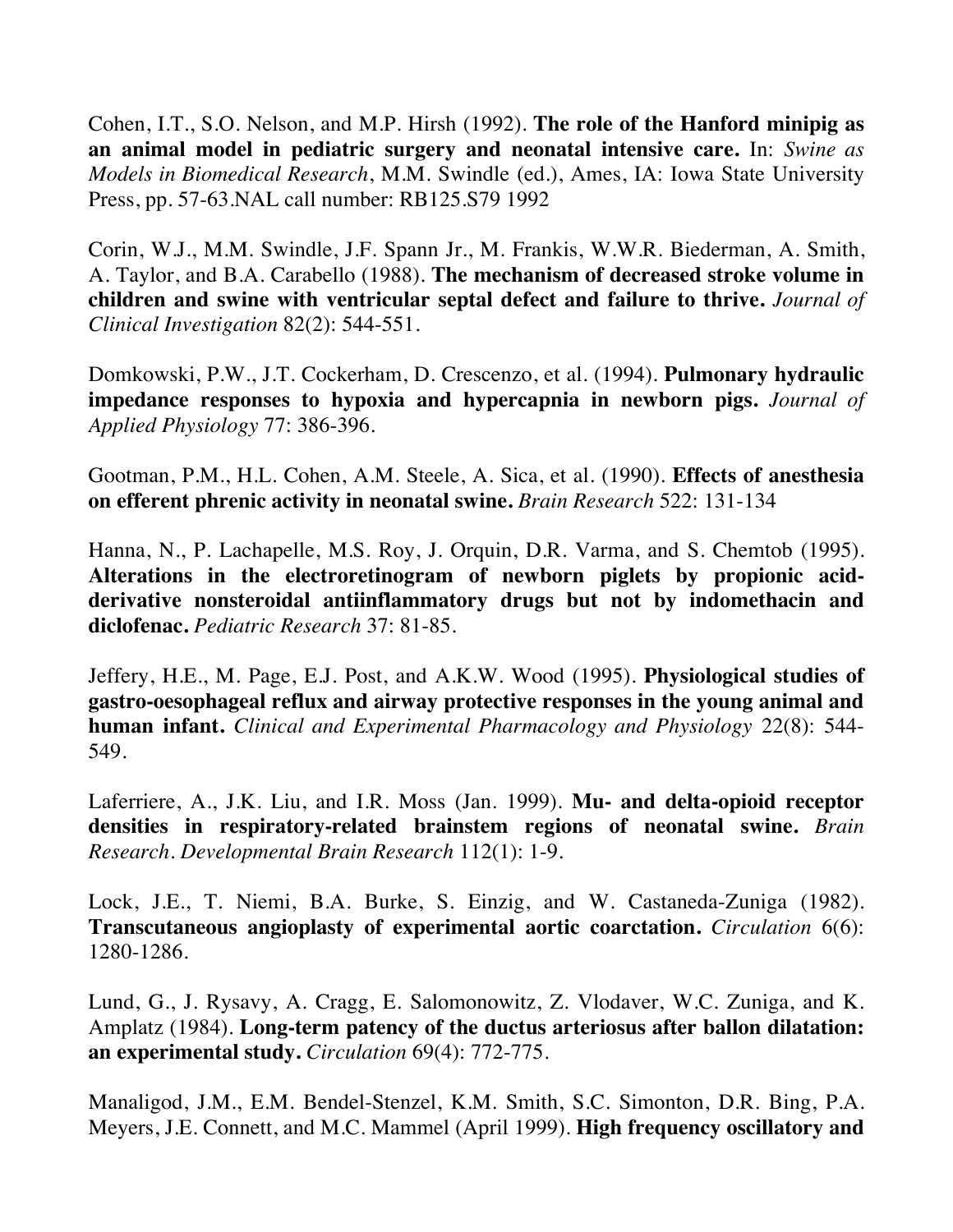Cohen, I.T., S.O. Nelson, and M.P. Hirsh (1992). **The role of the Hanford minipig as an animal model in pediatric surgery and neonatal intensive care.** In: *Swine as Models in Biomedical Research*, M.M. Swindle (ed.), Ames, IA: Iowa State University Press, pp. 57-63.NAL call number: RB125.S79 1992

Corin, W.J., M.M. Swindle, J.F. Spann Jr., M. Frankis, W.W.R. Biederman, A. Smith, A. Taylor, and B.A. Carabello (1988). **The mechanism of decreased stroke volume in children and swine with ventricular septal defect and failure to thrive.** *Journal of Clinical Investigation* 82(2): 544-551.

Domkowski, P.W., J.T. Cockerham, D. Crescenzo, et al. (1994). **Pulmonary hydraulic impedance responses to hypoxia and hypercapnia in newborn pigs.** *Journal of Applied Physiology* 77: 386-396.

Gootman, P.M., H.L. Cohen, A.M. Steele, A. Sica, et al. (1990). **Effects of anesthesia on efferent phrenic activity in neonatal swine.** *Brain Research* 522: 131-134

Hanna, N., P. Lachapelle, M.S. Roy, J. Orquin, D.R. Varma, and S. Chemtob (1995). **Alterations in the electroretinogram of newborn piglets by propionic acid-derivative nonsteroidal antiinflammatory drugs but not by indomethacin and diclofenac.** *Pediatric Research* 37: 81-85.

Jeffery, H.E., M. Page, E.J. Post, and A.K.W. Wood (1995). **Physiological studies of gastro-oesophageal reflux and airway protective responses in the young animal and human infant.** *Clinical and Experimental Pharmacology and Physiology* 22(8): 544-549.

Laferriere, A., J.K. Liu, and I.R. Moss (Jan. 1999). **Mu- and delta-opioid receptor densities in respiratory-related brainstem regions of neonatal swine.** *Brain Research. Developmental Brain Research* 112(1): 1-9.

Lock, J.E., T. Niemi, B.A. Burke, S. Einzig, and W. Castaneda-Zuniga (1982). **Transcutaneous angioplasty of experimental aortic coarctation.** *Circulation* 6(6): 1280-1286.

Lund, G., J. Rysavy, A. Cragg, E. Salomonowitz, Z. Vlodaver, W.C. Zuniga, and K. Amplatz (1984). **Long-term patency of the ductus arteriosus after ballon dilatation: an experimental study.** *Circulation* 69(4): 772-775.

Manaligod, J.M., E.M. Bendel-Stenzel, K.M. Smith, S.C. Simonton, D.R. Bing, P.A. Meyers, J.E. Connett, and M.C. Mammel (April 1999). **High frequency oscillatory and**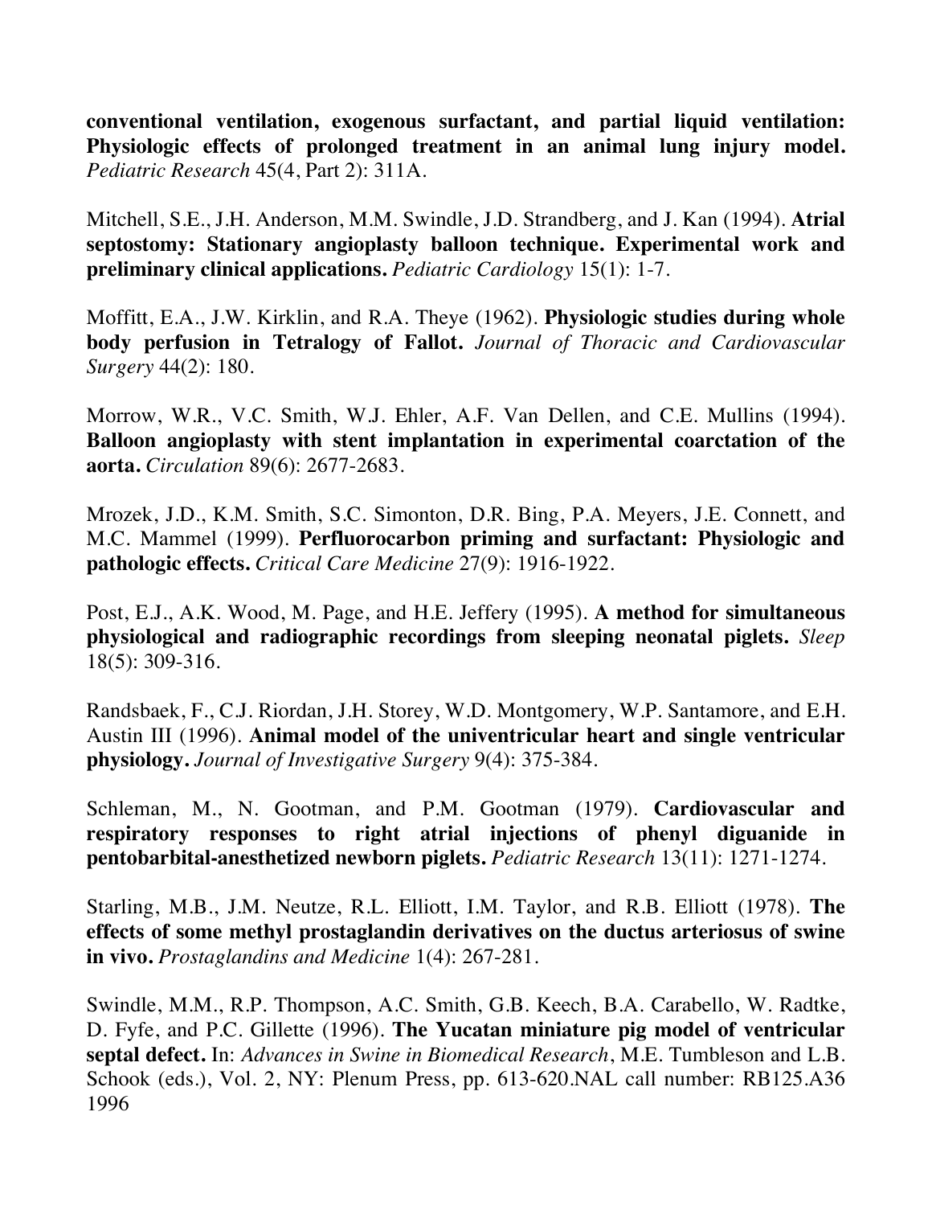**conventional ventilation, exogenous surfactant, and partial liquid ventilation: Physiologic effects of prolonged treatment in an animal lung injury model.** *Pediatric Research* 45(4, Part 2): 311A.

Mitchell, S.E., J.H. Anderson, M.M. Swindle, J.D. Strandberg, and J. Kan (1994). **Atrial septostomy: Stationary angioplasty balloon technique. Experimental work and preliminary clinical applications.** *Pediatric Cardiology* 15(1): 1-7.

Moffitt, E.A., J.W. Kirklin, and R.A. Theye (1962). **Physiologic studies during whole body perfusion in Tetralogy of Fallot.** *Journal of Thoracic and Cardiovascular Surgery* 44(2): 180.

Morrow, W.R., V.C. Smith, W.J. Ehler, A.F. Van Dellen, and C.E. Mullins (1994). **Balloon angioplasty with stent implantation in experimental coarctation of the aorta.** *Circulation* 89(6): 2677-2683.

Mrozek, J.D., K.M. Smith, S.C. Simonton, D.R. Bing, P.A. Meyers, J.E. Connett, and M.C. Mammel (1999). **Perfluorocarbon priming and surfactant: Physiologic and pathologic effects.** *Critical Care Medicine* 27(9): 1916-1922.

Post, E.J., A.K. Wood, M. Page, and H.E. Jeffery (1995). **A method for simultaneous physiological and radiographic recordings from sleeping neonatal piglets.** *Sleep* 18(5): 309-316.

Randsbaek, F., C.J. Riordan, J.H. Storey, W.D. Montgomery, W.P. Santamore, and E.H. Austin III (1996). **Animal model of the univentricular heart and single ventricular physiology.** *Journal of Investigative Surgery* 9(4): 375-384.

Schleman, M., N. Gootman, and P.M. Gootman (1979). **Cardiovascular and respiratory responses to right atrial injections of phenyl diguanide in pentobarbital-anesthetized newborn piglets.** *Pediatric Research* 13(11): 1271-1274.

Starling, M.B., J.M. Neutze, R.L. Elliott, I.M. Taylor, and R.B. Elliott (1978). **The effects of some methyl prostaglandin derivatives on the ductus arteriosus of swine in vivo.** *Prostaglandins and Medicine* 1(4): 267-281.

Swindle, M.M., R.P. Thompson, A.C. Smith, G.B. Keech, B.A. Carabello, W. Radtke, D. Fyfe, and P.C. Gillette (1996). **The Yucatan miniature pig model of ventricular septal defect.** In: *Advances in Swine in Biomedical Research*, M.E. Tumbleson and L.B. Schook (eds.), Vol. 2, NY: Plenum Press, pp. 613-620.NAL call number: RB125.A36 1996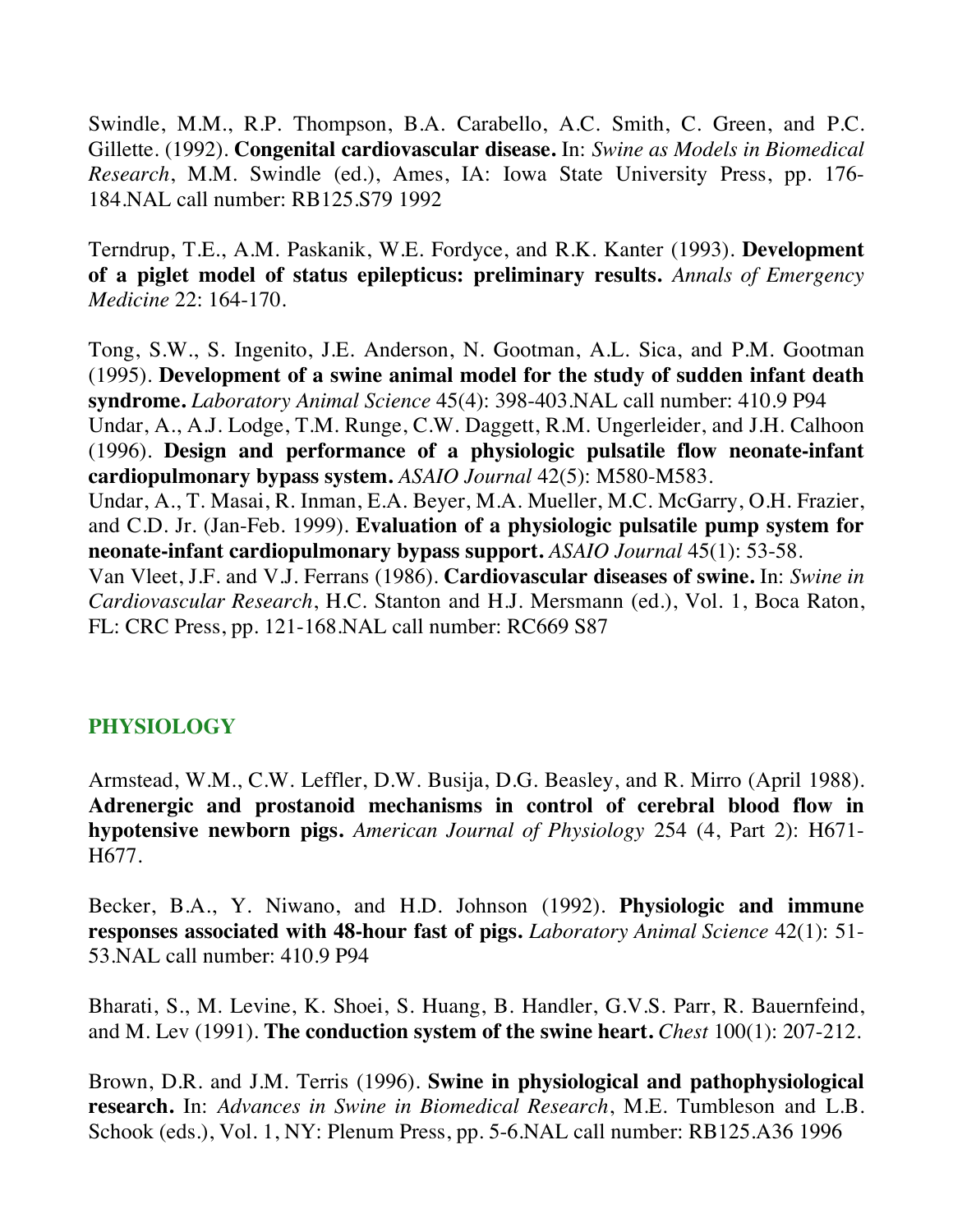Swindle, M.M., R.P. Thompson, B.A. Carabello, A.C. Smith, C. Green, and P.C. Gillette. (1992). **Congenital cardiovascular disease.** In: *Swine as Models in Biomedical Research*, M.M. Swindle (ed.), Ames, IA: Iowa State University Press, pp. 176-184.NAL call number: RB125.S79 1992

Terndrup, T.E., A.M. Paskanik, W.E. Fordyce, and R.K. Kanter (1993). **Development of a piglet model of status epilepticus: preliminary results.** *Annals of Emergency Medicine* 22: 164-170.

Tong, S.W., S. Ingenito, J.E. Anderson, N. Gootman, A.L. Sica, and P.M. Gootman (1995). **Development of a swine animal model for the study of sudden infant death syndrome.** *Laboratory Animal Science* 45(4): 398-403.NAL call number: 410.9 P94

Undar, A., A.J. Lodge, T.M. Runge, C.W. Daggett, R.M. Ungerleider, and J.H. Calhoon (1996). **Design and performance of a physiologic pulsatile flow neonate-infant cardiopulmonary bypass system.** *ASAIO Journal* 42(5): M580-M583.

Undar, A., T. Masai, R. Inman, E.A. Beyer, M.A. Mueller, M.C. McGarry, O.H. Frazier, and C.D. Jr. (Jan-Feb. 1999). **Evaluation of a physiologic pulsatile pump system for neonate-infant cardiopulmonary bypass support.** *ASAIO Journal* 45(1): 53-58.

Van Vleet, J.F. and V.J. Ferrans (1986). **Cardiovascular diseases of swine.** In: *Swine in Cardiovascular Research*, H.C. Stanton and H.J. Mersmann (ed.), Vol. 1, Boca Raton, FL: CRC Press, pp. 121-168.NAL call number: RC669 S87

## PHYSIOLOGY

Armstead, W.M., C.W. Leffler, D.W. Busija, D.G. Beasley, and R. Mirro (April 1988). **Adrenergic and prostanoid mechanisms in control of cerebral blood flow in hypotensive newborn pigs.** *American Journal of Physiology* 254 (4, Part 2): H671-H677.

Becker, B.A., Y. Niwano, and H.D. Johnson (1992). **Physiologic and immune responses associated with 48-hour fast of pigs.** *Laboratory Animal Science* 42(1): 51-53.NAL call number: 410.9 P94

Bharati, S., M. Levine, K. Shoei, S. Huang, B. Handler, G.V.S. Parr, R. Bauernfeind, and M. Lev (1991). **The conduction system of the swine heart.** *Chest* 100(1): 207-212.

Brown, D.R. and J.M. Terris (1996). **Swine in physiological and pathophysiological research.** In: *Advances in Swine in Biomedical Research*, M.E. Tumbleson and L.B. Schook (eds.), Vol. 1, NY: Plenum Press, pp. 5-6.NAL call number: RB125.A36 1996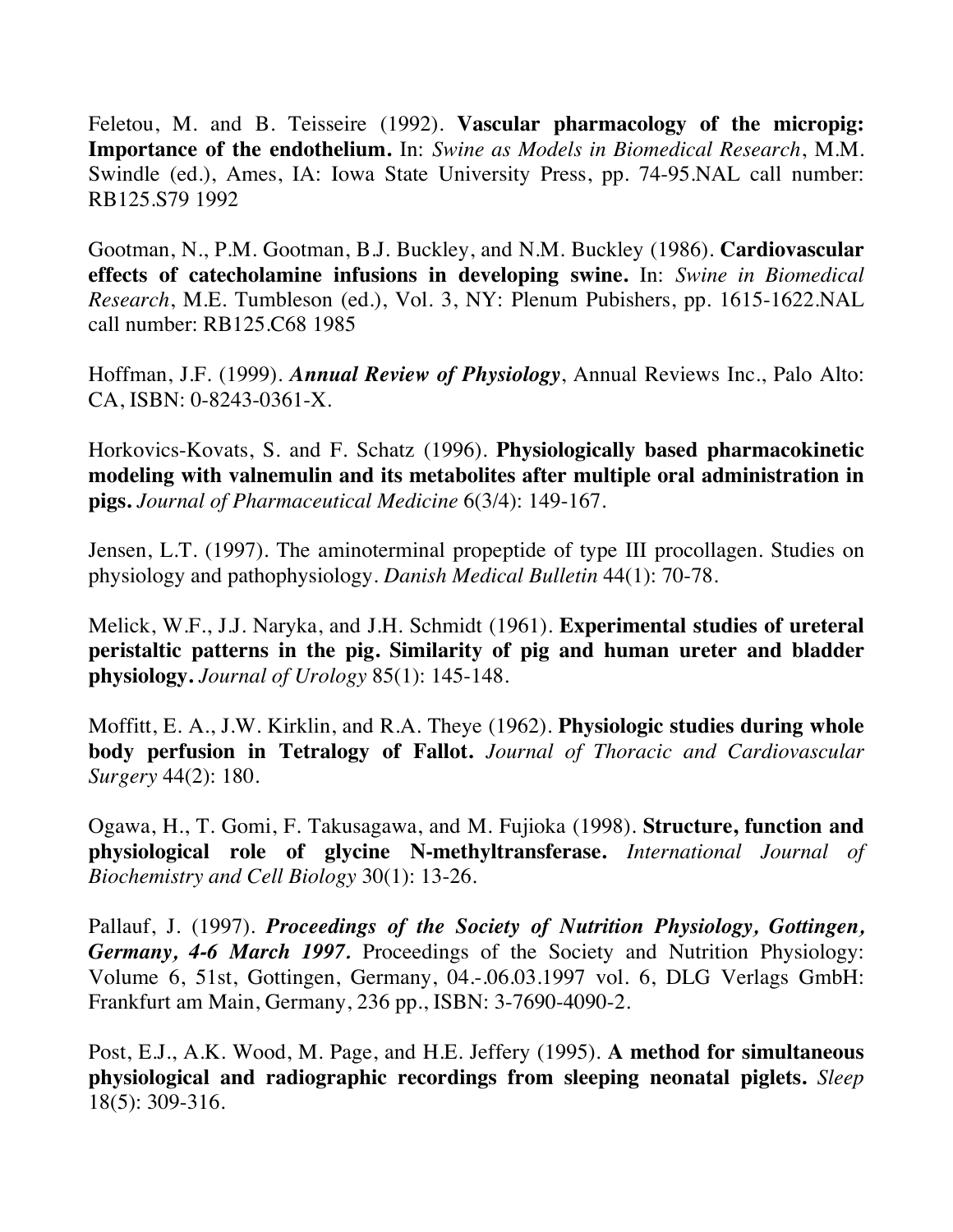Feletou, M. and B. Teisseire (1992). **Vascular pharmacology of the micropig: Importance of the endothelium.** In: *Swine as Models in Biomedical Research*, M.M. Swindle (ed.), Ames, IA: Iowa State University Press, pp. 74-95.NAL call number: RB125.S79 1992

Gootman, N., P.M. Gootman, B.J. Buckley, and N.M. Buckley (1986). **Cardiovascular effects of catecholamine infusions in developing swine.** In: *Swine in Biomedical Research*, M.E. Tumbleson (ed.), Vol. 3, NY: Plenum Pubishers, pp. 1615-1622.NAL call number: RB125.C68 1985

Hoffman, J.F. (1999). ***Annual Review of Physiology***, Annual Reviews Inc., Palo Alto: CA, ISBN: 0-8243-0361-X.

Horkovics-Kovats, S. and F. Schatz (1996). **Physiologically based pharmacokinetic modeling with valnemulin and its metabolites after multiple oral administration in pigs.** *Journal of Pharmaceutical Medicine* 6(3/4): 149-167.

Jensen, L.T. (1997). The aminoterminal propeptide of type III procollagen. Studies on physiology and pathophysiology. *Danish Medical Bulletin* 44(1): 70-78.

Melick, W.F., J.J. Naryka, and J.H. Schmidt (1961). **Experimental studies of ureteral peristaltic patterns in the pig. Similarity of pig and human ureter and bladder physiology.** *Journal of Urology* 85(1): 145-148.

Moffitt, E. A., J.W. Kirklin, and R.A. Theye (1962). **Physiologic studies during whole body perfusion in Tetralogy of Fallot.** *Journal of Thoracic and Cardiovascular Surgery* 44(2): 180.

Ogawa, H., T. Gomi, F. Takusagawa, and M. Fujioka (1998). **Structure, function and physiological role of glycine N-methyltransferase.** *International Journal of Biochemistry and Cell Biology* 30(1): 13-26.

Pallauf, J. (1997). ***Proceedings of the Society of Nutrition Physiology, Gottingen, Germany, 4-6 March 1997.*** Proceedings of the Society and Nutrition Physiology: Volume 6, 51st, Gottingen, Germany, 04.-.06.03.1997 vol. 6, DLG Verlags GmbH: Frankfurt am Main, Germany, 236 pp., ISBN: 3-7690-4090-2.

Post, E.J., A.K. Wood, M. Page, and H.E. Jeffery (1995). **A method for simultaneous physiological and radiographic recordings from sleeping neonatal piglets.** *Sleep* 18(5): 309-316.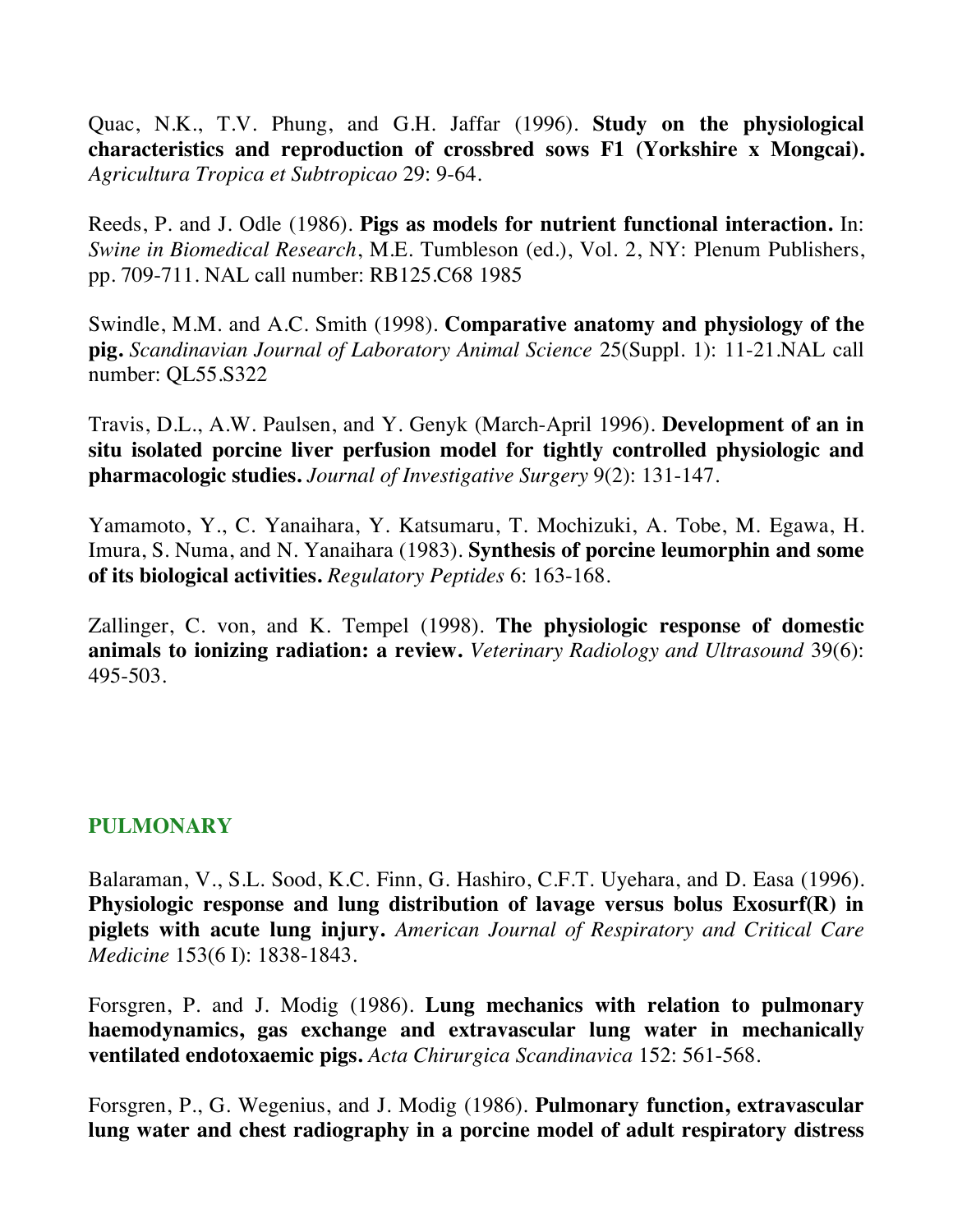Quac, N.K., T.V. Phung, and G.H. Jaffar (1996). **Study on the physiological characteristics and reproduction of crossbred sows F1 (Yorkshire x Mongcai).** *Agricultura Tropica et Subtropicao* 29: 9-64.

Reeds, P. and J. Odle (1986). **Pigs as models for nutrient functional interaction.** In: *Swine in Biomedical Research*, M.E. Tumbleson (ed.), Vol. 2, NY: Plenum Publishers, pp. 709-711. NAL call number: RB125.C68 1985

Swindle, M.M. and A.C. Smith (1998). **Comparative anatomy and physiology of the pig.** *Scandinavian Journal of Laboratory Animal Science* 25(Suppl. 1): 11-21.NAL call number: QL55.S322

Travis, D.L., A.W. Paulsen, and Y. Genyk (March-April 1996). **Development of an in situ isolated porcine liver perfusion model for tightly controlled physiologic and pharmacologic studies.** *Journal of Investigative Surgery* 9(2): 131-147.

Yamamoto, Y., C. Yanaihara, Y. Katsumaru, T. Mochizuki, A. Tobe, M. Egawa, H. Imura, S. Numa, and N. Yanaihara (1983). **Synthesis of porcine leumorphin and some of its biological activities.** *Regulatory Peptides* 6: 163-168.

Zallinger, C. von, and K. Tempel (1998). **The physiologic response of domestic animals to ionizing radiation: a review.** *Veterinary Radiology and Ultrasound* 39(6): 495-503.

## PULMONARY

Balaraman, V., S.L. Sood, K.C. Finn, G. Hashiro, C.F.T. Uyehara, and D. Easa (1996). **Physiologic response and lung distribution of lavage versus bolus Exosurf(R) in piglets with acute lung injury.** *American Journal of Respiratory and Critical Care Medicine* 153(6 I): 1838-1843.

Forsgren, P. and J. Modig (1986). **Lung mechanics with relation to pulmonary haemodynamics, gas exchange and extravascular lung water in mechanically ventilated endotoxaemic pigs.** *Acta Chirurgica Scandinavica* 152: 561-568.

Forsgren, P., G. Wegenius, and J. Modig (1986). **Pulmonary function, extravascular lung water and chest radiography in a porcine model of adult respiratory distress**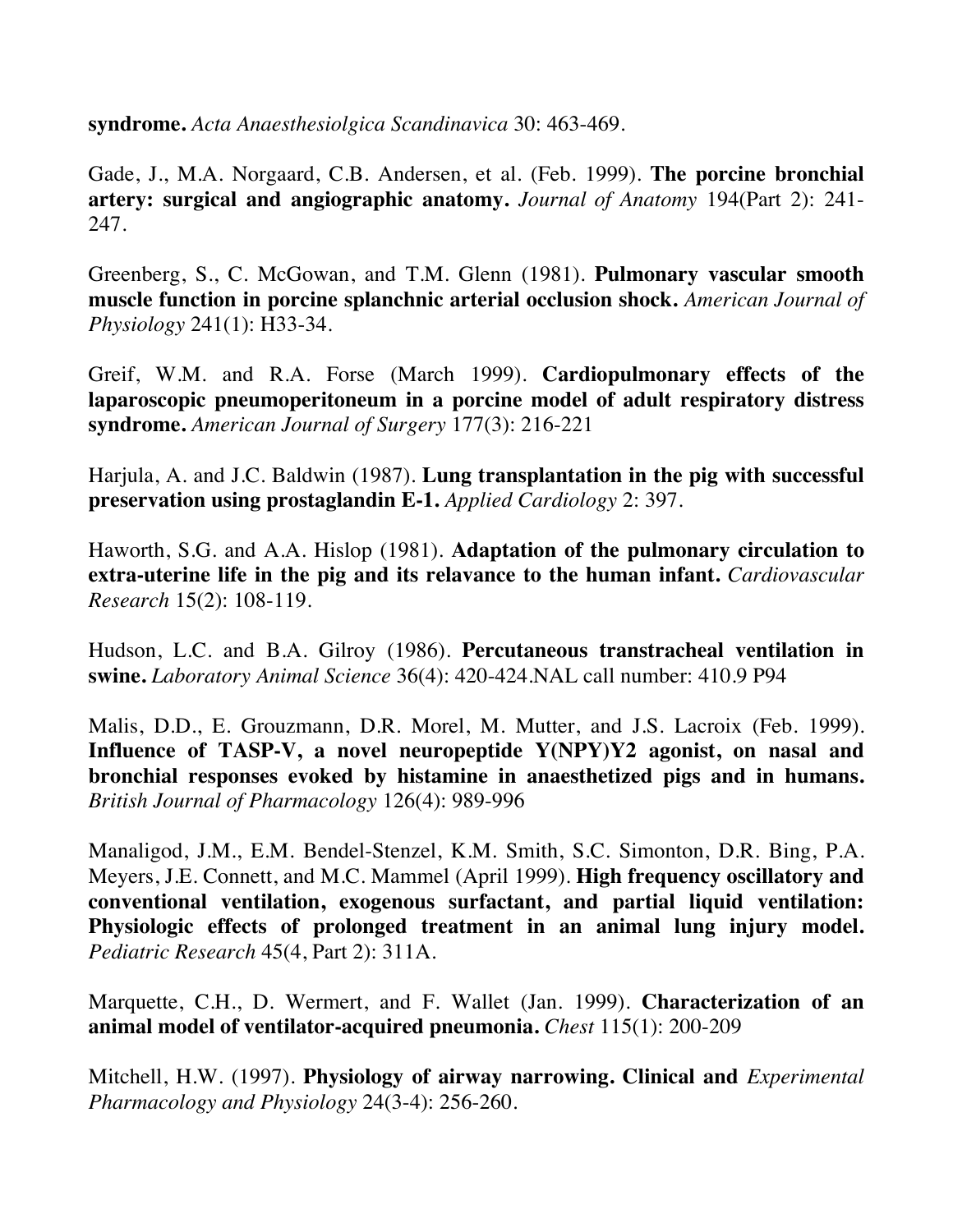**syndrome.** *Acta Anaesthesiolgica Scandinavica* 30: 463-469.

Gade, J., M.A. Norgaard, C.B. Andersen, et al. (Feb. 1999). **The porcine bronchial artery: surgical and angiographic anatomy.** *Journal of Anatomy* 194(Part 2): 241-247.

Greenberg, S., C. McGowan, and T.M. Glenn (1981). **Pulmonary vascular smooth muscle function in porcine splanchnic arterial occlusion shock.** *American Journal of Physiology* 241(1): H33-34.

Greif, W.M. and R.A. Forse (March 1999). **Cardiopulmonary effects of the laparoscopic pneumoperitoneum in a porcine model of adult respiratory distress syndrome.** *American Journal of Surgery* 177(3): 216-221

Harjula, A. and J.C. Baldwin (1987). **Lung transplantation in the pig with successful preservation using prostaglandin E-1.** *Applied Cardiology* 2: 397.

Haworth, S.G. and A.A. Hislop (1981). **Adaptation of the pulmonary circulation to extra-uterine life in the pig and its relavance to the human infant.** *Cardiovascular Research* 15(2): 108-119.

Hudson, L.C. and B.A. Gilroy (1986). **Percutaneous transtracheal ventilation in swine.** *Laboratory Animal Science* 36(4): 420-424.NAL call number: 410.9 P94

Malis, D.D., E. Grouzmann, D.R. Morel, M. Mutter, and J.S. Lacroix (Feb. 1999). **Influence of TASP-V, a novel neuropeptide Y(NPY)Y2 agonist, on nasal and bronchial responses evoked by histamine in anaesthetized pigs and in humans.** *British Journal of Pharmacology* 126(4): 989-996

Manaligod, J.M., E.M. Bendel-Stenzel, K.M. Smith, S.C. Simonton, D.R. Bing, P.A. Meyers, J.E. Connett, and M.C. Mammel (April 1999). **High frequency oscillatory and conventional ventilation, exogenous surfactant, and partial liquid ventilation: Physiologic effects of prolonged treatment in an animal lung injury model.** *Pediatric Research* 45(4, Part 2): 311A.

Marquette, C.H., D. Wermert, and F. Wallet (Jan. 1999). **Characterization of an animal model of ventilator-acquired pneumonia.** *Chest* 115(1): 200-209

Mitchell, H.W. (1997). **Physiology of airway narrowing. Clinical and** *Experimental Pharmacology and Physiology* 24(3-4): 256-260.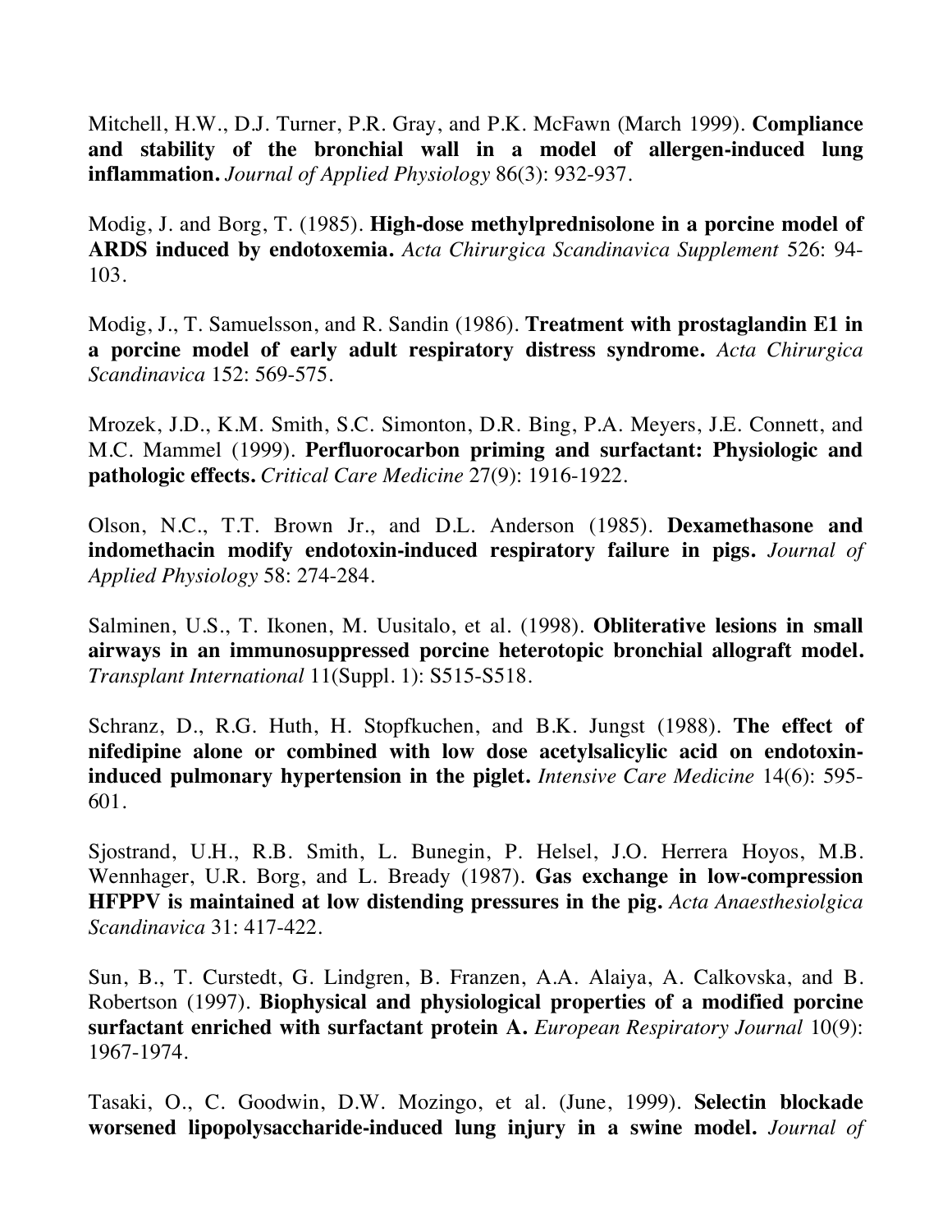Mitchell, H.W., D.J. Turner, P.R. Gray, and P.K. McFawn (March 1999). **Compliance and stability of the bronchial wall in a model of allergen-induced lung inflammation.** *Journal of Applied Physiology* 86(3): 932-937.

Modig, J. and Borg, T. (1985). **High-dose methylprednisolone in a porcine model of ARDS induced by endotoxemia.** *Acta Chirurgica Scandinavica Supplement* 526: 94-103.

Modig, J., T. Samuelsson, and R. Sandin (1986). **Treatment with prostaglandin E1 in a porcine model of early adult respiratory distress syndrome.** *Acta Chirurgica Scandinavica* 152: 569-575.

Mrozek, J.D., K.M. Smith, S.C. Simonton, D.R. Bing, P.A. Meyers, J.E. Connett, and M.C. Mammel (1999). **Perfluorocarbon priming and surfactant: Physiologic and pathologic effects.** *Critical Care Medicine* 27(9): 1916-1922.

Olson, N.C., T.T. Brown Jr., and D.L. Anderson (1985). **Dexamethasone and indomethacin modify endotoxin-induced respiratory failure in pigs.** *Journal of Applied Physiology* 58: 274-284.

Salminen, U.S., T. Ikonen, M. Uusitalo, et al. (1998). **Obliterative lesions in small airways in an immunosuppressed porcine heterotopic bronchial allograft model.** *Transplant International* 11(Suppl. 1): S515-S518.

Schranz, D., R.G. Huth, H. Stopfkuchen, and B.K. Jungst (1988). **The effect of nifedipine alone or combined with low dose acetylsalicylic acid on endotoxin-induced pulmonary hypertension in the piglet.** *Intensive Care Medicine* 14(6): 595-601.

Sjostrand, U.H., R.B. Smith, L. Bunegin, P. Helsel, J.O. Herrera Hoyos, M.B. Wennhager, U.R. Borg, and L. Bready (1987). **Gas exchange in low-compression HFPPV is maintained at low distending pressures in the pig.** *Acta Anaesthesiolgica Scandinavica* 31: 417-422.

Sun, B., T. Curstedt, G. Lindgren, B. Franzen, A.A. Alaiya, A. Calkovska, and B. Robertson (1997). **Biophysical and physiological properties of a modified porcine surfactant enriched with surfactant protein A.** *European Respiratory Journal* 10(9): 1967-1974.

Tasaki, O., C. Goodwin, D.W. Mozingo, et al. (June, 1999). **Selectin blockade worsened lipopolysaccharide-induced lung injury in a swine model.** *Journal of*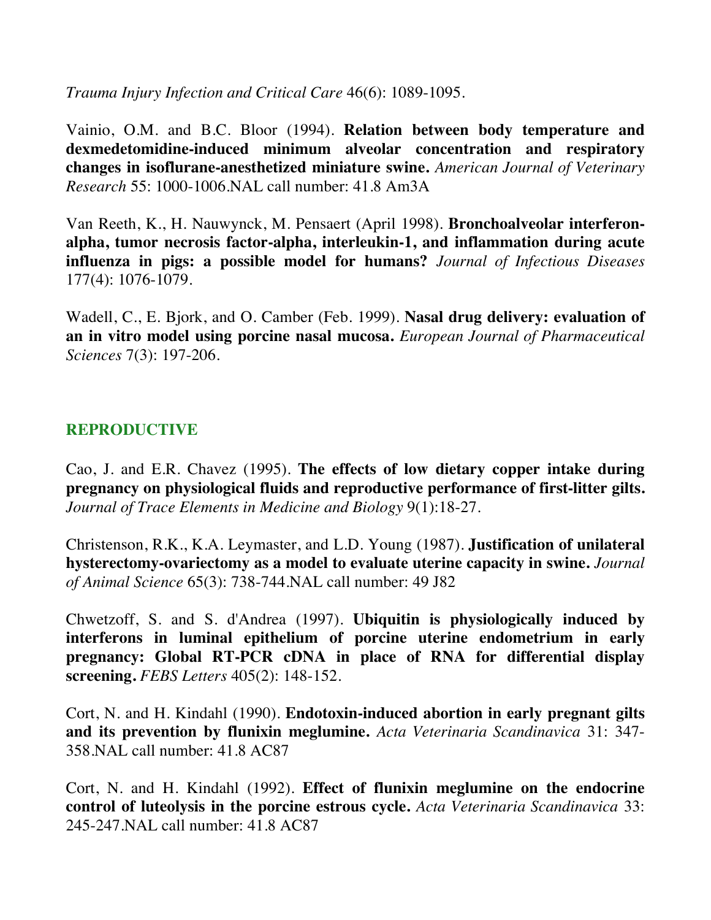*Trauma Injury Infection and Critical Care* 46(6): 1089-1095.

Vainio, O.M. and B.C. Bloor (1994). **Relation between body temperature and dexmedetomidine-induced minimum alveolar concentration and respiratory changes in isoflurane-anesthetized miniature swine.** *American Journal of Veterinary Research* 55: 1000-1006.NAL call number: 41.8 Am3A

Van Reeth, K., H. Nauwynck, M. Pensaert (April 1998). **Bronchoalveolar interferon-alpha, tumor necrosis factor-alpha, interleukin-1, and inflammation during acute influenza in pigs: a possible model for humans?** *Journal of Infectious Diseases* 177(4): 1076-1079.

Wadell, C., E. Bjork, and O. Camber (Feb. 1999). **Nasal drug delivery: evaluation of an in vitro model using porcine nasal mucosa.** *European Journal of Pharmaceutical Sciences* 7(3): 197-206.

## REPRODUCTIVE

Cao, J. and E.R. Chavez (1995). **The effects of low dietary copper intake during pregnancy on physiological fluids and reproductive performance of first-litter gilts.** *Journal of Trace Elements in Medicine and Biology* 9(1):18-27.

Christenson, R.K., K.A. Leymaster, and L.D. Young (1987). **Justification of unilateral hysterectomy-ovariectomy as a model to evaluate uterine capacity in swine.** *Journal of Animal Science* 65(3): 738-744.NAL call number: 49 J82

Chwetzoff, S. and S. d'Andrea (1997). **Ubiquitin is physiologically induced by interferons in luminal epithelium of porcine uterine endometrium in early pregnancy: Global RT-PCR cDNA in place of RNA for differential display screening.** *FEBS Letters* 405(2): 148-152.

Cort, N. and H. Kindahl (1990). **Endotoxin-induced abortion in early pregnant gilts and its prevention by flunixin meglumine.** *Acta Veterinaria Scandinavica* 31: 347-358.NAL call number: 41.8 AC87

Cort, N. and H. Kindahl (1992). **Effect of flunixin meglumine on the endocrine control of luteolysis in the porcine estrous cycle.** *Acta Veterinaria Scandinavica* 33: 245-247.NAL call number: 41.8 AC87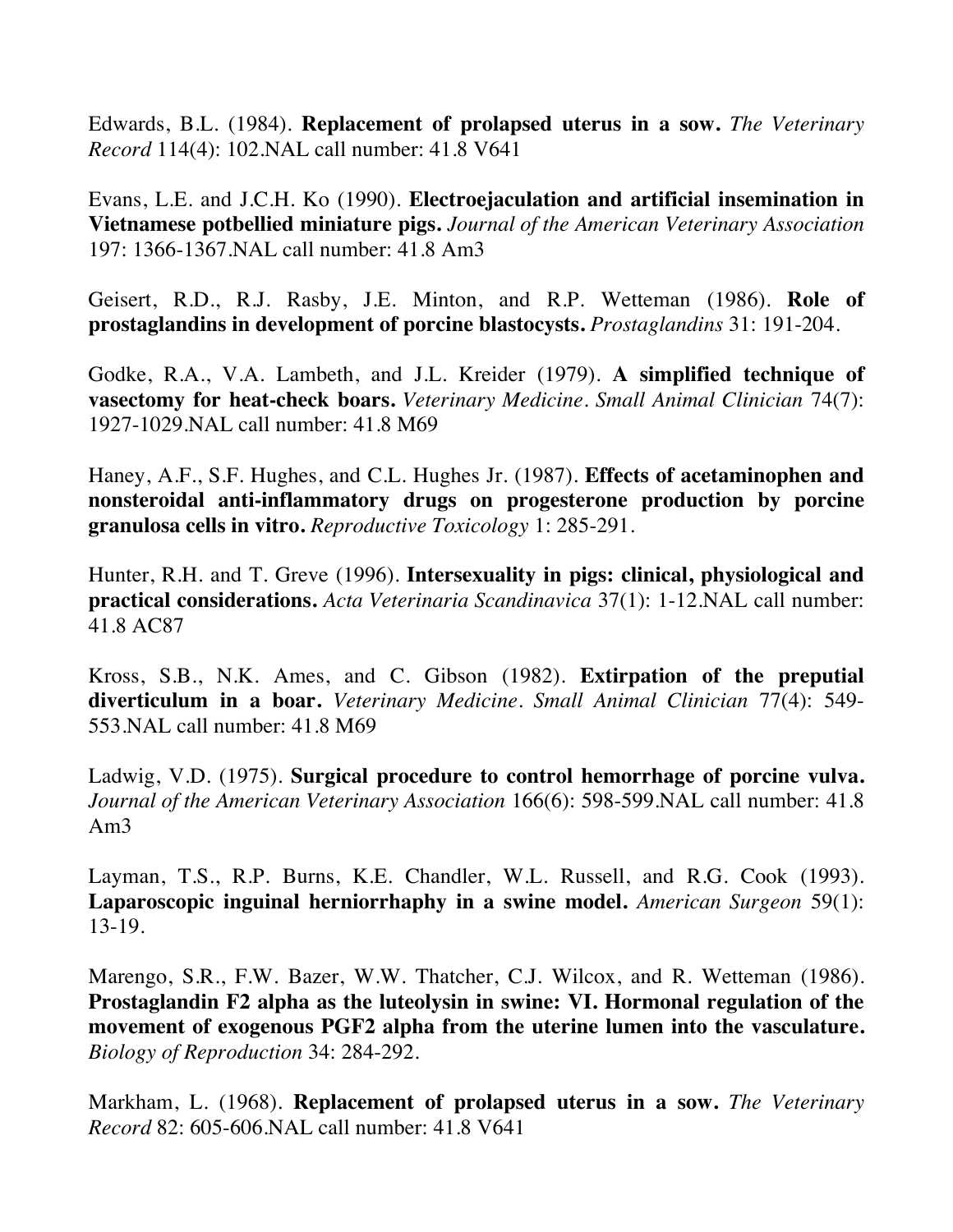Edwards, B.L. (1984). **Replacement of prolapsed uterus in a sow.** *The Veterinary Record* 114(4): 102.NAL call number: 41.8 V641

Evans, L.E. and J.C.H. Ko (1990). **Electroejaculation and artificial insemination in Vietnamese potbellied miniature pigs.** *Journal of the American Veterinary Association* 197: 1366-1367.NAL call number: 41.8 Am3

Geisert, R.D., R.J. Rasby, J.E. Minton, and R.P. Wetteman (1986). **Role of prostaglandins in development of porcine blastocysts.** *Prostaglandins* 31: 191-204.

Godke, R.A., V.A. Lambeth, and J.L. Kreider (1979). **A simplified technique of vasectomy for heat-check boars.** *Veterinary Medicine. Small Animal Clinician* 74(7): 1927-1029.NAL call number: 41.8 M69

Haney, A.F., S.F. Hughes, and C.L. Hughes Jr. (1987). **Effects of acetaminophen and nonsteroidal anti-inflammatory drugs on progesterone production by porcine granulosa cells in vitro.** *Reproductive Toxicology* 1: 285-291.

Hunter, R.H. and T. Greve (1996). **Intersexuality in pigs: clinical, physiological and practical considerations.** *Acta Veterinaria Scandinavica* 37(1): 1-12.NAL call number: 41.8 AC87

Kross, S.B., N.K. Ames, and C. Gibson (1982). **Extirpation of the preputial diverticulum in a boar.** *Veterinary Medicine. Small Animal Clinician* 77(4): 549-553.NAL call number: 41.8 M69

Ladwig, V.D. (1975). **Surgical procedure to control hemorrhage of porcine vulva.** *Journal of the American Veterinary Association* 166(6): 598-599.NAL call number: 41.8 Am3

Layman, T.S., R.P. Burns, K.E. Chandler, W.L. Russell, and R.G. Cook (1993). **Laparoscopic inguinal herniorrhaphy in a swine model.** *American Surgeon* 59(1): 13-19.

Marengo, S.R., F.W. Bazer, W.W. Thatcher, C.J. Wilcox, and R. Wetteman (1986). **Prostaglandin F2 alpha as the luteolysin in swine: VI. Hormonal regulation of the movement of exogenous PGF2 alpha from the uterine lumen into the vasculature.** *Biology of Reproduction* 34: 284-292.

Markham, L. (1968). **Replacement of prolapsed uterus in a sow.** *The Veterinary Record* 82: 605-606.NAL call number: 41.8 V641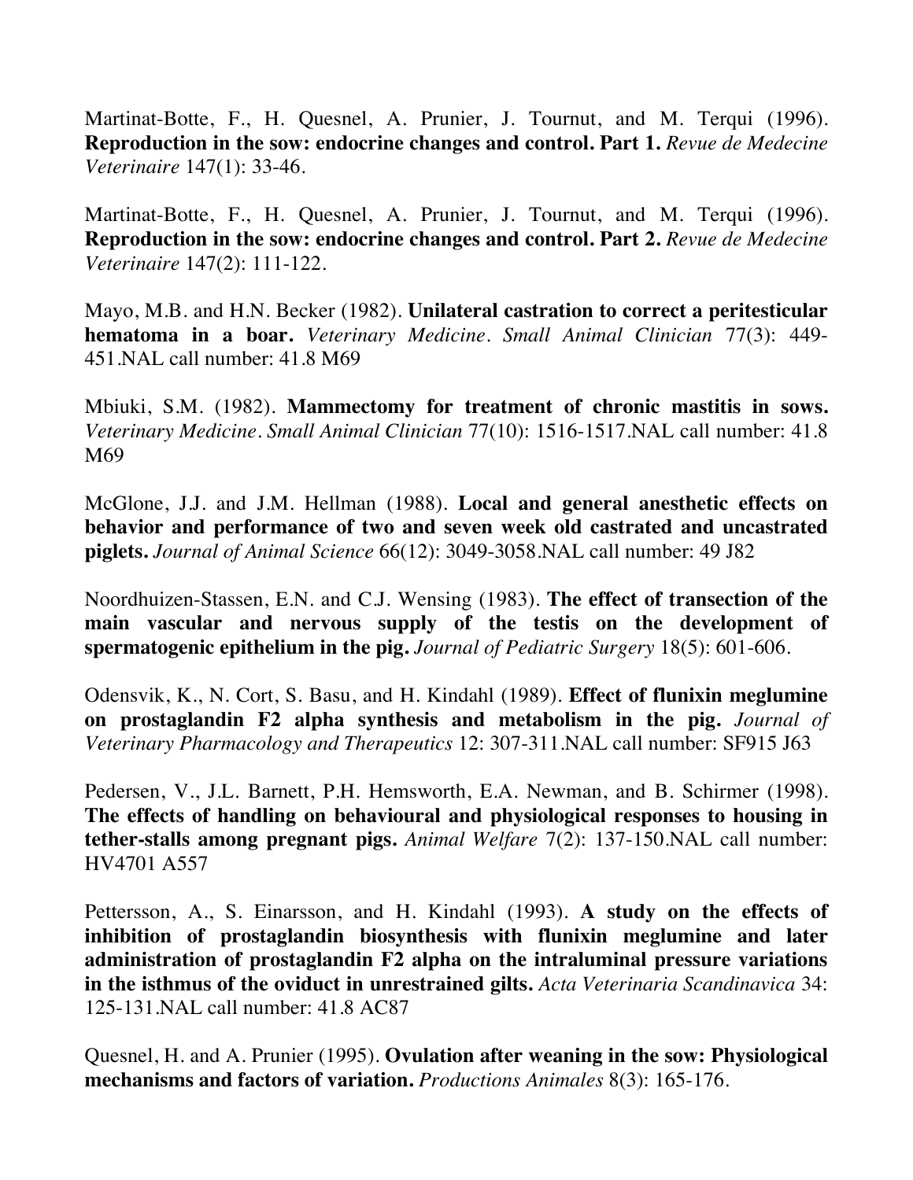Martinat-Botte, F., H. Quesnel, A. Prunier, J. Tournut, and M. Terqui (1996). **Reproduction in the sow: endocrine changes and control. Part 1.** *Revue de Medecine Veterinaire* 147(1): 33-46.

Martinat-Botte, F., H. Quesnel, A. Prunier, J. Tournut, and M. Terqui (1996). **Reproduction in the sow: endocrine changes and control. Part 2.** *Revue de Medecine Veterinaire* 147(2): 111-122.

Mayo, M.B. and H.N. Becker (1982). **Unilateral castration to correct a peritesticular hematoma in a boar.** *Veterinary Medicine. Small Animal Clinician* 77(3): 449-451.NAL call number: 41.8 M69

Mbiuki, S.M. (1982). **Mammectomy for treatment of chronic mastitis in sows.** *Veterinary Medicine. Small Animal Clinician* 77(10): 1516-1517.NAL call number: 41.8 M69

McGlone, J.J. and J.M. Hellman (1988). **Local and general anesthetic effects on behavior and performance of two and seven week old castrated and uncastrated piglets.** *Journal of Animal Science* 66(12): 3049-3058.NAL call number: 49 J82

Noordhuizen-Stassen, E.N. and C.J. Wensing (1983). **The effect of transection of the main vascular and nervous supply of the testis on the development of spermatogenic epithelium in the pig.** *Journal of Pediatric Surgery* 18(5): 601-606.

Odensvik, K., N. Cort, S. Basu, and H. Kindahl (1989). **Effect of flunixin meglumine on prostaglandin F2 alpha synthesis and metabolism in the pig.** *Journal of Veterinary Pharmacology and Therapeutics* 12: 307-311.NAL call number: SF915 J63

Pedersen, V., J.L. Barnett, P.H. Hemsworth, E.A. Newman, and B. Schirmer (1998). **The effects of handling on behavioural and physiological responses to housing in tether-stalls among pregnant pigs.** *Animal Welfare* 7(2): 137-150.NAL call number: HV4701 A557

Pettersson, A., S. Einarsson, and H. Kindahl (1993). **A study on the effects of inhibition of prostaglandin biosynthesis with flunixin meglumine and later administration of prostaglandin F2 alpha on the intraluminal pressure variations in the isthmus of the oviduct in unrestrained gilts.** *Acta Veterinaria Scandinavica* 34: 125-131.NAL call number: 41.8 AC87

Quesnel, H. and A. Prunier (1995). **Ovulation after weaning in the sow: Physiological mechanisms and factors of variation.** *Productions Animales* 8(3): 165-176.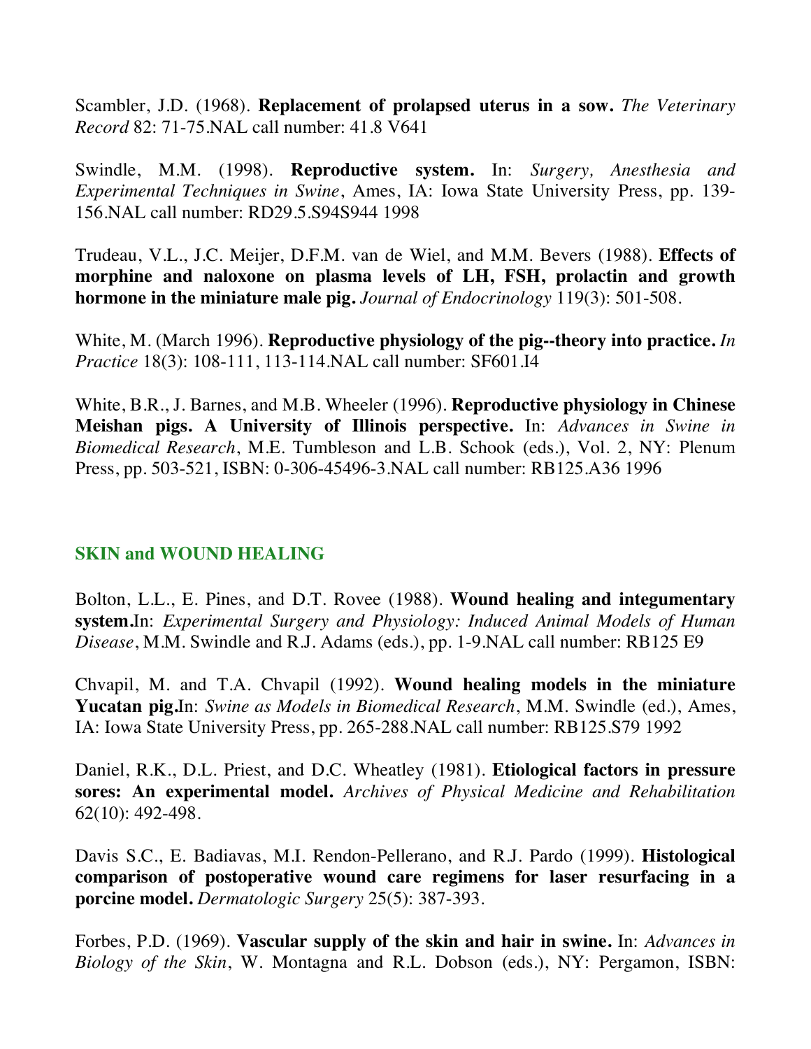Scambler, J.D. (1968). **Replacement of prolapsed uterus in a sow.** *The Veterinary Record* 82: 71-75.NAL call number: 41.8 V641

Swindle, M.M. (1998). **Reproductive system.** In: *Surgery, Anesthesia and Experimental Techniques in Swine*, Ames, IA: Iowa State University Press, pp. 139-156.NAL call number: RD29.5.S94S944 1998

Trudeau, V.L., J.C. Meijer, D.F.M. van de Wiel, and M.M. Bevers (1988). **Effects of morphine and naloxone on plasma levels of LH, FSH, prolactin and growth hormone in the miniature male pig.** *Journal of Endocrinology* 119(3): 501-508.

White, M. (March 1996). **Reproductive physiology of the pig--theory into practice.** *In Practice* 18(3): 108-111, 113-114.NAL call number: SF601.I4

White, B.R., J. Barnes, and M.B. Wheeler (1996). **Reproductive physiology in Chinese Meishan pigs. A University of Illinois perspective.** In: *Advances in Swine in Biomedical Research*, M.E. Tumbleson and L.B. Schook (eds.), Vol. 2, NY: Plenum Press, pp. 503-521, ISBN: 0-306-45496-3.NAL call number: RB125.A36 1996

## SKIN and WOUND HEALING

Bolton, L.L., E. Pines, and D.T. Rovee (1988). **Wound healing and integumentary system.**In: *Experimental Surgery and Physiology: Induced Animal Models of Human Disease*, M.M. Swindle and R.J. Adams (eds.), pp. 1-9.NAL call number: RB125 E9

Chvapil, M. and T.A. Chvapil (1992). **Wound healing models in the miniature Yucatan pig.**In: *Swine as Models in Biomedical Research*, M.M. Swindle (ed.), Ames, IA: Iowa State University Press, pp. 265-288.NAL call number: RB125.S79 1992

Daniel, R.K., D.L. Priest, and D.C. Wheatley (1981). **Etiological factors in pressure sores: An experimental model.** *Archives of Physical Medicine and Rehabilitation* 62(10): 492-498.

Davis S.C., E. Badiavas, M.I. Rendon-Pellerano, and R.J. Pardo (1999). **Histological comparison of postoperative wound care regimens for laser resurfacing in a porcine model.** *Dermatologic Surgery* 25(5): 387-393.

Forbes, P.D. (1969). **Vascular supply of the skin and hair in swine.** In: *Advances in Biology of the Skin*, W. Montagna and R.L. Dobson (eds.), NY: Pergamon, ISBN: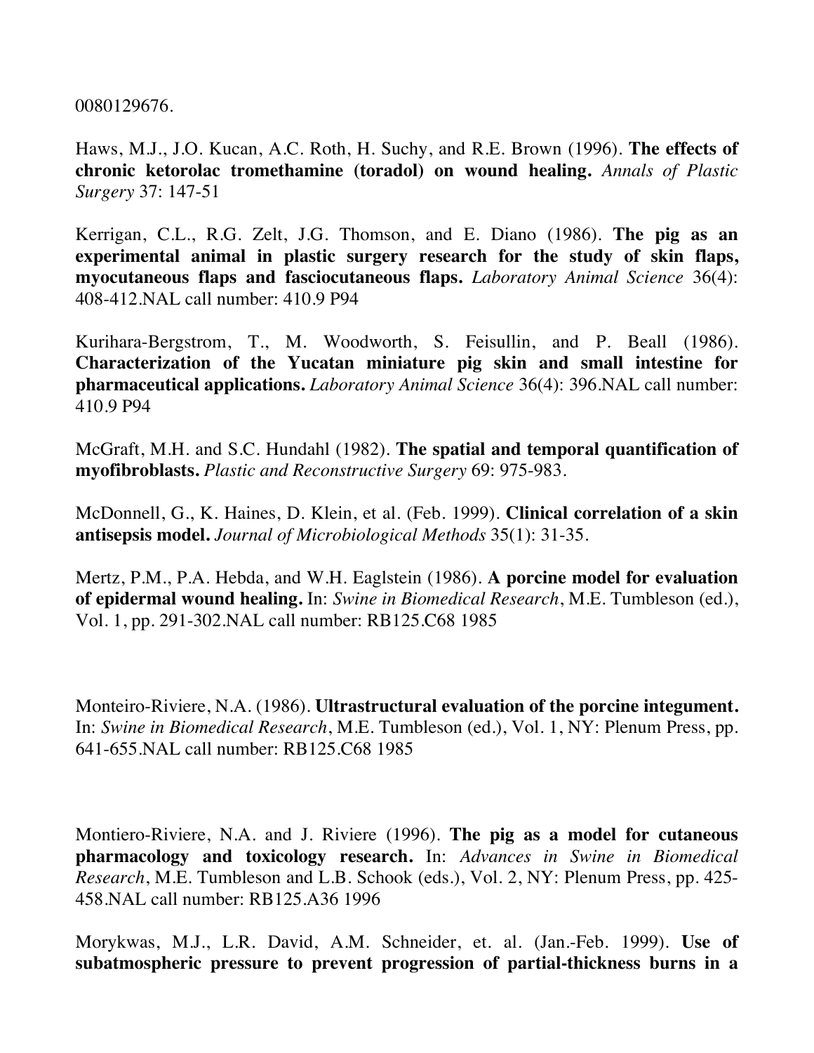0080129676.

Haws, M.J., J.O. Kucan, A.C. Roth, H. Suchy, and R.E. Brown (1996). **The effects of chronic ketorolac tromethamine (toradol) on wound healing.** *Annals of Plastic Surgery* 37: 147-51

Kerrigan, C.L., R.G. Zelt, J.G. Thomson, and E. Diano (1986). **The pig as an experimental animal in plastic surgery research for the study of skin flaps, myocutaneous flaps and fasciocutaneous flaps.** *Laboratory Animal Science* 36(4): 408-412.NAL call number: 410.9 P94

Kurihara-Bergstrom, T., M. Woodworth, S. Feisullin, and P. Beall (1986). **Characterization of the Yucatan miniature pig skin and small intestine for pharmaceutical applications.** *Laboratory Animal Science* 36(4): 396.NAL call number: 410.9 P94

McGraft, M.H. and S.C. Hundahl (1982). **The spatial and temporal quantification of myofibroblasts.** *Plastic and Reconstructive Surgery* 69: 975-983.

McDonnell, G., K. Haines, D. Klein, et al. (Feb. 1999). **Clinical correlation of a skin antisepsis model.** *Journal of Microbiological Methods* 35(1): 31-35.

Mertz, P.M., P.A. Hebda, and W.H. Eaglstein (1986). **A porcine model for evaluation of epidermal wound healing.** In: *Swine in Biomedical Research*, M.E. Tumbleson (ed.), Vol. 1, pp. 291-302.NAL call number: RB125.C68 1985

Monteiro-Riviere, N.A. (1986). **Ultrastructural evaluation of the porcine integument.** In: *Swine in Biomedical Research*, M.E. Tumbleson (ed.), Vol. 1, NY: Plenum Press, pp. 641-655.NAL call number: RB125.C68 1985

Montiero-Riviere, N.A. and J. Riviere (1996). **The pig as a model for cutaneous pharmacology and toxicology research.** In: *Advances in Swine in Biomedical Research*, M.E. Tumbleson and L.B. Schook (eds.), Vol. 2, NY: Plenum Press, pp. 425-458.NAL call number: RB125.A36 1996

Morykwas, M.J., L.R. David, A.M. Schneider, et. al. (Jan.-Feb. 1999). **Use of subatmospheric pressure to prevent progression of partial-thickness burns in a**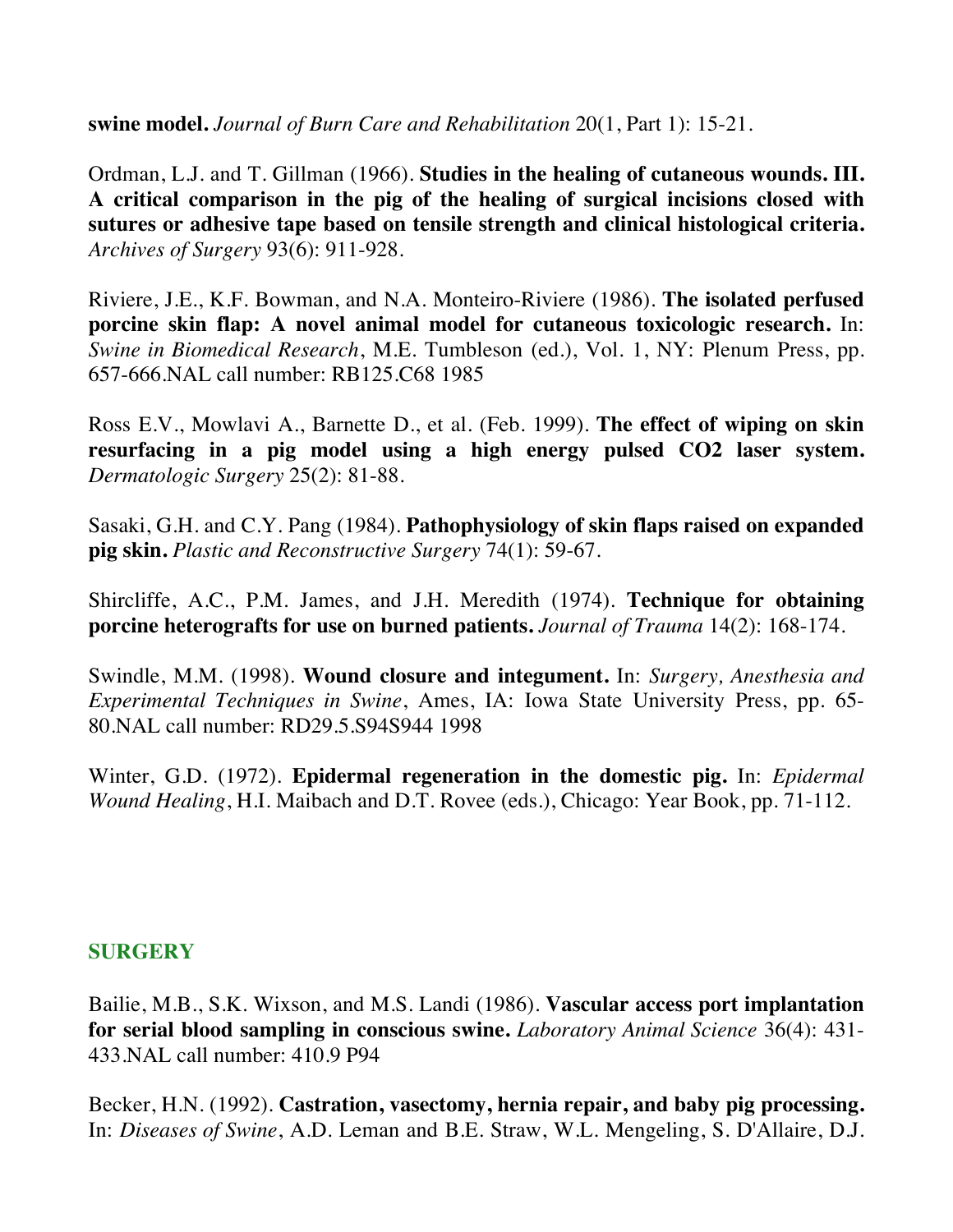**swine model.** *Journal of Burn Care and Rehabilitation* 20(1, Part 1): 15-21.

Ordman, L.J. and T. Gillman (1966). **Studies in the healing of cutaneous wounds. III. A critical comparison in the pig of the healing of surgical incisions closed with sutures or adhesive tape based on tensile strength and clinical histological criteria.** *Archives of Surgery* 93(6): 911-928.

Riviere, J.E., K.F. Bowman, and N.A. Monteiro-Riviere (1986). **The isolated perfused porcine skin flap: A novel animal model for cutaneous toxicologic research.** In: *Swine in Biomedical Research*, M.E. Tumbleson (ed.), Vol. 1, NY: Plenum Press, pp. 657-666.NAL call number: RB125.C68 1985

Ross E.V., Mowlavi A., Barnette D., et al. (Feb. 1999). **The effect of wiping on skin resurfacing in a pig model using a high energy pulsed CO2 laser system.** *Dermatologic Surgery* 25(2): 81-88.

Sasaki, G.H. and C.Y. Pang (1984). **Pathophysiology of skin flaps raised on expanded pig skin.** *Plastic and Reconstructive Surgery* 74(1): 59-67.

Shircliffe, A.C., P.M. James, and J.H. Meredith (1974). **Technique for obtaining porcine heterografts for use on burned patients.** *Journal of Trauma* 14(2): 168-174.

Swindle, M.M. (1998). **Wound closure and integument.** In: *Surgery, Anesthesia and Experimental Techniques in Swine*, Ames, IA: Iowa State University Press, pp. 65-80.NAL call number: RD29.5.S94S944 1998

Winter, G.D. (1972). **Epidermal regeneration in the domestic pig.** In: *Epidermal Wound Healing*, H.I. Maibach and D.T. Rovee (eds.), Chicago: Year Book, pp. 71-112.

## SURGERY

Bailie, M.B., S.K. Wixson, and M.S. Landi (1986). **Vascular access port implantation for serial blood sampling in conscious swine.** *Laboratory Animal Science* 36(4): 431-433.NAL call number: 410.9 P94

Becker, H.N. (1992). **Castration, vasectomy, hernia repair, and baby pig processing.** In: *Diseases of Swine*, A.D. Leman and B.E. Straw, W.L. Mengeling, S. D'Allaire, D.J.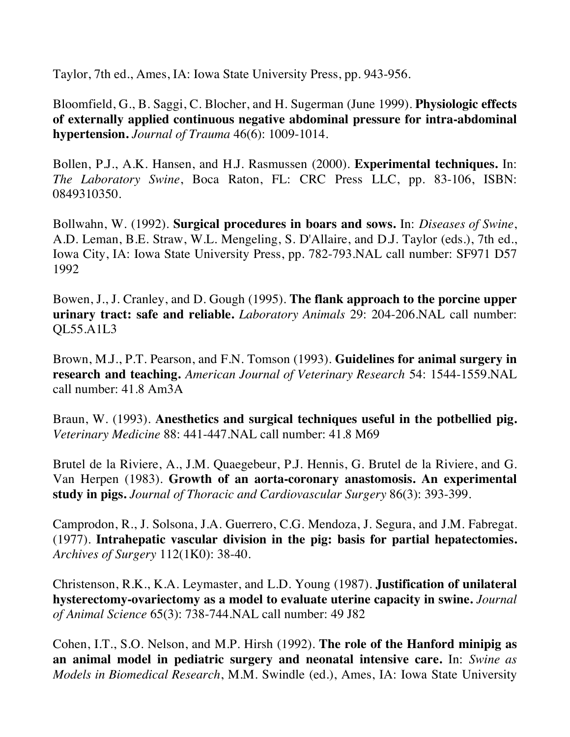Taylor, 7th ed., Ames, IA: Iowa State University Press, pp. 943-956.

Bloomfield, G., B. Saggi, C. Blocher, and H. Sugerman (June 1999). **Physiologic effects of externally applied continuous negative abdominal pressure for intra-abdominal hypertension.** *Journal of Trauma* 46(6): 1009-1014.

Bollen, P.J., A.K. Hansen, and H.J. Rasmussen (2000). **Experimental techniques.** In: *The Laboratory Swine*, Boca Raton, FL: CRC Press LLC, pp. 83-106, ISBN: 0849310350.

Bollwahn, W. (1992). **Surgical procedures in boars and sows.** In: *Diseases of Swine*, A.D. Leman, B.E. Straw, W.L. Mengeling, S. D'Allaire, and D.J. Taylor (eds.), 7th ed., Iowa City, IA: Iowa State University Press, pp. 782-793.NAL call number: SF971 D57 1992

Bowen, J., J. Cranley, and D. Gough (1995). **The flank approach to the porcine upper urinary tract: safe and reliable.** *Laboratory Animals* 29: 204-206.NAL call number: QL55.A1L3

Brown, M.J., P.T. Pearson, and F.N. Tomson (1993). **Guidelines for animal surgery in research and teaching.** *American Journal of Veterinary Research* 54: 1544-1559.NAL call number: 41.8 Am3A

Braun, W. (1993). **Anesthetics and surgical techniques useful in the potbellied pig.** *Veterinary Medicine* 88: 441-447.NAL call number: 41.8 M69

Brutel de la Riviere, A., J.M. Quaegebeur, P.J. Hennis, G. Brutel de la Riviere, and G. Van Herpen (1983). **Growth of an aorta-coronary anastomosis. An experimental study in pigs.** *Journal of Thoracic and Cardiovascular Surgery* 86(3): 393-399.

Camprodon, R., J. Solsona, J.A. Guerrero, C.G. Mendoza, J. Segura, and J.M. Fabregat. (1977). **Intrahepatic vascular division in the pig: basis for partial hepatectomies.** *Archives of Surgery* 112(1K0): 38-40.

Christenson, R.K., K.A. Leymaster, and L.D. Young (1987). **Justification of unilateral hysterectomy-ovariectomy as a model to evaluate uterine capacity in swine.** *Journal of Animal Science* 65(3): 738-744.NAL call number: 49 J82

Cohen, I.T., S.O. Nelson, and M.P. Hirsh (1992). **The role of the Hanford minipig as an animal model in pediatric surgery and neonatal intensive care.** In: *Swine as Models in Biomedical Research*, M.M. Swindle (ed.), Ames, IA: Iowa State University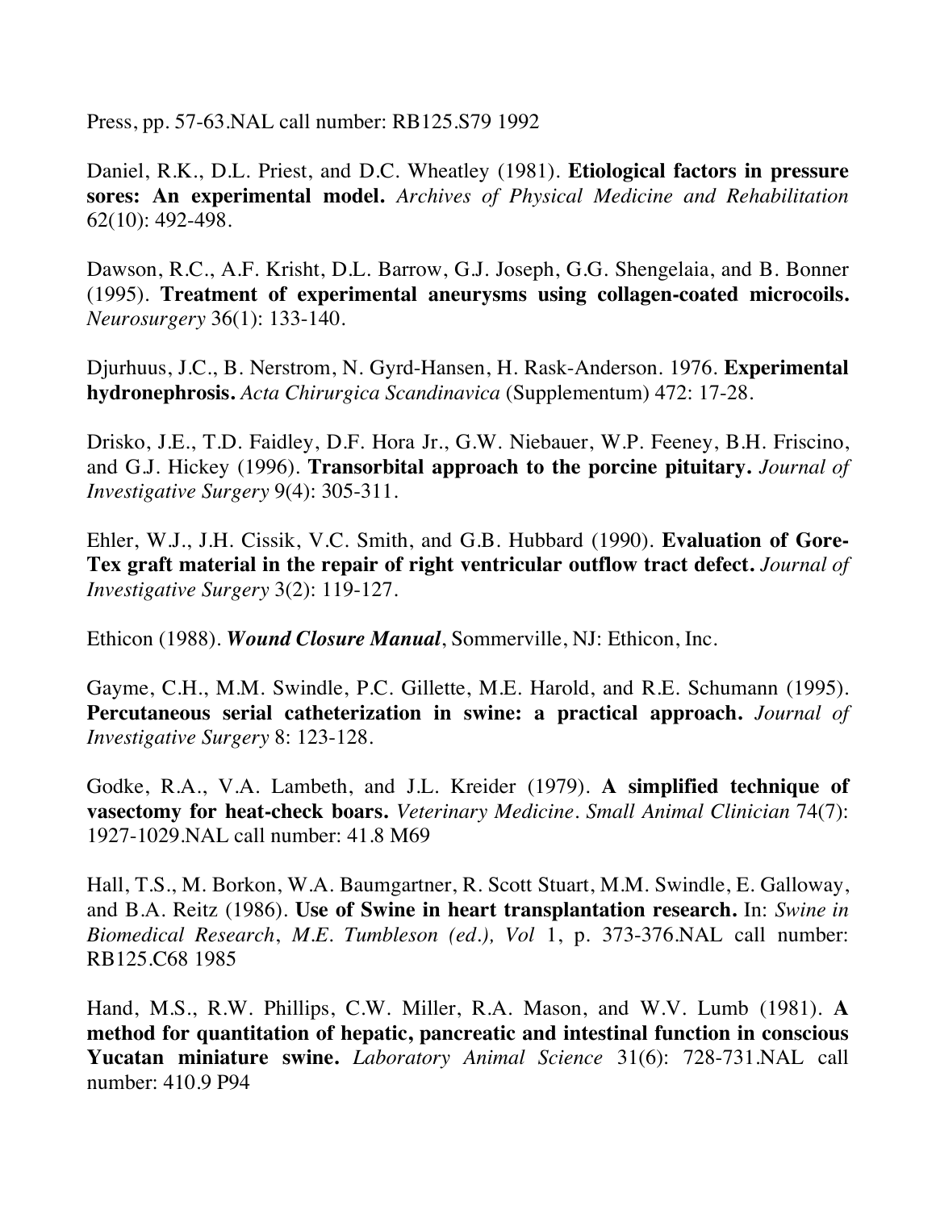Press, pp. 57-63.NAL call number: RB125.S79 1992

Daniel, R.K., D.L. Priest, and D.C. Wheatley (1981). **Etiological factors in pressure sores: An experimental model.** *Archives of Physical Medicine and Rehabilitation* 62(10): 492-498.

Dawson, R.C., A.F. Krisht, D.L. Barrow, G.J. Joseph, G.G. Shengelaia, and B. Bonner (1995). **Treatment of experimental aneurysms using collagen-coated microcoils.** *Neurosurgery* 36(1): 133-140.

Djurhuus, J.C., B. Nerstrom, N. Gyrd-Hansen, H. Rask-Anderson. 1976. **Experimental hydronephrosis.** *Acta Chirurgica Scandinavica* (Supplementum) 472: 17-28.

Drisko, J.E., T.D. Faidley, D.F. Hora Jr., G.W. Niebauer, W.P. Feeney, B.H. Friscino, and G.J. Hickey (1996). **Transorbital approach to the porcine pituitary.** *Journal of Investigative Surgery* 9(4): 305-311.

Ehler, W.J., J.H. Cissik, V.C. Smith, and G.B. Hubbard (1990). **Evaluation of Gore-Tex graft material in the repair of right ventricular outflow tract defect.** *Journal of Investigative Surgery* 3(2): 119-127.

Ethicon (1988). ***Wound Closure Manual***, Sommerville, NJ: Ethicon, Inc.

Gayme, C.H., M.M. Swindle, P.C. Gillette, M.E. Harold, and R.E. Schumann (1995). **Percutaneous serial catheterization in swine: a practical approach.** *Journal of Investigative Surgery* 8: 123-128.

Godke, R.A., V.A. Lambeth, and J.L. Kreider (1979). **A simplified technique of vasectomy for heat-check boars.** *Veterinary Medicine. Small Animal Clinician* 74(7): 1927-1029.NAL call number: 41.8 M69

Hall, T.S., M. Borkon, W.A. Baumgartner, R. Scott Stuart, M.M. Swindle, E. Galloway, and B.A. Reitz (1986). **Use of Swine in heart transplantation research.** In: *Swine in Biomedical Research, M.E. Tumbleson (ed.), Vol* 1, p. 373-376.NAL call number: RB125.C68 1985

Hand, M.S., R.W. Phillips, C.W. Miller, R.A. Mason, and W.V. Lumb (1981). **A method for quantitation of hepatic, pancreatic and intestinal function in conscious Yucatan miniature swine.** *Laboratory Animal Science* 31(6): 728-731.NAL call number: 410.9 P94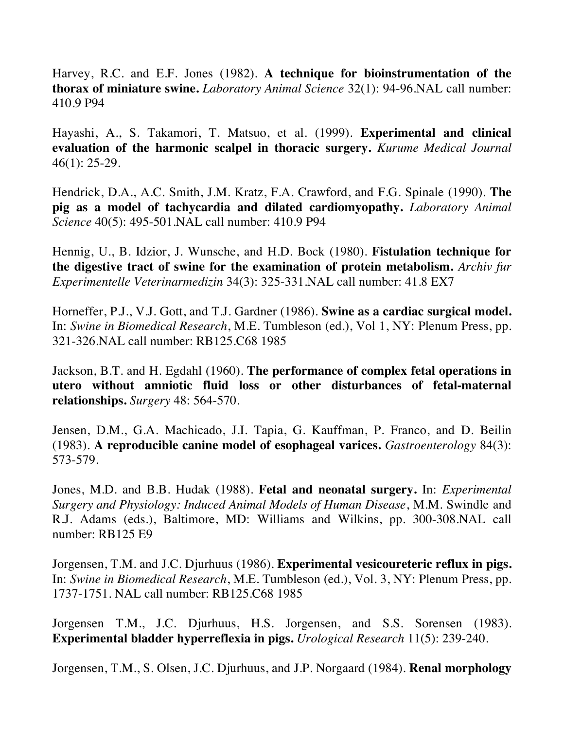Harvey, R.C. and E.F. Jones (1982). **A technique for bioinstrumentation of the thorax of miniature swine.** *Laboratory Animal Science* 32(1): 94-96.NAL call number: 410.9 P94

Hayashi, A., S. Takamori, T. Matsuo, et al. (1999). **Experimental and clinical evaluation of the harmonic scalpel in thoracic surgery.** *Kurume Medical Journal* 46(1): 25-29.

Hendrick, D.A., A.C. Smith, J.M. Kratz, F.A. Crawford, and F.G. Spinale (1990). **The pig as a model of tachycardia and dilated cardiomyopathy.** *Laboratory Animal Science* 40(5): 495-501.NAL call number: 410.9 P94

Hennig, U., B. Idzior, J. Wunsche, and H.D. Bock (1980). **Fistulation technique for the digestive tract of swine for the examination of protein metabolism.** *Archiv fur Experimentelle Veterinarmedizin* 34(3): 325-331.NAL call number: 41.8 EX7

Horneffer, P.J., V.J. Gott, and T.J. Gardner (1986). **Swine as a cardiac surgical model.** In: *Swine in Biomedical Research*, M.E. Tumbleson (ed.), Vol 1, NY: Plenum Press, pp. 321-326.NAL call number: RB125.C68 1985

Jackson, B.T. and H. Egdahl (1960). **The performance of complex fetal operations in utero without amniotic fluid loss or other disturbances of fetal-maternal relationships.** *Surgery* 48: 564-570.

Jensen, D.M., G.A. Machicado, J.I. Tapia, G. Kauffman, P. Franco, and D. Beilin (1983). **A reproducible canine model of esophageal varices.** *Gastroenterology* 84(3): 573-579.

Jones, M.D. and B.B. Hudak (1988). **Fetal and neonatal surgery.** In: *Experimental Surgery and Physiology: Induced Animal Models of Human Disease*, M.M. Swindle and R.J. Adams (eds.), Baltimore, MD: Williams and Wilkins, pp. 300-308.NAL call number: RB125 E9

Jorgensen, T.M. and J.C. Djurhuus (1986). **Experimental vesicoureteric reflux in pigs.** In: *Swine in Biomedical Research*, M.E. Tumbleson (ed.), Vol. 3, NY: Plenum Press, pp. 1737-1751. NAL call number: RB125.C68 1985

Jorgensen T.M., J.C. Djurhuus, H.S. Jorgensen, and S.S. Sorensen (1983). **Experimental bladder hyperreflexia in pigs.** *Urological Research* 11(5): 239-240.

Jorgensen, T.M., S. Olsen, J.C. Djurhuus, and J.P. Norgaard (1984). **Renal morphology**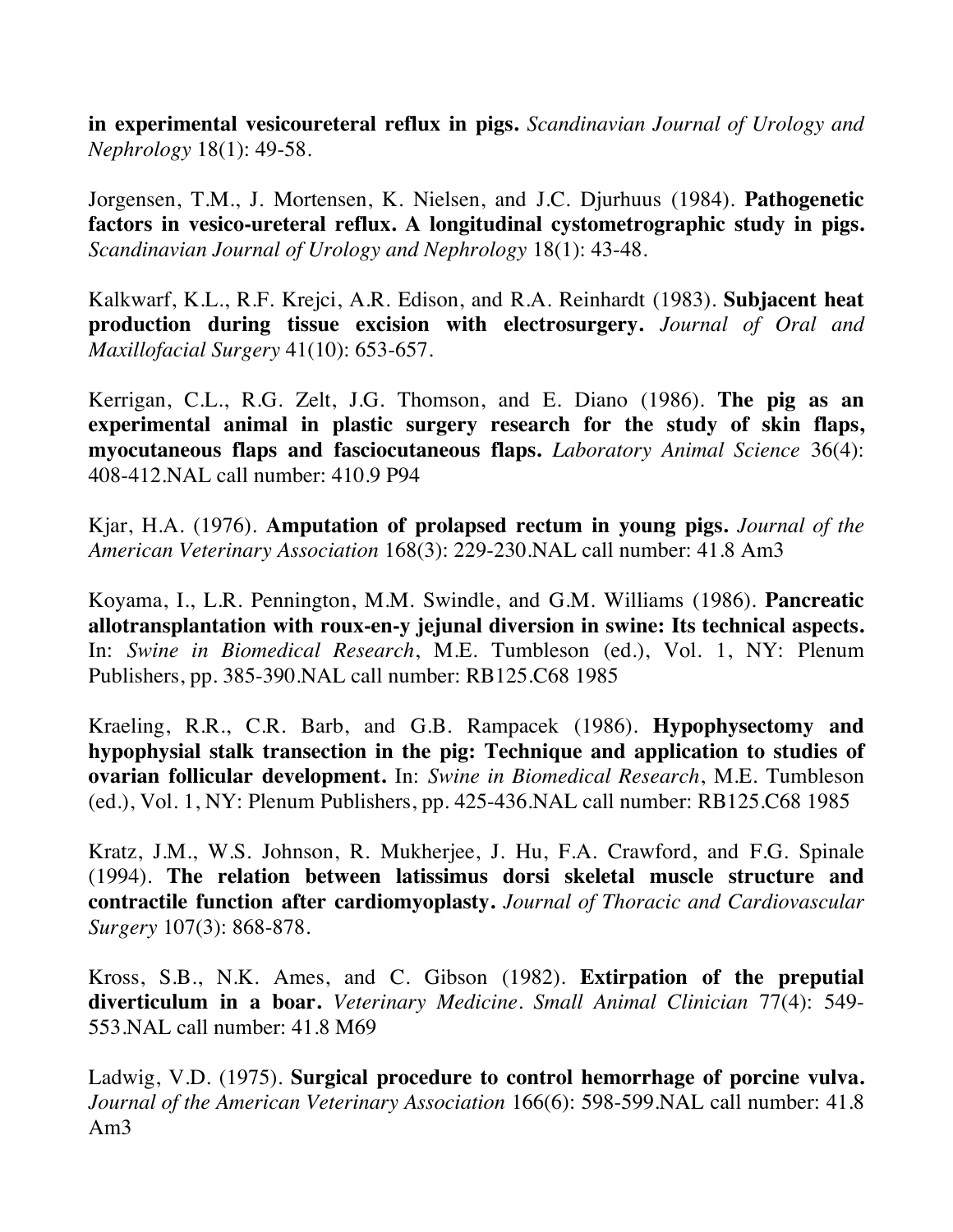**in experimental vesicoureteral reflux in pigs.** *Scandinavian Journal of Urology and Nephrology* 18(1): 49-58.

Jorgensen, T.M., J. Mortensen, K. Nielsen, and J.C. Djurhuus (1984). **Pathogenetic factors in vesico-ureteral reflux. A longitudinal cystometrographic study in pigs.** *Scandinavian Journal of Urology and Nephrology* 18(1): 43-48.

Kalkwarf, K.L., R.F. Krejci, A.R. Edison, and R.A. Reinhardt (1983). **Subjacent heat production during tissue excision with electrosurgery.** *Journal of Oral and Maxillofacial Surgery* 41(10): 653-657.

Kerrigan, C.L., R.G. Zelt, J.G. Thomson, and E. Diano (1986). **The pig as an experimental animal in plastic surgery research for the study of skin flaps, myocutaneous flaps and fasciocutaneous flaps.** *Laboratory Animal Science* 36(4): 408-412.NAL call number: 410.9 P94

Kjar, H.A. (1976). **Amputation of prolapsed rectum in young pigs.** *Journal of the American Veterinary Association* 168(3): 229-230.NAL call number: 41.8 Am3

Koyama, I., L.R. Pennington, M.M. Swindle, and G.M. Williams (1986). **Pancreatic allotransplantation with roux-en-y jejunal diversion in swine: Its technical aspects.** In: *Swine in Biomedical Research*, M.E. Tumbleson (ed.), Vol. 1, NY: Plenum Publishers, pp. 385-390.NAL call number: RB125.C68 1985

Kraeling, R.R., C.R. Barb, and G.B. Rampacek (1986). **Hypophysectomy and hypophysial stalk transection in the pig: Technique and application to studies of ovarian follicular development.** In: *Swine in Biomedical Research*, M.E. Tumbleson (ed.), Vol. 1, NY: Plenum Publishers, pp. 425-436.NAL call number: RB125.C68 1985

Kratz, J.M., W.S. Johnson, R. Mukherjee, J. Hu, F.A. Crawford, and F.G. Spinale (1994). **The relation between latissimus dorsi skeletal muscle structure and contractile function after cardiomyoplasty.** *Journal of Thoracic and Cardiovascular Surgery* 107(3): 868-878.

Kross, S.B., N.K. Ames, and C. Gibson (1982). **Extirpation of the preputial diverticulum in a boar.** *Veterinary Medicine. Small Animal Clinician* 77(4): 549-553.NAL call number: 41.8 M69

Ladwig, V.D. (1975). **Surgical procedure to control hemorrhage of porcine vulva.** *Journal of the American Veterinary Association* 166(6): 598-599.NAL call number: 41.8 Am3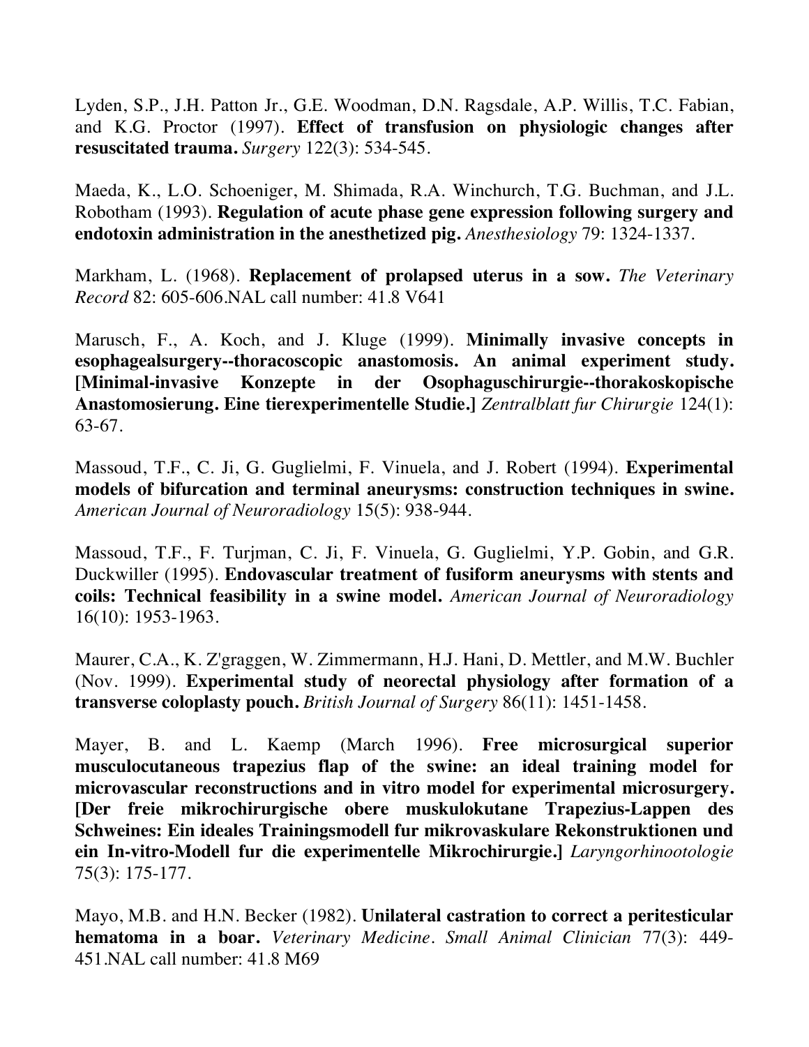Lyden, S.P., J.H. Patton Jr., G.E. Woodman, D.N. Ragsdale, A.P. Willis, T.C. Fabian, and K.G. Proctor (1997). **Effect of transfusion on physiologic changes after resuscitated trauma.** *Surgery* 122(3): 534-545.

Maeda, K., L.O. Schoeniger, M. Shimada, R.A. Winchurch, T.G. Buchman, and J.L. Robotham (1993). **Regulation of acute phase gene expression following surgery and endotoxin administration in the anesthetized pig.** *Anesthesiology* 79: 1324-1337.

Markham, L. (1968). **Replacement of prolapsed uterus in a sow.** *The Veterinary Record* 82: 605-606.NAL call number: 41.8 V641

Marusch, F., A. Koch, and J. Kluge (1999). **Minimally invasive concepts in esophagealsurgery--thoracoscopic anastomosis. An animal experiment study. [Minimal-invasive Konzepte in der Osophaguschirurgie--thorakoskopische Anastomosierung. Eine tierexperimentelle Studie.]** *Zentralblatt fur Chirurgie* 124(1): 63-67.

Massoud, T.F., C. Ji, G. Guglielmi, F. Vinuela, and J. Robert (1994). **Experimental models of bifurcation and terminal aneurysms: construction techniques in swine.** *American Journal of Neuroradiology* 15(5): 938-944.

Massoud, T.F., F. Turjman, C. Ji, F. Vinuela, G. Guglielmi, Y.P. Gobin, and G.R. Duckwiller (1995). **Endovascular treatment of fusiform aneurysms with stents and coils: Technical feasibility in a swine model.** *American Journal of Neuroradiology* 16(10): 1953-1963.

Maurer, C.A., K. Z'graggen, W. Zimmermann, H.J. Hani, D. Mettler, and M.W. Buchler (Nov. 1999). **Experimental study of neorectal physiology after formation of a transverse coloplasty pouch.** *British Journal of Surgery* 86(11): 1451-1458.

Mayer, B. and L. Kaemp (March 1996). **Free microsurgical superior musculocutaneous trapezius flap of the swine: an ideal training model for microvascular reconstructions and in vitro model for experimental microsurgery. [Der freie mikrochirurgische obere muskulokutane Trapezius-Lappen des Schweines: Ein ideales Trainingsmodell fur mikrovaskulare Rekonstruktionen und ein In-vitro-Modell fur die experimentelle Mikrochirurgie.]** *Laryngorhinootologie* 75(3): 175-177.

Mayo, M.B. and H.N. Becker (1982). **Unilateral castration to correct a peritesticular hematoma in a boar.** *Veterinary Medicine. Small Animal Clinician* 77(3): 449-451.NAL call number: 41.8 M69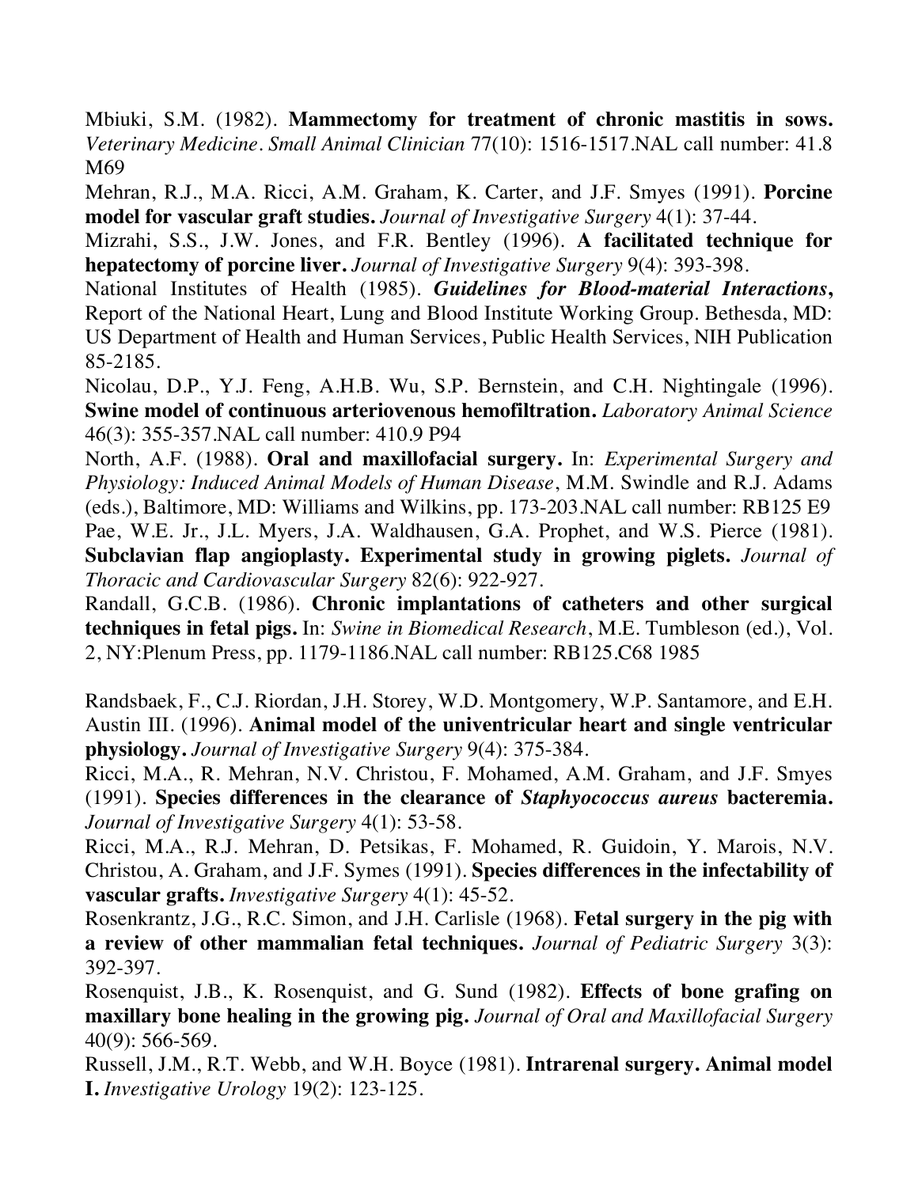Mbiuki, S.M. (1982). **Mammectomy for treatment of chronic mastitis in sows.** *Veterinary Medicine. Small Animal Clinician* 77(10): 1516-1517.NAL call number: 41.8 M69

Mehran, R.J., M.A. Ricci, A.M. Graham, K. Carter, and J.F. Smyes (1991). **Porcine model for vascular graft studies.** *Journal of Investigative Surgery* 4(1): 37-44.

Mizrahi, S.S., J.W. Jones, and F.R. Bentley (1996). **A facilitated technique for hepatectomy of porcine liver.** *Journal of Investigative Surgery* 9(4): 393-398.

National Institutes of Health (1985). ***Guidelines for Blood-material Interactions*,** Report of the National Heart, Lung and Blood Institute Working Group. Bethesda, MD: US Department of Health and Human Services, Public Health Services, NIH Publication 85-2185.

Nicolau, D.P., Y.J. Feng, A.H.B. Wu, S.P. Bernstein, and C.H. Nightingale (1996). **Swine model of continuous arteriovenous hemofiltration.** *Laboratory Animal Science* 46(3): 355-357.NAL call number: 410.9 P94

North, A.F. (1988). **Oral and maxillofacial surgery.** In: *Experimental Surgery and Physiology: Induced Animal Models of Human Disease*, M.M. Swindle and R.J. Adams (eds.), Baltimore, MD: Williams and Wilkins, pp. 173-203.NAL call number: RB125 E9

Pae, W.E. Jr., J.L. Myers, J.A. Waldhausen, G.A. Prophet, and W.S. Pierce (1981). **Subclavian flap angioplasty. Experimental study in growing piglets.** *Journal of Thoracic and Cardiovascular Surgery* 82(6): 922-927.

Randall, G.C.B. (1986). **Chronic implantations of catheters and other surgical techniques in fetal pigs.** In: *Swine in Biomedical Research*, M.E. Tumbleson (ed.), Vol. 2, NY:Plenum Press, pp. 1179-1186.NAL call number: RB125.C68 1985

Randsbaek, F., C.J. Riordan, J.H. Storey, W.D. Montgomery, W.P. Santamore, and E.H. Austin III. (1996). **Animal model of the univentricular heart and single ventricular physiology.** *Journal of Investigative Surgery* 9(4): 375-384.

Ricci, M.A., R. Mehran, N.V. Christou, F. Mohamed, A.M. Graham, and J.F. Smyes (1991). **Species differences in the clearance of *Staphyococcus aureus* bacteremia.** *Journal of Investigative Surgery* 4(1): 53-58.

Ricci, M.A., R.J. Mehran, D. Petsikas, F. Mohamed, R. Guidoin, Y. Marois, N.V. Christou, A. Graham, and J.F. Symes (1991). **Species differences in the infectability of vascular grafts.** *Investigative Surgery* 4(1): 45-52.

Rosenkrantz, J.G., R.C. Simon, and J.H. Carlisle (1968). **Fetal surgery in the pig with a review of other mammalian fetal techniques.** *Journal of Pediatric Surgery* 3(3): 392-397.

Rosenquist, J.B., K. Rosenquist, and G. Sund (1982). **Effects of bone grafing on maxillary bone healing in the growing pig.** *Journal of Oral and Maxillofacial Surgery* 40(9): 566-569.

Russell, J.M., R.T. Webb, and W.H. Boyce (1981). **Intrarenal surgery. Animal model I.** *Investigative Urology* 19(2): 123-125.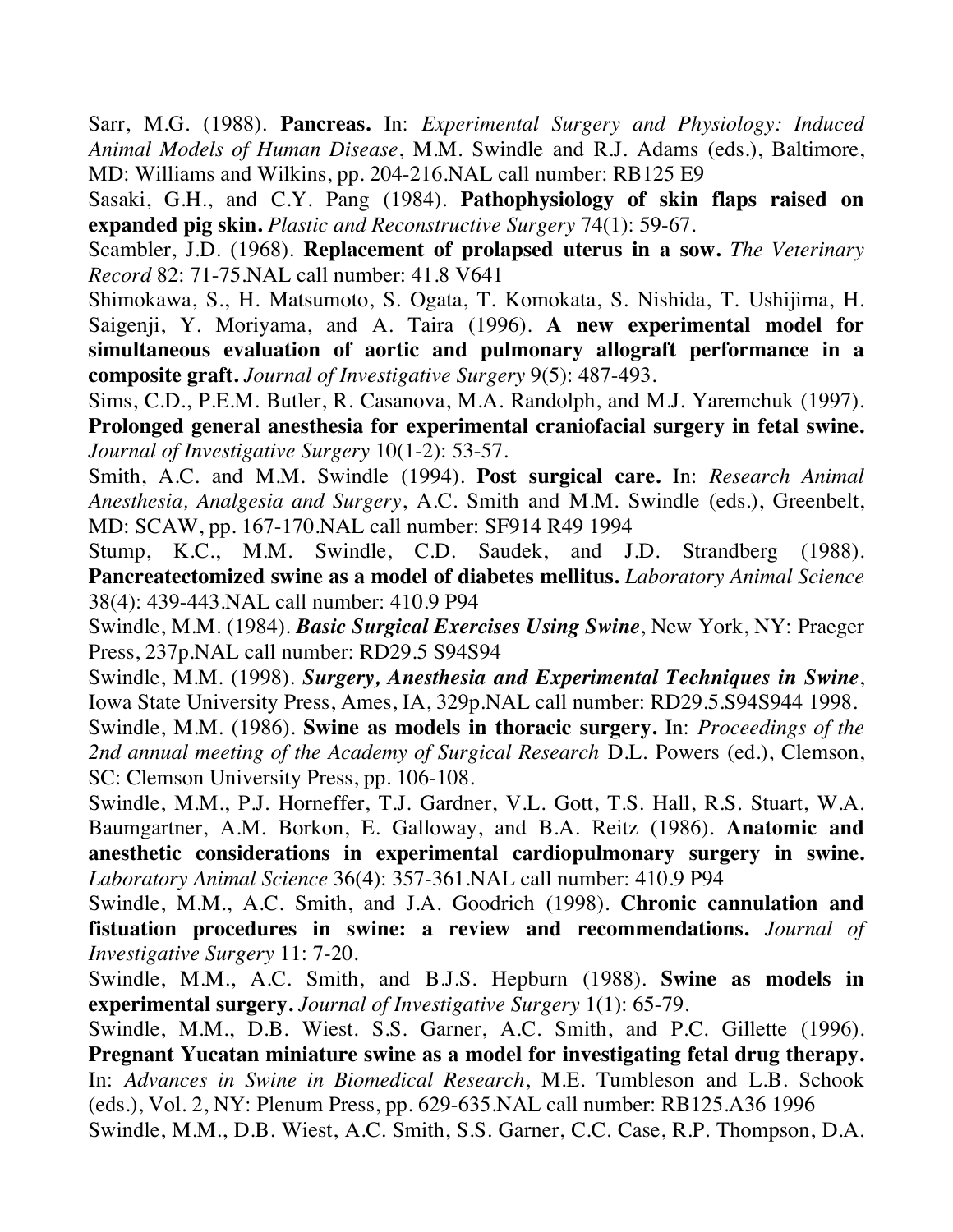Sarr, M.G. (1988). **Pancreas.** In: *Experimental Surgery and Physiology: Induced Animal Models of Human Disease*, M.M. Swindle and R.J. Adams (eds.), Baltimore, MD: Williams and Wilkins, pp. 204-216.NAL call number: RB125 E9

Sasaki, G.H., and C.Y. Pang (1984). **Pathophysiology of skin flaps raised on expanded pig skin.** *Plastic and Reconstructive Surgery* 74(1): 59-67.

Scambler, J.D. (1968). **Replacement of prolapsed uterus in a sow.** *The Veterinary Record* 82: 71-75.NAL call number: 41.8 V641

Shimokawa, S., H. Matsumoto, S. Ogata, T. Komokata, S. Nishida, T. Ushijima, H. Saigenji, Y. Moriyama, and A. Taira (1996). **A new experimental model for simultaneous evaluation of aortic and pulmonary allograft performance in a composite graft.** *Journal of Investigative Surgery* 9(5): 487-493.

Sims, C.D., P.E.M. Butler, R. Casanova, M.A. Randolph, and M.J. Yaremchuk (1997). **Prolonged general anesthesia for experimental craniofacial surgery in fetal swine.** *Journal of Investigative Surgery* 10(1-2): 53-57.

Smith, A.C. and M.M. Swindle (1994). **Post surgical care.** In: *Research Animal Anesthesia, Analgesia and Surgery*, A.C. Smith and M.M. Swindle (eds.), Greenbelt, MD: SCAW, pp. 167-170.NAL call number: SF914 R49 1994

Stump, K.C., M.M. Swindle, C.D. Saudek, and J.D. Strandberg (1988). **Pancreatectomized swine as a model of diabetes mellitus.** *Laboratory Animal Science* 38(4): 439-443.NAL call number: 410.9 P94

Swindle, M.M. (1984). ***Basic Surgical Exercises Using Swine***, New York, NY: Praeger Press, 237p.NAL call number: RD29.5 S94S94

Swindle, M.M. (1998). ***Surgery, Anesthesia and Experimental Techniques in Swine***, Iowa State University Press, Ames, IA, 329p.NAL call number: RD29.5.S94S944 1998.

Swindle, M.M. (1986). **Swine as models in thoracic surgery.** In: *Proceedings of the 2nd annual meeting of the Academy of Surgical Research* D.L. Powers (ed.), Clemson, SC: Clemson University Press, pp. 106-108.

Swindle, M.M., P.J. Horneffer, T.J. Gardner, V.L. Gott, T.S. Hall, R.S. Stuart, W.A. Baumgartner, A.M. Borkon, E. Galloway, and B.A. Reitz (1986). **Anatomic and anesthetic considerations in experimental cardiopulmonary surgery in swine.** *Laboratory Animal Science* 36(4): 357-361.NAL call number: 410.9 P94

Swindle, M.M., A.C. Smith, and J.A. Goodrich (1998). **Chronic cannulation and fistuation procedures in swine: a review and recommendations.** *Journal of Investigative Surgery* 11: 7-20.

Swindle, M.M., A.C. Smith, and B.J.S. Hepburn (1988). **Swine as models in experimental surgery.** *Journal of Investigative Surgery* 1(1): 65-79.

Swindle, M.M., D.B. Wiest. S.S. Garner, A.C. Smith, and P.C. Gillette (1996). **Pregnant Yucatan miniature swine as a model for investigating fetal drug therapy.** In: *Advances in Swine in Biomedical Research*, M.E. Tumbleson and L.B. Schook (eds.), Vol. 2, NY: Plenum Press, pp. 629-635.NAL call number: RB125.A36 1996

Swindle, M.M., D.B. Wiest, A.C. Smith, S.S. Garner, C.C. Case, R.P. Thompson, D.A.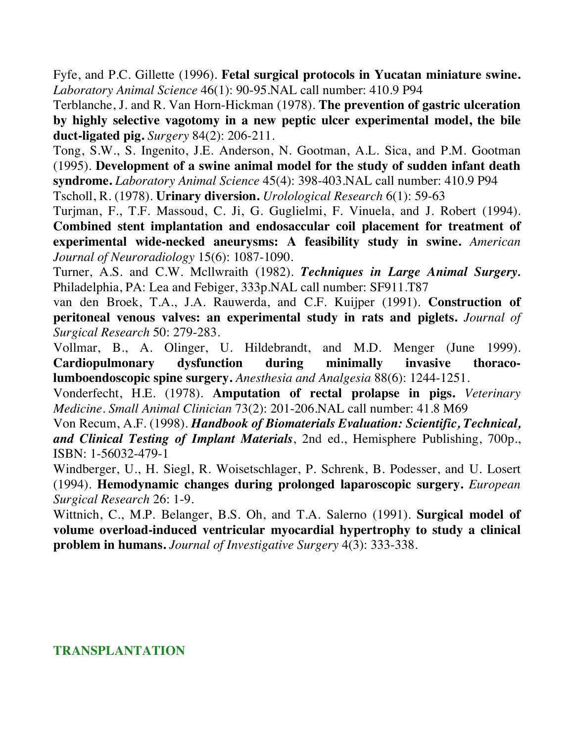Fyfe, and P.C. Gillette (1996). **Fetal surgical protocols in Yucatan miniature swine.** *Laboratory Animal Science* 46(1): 90-95.NAL call number: 410.9 P94

Terblanche, J. and R. Van Horn-Hickman (1978). **The prevention of gastric ulceration by highly selective vagotomy in a new peptic ulcer experimental model, the bile duct-ligated pig.** *Surgery* 84(2): 206-211.

Tong, S.W., S. Ingenito, J.E. Anderson, N. Gootman, A.L. Sica, and P.M. Gootman (1995). **Development of a swine animal model for the study of sudden infant death syndrome.** *Laboratory Animal Science* 45(4): 398-403.NAL call number: 410.9 P94

Tscholl, R. (1978). **Urinary diversion.** *Urolological Research* 6(1): 59-63

Turjman, F., T.F. Massoud, C. Ji, G. Guglielmi, F. Vinuela, and J. Robert (1994). **Combined stent implantation and endosaccular coil placement for treatment of experimental wide-necked aneurysms: A feasibility study in swine.** *American Journal of Neuroradiology* 15(6): 1087-1090.

Turner, A.S. and C.W. Mcllwraith (1982). ***Techniques in Large Animal Surgery.*** Philadelphia, PA: Lea and Febiger, 333p.NAL call number: SF911.T87

van den Broek, T.A., J.A. Rauwerda, and C.F. Kuijper (1991). **Construction of peritoneal venous valves: an experimental study in rats and piglets.** *Journal of Surgical Research* 50: 279-283.

Vollmar, B., A. Olinger, U. Hildebrandt, and M.D. Menger (June 1999). **Cardiopulmonary dysfunction during minimally invasive thoraco-lumboendoscopic spine surgery.** *Anesthesia and Analgesia* 88(6): 1244-1251.

Vonderfecht, H.E. (1978). **Amputation of rectal prolapse in pigs.** *Veterinary Medicine. Small Animal Clinician* 73(2): 201-206.NAL call number: 41.8 M69

Von Recum, A.F. (1998). ***Handbook of Biomaterials Evaluation: Scientific, Technical, and Clinical Testing of Implant Materials***, 2nd ed., Hemisphere Publishing, 700p., ISBN: 1-56032-479-1

Windberger, U., H. Siegl, R. Woisetschlager, P. Schrenk, B. Podesser, and U. Losert (1994). **Hemodynamic changes during prolonged laparoscopic surgery.** *European Surgical Research* 26: 1-9.

Wittnich, C., M.P. Belanger, B.S. Oh, and T.A. Salerno (1991). **Surgical model of volume overload-induced ventricular myocardial hypertrophy to study a clinical problem in humans.** *Journal of Investigative Surgery* 4(3): 333-338.

## TRANSPLANTATION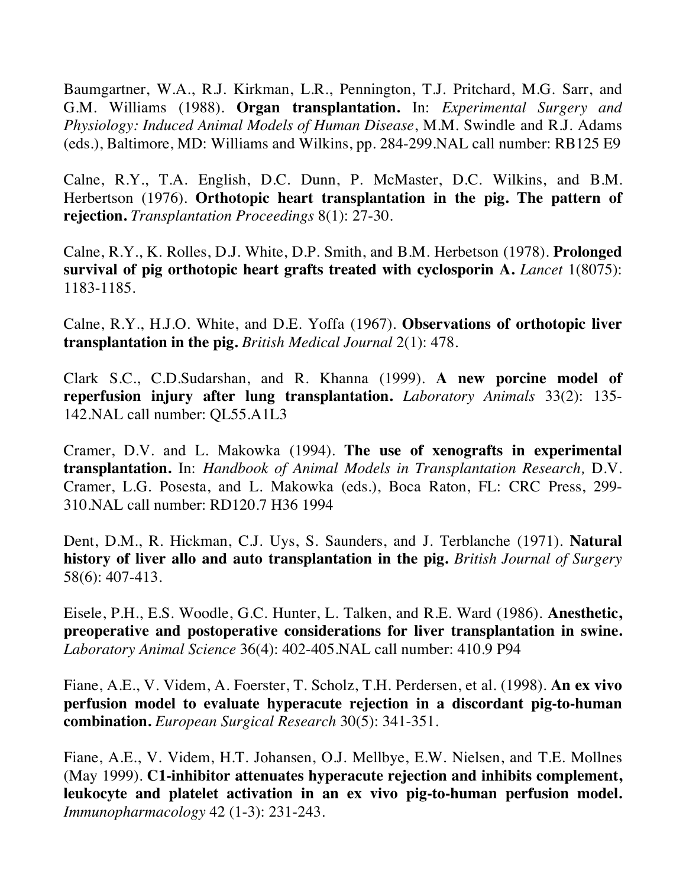Baumgartner, W.A., R.J. Kirkman, L.R., Pennington, T.J. Pritchard, M.G. Sarr, and G.M. Williams (1988). **Organ transplantation.** In: *Experimental Surgery and Physiology: Induced Animal Models of Human Disease*, M.M. Swindle and R.J. Adams (eds.), Baltimore, MD: Williams and Wilkins, pp. 284-299.NAL call number: RB125 E9

Calne, R.Y., T.A. English, D.C. Dunn, P. McMaster, D.C. Wilkins, and B.M. Herbertson (1976). **Orthotopic heart transplantation in the pig. The pattern of rejection.** *Transplantation Proceedings* 8(1): 27-30.

Calne, R.Y., K. Rolles, D.J. White, D.P. Smith, and B.M. Herbetson (1978). **Prolonged survival of pig orthotopic heart grafts treated with cyclosporin A.** *Lancet* 1(8075): 1183-1185.

Calne, R.Y., H.J.O. White, and D.E. Yoffa (1967). **Observations of orthotopic liver transplantation in the pig.** *British Medical Journal* 2(1): 478.

Clark S.C., C.D.Sudarshan, and R. Khanna (1999). **A new porcine model of reperfusion injury after lung transplantation.** *Laboratory Animals* 33(2): 135-142.NAL call number: QL55.A1L3

Cramer, D.V. and L. Makowka (1994). **The use of xenografts in experimental transplantation.** In: *Handbook of Animal Models in Transplantation Research,* D.V. Cramer, L.G. Posesta, and L. Makowka (eds.), Boca Raton, FL: CRC Press, 299-310.NAL call number: RD120.7 H36 1994

Dent, D.M., R. Hickman, C.J. Uys, S. Saunders, and J. Terblanche (1971). **Natural history of liver allo and auto transplantation in the pig.** *British Journal of Surgery* 58(6): 407-413.

Eisele, P.H., E.S. Woodle, G.C. Hunter, L. Talken, and R.E. Ward (1986). **Anesthetic, preoperative and postoperative considerations for liver transplantation in swine.** *Laboratory Animal Science* 36(4): 402-405.NAL call number: 410.9 P94

Fiane, A.E., V. Videm, A. Foerster, T. Scholz, T.H. Perdersen, et al. (1998). **An ex vivo perfusion model to evaluate hyperacute rejection in a discordant pig-to-human combination.** *European Surgical Research* 30(5): 341-351.

Fiane, A.E., V. Videm, H.T. Johansen, O.J. Mellbye, E.W. Nielsen, and T.E. Mollnes (May 1999). **C1-inhibitor attenuates hyperacute rejection and inhibits complement, leukocyte and platelet activation in an ex vivo pig-to-human perfusion model.** *Immunopharmacology* 42 (1-3): 231-243.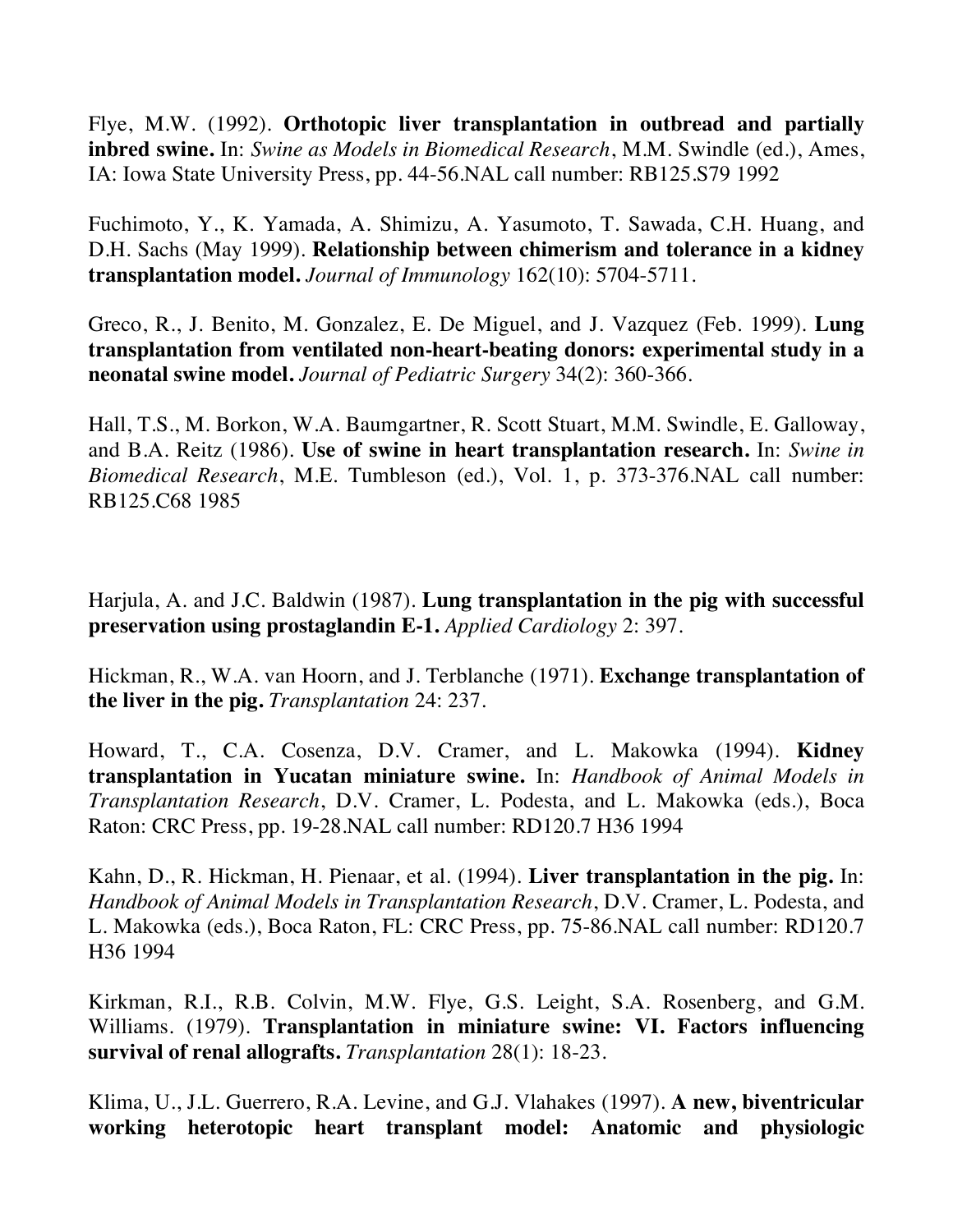Flye, M.W. (1992). **Orthotopic liver transplantation in outbread and partially inbred swine.** In: *Swine as Models in Biomedical Research*, M.M. Swindle (ed.), Ames, IA: Iowa State University Press, pp. 44-56.NAL call number: RB125.S79 1992

Fuchimoto, Y., K. Yamada, A. Shimizu, A. Yasumoto, T. Sawada, C.H. Huang, and D.H. Sachs (May 1999). **Relationship between chimerism and tolerance in a kidney transplantation model.** *Journal of Immunology* 162(10): 5704-5711.

Greco, R., J. Benito, M. Gonzalez, E. De Miguel, and J. Vazquez (Feb. 1999). **Lung transplantation from ventilated non-heart-beating donors: experimental study in a neonatal swine model.** *Journal of Pediatric Surgery* 34(2): 360-366.

Hall, T.S., M. Borkon, W.A. Baumgartner, R. Scott Stuart, M.M. Swindle, E. Galloway, and B.A. Reitz (1986). **Use of swine in heart transplantation research.** In: *Swine in Biomedical Research*, M.E. Tumbleson (ed.), Vol. 1, p. 373-376.NAL call number: RB125.C68 1985

Harjula, A. and J.C. Baldwin (1987). **Lung transplantation in the pig with successful preservation using prostaglandin E-1.** *Applied Cardiology* 2: 397.

Hickman, R., W.A. van Hoorn, and J. Terblanche (1971). **Exchange transplantation of the liver in the pig.** *Transplantation* 24: 237.

Howard, T., C.A. Cosenza, D.V. Cramer, and L. Makowka (1994). **Kidney transplantation in Yucatan miniature swine.** In: *Handbook of Animal Models in Transplantation Research*, D.V. Cramer, L. Podesta, and L. Makowka (eds.), Boca Raton: CRC Press, pp. 19-28.NAL call number: RD120.7 H36 1994

Kahn, D., R. Hickman, H. Pienaar, et al. (1994). **Liver transplantation in the pig.** In: *Handbook of Animal Models in Transplantation Research*, D.V. Cramer, L. Podesta, and L. Makowka (eds.), Boca Raton, FL: CRC Press, pp. 75-86.NAL call number: RD120.7 H36 1994

Kirkman, R.I., R.B. Colvin, M.W. Flye, G.S. Leight, S.A. Rosenberg, and G.M. Williams. (1979). **Transplantation in miniature swine: VI. Factors influencing survival of renal allografts.** *Transplantation* 28(1): 18-23.

Klima, U., J.L. Guerrero, R.A. Levine, and G.J. Vlahakes (1997). **A new, biventricular working heterotopic heart transplant model: Anatomic and physiologic**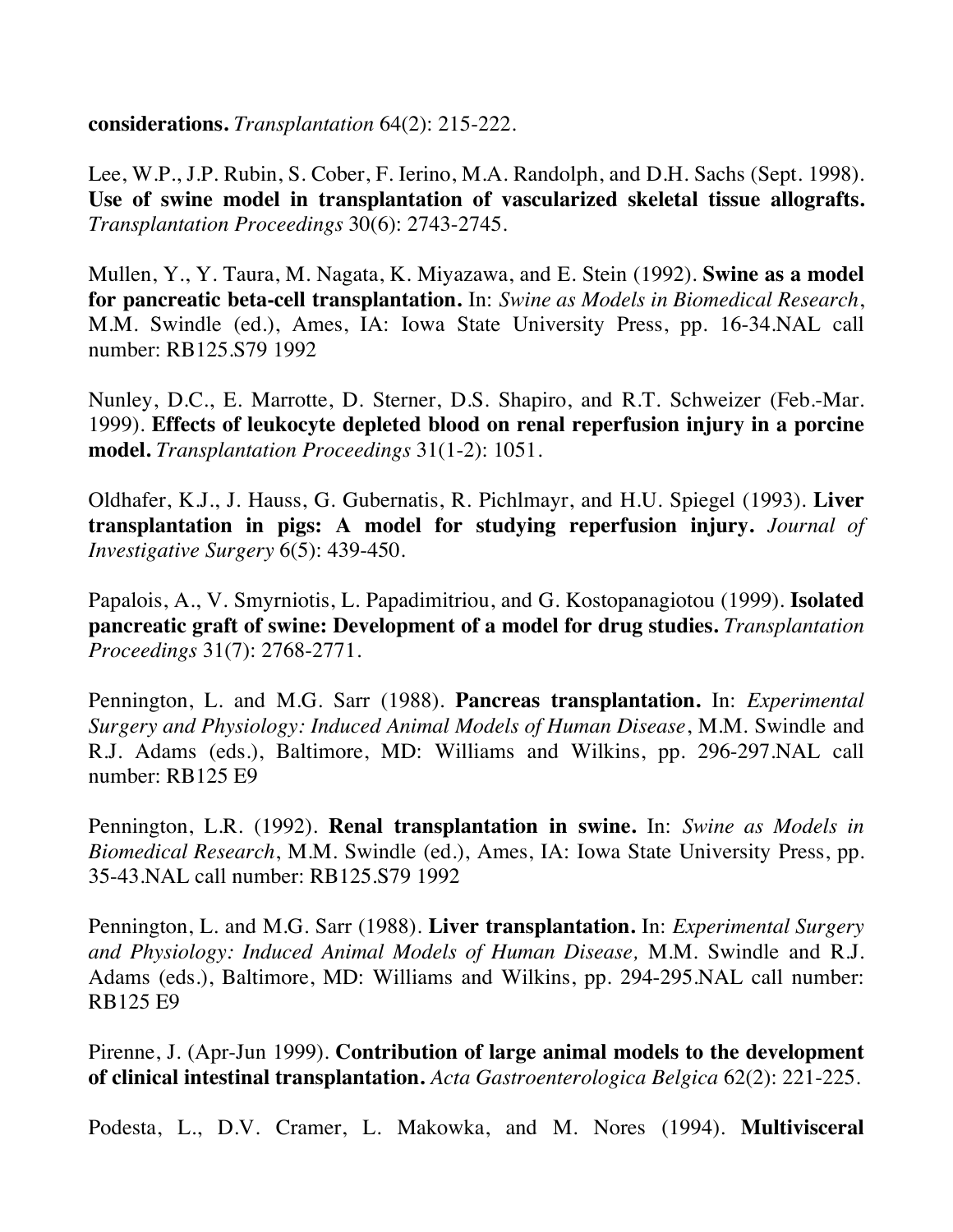**considerations.** *Transplantation* 64(2): 215-222.

Lee, W.P., J.P. Rubin, S. Cober, F. Ierino, M.A. Randolph, and D.H. Sachs (Sept. 1998). **Use of swine model in transplantation of vascularized skeletal tissue allografts.** *Transplantation Proceedings* 30(6): 2743-2745.

Mullen, Y., Y. Taura, M. Nagata, K. Miyazawa, and E. Stein (1992). **Swine as a model for pancreatic beta-cell transplantation.** In: *Swine as Models in Biomedical Research*, M.M. Swindle (ed.), Ames, IA: Iowa State University Press, pp. 16-34.NAL call number: RB125.S79 1992

Nunley, D.C., E. Marrotte, D. Sterner, D.S. Shapiro, and R.T. Schweizer (Feb.-Mar. 1999). **Effects of leukocyte depleted blood on renal reperfusion injury in a porcine model.** *Transplantation Proceedings* 31(1-2): 1051.

Oldhafer, K.J., J. Hauss, G. Gubernatis, R. Pichlmayr, and H.U. Spiegel (1993). **Liver transplantation in pigs: A model for studying reperfusion injury.** *Journal of Investigative Surgery* 6(5): 439-450.

Papalois, A., V. Smyrniotis, L. Papadimitriou, and G. Kostopanagiotou (1999). **Isolated pancreatic graft of swine: Development of a model for drug studies.** *Transplantation Proceedings* 31(7): 2768-2771.

Pennington, L. and M.G. Sarr (1988). **Pancreas transplantation.** In: *Experimental Surgery and Physiology: Induced Animal Models of Human Disease*, M.M. Swindle and R.J. Adams (eds.), Baltimore, MD: Williams and Wilkins, pp. 296-297.NAL call number: RB125 E9

Pennington, L.R. (1992). **Renal transplantation in swine.** In: *Swine as Models in Biomedical Research*, M.M. Swindle (ed.), Ames, IA: Iowa State University Press, pp. 35-43.NAL call number: RB125.S79 1992

Pennington, L. and M.G. Sarr (1988). **Liver transplantation.** In: *Experimental Surgery and Physiology: Induced Animal Models of Human Disease,* M.M. Swindle and R.J. Adams (eds.), Baltimore, MD: Williams and Wilkins, pp. 294-295.NAL call number: RB125 E9

Pirenne, J. (Apr-Jun 1999). **Contribution of large animal models to the development of clinical intestinal transplantation.** *Acta Gastroenterologica Belgica* 62(2): 221-225.

Podesta, L., D.V. Cramer, L. Makowka, and M. Nores (1994). **Multivisceral**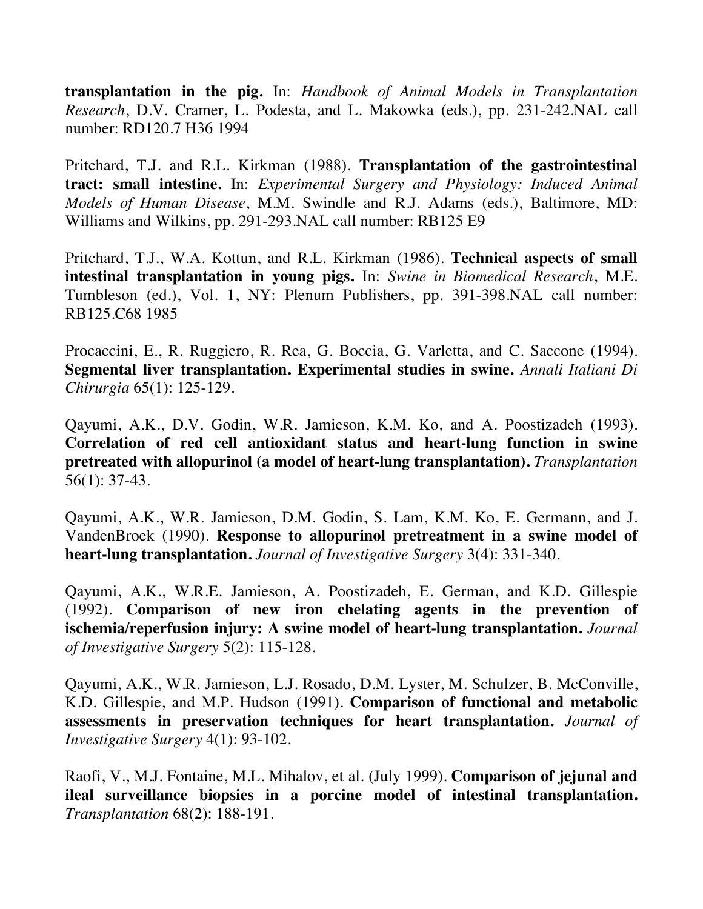**transplantation in the pig.** In: *Handbook of Animal Models in Transplantation Research*, D.V. Cramer, L. Podesta, and L. Makowka (eds.), pp. 231-242.NAL call number: RD120.7 H36 1994

Pritchard, T.J. and R.L. Kirkman (1988). **Transplantation of the gastrointestinal tract: small intestine.** In: *Experimental Surgery and Physiology: Induced Animal Models of Human Disease*, M.M. Swindle and R.J. Adams (eds.), Baltimore, MD: Williams and Wilkins, pp. 291-293.NAL call number: RB125 E9

Pritchard, T.J., W.A. Kottun, and R.L. Kirkman (1986). **Technical aspects of small intestinal transplantation in young pigs.** In: *Swine in Biomedical Research*, M.E. Tumbleson (ed.), Vol. 1, NY: Plenum Publishers, pp. 391-398.NAL call number: RB125.C68 1985

Procaccini, E., R. Ruggiero, R. Rea, G. Boccia, G. Varletta, and C. Saccone (1994). **Segmental liver transplantation. Experimental studies in swine.** *Annali Italiani Di Chirurgia* 65(1): 125-129.

Qayumi, A.K., D.V. Godin, W.R. Jamieson, K.M. Ko, and A. Poostizadeh (1993). **Correlation of red cell antioxidant status and heart-lung function in swine pretreated with allopurinol (a model of heart-lung transplantation).** *Transplantation* 56(1): 37-43.

Qayumi, A.K., W.R. Jamieson, D.M. Godin, S. Lam, K.M. Ko, E. Germann, and J. VandenBroek (1990). **Response to allopurinol pretreatment in a swine model of heart-lung transplantation.** *Journal of Investigative Surgery* 3(4): 331-340.

Qayumi, A.K., W.R.E. Jamieson, A. Poostizadeh, E. German, and K.D. Gillespie (1992). **Comparison of new iron chelating agents in the prevention of ischemia/reperfusion injury: A swine model of heart-lung transplantation.** *Journal of Investigative Surgery* 5(2): 115-128.

Qayumi, A.K., W.R. Jamieson, L.J. Rosado, D.M. Lyster, M. Schulzer, B. McConville, K.D. Gillespie, and M.P. Hudson (1991). **Comparison of functional and metabolic assessments in preservation techniques for heart transplantation.** *Journal of Investigative Surgery* 4(1): 93-102.

Raofi, V., M.J. Fontaine, M.L. Mihalov, et al. (July 1999). **Comparison of jejunal and ileal surveillance biopsies in a porcine model of intestinal transplantation.** *Transplantation* 68(2): 188-191.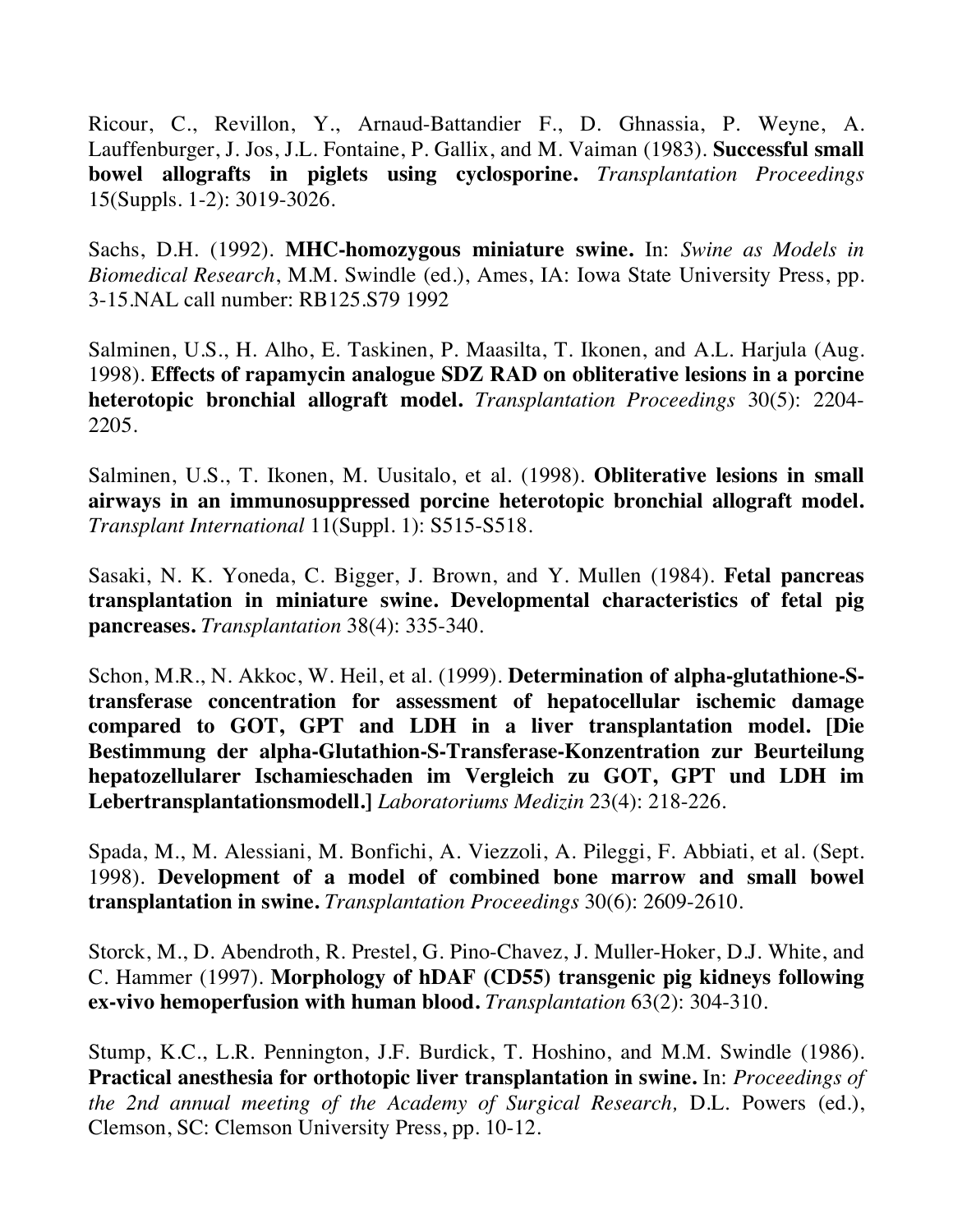Ricour, C., Revillon, Y., Arnaud-Battandier F., D. Ghnassia, P. Weyne, A. Lauffenburger, J. Jos, J.L. Fontaine, P. Gallix, and M. Vaiman (1983). **Successful small bowel allografts in piglets using cyclosporine.** *Transplantation Proceedings* 15(Suppls. 1-2): 3019-3026.

Sachs, D.H. (1992). **MHC-homozygous miniature swine.** In: *Swine as Models in Biomedical Research*, M.M. Swindle (ed.), Ames, IA: Iowa State University Press, pp. 3-15.NAL call number: RB125.S79 1992

Salminen, U.S., H. Alho, E. Taskinen, P. Maasilta, T. Ikonen, and A.L. Harjula (Aug. 1998). **Effects of rapamycin analogue SDZ RAD on obliterative lesions in a porcine heterotopic bronchial allograft model.** *Transplantation Proceedings* 30(5): 2204-2205.

Salminen, U.S., T. Ikonen, M. Uusitalo, et al. (1998). **Obliterative lesions in small airways in an immunosuppressed porcine heterotopic bronchial allograft model.** *Transplant International* 11(Suppl. 1): S515-S518.

Sasaki, N. K. Yoneda, C. Bigger, J. Brown, and Y. Mullen (1984). **Fetal pancreas transplantation in miniature swine. Developmental characteristics of fetal pig pancreases.** *Transplantation* 38(4): 335-340.

Schon, M.R., N. Akkoc, W. Heil, et al. (1999). **Determination of alpha-glutathione-S-transferase concentration for assessment of hepatocellular ischemic damage compared to GOT, GPT and LDH in a liver transplantation model. [Die Bestimmung der alpha-Glutathion-S-Transferase-Konzentration zur Beurteilung hepatozellularer Ischamieschaden im Vergleich zu GOT, GPT und LDH im Lebertransplantationsmodell.]** *Laboratoriums Medizin* 23(4): 218-226.

Spada, M., M. Alessiani, M. Bonfichi, A. Viezzoli, A. Pileggi, F. Abbiati, et al. (Sept. 1998). **Development of a model of combined bone marrow and small bowel transplantation in swine.** *Transplantation Proceedings* 30(6): 2609-2610.

Storck, M., D. Abendroth, R. Prestel, G. Pino-Chavez, J. Muller-Hoker, D.J. White, and C. Hammer (1997). **Morphology of hDAF (CD55) transgenic pig kidneys following ex-vivo hemoperfusion with human blood.** *Transplantation* 63(2): 304-310.

Stump, K.C., L.R. Pennington, J.F. Burdick, T. Hoshino, and M.M. Swindle (1986). **Practical anesthesia for orthotopic liver transplantation in swine.** In: *Proceedings of the 2nd annual meeting of the Academy of Surgical Research,* D.L. Powers (ed.), Clemson, SC: Clemson University Press, pp. 10-12.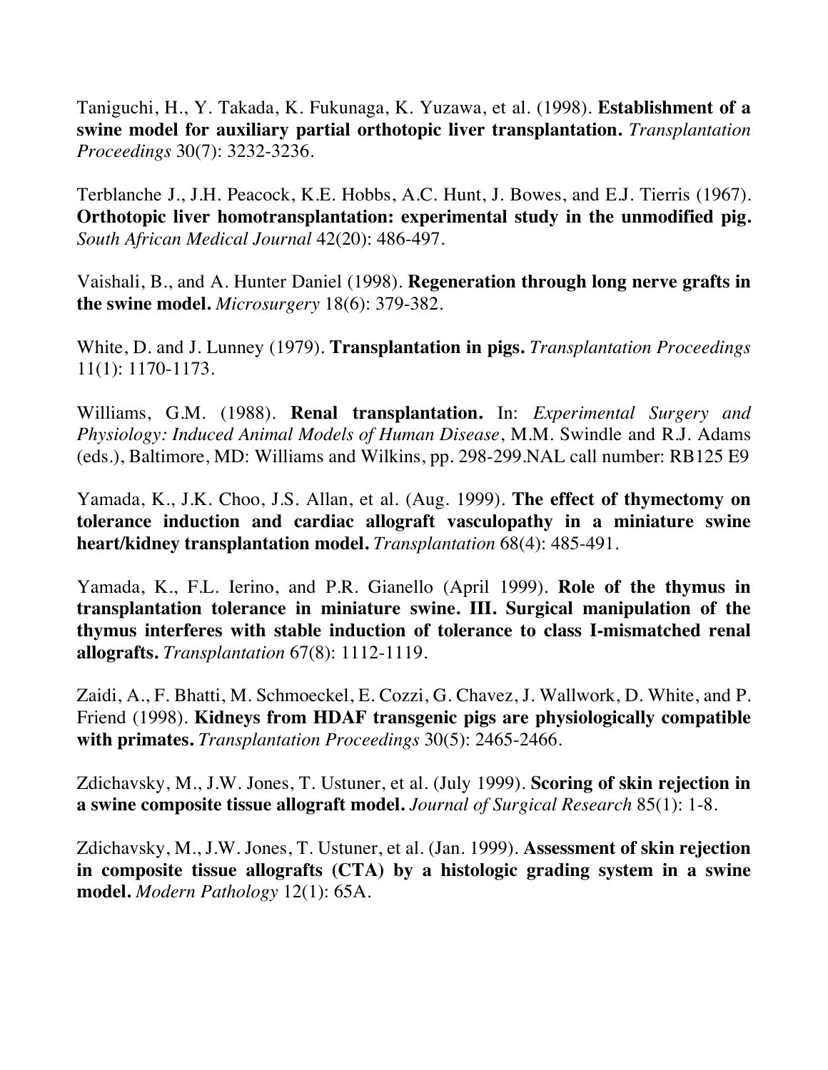Taniguchi, H., Y. Takada, K. Fukunaga, K. Yuzawa, et al. (1998). **Establishment of a swine model for auxiliary partial orthotopic liver transplantation.** *Transplantation Proceedings* 30(7): 3232-3236.

Terblanche J., J.H. Peacock, K.E. Hobbs, A.C. Hunt, J. Bowes, and E.J. Tierris (1967). **Orthotopic liver homotransplantation: experimental study in the unmodified pig.** *South African Medical Journal* 42(20): 486-497.

Vaishali, B., and A. Hunter Daniel (1998). **Regeneration through long nerve grafts in the swine model.** *Microsurgery* 18(6): 379-382.

White, D. and J. Lunney (1979). **Transplantation in pigs.** *Transplantation Proceedings* 11(1): 1170-1173.

Williams, G.M. (1988). **Renal transplantation.** In: *Experimental Surgery and Physiology: Induced Animal Models of Human Disease*, M.M. Swindle and R.J. Adams (eds.), Baltimore, MD: Williams and Wilkins, pp. 298-299.NAL call number: RB125 E9

Yamada, K., J.K. Choo, J.S. Allan, et al. (Aug. 1999). **The effect of thymectomy on tolerance induction and cardiac allograft vasculopathy in a miniature swine heart/kidney transplantation model.** *Transplantation* 68(4): 485-491.

Yamada, K., F.L. Ierino, and P.R. Gianello (April 1999). **Role of the thymus in transplantation tolerance in miniature swine. III. Surgical manipulation of the thymus interferes with stable induction of tolerance to class I-mismatched renal allografts.** *Transplantation* 67(8): 1112-1119.

Zaidi, A., F. Bhatti, M. Schmoeckel, E. Cozzi, G. Chavez, J. Wallwork, D. White, and P. Friend (1998). **Kidneys from HDAF transgenic pigs are physiologically compatible with primates.** *Transplantation Proceedings* 30(5): 2465-2466.

Zdichavsky, M., J.W. Jones, T. Ustuner, et al. (July 1999). **Scoring of skin rejection in a swine composite tissue allograft model.** *Journal of Surgical Research* 85(1): 1-8.

Zdichavsky, M., J.W. Jones, T. Ustuner, et al. (Jan. 1999). **Assessment of skin rejection in composite tissue allografts (CTA) by a histologic grading system in a swine model.** *Modern Pathology* 12(1): 65A.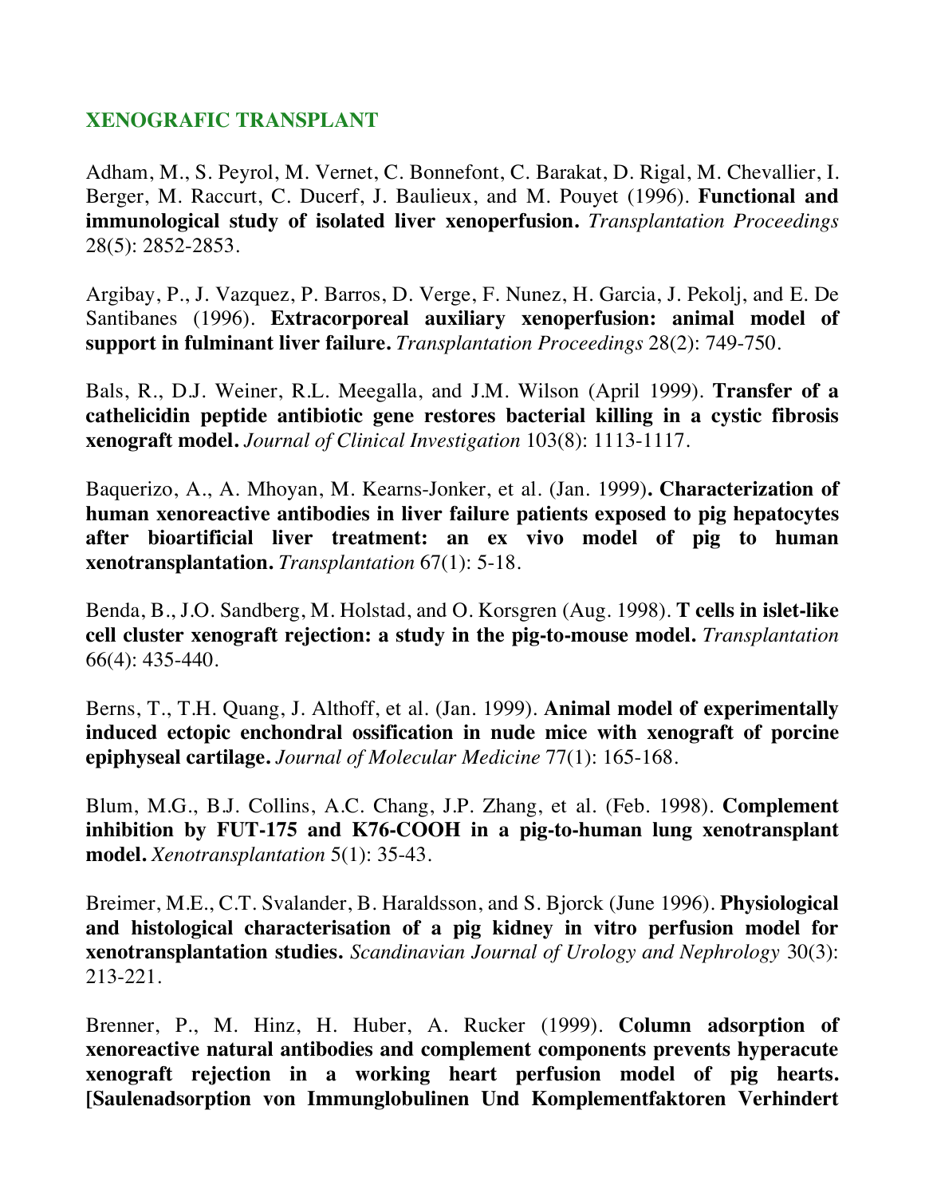## XENOGRAFIC TRANSPLANT

Adham, M., S. Peyrol, M. Vernet, C. Bonnefont, C. Barakat, D. Rigal, M. Chevallier, I. Berger, M. Raccurt, C. Ducerf, J. Baulieux, and M. Pouyet (1996). **Functional and immunological study of isolated liver xenoperfusion.** *Transplantation Proceedings* 28(5): 2852-2853.

Argibay, P., J. Vazquez, P. Barros, D. Verge, F. Nunez, H. Garcia, J. Pekolj, and E. De Santibanes (1996). **Extracorporeal auxiliary xenoperfusion: animal model of support in fulminant liver failure.** *Transplantation Proceedings* 28(2): 749-750.

Bals, R., D.J. Weiner, R.L. Meegalla, and J.M. Wilson (April 1999). **Transfer of a cathelicidin peptide antibiotic gene restores bacterial killing in a cystic fibrosis xenograft model.** *Journal of Clinical Investigation* 103(8): 1113-1117.

Baquerizo, A., A. Mhoyan, M. Kearns-Jonker, et al. (Jan. 1999)**. Characterization of human xenoreactive antibodies in liver failure patients exposed to pig hepatocytes after bioartificial liver treatment: an ex vivo model of pig to human xenotransplantation.** *Transplantation* 67(1): 5-18.

Benda, B., J.O. Sandberg, M. Holstad, and O. Korsgren (Aug. 1998). **T cells in islet-like cell cluster xenograft rejection: a study in the pig-to-mouse model.** *Transplantation* 66(4): 435-440.

Berns, T., T.H. Quang, J. Althoff, et al. (Jan. 1999). **Animal model of experimentally induced ectopic enchondral ossification in nude mice with xenograft of porcine epiphyseal cartilage.** *Journal of Molecular Medicine* 77(1): 165-168.

Blum, M.G., B.J. Collins, A.C. Chang, J.P. Zhang, et al. (Feb. 1998). **Complement inhibition by FUT-175 and K76-COOH in a pig-to-human lung xenotransplant model.** *Xenotransplantation* 5(1): 35-43.

Breimer, M.E., C.T. Svalander, B. Haraldsson, and S. Bjorck (June 1996). **Physiological and histological characterisation of a pig kidney in vitro perfusion model for xenotransplantation studies.** *Scandinavian Journal of Urology and Nephrology* 30(3): 213-221.

Brenner, P., M. Hinz, H. Huber, A. Rucker (1999). **Column adsorption of xenoreactive natural antibodies and complement components prevents hyperacute xenograft rejection in a working heart perfusion model of pig hearts. [Saulenadsorption von Immunglobulinen Und Komplementfaktoren Verhindert**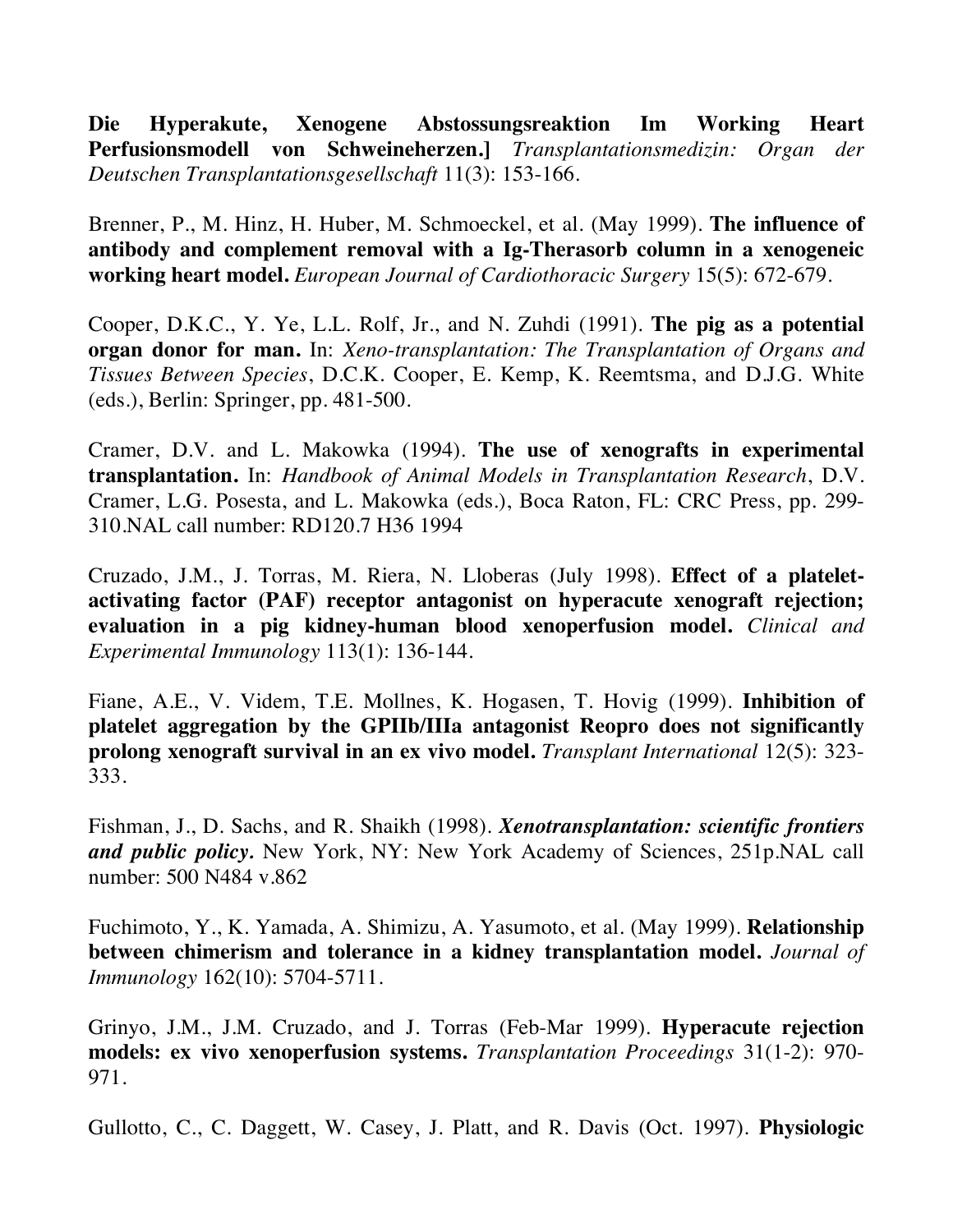**Die Hyperakute, Xenogene Abstossungsreaktion Im Working Heart Perfusionsmodell von Schweineherzen.]** *Transplantationsmedizin: Organ der Deutschen Transplantationsgesellschaft* 11(3): 153-166.

Brenner, P., M. Hinz, H. Huber, M. Schmoeckel, et al. (May 1999). **The influence of antibody and complement removal with a Ig-Therasorb column in a xenogeneic working heart model.** *European Journal of Cardiothoracic Surgery* 15(5): 672-679.

Cooper, D.K.C., Y. Ye, L.L. Rolf, Jr., and N. Zuhdi (1991). **The pig as a potential organ donor for man.** In: *Xeno-transplantation: The Transplantation of Organs and Tissues Between Species*, D.C.K. Cooper, E. Kemp, K. Reemtsma, and D.J.G. White (eds.), Berlin: Springer, pp. 481-500.

Cramer, D.V. and L. Makowka (1994). **The use of xenografts in experimental transplantation.** In: *Handbook of Animal Models in Transplantation Research*, D.V. Cramer, L.G. Posesta, and L. Makowka (eds.), Boca Raton, FL: CRC Press, pp. 299-310.NAL call number: RD120.7 H36 1994

Cruzado, J.M., J. Torras, M. Riera, N. Lloberas (July 1998). **Effect of a platelet-activating factor (PAF) receptor antagonist on hyperacute xenograft rejection; evaluation in a pig kidney-human blood xenoperfusion model.** *Clinical and Experimental Immunology* 113(1): 136-144.

Fiane, A.E., V. Videm, T.E. Mollnes, K. Hogasen, T. Hovig (1999). **Inhibition of platelet aggregation by the GPIIb/IIIa antagonist Reopro does not significantly prolong xenograft survival in an ex vivo model.** *Transplant International* 12(5): 323-333.

Fishman, J., D. Sachs, and R. Shaikh (1998). ***Xenotransplantation: scientific frontiers and public policy.*** New York, NY: New York Academy of Sciences, 251p.NAL call number: 500 N484 v.862

Fuchimoto, Y., K. Yamada, A. Shimizu, A. Yasumoto, et al. (May 1999). **Relationship between chimerism and tolerance in a kidney transplantation model.** *Journal of Immunology* 162(10): 5704-5711.

Grinyo, J.M., J.M. Cruzado, and J. Torras (Feb-Mar 1999). **Hyperacute rejection models: ex vivo xenoperfusion systems.** *Transplantation Proceedings* 31(1-2): 970-971.

Gullotto, C., C. Daggett, W. Casey, J. Platt, and R. Davis (Oct. 1997). **Physiologic**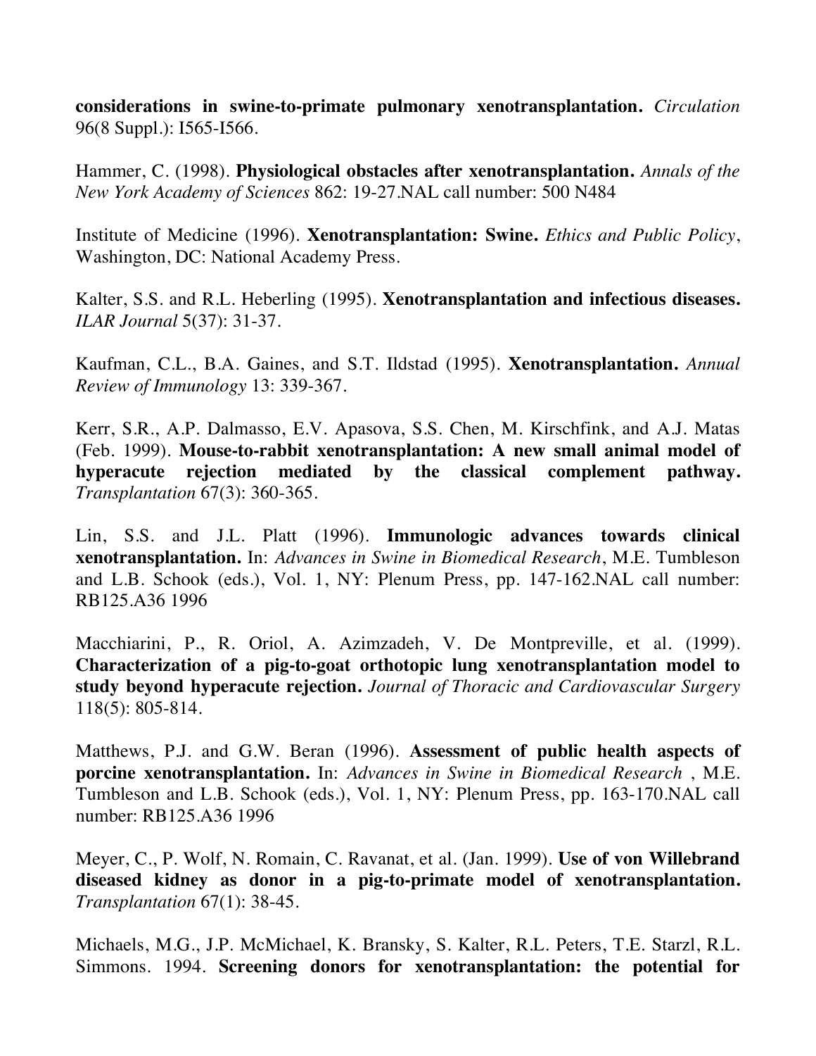**considerations in swine-to-primate pulmonary xenotransplantation.** *Circulation* 96(8 Suppl.): I565-I566.

Hammer, C. (1998). **Physiological obstacles after xenotransplantation.** *Annals of the New York Academy of Sciences* 862: 19-27.NAL call number: 500 N484

Institute of Medicine (1996). **Xenotransplantation: Swine.** *Ethics and Public Policy*, Washington, DC: National Academy Press.

Kalter, S.S. and R.L. Heberling (1995). **Xenotransplantation and infectious diseases.** *ILAR Journal* 5(37): 31-37.

Kaufman, C.L., B.A. Gaines, and S.T. Ildstad (1995). **Xenotransplantation.** *Annual Review of Immunology* 13: 339-367.

Kerr, S.R., A.P. Dalmasso, E.V. Apasova, S.S. Chen, M. Kirschfink, and A.J. Matas (Feb. 1999). **Mouse-to-rabbit xenotransplantation: A new small animal model of hyperacute rejection mediated by the classical complement pathway.** *Transplantation* 67(3): 360-365.

Lin, S.S. and J.L. Platt (1996). **Immunologic advances towards clinical xenotransplantation.** In: *Advances in Swine in Biomedical Research*, M.E. Tumbleson and L.B. Schook (eds.), Vol. 1, NY: Plenum Press, pp. 147-162.NAL call number: RB125.A36 1996

Macchiarini, P., R. Oriol, A. Azimzadeh, V. De Montpreville, et al. (1999). **Characterization of a pig-to-goat orthotopic lung xenotransplantation model to study beyond hyperacute rejection.** *Journal of Thoracic and Cardiovascular Surgery* 118(5): 805-814.

Matthews, P.J. and G.W. Beran (1996). **Assessment of public health aspects of porcine xenotransplantation.** In: *Advances in Swine in Biomedical Research* , M.E. Tumbleson and L.B. Schook (eds.), Vol. 1, NY: Plenum Press, pp. 163-170.NAL call number: RB125.A36 1996

Meyer, C., P. Wolf, N. Romain, C. Ravanat, et al. (Jan. 1999). **Use of von Willebrand diseased kidney as donor in a pig-to-primate model of xenotransplantation.** *Transplantation* 67(1): 38-45.

Michaels, M.G., J.P. McMichael, K. Bransky, S. Kalter, R.L. Peters, T.E. Starzl, R.L. Simmons. 1994. **Screening donors for xenotransplantation: the potential for**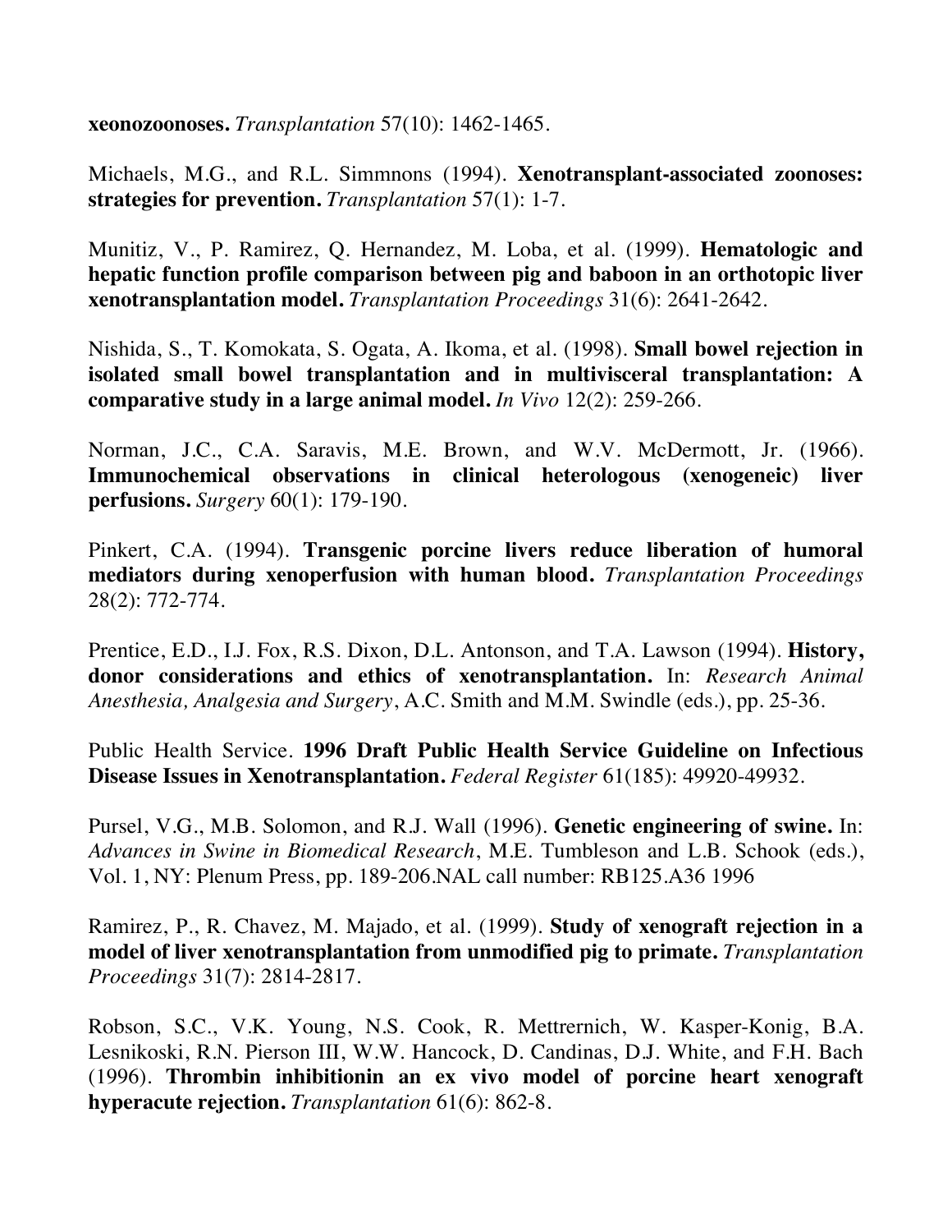**xeonozoonoses.** *Transplantation* 57(10): 1462-1465.

Michaels, M.G., and R.L. Simmnons (1994). **Xenotransplant-associated zoonoses: strategies for prevention.** *Transplantation* 57(1): 1-7.

Munitiz, V., P. Ramirez, Q. Hernandez, M. Loba, et al. (1999). **Hematologic and hepatic function profile comparison between pig and baboon in an orthotopic liver xenotransplantation model.** *Transplantation Proceedings* 31(6): 2641-2642.

Nishida, S., T. Komokata, S. Ogata, A. Ikoma, et al. (1998). **Small bowel rejection in isolated small bowel transplantation and in multivisceral transplantation: A comparative study in a large animal model.** *In Vivo* 12(2): 259-266.

Norman, J.C., C.A. Saravis, M.E. Brown, and W.V. McDermott, Jr. (1966). **Immunochemical observations in clinical heterologous (xenogeneic) liver perfusions.** *Surgery* 60(1): 179-190.

Pinkert, C.A. (1994). **Transgenic porcine livers reduce liberation of humoral mediators during xenoperfusion with human blood.** *Transplantation Proceedings* 28(2): 772-774.

Prentice, E.D., I.J. Fox, R.S. Dixon, D.L. Antonson, and T.A. Lawson (1994). **History, donor considerations and ethics of xenotransplantation.** In: *Research Animal Anesthesia, Analgesia and Surgery*, A.C. Smith and M.M. Swindle (eds.), pp. 25-36.

Public Health Service. **1996 Draft Public Health Service Guideline on Infectious Disease Issues in Xenotransplantation.** *Federal Register* 61(185): 49920-49932.

Pursel, V.G., M.B. Solomon, and R.J. Wall (1996). **Genetic engineering of swine.** In: *Advances in Swine in Biomedical Research*, M.E. Tumbleson and L.B. Schook (eds.), Vol. 1, NY: Plenum Press, pp. 189-206.NAL call number: RB125.A36 1996

Ramirez, P., R. Chavez, M. Majado, et al. (1999). **Study of xenograft rejection in a model of liver xenotransplantation from unmodified pig to primate.** *Transplantation Proceedings* 31(7): 2814-2817.

Robson, S.C., V.K. Young, N.S. Cook, R. Mettrernich, W. Kasper-Konig, B.A. Lesnikoski, R.N. Pierson III, W.W. Hancock, D. Candinas, D.J. White, and F.H. Bach (1996). **Thrombin inhibitionin an ex vivo model of porcine heart xenograft hyperacute rejection.** *Transplantation* 61(6): 862-8.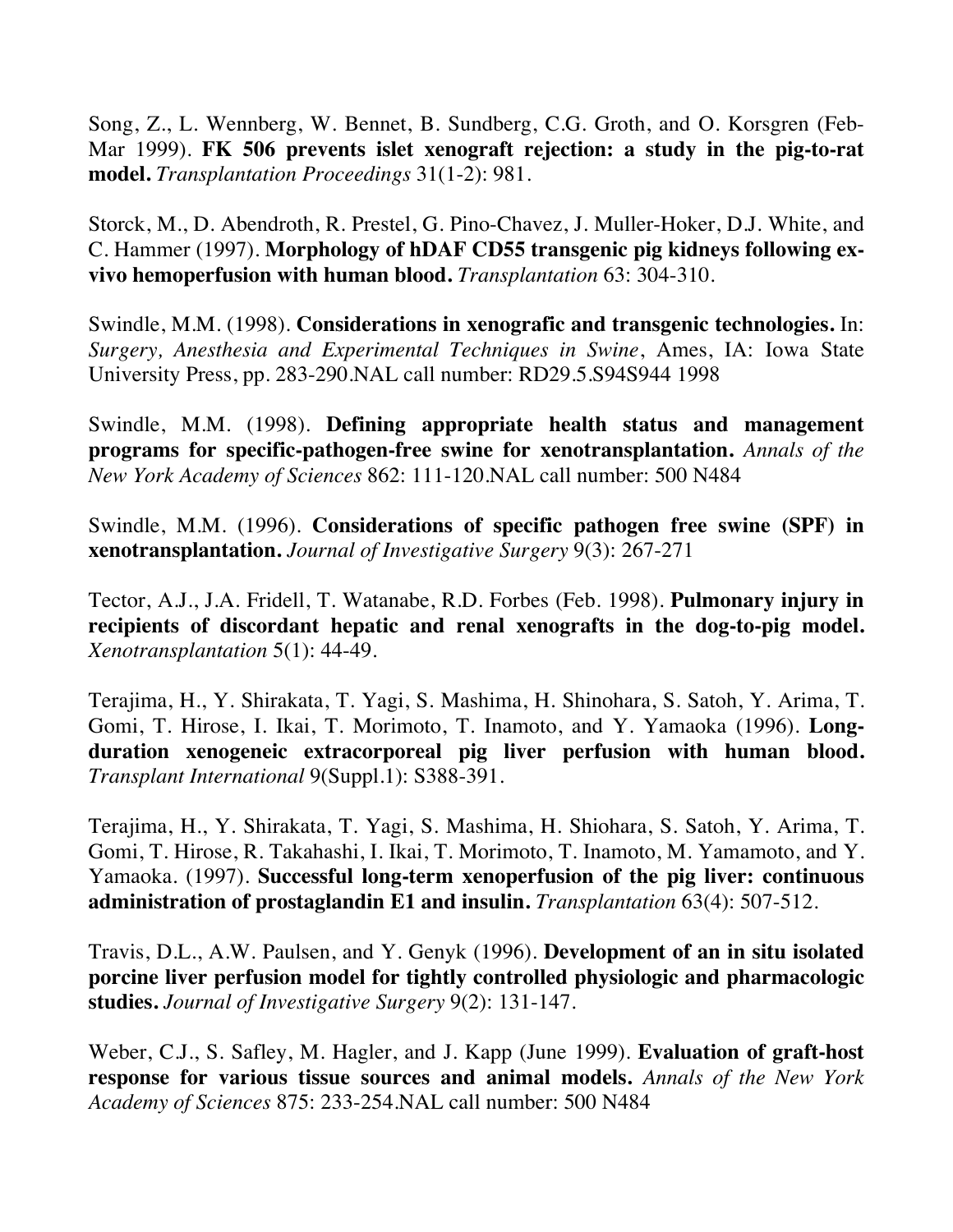Song, Z., L. Wennberg, W. Bennet, B. Sundberg, C.G. Groth, and O. Korsgren (Feb-Mar 1999). **FK 506 prevents islet xenograft rejection: a study in the pig-to-rat model.** *Transplantation Proceedings* 31(1-2): 981.

Storck, M., D. Abendroth, R. Prestel, G. Pino-Chavez, J. Muller-Hoker, D.J. White, and C. Hammer (1997). **Morphology of hDAF CD55 transgenic pig kidneys following ex-vivo hemoperfusion with human blood.** *Transplantation* 63: 304-310.

Swindle, M.M. (1998). **Considerations in xenografic and transgenic technologies.** In: *Surgery, Anesthesia and Experimental Techniques in Swine*, Ames, IA: Iowa State University Press, pp. 283-290.NAL call number: RD29.5.S94S944 1998

Swindle, M.M. (1998). **Defining appropriate health status and management programs for specific-pathogen-free swine for xenotransplantation.** *Annals of the New York Academy of Sciences* 862: 111-120.NAL call number: 500 N484

Swindle, M.M. (1996). **Considerations of specific pathogen free swine (SPF) in xenotransplantation.** *Journal of Investigative Surgery* 9(3): 267-271

Tector, A.J., J.A. Fridell, T. Watanabe, R.D. Forbes (Feb. 1998). **Pulmonary injury in recipients of discordant hepatic and renal xenografts in the dog-to-pig model.** *Xenotransplantation* 5(1): 44-49.

Terajima, H., Y. Shirakata, T. Yagi, S. Mashima, H. Shinohara, S. Satoh, Y. Arima, T. Gomi, T. Hirose, I. Ikai, T. Morimoto, T. Inamoto, and Y. Yamaoka (1996). **Long-duration xenogeneic extracorporeal pig liver perfusion with human blood.** *Transplant International* 9(Suppl.1): S388-391.

Terajima, H., Y. Shirakata, T. Yagi, S. Mashima, H. Shiohara, S. Satoh, Y. Arima, T. Gomi, T. Hirose, R. Takahashi, I. Ikai, T. Morimoto, T. Inamoto, M. Yamamoto, and Y. Yamaoka. (1997). **Successful long-term xenoperfusion of the pig liver: continuous administration of prostaglandin E1 and insulin.** *Transplantation* 63(4): 507-512.

Travis, D.L., A.W. Paulsen, and Y. Genyk (1996). **Development of an in situ isolated porcine liver perfusion model for tightly controlled physiologic and pharmacologic studies.** *Journal of Investigative Surgery* 9(2): 131-147.

Weber, C.J., S. Safley, M. Hagler, and J. Kapp (June 1999). **Evaluation of graft-host response for various tissue sources and animal models.** *Annals of the New York Academy of Sciences* 875: 233-254.NAL call number: 500 N484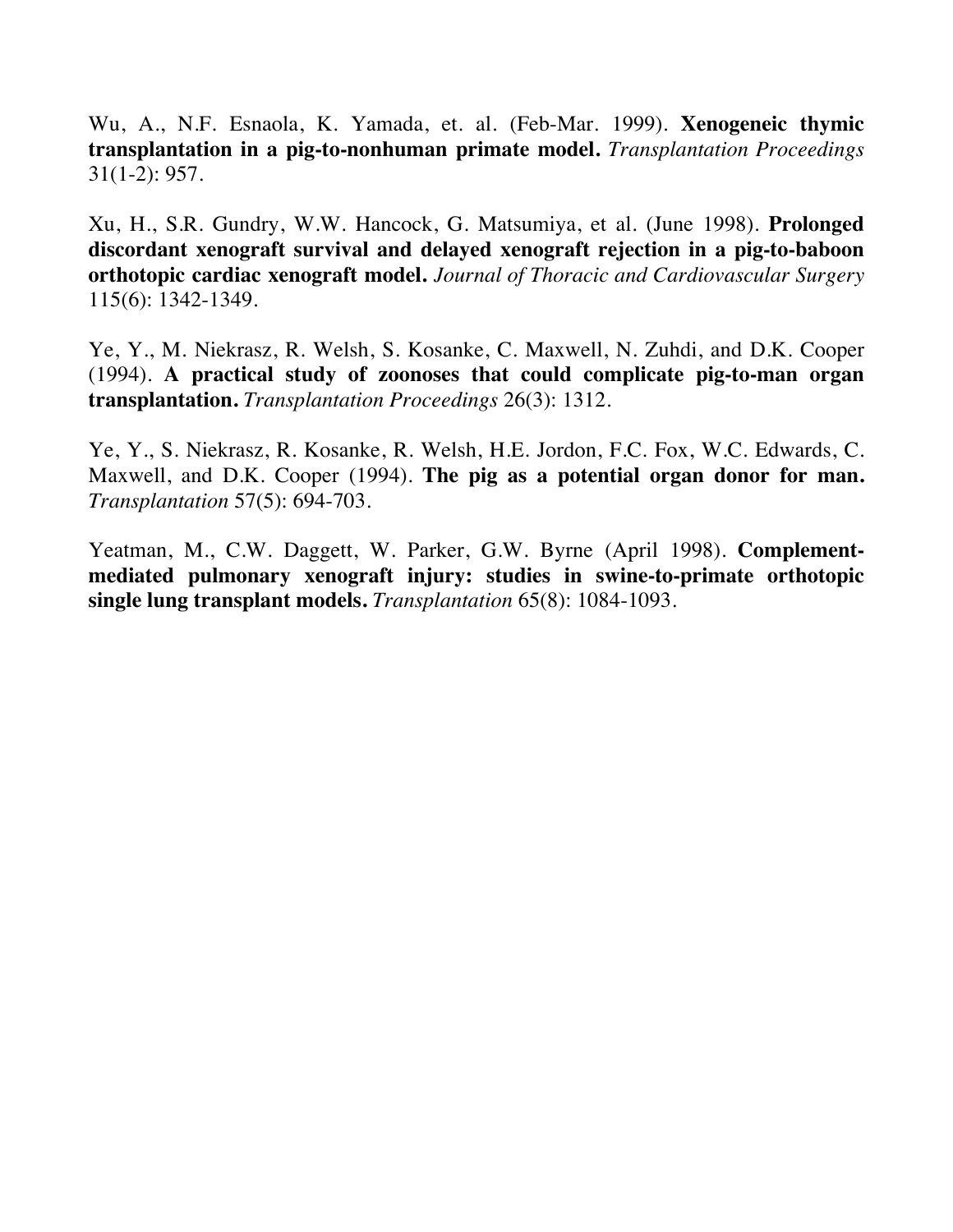Wu, A., N.F. Esnaola, K. Yamada, et. al. (Feb-Mar. 1999). **Xenogeneic thymic transplantation in a pig-to-nonhuman primate model.** *Transplantation Proceedings* 31(1-2): 957.

Xu, H., S.R. Gundry, W.W. Hancock, G. Matsumiya, et al. (June 1998). **Prolonged discordant xenograft survival and delayed xenograft rejection in a pig-to-baboon orthotopic cardiac xenograft model.** *Journal of Thoracic and Cardiovascular Surgery* 115(6): 1342-1349.

Ye, Y., M. Niekrasz, R. Welsh, S. Kosanke, C. Maxwell, N. Zuhdi, and D.K. Cooper (1994). **A practical study of zoonoses that could complicate pig-to-man organ transplantation.** *Transplantation Proceedings* 26(3): 1312.

Ye, Y., S. Niekrasz, R. Kosanke, R. Welsh, H.E. Jordon, F.C. Fox, W.C. Edwards, C. Maxwell, and D.K. Cooper (1994). **The pig as a potential organ donor for man.** *Transplantation* 57(5): 694-703.

Yeatman, M., C.W. Daggett, W. Parker, G.W. Byrne (April 1998). **Complement-mediated pulmonary xenograft injury: studies in swine-to-primate orthotopic single lung transplant models.** *Transplantation* 65(8): 1084-1093.